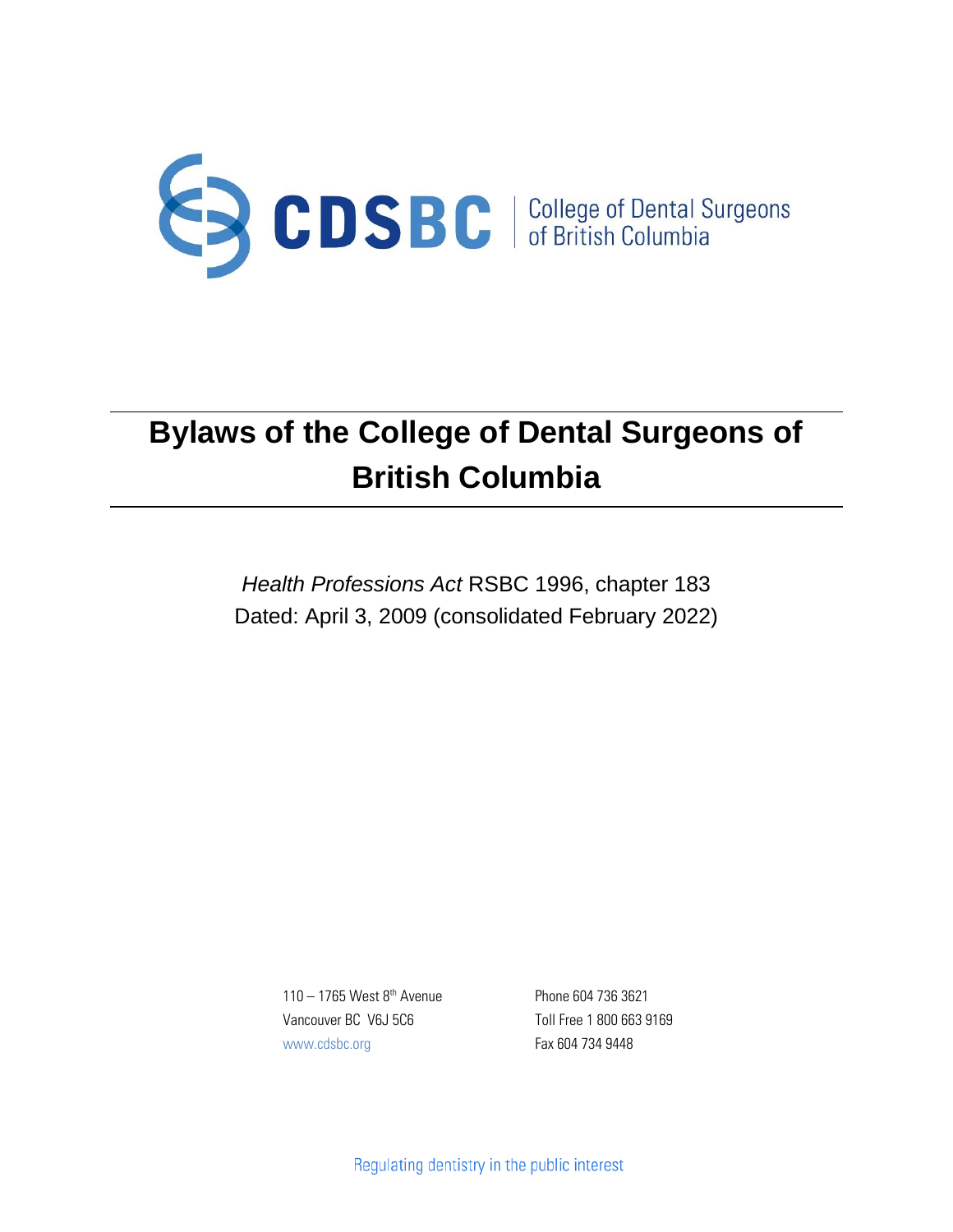CDSBC | College of Dental Surgeons of British Columbia

# Bylaws of the College of Dental Surgeons of British Columbia

*Health Professions Act* RSBC 1996, chapter 183

Dated: April 3, 2009 (consolidated February 2022)

110 – 1765 West 8th Avenue
Vancouver BC V6J 5C6
www.cdsbc.org

Phone 604 736 3621
Toll Free 1 800 663 9169
Fax 604 734 9448

Regulating dentistry in the public interest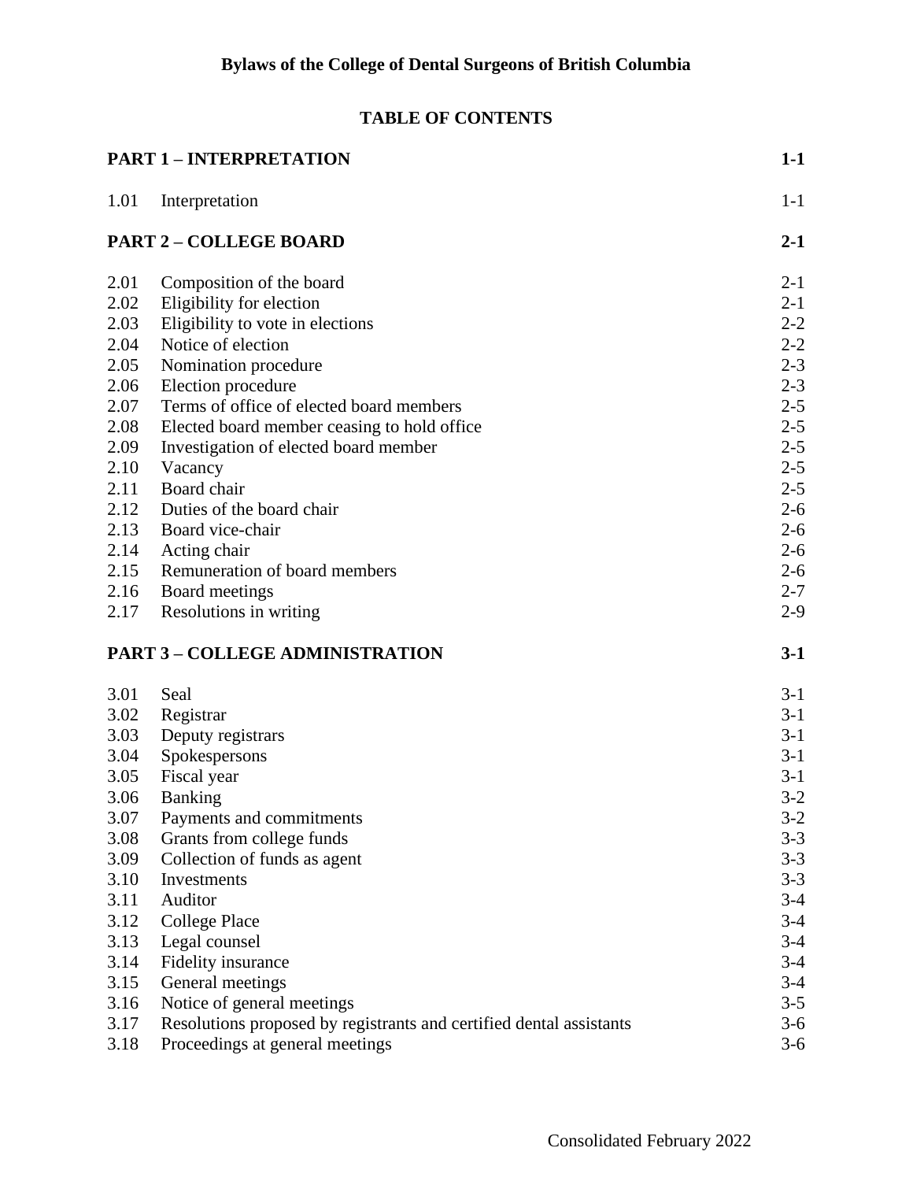# Bylaws of the College of Dental Surgeons of British Columbia

## TABLE OF CONTENTS

| | | |
|---|---|---|
| **PART 1 – INTERPRETATION** | | **1-1** |
| 1.01 | Interpretation | 1-1 |
| **PART 2 – COLLEGE BOARD** | | **2-1** |
| 2.01 | Composition of the board | 2-1 |
| 2.02 | Eligibility for election | 2-1 |
| 2.03 | Eligibility to vote in elections | 2-2 |
| 2.04 | Notice of election | 2-2 |
| 2.05 | Nomination procedure | 2-3 |
| 2.06 | Election procedure | 2-3 |
| 2.07 | Terms of office of elected board members | 2-5 |
| 2.08 | Elected board member ceasing to hold office | 2-5 |
| 2.09 | Investigation of elected board member | 2-5 |
| 2.10 | Vacancy | 2-5 |
| 2.11 | Board chair | 2-5 |
| 2.12 | Duties of the board chair | 2-6 |
| 2.13 | Board vice-chair | 2-6 |
| 2.14 | Acting chair | 2-6 |
| 2.15 | Remuneration of board members | 2-6 |
| 2.16 | Board meetings | 2-7 |
| 2.17 | Resolutions in writing | 2-9 |
| **PART 3 – COLLEGE ADMINISTRATION** | | **3-1** |
| 3.01 | Seal | 3-1 |
| 3.02 | Registrar | 3-1 |
| 3.03 | Deputy registrars | 3-1 |
| 3.04 | Spokespersons | 3-1 |
| 3.05 | Fiscal year | 3-1 |
| 3.06 | Banking | 3-2 |
| 3.07 | Payments and commitments | 3-2 |
| 3.08 | Grants from college funds | 3-3 |
| 3.09 | Collection of funds as agent | 3-3 |
| 3.10 | Investments | 3-3 |
| 3.11 | Auditor | 3-4 |
| 3.12 | College Place | 3-4 |
| 3.13 | Legal counsel | 3-4 |
| 3.14 | Fidelity insurance | 3-4 |
| 3.15 | General meetings | 3-4 |
| 3.16 | Notice of general meetings | 3-5 |
| 3.17 | Resolutions proposed by registrants and certified dental assistants | 3-6 |
| 3.18 | Proceedings at general meetings | 3-6 |

Consolidated February 2022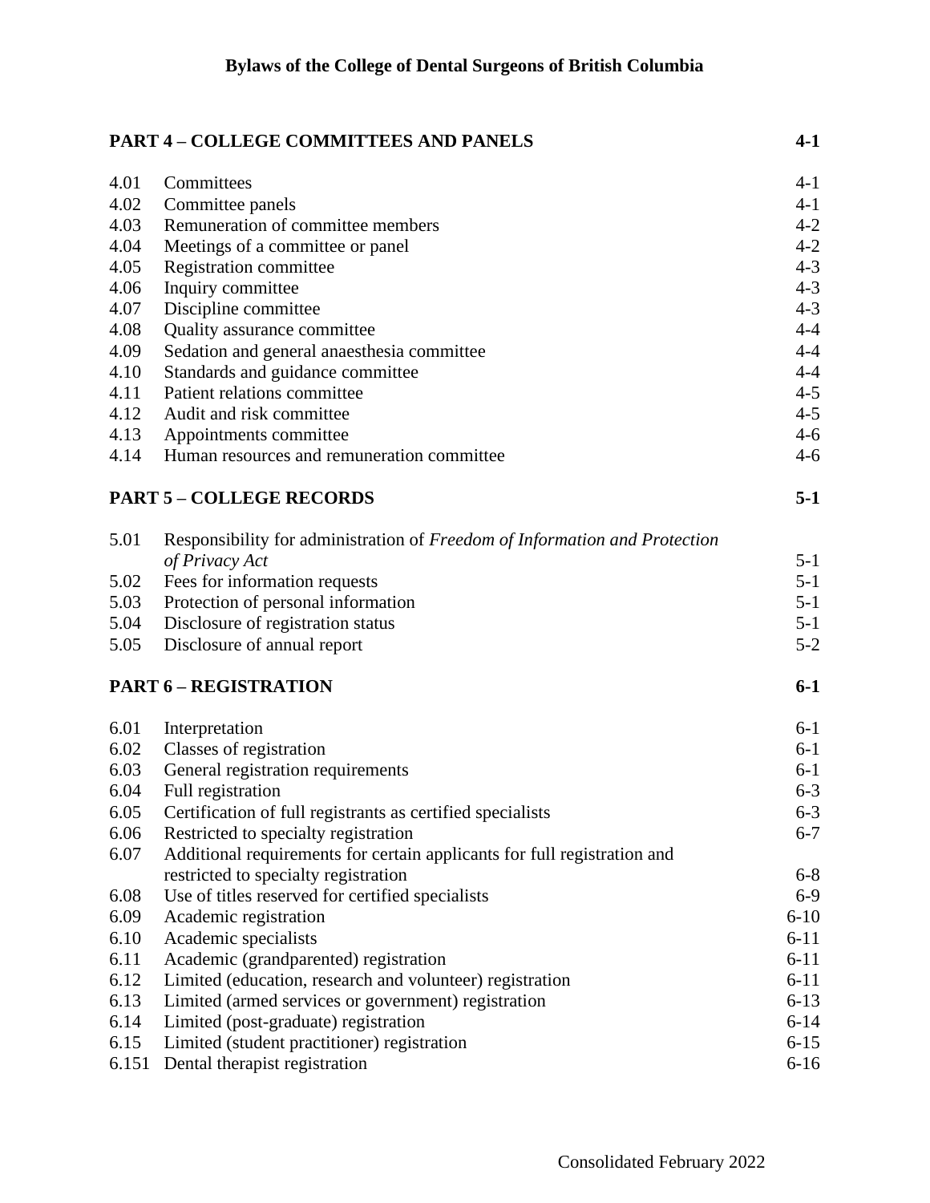# Bylaws of the College of Dental Surgeons of British Columbia

| | **PART 4 – COLLEGE COMMITTEES AND PANELS** | **4-1** |
|---|---|---|
| 4.01 | Committees | 4-1 |
| 4.02 | Committee panels | 4-1 |
| 4.03 | Remuneration of committee members | 4-2 |
| 4.04 | Meetings of a committee or panel | 4-2 |
| 4.05 | Registration committee | 4-3 |
| 4.06 | Inquiry committee | 4-3 |
| 4.07 | Discipline committee | 4-3 |
| 4.08 | Quality assurance committee | 4-4 |
| 4.09 | Sedation and general anaesthesia committee | 4-4 |
| 4.10 | Standards and guidance committee | 4-4 |
| 4.11 | Patient relations committee | 4-5 |
| 4.12 | Audit and risk committee | 4-5 |
| 4.13 | Appointments committee | 4-6 |
| 4.14 | Human resources and remuneration committee | 4-6 |

| | **PART 5 – COLLEGE RECORDS** | **5-1** |
|---|---|---|
| 5.01 | Responsibility for administration of *Freedom of Information and Protection of Privacy Act* | 5-1 |
| 5.02 | Fees for information requests | 5-1 |
| 5.03 | Protection of personal information | 5-1 |
| 5.04 | Disclosure of registration status | 5-1 |
| 5.05 | Disclosure of annual report | 5-2 |

| | **PART 6 – REGISTRATION** | **6-1** |
|---|---|---|
| 6.01 | Interpretation | 6-1 |
| 6.02 | Classes of registration | 6-1 |
| 6.03 | General registration requirements | 6-1 |
| 6.04 | Full registration | 6-3 |
| 6.05 | Certification of full registrants as certified specialists | 6-3 |
| 6.06 | Restricted to specialty registration | 6-7 |
| 6.07 | Additional requirements for certain applicants for full registration and restricted to specialty registration | 6-8 |
| 6.08 | Use of titles reserved for certified specialists | 6-9 |
| 6.09 | Academic registration | 6-10 |
| 6.10 | Academic specialists | 6-11 |
| 6.11 | Academic (grandparented) registration | 6-11 |
| 6.12 | Limited (education, research and volunteer) registration | 6-11 |
| 6.13 | Limited (armed services or government) registration | 6-13 |
| 6.14 | Limited (post-graduate) registration | 6-14 |
| 6.15 | Limited (student practitioner) registration | 6-15 |
| 6.151 | Dental therapist registration | 6-16 |

Consolidated February 2022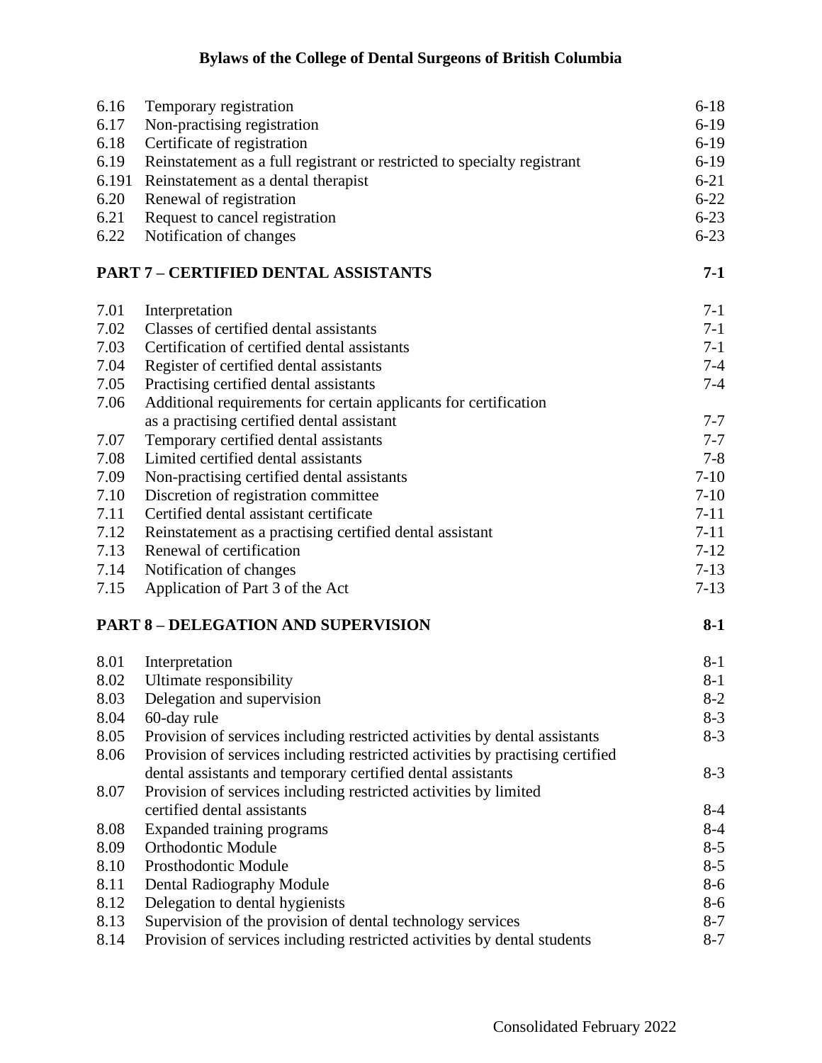| | | |
|---|---|---|
| 6.16 | Temporary registration | 6-18 |
| 6.17 | Non-practising registration | 6-19 |
| 6.18 | Certificate of registration | 6-19 |
| 6.19 | Reinstatement as a full registrant or restricted to specialty registrant | 6-19 |
| 6.191 | Reinstatement as a dental therapist | 6-21 |
| 6.20 | Renewal of registration | 6-22 |
| 6.21 | Request to cancel registration | 6-23 |
| 6.22 | Notification of changes | 6-23 |

**PART 7 – CERTIFIED DENTAL ASSISTANTS** **7-1**

| | | |
|---|---|---|
| 7.01 | Interpretation | 7-1 |
| 7.02 | Classes of certified dental assistants | 7-1 |
| 7.03 | Certification of certified dental assistants | 7-1 |
| 7.04 | Register of certified dental assistants | 7-4 |
| 7.05 | Practising certified dental assistants | 7-4 |
| 7.06 | Additional requirements for certain applicants for certification as a practising certified dental assistant | 7-7 |
| 7.07 | Temporary certified dental assistants | 7-7 |
| 7.08 | Limited certified dental assistants | 7-8 |
| 7.09 | Non-practising certified dental assistants | 7-10 |
| 7.10 | Discretion of registration committee | 7-10 |
| 7.11 | Certified dental assistant certificate | 7-11 |
| 7.12 | Reinstatement as a practising certified dental assistant | 7-11 |
| 7.13 | Renewal of certification | 7-12 |
| 7.14 | Notification of changes | 7-13 |
| 7.15 | Application of Part 3 of the Act | 7-13 |

**PART 8 – DELEGATION AND SUPERVISION** **8-1**

| | | |
|---|---|---|
| 8.01 | Interpretation | 8-1 |
| 8.02 | Ultimate responsibility | 8-1 |
| 8.03 | Delegation and supervision | 8-2 |
| 8.04 | 60-day rule | 8-3 |
| 8.05 | Provision of services including restricted activities by dental assistants | 8-3 |
| 8.06 | Provision of services including restricted activities by practising certified dental assistants and temporary certified dental assistants | 8-3 |
| 8.07 | Provision of services including restricted activities by limited certified dental assistants | 8-4 |
| 8.08 | Expanded training programs | 8-4 |
| 8.09 | Orthodontic Module | 8-5 |
| 8.10 | Prosthodontic Module | 8-5 |
| 8.11 | Dental Radiography Module | 8-6 |
| 8.12 | Delegation to dental hygienists | 8-6 |
| 8.13 | Supervision of the provision of dental technology services | 8-7 |
| 8.14 | Provision of services including restricted activities by dental students | 8-7 |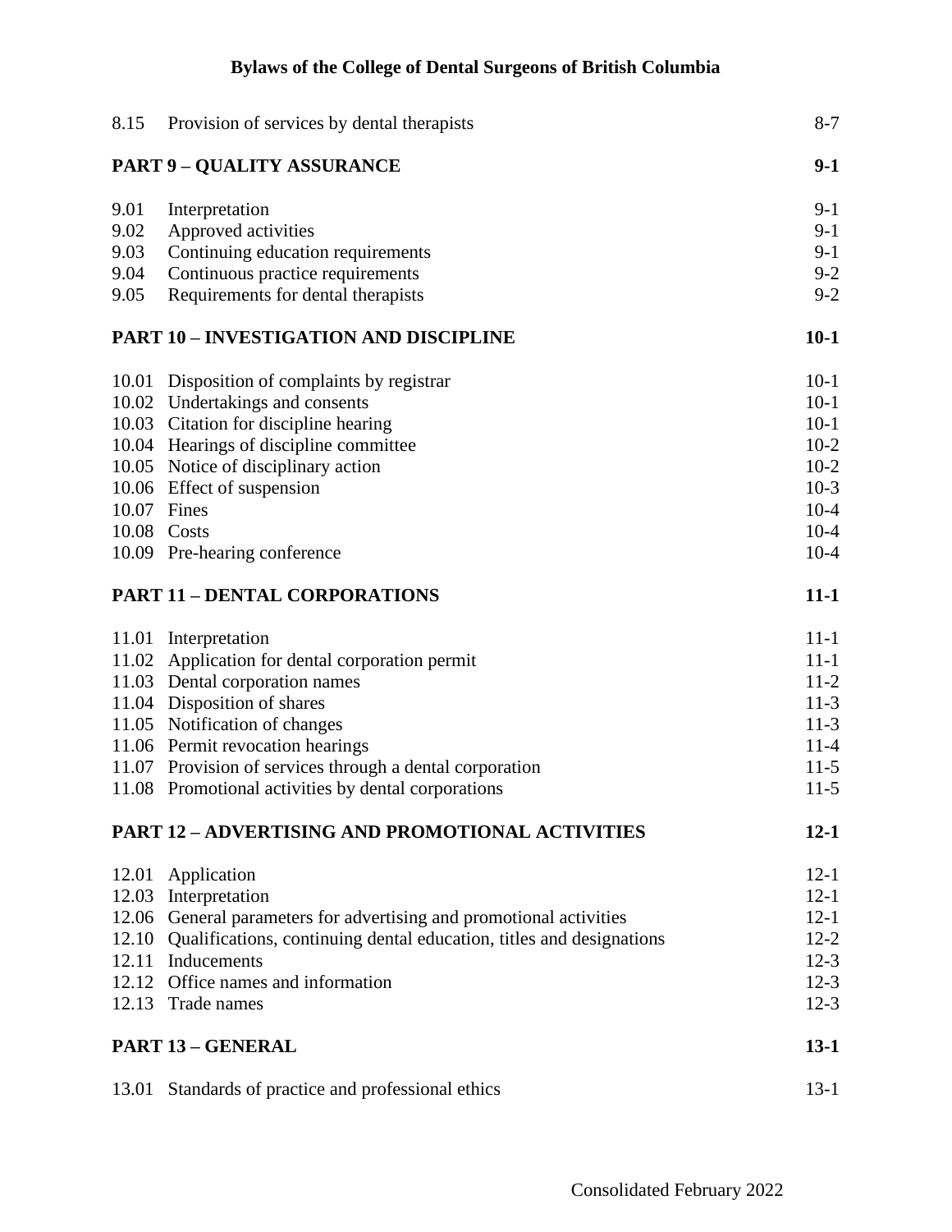| | | |
|---|---|---|
| 8.15 | Provision of services by dental therapists | 8-7 |
| **PART 9 – QUALITY ASSURANCE** | | **9-1** |
| 9.01 | Interpretation | 9-1 |
| 9.02 | Approved activities | 9-1 |
| 9.03 | Continuing education requirements | 9-1 |
| 9.04 | Continuous practice requirements | 9-2 |
| 9.05 | Requirements for dental therapists | 9-2 |
| **PART 10 – INVESTIGATION AND DISCIPLINE** | | **10-1** |
| 10.01 | Disposition of complaints by registrar | 10-1 |
| 10.02 | Undertakings and consents | 10-1 |
| 10.03 | Citation for discipline hearing | 10-1 |
| 10.04 | Hearings of discipline committee | 10-2 |
| 10.05 | Notice of disciplinary action | 10-2 |
| 10.06 | Effect of suspension | 10-3 |
| 10.07 | Fines | 10-4 |
| 10.08 | Costs | 10-4 |
| 10.09 | Pre-hearing conference | 10-4 |
| **PART 11 – DENTAL CORPORATIONS** | | **11-1** |
| 11.01 | Interpretation | 11-1 |
| 11.02 | Application for dental corporation permit | 11-1 |
| 11.03 | Dental corporation names | 11-2 |
| 11.04 | Disposition of shares | 11-3 |
| 11.05 | Notification of changes | 11-3 |
| 11.06 | Permit revocation hearings | 11-4 |
| 11.07 | Provision of services through a dental corporation | 11-5 |
| 11.08 | Promotional activities by dental corporations | 11-5 |
| **PART 12 – ADVERTISING AND PROMOTIONAL ACTIVITIES** | | **12-1** |
| 12.01 | Application | 12-1 |
| 12.03 | Interpretation | 12-1 |
| 12.06 | General parameters for advertising and promotional activities | 12-1 |
| 12.10 | Qualifications, continuing dental education, titles and designations | 12-2 |
| 12.11 | Inducements | 12-3 |
| 12.12 | Office names and information | 12-3 |
| 12.13 | Trade names | 12-3 |
| **PART 13 – GENERAL** | | **13-1** |
| 13.01 | Standards of practice and professional ethics | 13-1 |

Consolidated February 2022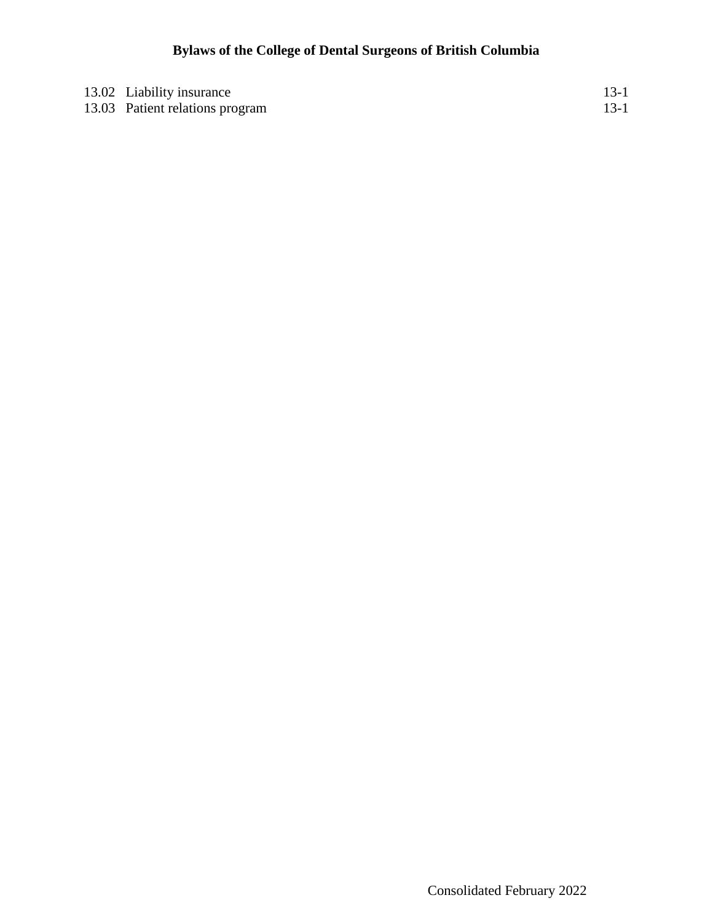| | | |
|---|---|---|
| 13.02 | Liability insurance | 13-1 |
| 13.03 | Patient relations program | 13-1 |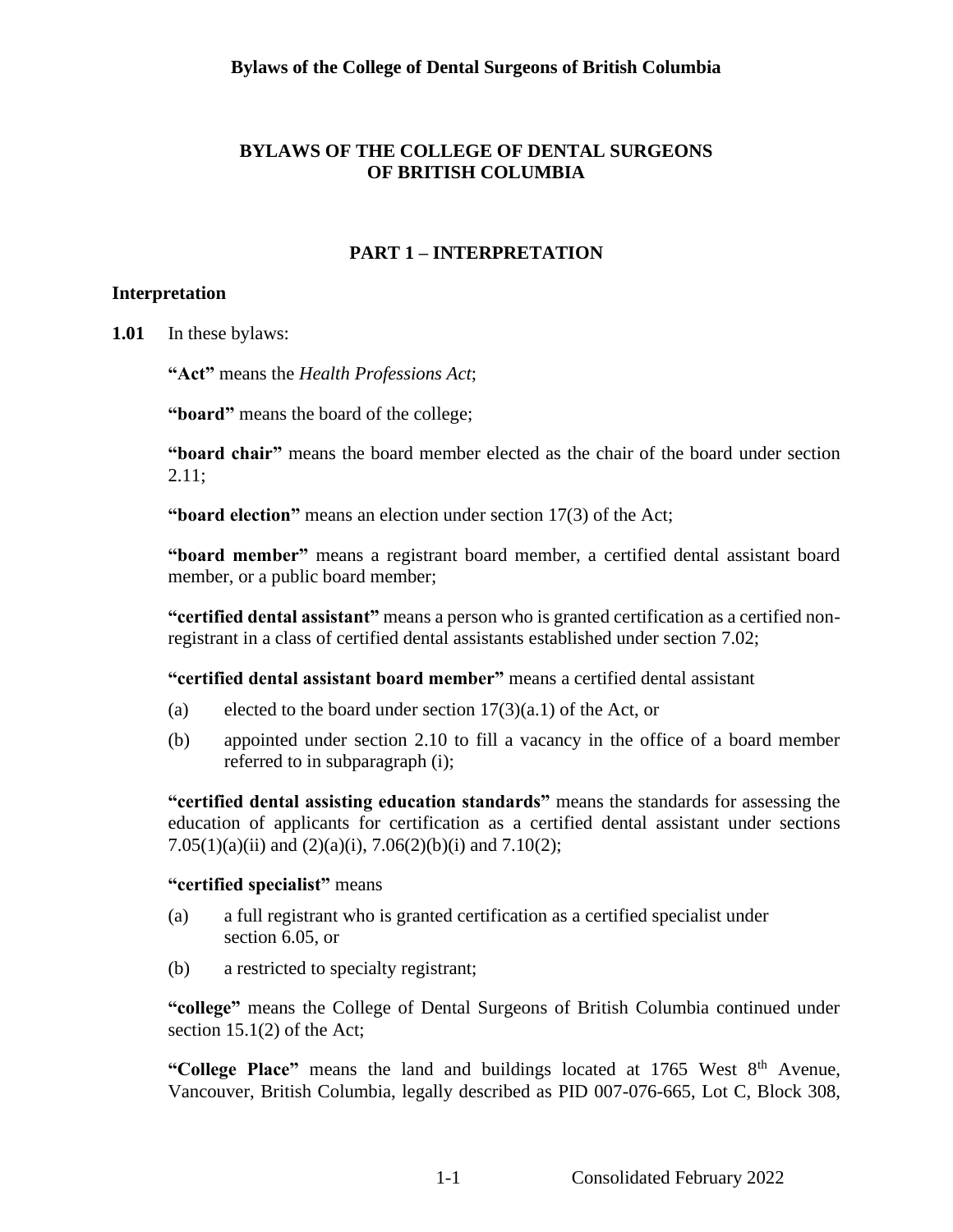# BYLAWS OF THE COLLEGE OF DENTAL SURGEONS OF BRITISH COLUMBIA

## PART 1 – INTERPRETATION

### Interpretation

**1.01** In these bylaws:

**"Act"** means the *Health Professions Act*;

**"board"** means the board of the college;

**"board chair"** means the board member elected as the chair of the board under section 2.11;

**"board election"** means an election under section 17(3) of the Act;

**"board member"** means a registrant board member, a certified dental assistant board member, or a public board member;

**"certified dental assistant"** means a person who is granted certification as a certified non-registrant in a class of certified dental assistants established under section 7.02;

**"certified dental assistant board member"** means a certified dental assistant

(a) elected to the board under section 17(3)(a.1) of the Act, or

(b) appointed under section 2.10 to fill a vacancy in the office of a board member referred to in subparagraph (i);

**"certified dental assisting education standards"** means the standards for assessing the education of applicants for certification as a certified dental assistant under sections 7.05(1)(a)(ii) and (2)(a)(i), 7.06(2)(b)(i) and 7.10(2);

**"certified specialist"** means

(a) a full registrant who is granted certification as a certified specialist under section 6.05, or

(b) a restricted to specialty registrant;

**"college"** means the College of Dental Surgeons of British Columbia continued under section 15.1(2) of the Act;

**"College Place"** means the land and buildings located at 1765 West 8th Avenue, Vancouver, British Columbia, legally described as PID 007-076-665, Lot C, Block 308,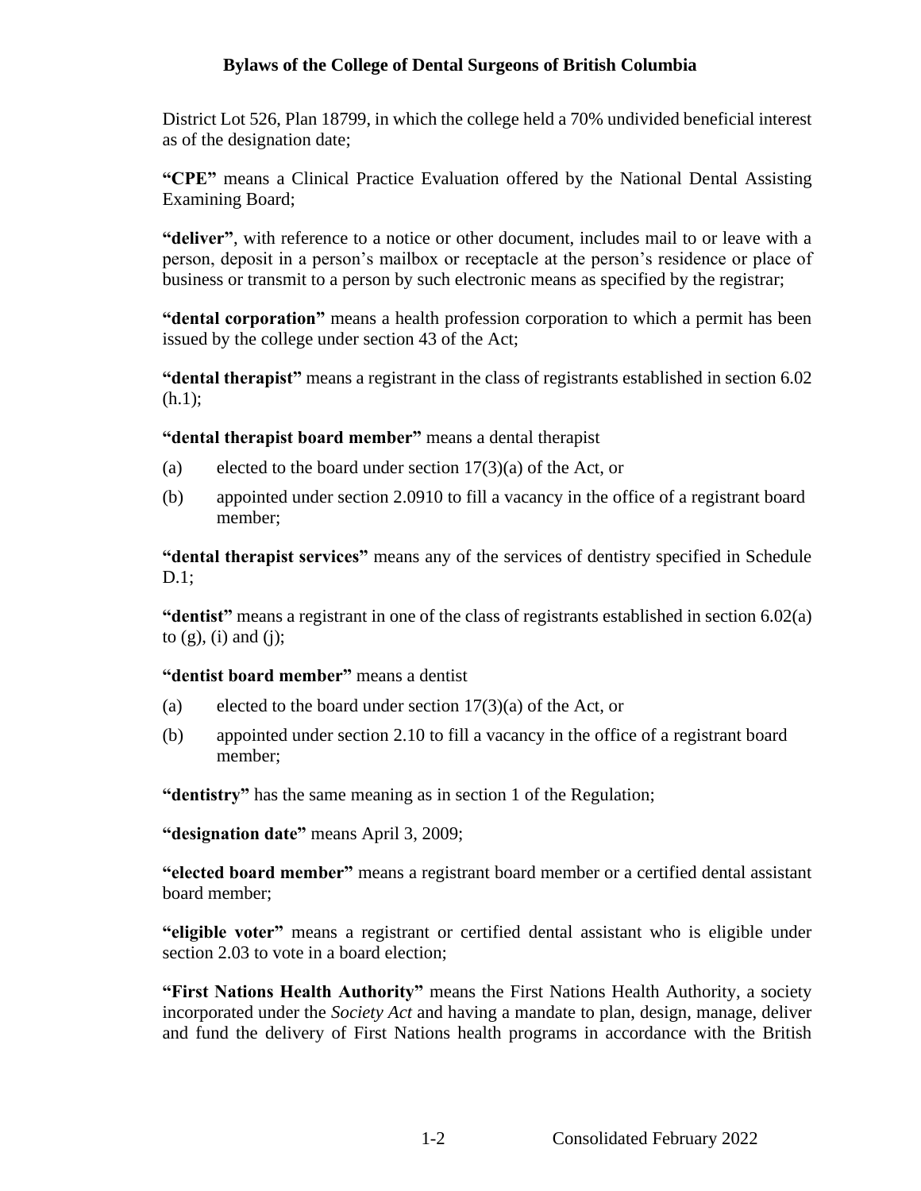District Lot 526, Plan 18799, in which the college held a 70% undivided beneficial interest as of the designation date;

**"CPE"** means a Clinical Practice Evaluation offered by the National Dental Assisting Examining Board;

**"deliver"**, with reference to a notice or other document, includes mail to or leave with a person, deposit in a person's mailbox or receptacle at the person's residence or place of business or transmit to a person by such electronic means as specified by the registrar;

**"dental corporation"** means a health profession corporation to which a permit has been issued by the college under section 43 of the Act;

**"dental therapist"** means a registrant in the class of registrants established in section 6.02 (h.1);

**"dental therapist board member"** means a dental therapist

(a) elected to the board under section 17(3)(a) of the Act, or

(b) appointed under section 2.0910 to fill a vacancy in the office of a registrant board member;

**"dental therapist services"** means any of the services of dentistry specified in Schedule D.1;

**"dentist"** means a registrant in one of the class of registrants established in section 6.02(a) to (g), (i) and (j);

**"dentist board member"** means a dentist

(a) elected to the board under section 17(3)(a) of the Act, or

(b) appointed under section 2.10 to fill a vacancy in the office of a registrant board member;

**"dentistry"** has the same meaning as in section 1 of the Regulation;

**"designation date"** means April 3, 2009;

**"elected board member"** means a registrant board member or a certified dental assistant board member;

**"eligible voter"** means a registrant or certified dental assistant who is eligible under section 2.03 to vote in a board election;

**"First Nations Health Authority"** means the First Nations Health Authority, a society incorporated under the *Society Act* and having a mandate to plan, design, manage, deliver and fund the delivery of First Nations health programs in accordance with the British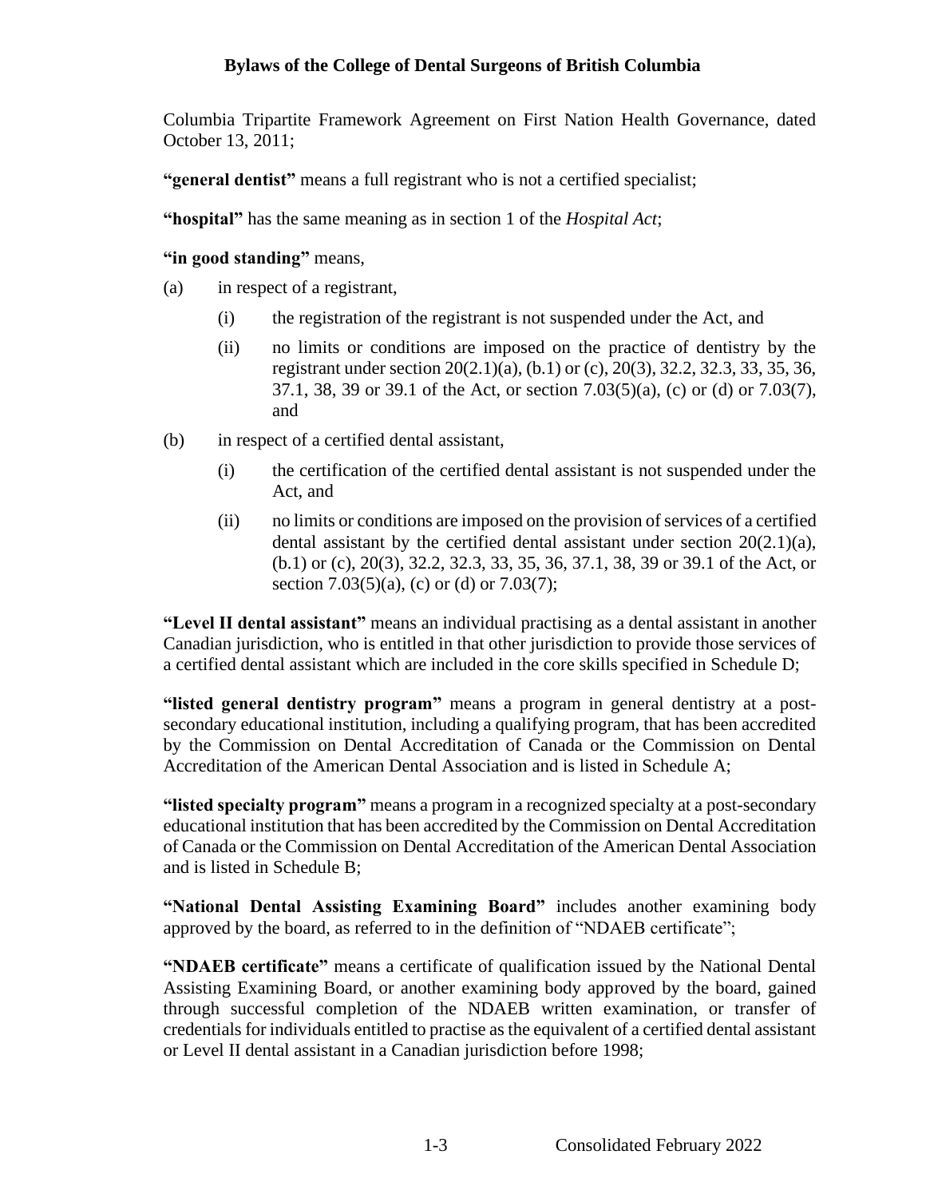Columbia Tripartite Framework Agreement on First Nation Health Governance, dated October 13, 2011;

**"general dentist"** means a full registrant who is not a certified specialist;

**"hospital"** has the same meaning as in section 1 of the *Hospital Act*;

**"in good standing"** means,

(a) in respect of a registrant,

  (i) the registration of the registrant is not suspended under the Act, and

  (ii) no limits or conditions are imposed on the practice of dentistry by the registrant under section 20(2.1)(a), (b.1) or (c), 20(3), 32.2, 32.3, 33, 35, 36, 37.1, 38, 39 or 39.1 of the Act, or section 7.03(5)(a), (c) or (d) or 7.03(7), and

(b) in respect of a certified dental assistant,

  (i) the certification of the certified dental assistant is not suspended under the Act, and

  (ii) no limits or conditions are imposed on the provision of services of a certified dental assistant by the certified dental assistant under section 20(2.1)(a), (b.1) or (c), 20(3), 32.2, 32.3, 33, 35, 36, 37.1, 38, 39 or 39.1 of the Act, or section 7.03(5)(a), (c) or (d) or 7.03(7);

**"Level II dental assistant"** means an individual practising as a dental assistant in another Canadian jurisdiction, who is entitled in that other jurisdiction to provide those services of a certified dental assistant which are included in the core skills specified in Schedule D;

**"listed general dentistry program"** means a program in general dentistry at a post-secondary educational institution, including a qualifying program, that has been accredited by the Commission on Dental Accreditation of Canada or the Commission on Dental Accreditation of the American Dental Association and is listed in Schedule A;

**"listed specialty program"** means a program in a recognized specialty at a post-secondary educational institution that has been accredited by the Commission on Dental Accreditation of Canada or the Commission on Dental Accreditation of the American Dental Association and is listed in Schedule B;

**"National Dental Assisting Examining Board"** includes another examining body approved by the board, as referred to in the definition of "NDAEB certificate";

**"NDAEB certificate"** means a certificate of qualification issued by the National Dental Assisting Examining Board, or another examining body approved by the board, gained through successful completion of the NDAEB written examination, or transfer of credentials for individuals entitled to practise as the equivalent of a certified dental assistant or Level II dental assistant in a Canadian jurisdiction before 1998;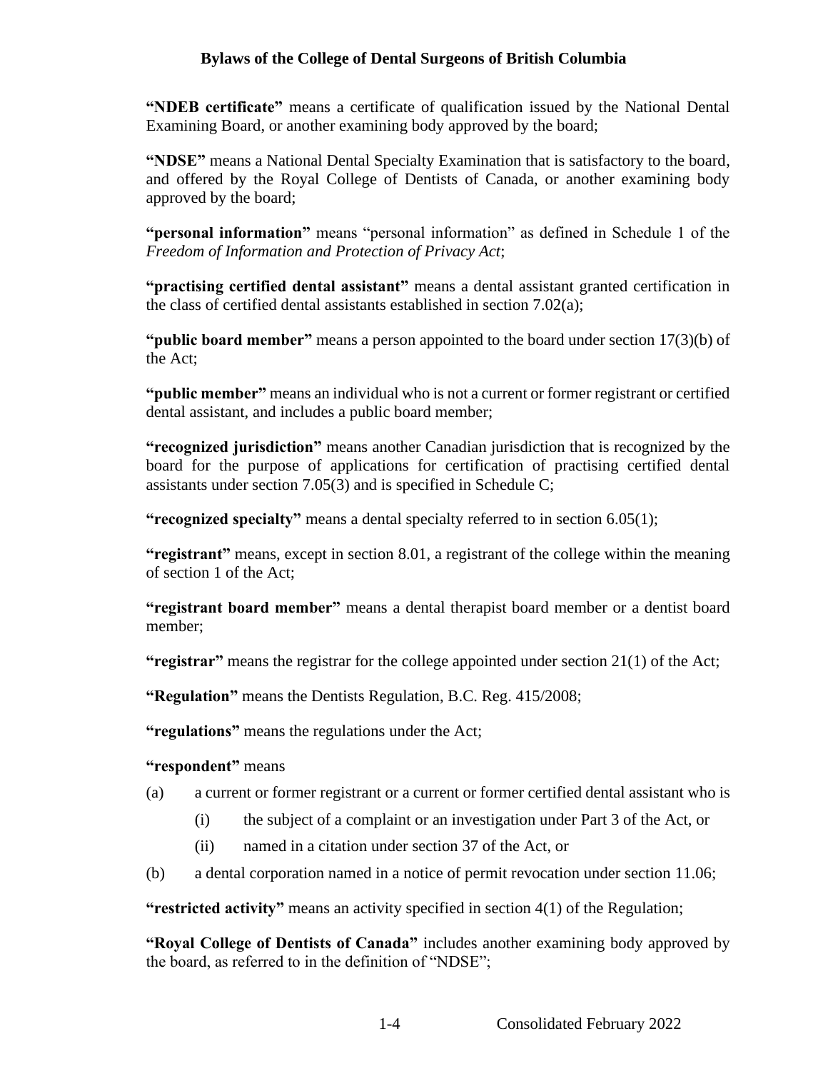**"NDEB certificate"** means a certificate of qualification issued by the National Dental Examining Board, or another examining body approved by the board;

**"NDSE"** means a National Dental Specialty Examination that is satisfactory to the board, and offered by the Royal College of Dentists of Canada, or another examining body approved by the board;

**"personal information"** means "personal information" as defined in Schedule 1 of the *Freedom of Information and Protection of Privacy Act*;

**"practising certified dental assistant"** means a dental assistant granted certification in the class of certified dental assistants established in section 7.02(a);

**"public board member"** means a person appointed to the board under section 17(3)(b) of the Act;

**"public member"** means an individual who is not a current or former registrant or certified dental assistant, and includes a public board member;

**"recognized jurisdiction"** means another Canadian jurisdiction that is recognized by the board for the purpose of applications for certification of practising certified dental assistants under section 7.05(3) and is specified in Schedule C;

**"recognized specialty"** means a dental specialty referred to in section 6.05(1);

**"registrant"** means, except in section 8.01, a registrant of the college within the meaning of section 1 of the Act;

**"registrant board member"** means a dental therapist board member or a dentist board member;

**"registrar"** means the registrar for the college appointed under section 21(1) of the Act;

**"Regulation"** means the Dentists Regulation, B.C. Reg. 415/2008;

**"regulations"** means the regulations under the Act;

**"respondent"** means

(a) a current or former registrant or a current or former certified dental assistant who is

  (i) the subject of a complaint or an investigation under Part 3 of the Act, or

  (ii) named in a citation under section 37 of the Act, or

(b) a dental corporation named in a notice of permit revocation under section 11.06;

**"restricted activity"** means an activity specified in section 4(1) of the Regulation;

**"Royal College of Dentists of Canada"** includes another examining body approved by the board, as referred to in the definition of "NDSE";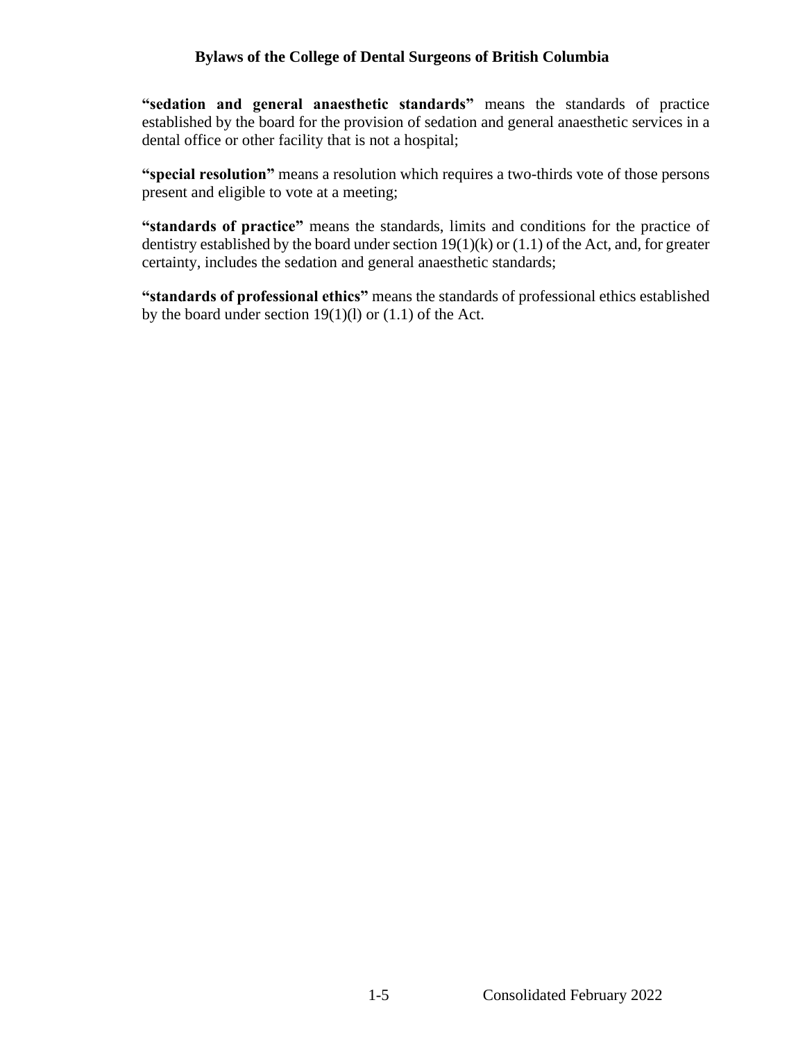**"sedation and general anaesthetic standards"** means the standards of practice established by the board for the provision of sedation and general anaesthetic services in a dental office or other facility that is not a hospital;

**"special resolution"** means a resolution which requires a two-thirds vote of those persons present and eligible to vote at a meeting;

**"standards of practice"** means the standards, limits and conditions for the practice of dentistry established by the board under section 19(1)(k) or (1.1) of the Act, and, for greater certainty, includes the sedation and general anaesthetic standards;

**"standards of professional ethics"** means the standards of professional ethics established by the board under section 19(1)(l) or (1.1) of the Act.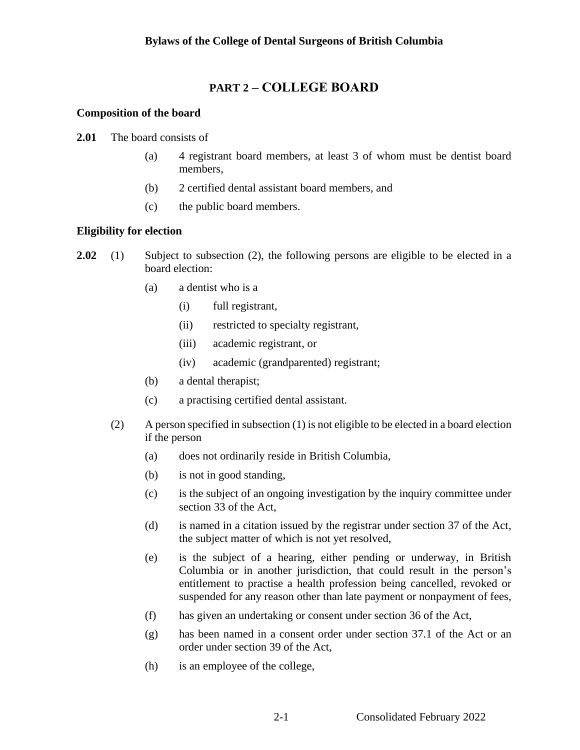# PART 2 – COLLEGE BOARD

### Composition of the board

**2.01** The board consists of

- (a) 4 registrant board members, at least 3 of whom must be dentist board members,
- (b) 2 certified dental assistant board members, and
- (c) the public board members.

### Eligibility for election

**2.02** (1) Subject to subsection (2), the following persons are eligible to be elected in a board election:

- (a) a dentist who is a
  - (i) full registrant,
  - (ii) restricted to specialty registrant,
  - (iii) academic registrant, or
  - (iv) academic (grandparented) registrant;
- (b) a dental therapist;
- (c) a practising certified dental assistant.

(2) A person specified in subsection (1) is not eligible to be elected in a board election if the person

- (a) does not ordinarily reside in British Columbia,
- (b) is not in good standing,
- (c) is the subject of an ongoing investigation by the inquiry committee under section 33 of the Act,
- (d) is named in a citation issued by the registrar under section 37 of the Act, the subject matter of which is not yet resolved,
- (e) is the subject of a hearing, either pending or underway, in British Columbia or in another jurisdiction, that could result in the person's entitlement to practise a health profession being cancelled, revoked or suspended for any reason other than late payment or nonpayment of fees,
- (f) has given an undertaking or consent under section 36 of the Act,
- (g) has been named in a consent order under section 37.1 of the Act or an order under section 39 of the Act,
- (h) is an employee of the college,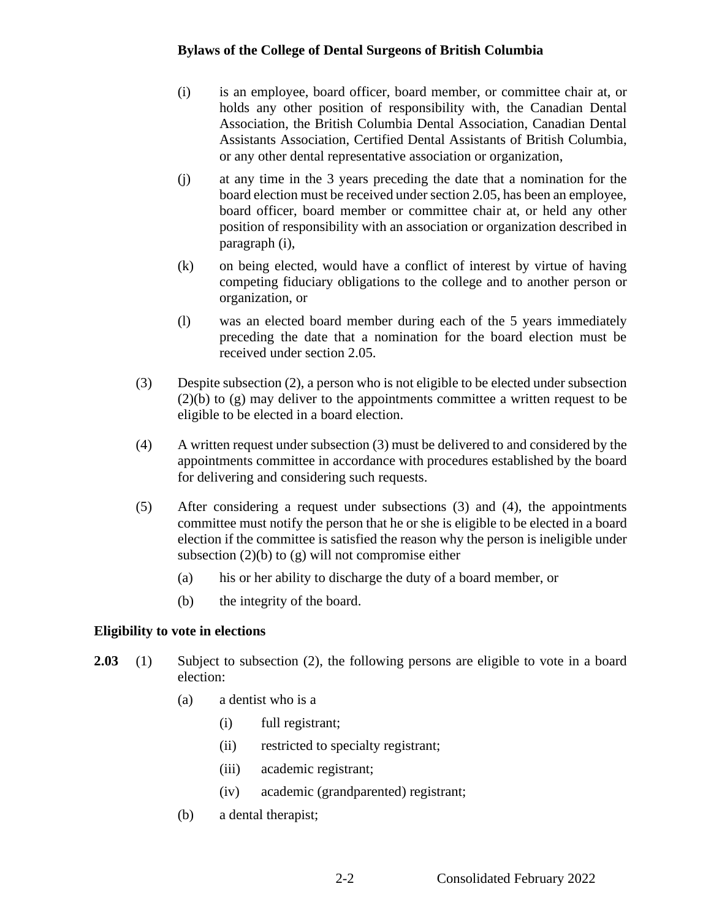(i) is an employee, board officer, board member, or committee chair at, or holds any other position of responsibility with, the Canadian Dental Association, the British Columbia Dental Association, Canadian Dental Assistants Association, Certified Dental Assistants of British Columbia, or any other dental representative association or organization,

(j) at any time in the 3 years preceding the date that a nomination for the board election must be received under section 2.05, has been an employee, board officer, board member or committee chair at, or held any other position of responsibility with an association or organization described in paragraph (i),

(k) on being elected, would have a conflict of interest by virtue of having competing fiduciary obligations to the college and to another person or organization, or

(l) was an elected board member during each of the 5 years immediately preceding the date that a nomination for the board election must be received under section 2.05.

(3) Despite subsection (2), a person who is not eligible to be elected under subsection (2)(b) to (g) may deliver to the appointments committee a written request to be eligible to be elected in a board election.

(4) A written request under subsection (3) must be delivered to and considered by the appointments committee in accordance with procedures established by the board for delivering and considering such requests.

(5) After considering a request under subsections (3) and (4), the appointments committee must notify the person that he or she is eligible to be elected in a board election if the committee is satisfied the reason why the person is ineligible under subsection (2)(b) to (g) will not compromise either

(a) his or her ability to discharge the duty of a board member, or

(b) the integrity of the board.

**Eligibility to vote in elections**

**2.03** (1) Subject to subsection (2), the following persons are eligible to vote in a board election:

(a) a dentist who is a

(i) full registrant;

(ii) restricted to specialty registrant;

(iii) academic registrant;

(iv) academic (grandparented) registrant;

(b) a dental therapist;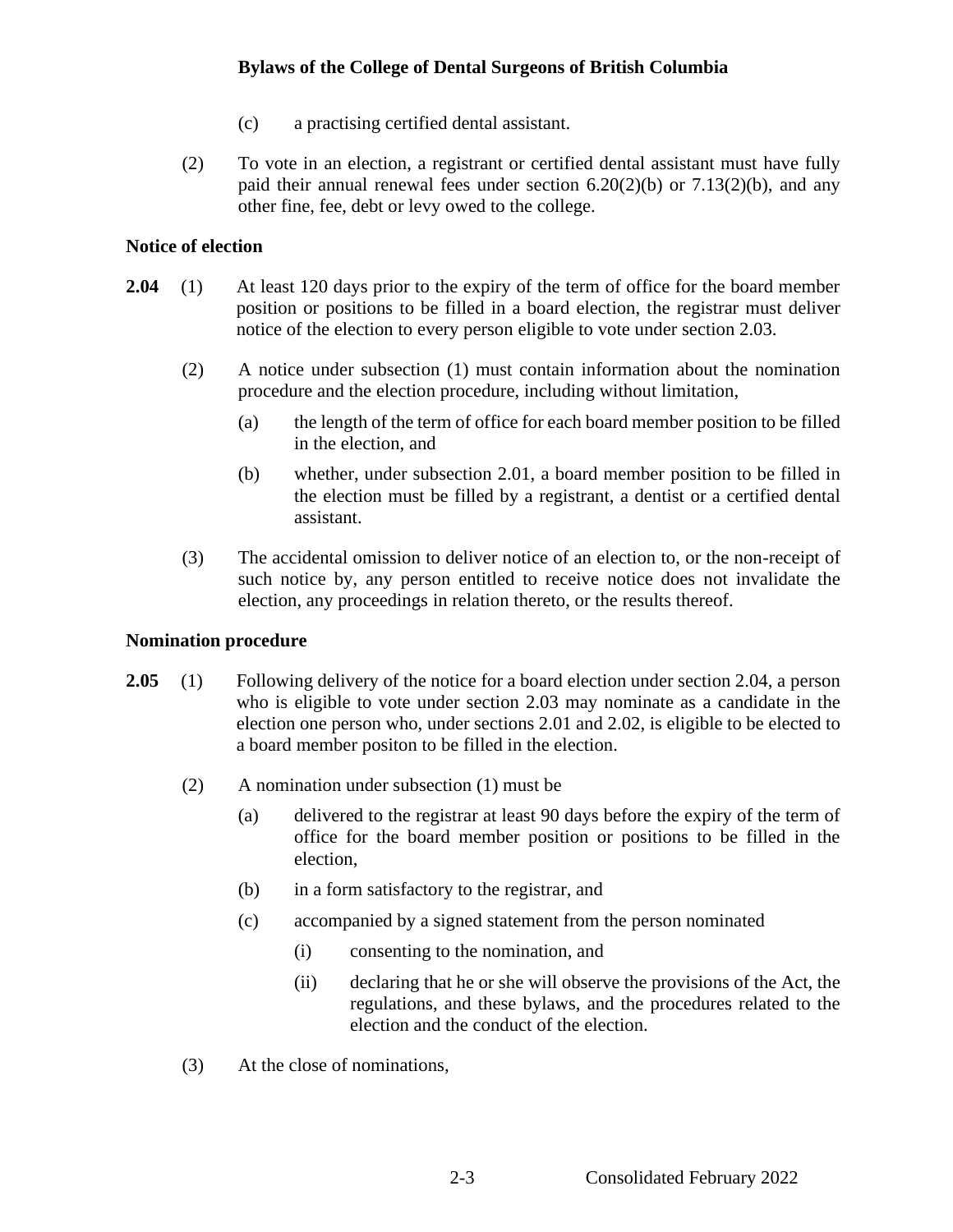(c) a practising certified dental assistant.

(2) To vote in an election, a registrant or certified dental assistant must have fully paid their annual renewal fees under section 6.20(2)(b) or 7.13(2)(b), and any other fine, fee, debt or levy owed to the college.

**Notice of election**

**2.04** (1) At least 120 days prior to the expiry of the term of office for the board member position or positions to be filled in a board election, the registrar must deliver notice of the election to every person eligible to vote under section 2.03.

(2) A notice under subsection (1) must contain information about the nomination procedure and the election procedure, including without limitation,

(a) the length of the term of office for each board member position to be filled in the election, and

(b) whether, under subsection 2.01, a board member position to be filled in the election must be filled by a registrant, a dentist or a certified dental assistant.

(3) The accidental omission to deliver notice of an election to, or the non-receipt of such notice by, any person entitled to receive notice does not invalidate the election, any proceedings in relation thereto, or the results thereof.

**Nomination procedure**

**2.05** (1) Following delivery of the notice for a board election under section 2.04, a person who is eligible to vote under section 2.03 may nominate as a candidate in the election one person who, under sections 2.01 and 2.02, is eligible to be elected to a board member positon to be filled in the election.

(2) A nomination under subsection (1) must be

(a) delivered to the registrar at least 90 days before the expiry of the term of office for the board member position or positions to be filled in the election,

(b) in a form satisfactory to the registrar, and

(c) accompanied by a signed statement from the person nominated

(i) consenting to the nomination, and

(ii) declaring that he or she will observe the provisions of the Act, the regulations, and these bylaws, and the procedures related to the election and the conduct of the election.

(3) At the close of nominations,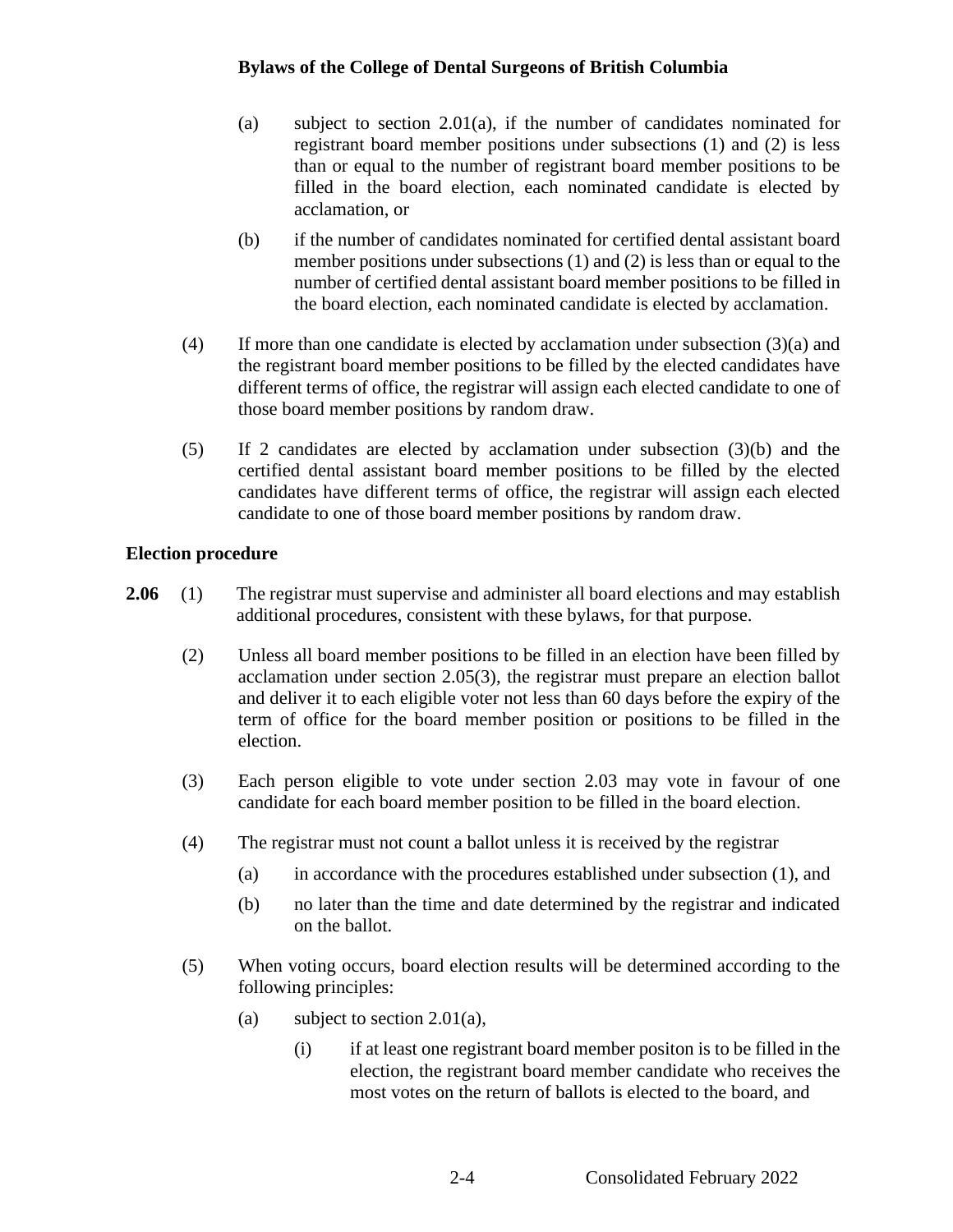(a) subject to section 2.01(a), if the number of candidates nominated for registrant board member positions under subsections (1) and (2) is less than or equal to the number of registrant board member positions to be filled in the board election, each nominated candidate is elected by acclamation, or

(b) if the number of candidates nominated for certified dental assistant board member positions under subsections (1) and (2) is less than or equal to the number of certified dental assistant board member positions to be filled in the board election, each nominated candidate is elected by acclamation.

(4) If more than one candidate is elected by acclamation under subsection (3)(a) and the registrant board member positions to be filled by the elected candidates have different terms of office, the registrar will assign each elected candidate to one of those board member positions by random draw.

(5) If 2 candidates are elected by acclamation under subsection (3)(b) and the certified dental assistant board member positions to be filled by the elected candidates have different terms of office, the registrar will assign each elected candidate to one of those board member positions by random draw.

**Election procedure**

**2.06** (1) The registrar must supervise and administer all board elections and may establish additional procedures, consistent with these bylaws, for that purpose.

(2) Unless all board member positions to be filled in an election have been filled by acclamation under section 2.05(3), the registrar must prepare an election ballot and deliver it to each eligible voter not less than 60 days before the expiry of the term of office for the board member position or positions to be filled in the election.

(3) Each person eligible to vote under section 2.03 may vote in favour of one candidate for each board member position to be filled in the board election.

(4) The registrar must not count a ballot unless it is received by the registrar

(a) in accordance with the procedures established under subsection (1), and

(b) no later than the time and date determined by the registrar and indicated on the ballot.

(5) When voting occurs, board election results will be determined according to the following principles:

(a) subject to section 2.01(a),

(i) if at least one registrant board member positon is to be filled in the election, the registrant board member candidate who receives the most votes on the return of ballots is elected to the board, and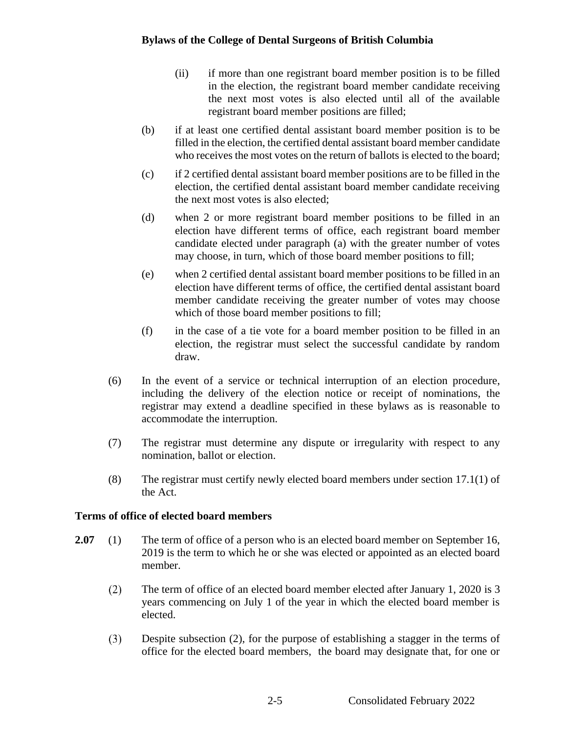(ii) if more than one registrant board member position is to be filled in the election, the registrant board member candidate receiving the next most votes is also elected until all of the available registrant board member positions are filled;

(b) if at least one certified dental assistant board member position is to be filled in the election, the certified dental assistant board member candidate who receives the most votes on the return of ballots is elected to the board;

(c) if 2 certified dental assistant board member positions are to be filled in the election, the certified dental assistant board member candidate receiving the next most votes is also elected;

(d) when 2 or more registrant board member positions to be filled in an election have different terms of office, each registrant board member candidate elected under paragraph (a) with the greater number of votes may choose, in turn, which of those board member positions to fill;

(e) when 2 certified dental assistant board member positions to be filled in an election have different terms of office, the certified dental assistant board member candidate receiving the greater number of votes may choose which of those board member positions to fill;

(f) in the case of a tie vote for a board member position to be filled in an election, the registrar must select the successful candidate by random draw.

(6) In the event of a service or technical interruption of an election procedure, including the delivery of the election notice or receipt of nominations, the registrar may extend a deadline specified in these bylaws as is reasonable to accommodate the interruption.

(7) The registrar must determine any dispute or irregularity with respect to any nomination, ballot or election.

(8) The registrar must certify newly elected board members under section 17.1(1) of the Act.

**Terms of office of elected board members**

**2.07** (1) The term of office of a person who is an elected board member on September 16, 2019 is the term to which he or she was elected or appointed as an elected board member.

(2) The term of office of an elected board member elected after January 1, 2020 is 3 years commencing on July 1 of the year in which the elected board member is elected.

(3) Despite subsection (2), for the purpose of establishing a stagger in the terms of office for the elected board members, the board may designate that, for one or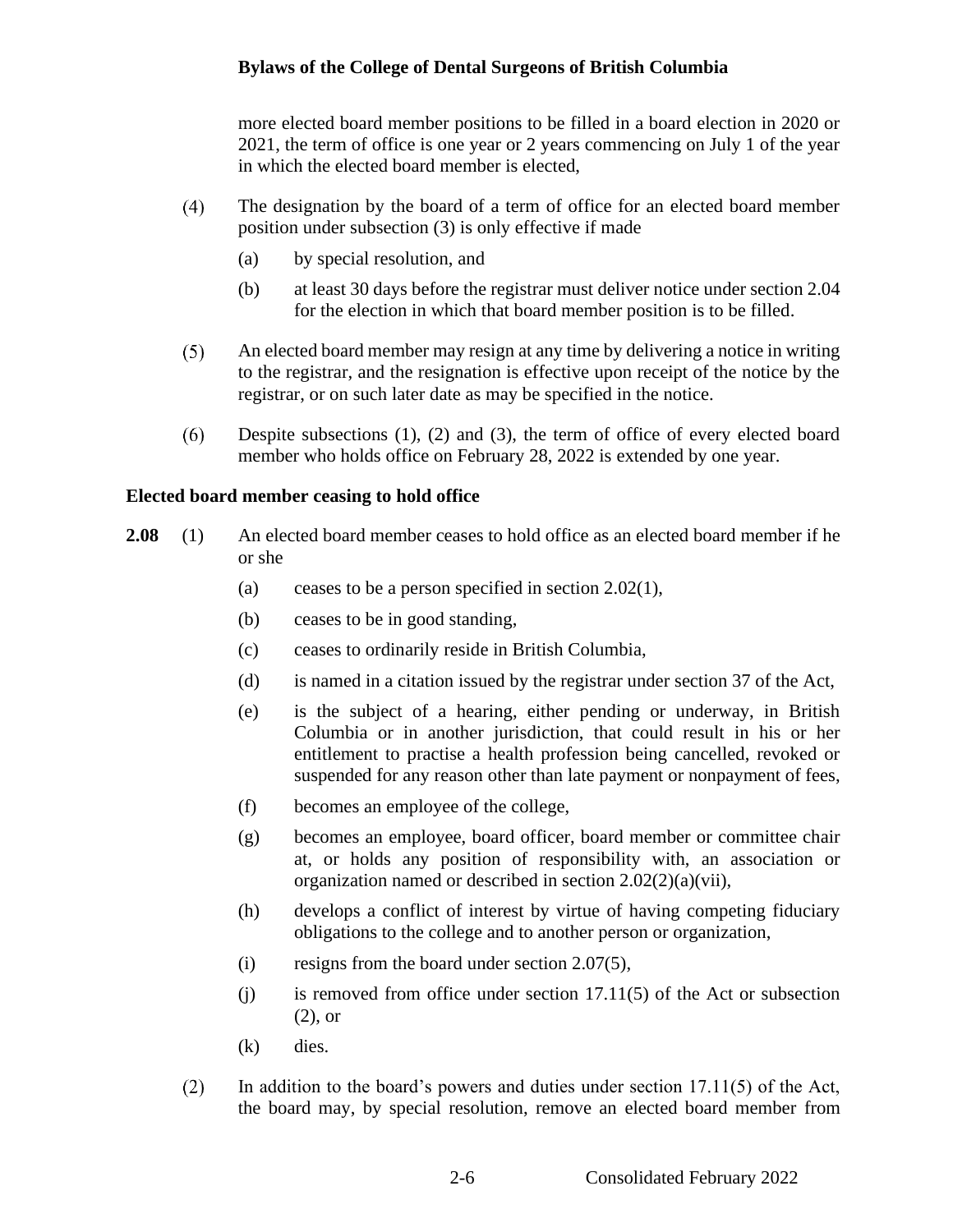more elected board member positions to be filled in a board election in 2020 or 2021, the term of office is one year or 2 years commencing on July 1 of the year in which the elected board member is elected,

(4) The designation by the board of a term of office for an elected board member position under subsection (3) is only effective if made

(a) by special resolution, and

(b) at least 30 days before the registrar must deliver notice under section 2.04 for the election in which that board member position is to be filled.

(5) An elected board member may resign at any time by delivering a notice in writing to the registrar, and the resignation is effective upon receipt of the notice by the registrar, or on such later date as may be specified in the notice.

(6) Despite subsections (1), (2) and (3), the term of office of every elected board member who holds office on February 28, 2022 is extended by one year.

**Elected board member ceasing to hold office**

**2.08** (1) An elected board member ceases to hold office as an elected board member if he or she

(a) ceases to be a person specified in section 2.02(1),

(b) ceases to be in good standing,

(c) ceases to ordinarily reside in British Columbia,

(d) is named in a citation issued by the registrar under section 37 of the Act,

(e) is the subject of a hearing, either pending or underway, in British Columbia or in another jurisdiction, that could result in his or her entitlement to practise a health profession being cancelled, revoked or suspended for any reason other than late payment or nonpayment of fees,

(f) becomes an employee of the college,

(g) becomes an employee, board officer, board member or committee chair at, or holds any position of responsibility with, an association or organization named or described in section 2.02(2)(a)(vii),

(h) develops a conflict of interest by virtue of having competing fiduciary obligations to the college and to another person or organization,

(i) resigns from the board under section 2.07(5),

(j) is removed from office under section 17.11(5) of the Act or subsection (2), or

(k) dies.

(2) In addition to the board's powers and duties under section 17.11(5) of the Act, the board may, by special resolution, remove an elected board member from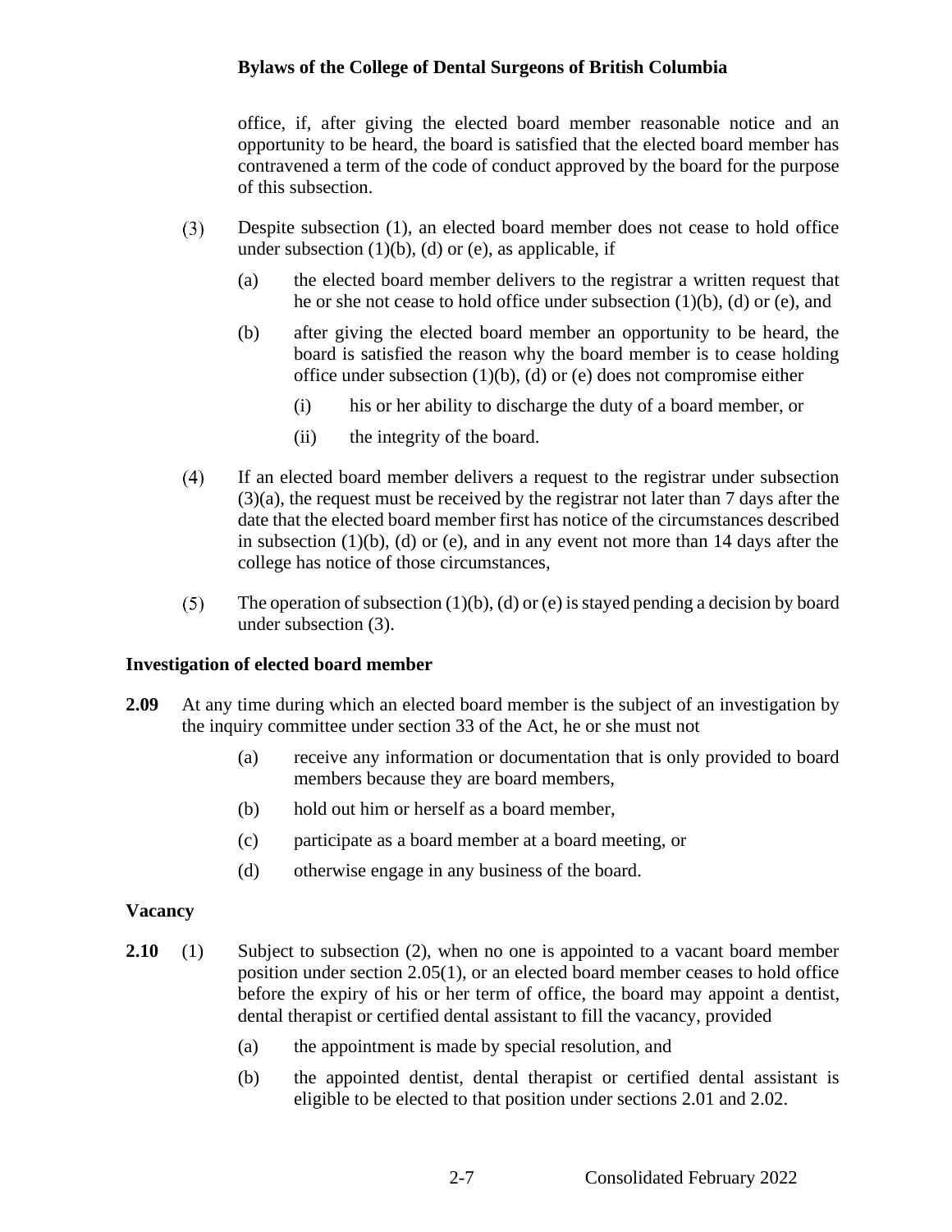office, if, after giving the elected board member reasonable notice and an opportunity to be heard, the board is satisfied that the elected board member has contravened a term of the code of conduct approved by the board for the purpose of this subsection.

(3) Despite subsection (1), an elected board member does not cease to hold office under subsection (1)(b), (d) or (e), as applicable, if

(a) the elected board member delivers to the registrar a written request that he or she not cease to hold office under subsection (1)(b), (d) or (e), and

(b) after giving the elected board member an opportunity to be heard, the board is satisfied the reason why the board member is to cease holding office under subsection (1)(b), (d) or (e) does not compromise either

(i) his or her ability to discharge the duty of a board member, or

(ii) the integrity of the board.

(4) If an elected board member delivers a request to the registrar under subsection (3)(a), the request must be received by the registrar not later than 7 days after the date that the elected board member first has notice of the circumstances described in subsection (1)(b), (d) or (e), and in any event not more than 14 days after the college has notice of those circumstances,

(5) The operation of subsection (1)(b), (d) or (e) is stayed pending a decision by board under subsection (3).

**Investigation of elected board member**

**2.09** At any time during which an elected board member is the subject of an investigation by the inquiry committee under section 33 of the Act, he or she must not

(a) receive any information or documentation that is only provided to board members because they are board members,

(b) hold out him or herself as a board member,

(c) participate as a board member at a board meeting, or

(d) otherwise engage in any business of the board.

**Vacancy**

**2.10** (1) Subject to subsection (2), when no one is appointed to a vacant board member position under section 2.05(1), or an elected board member ceases to hold office before the expiry of his or her term of office, the board may appoint a dentist, dental therapist or certified dental assistant to fill the vacancy, provided

(a) the appointment is made by special resolution, and

(b) the appointed dentist, dental therapist or certified dental assistant is eligible to be elected to that position under sections 2.01 and 2.02.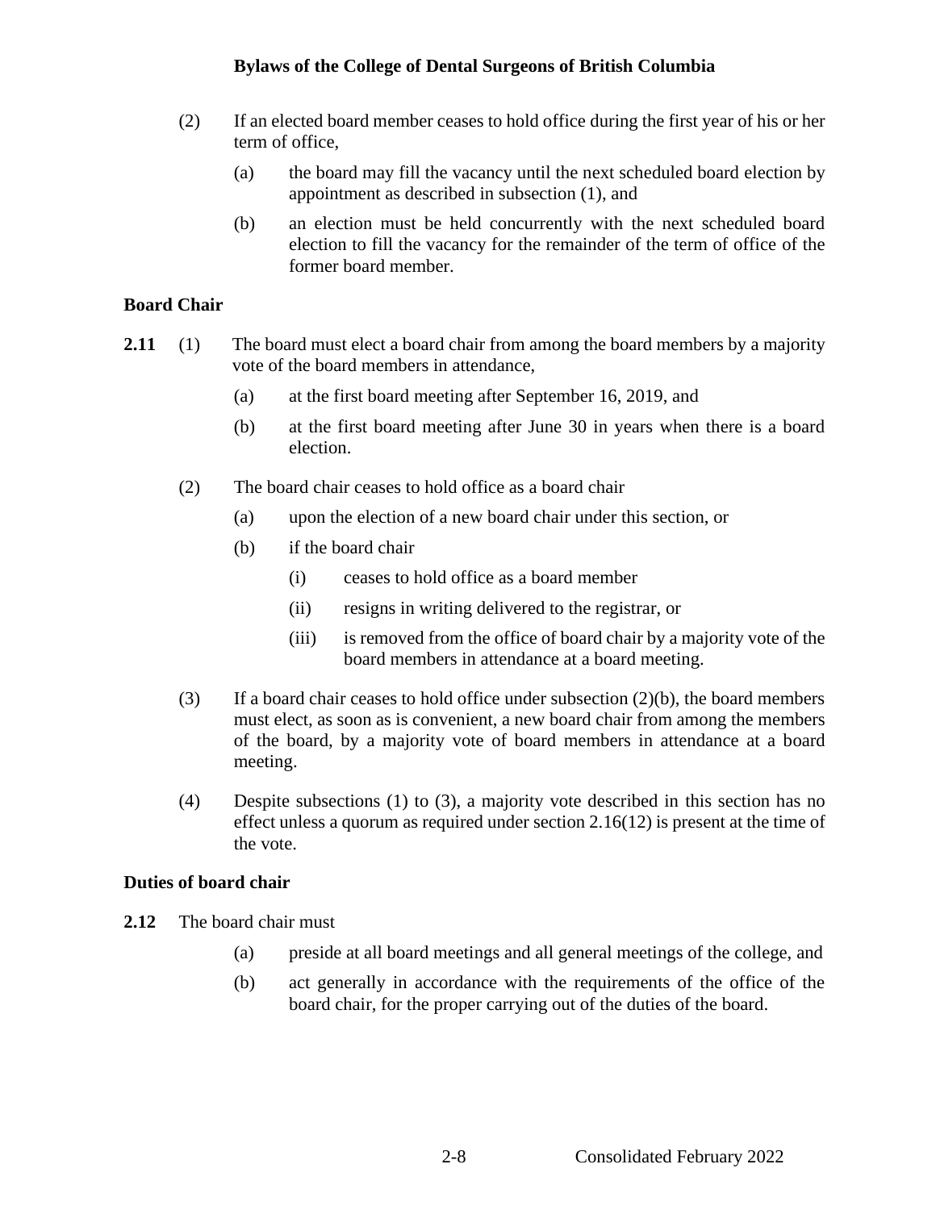(2) If an elected board member ceases to hold office during the first year of his or her term of office,

  (a) the board may fill the vacancy until the next scheduled board election by appointment as described in subsection (1), and

  (b) an election must be held concurrently with the next scheduled board election to fill the vacancy for the remainder of the term of office of the former board member.

### Board Chair

**2.11** (1) The board must elect a board chair from among the board members by a majority vote of the board members in attendance,

  (a) at the first board meeting after September 16, 2019, and

  (b) at the first board meeting after June 30 in years when there is a board election.

(2) The board chair ceases to hold office as a board chair

  (a) upon the election of a new board chair under this section, or

  (b) if the board chair

    (i) ceases to hold office as a board member

    (ii) resigns in writing delivered to the registrar, or

    (iii) is removed from the office of board chair by a majority vote of the board members in attendance at a board meeting.

(3) If a board chair ceases to hold office under subsection (2)(b), the board members must elect, as soon as is convenient, a new board chair from among the members of the board, by a majority vote of board members in attendance at a board meeting.

(4) Despite subsections (1) to (3), a majority vote described in this section has no effect unless a quorum as required under section 2.16(12) is present at the time of the vote.

### Duties of board chair

**2.12** The board chair must

  (a) preside at all board meetings and all general meetings of the college, and

  (b) act generally in accordance with the requirements of the office of the board chair, for the proper carrying out of the duties of the board.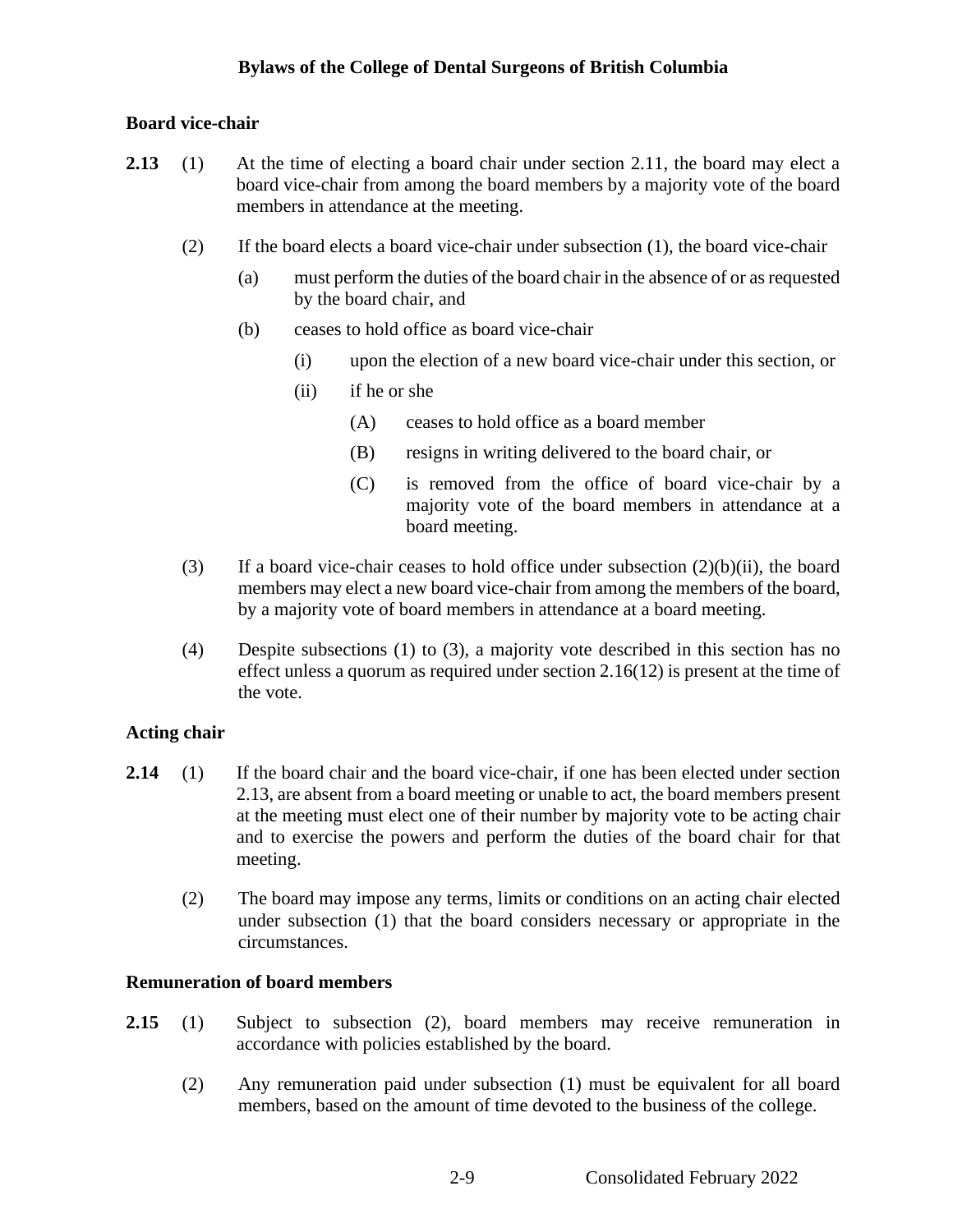### Board vice-chair

**2.13** (1) At the time of electing a board chair under section 2.11, the board may elect a board vice-chair from among the board members by a majority vote of the board members in attendance at the meeting.

(2) If the board elects a board vice-chair under subsection (1), the board vice-chair

(a) must perform the duties of the board chair in the absence of or as requested by the board chair, and

(b) ceases to hold office as board vice-chair

(i) upon the election of a new board vice-chair under this section, or

(ii) if he or she

(A) ceases to hold office as a board member

(B) resigns in writing delivered to the board chair, or

(C) is removed from the office of board vice-chair by a majority vote of the board members in attendance at a board meeting.

(3) If a board vice-chair ceases to hold office under subsection (2)(b)(ii), the board members may elect a new board vice-chair from among the members of the board, by a majority vote of board members in attendance at a board meeting.

(4) Despite subsections (1) to (3), a majority vote described in this section has no effect unless a quorum as required under section 2.16(12) is present at the time of the vote.

### Acting chair

**2.14** (1) If the board chair and the board vice-chair, if one has been elected under section 2.13, are absent from a board meeting or unable to act, the board members present at the meeting must elect one of their number by majority vote to be acting chair and to exercise the powers and perform the duties of the board chair for that meeting.

(2) The board may impose any terms, limits or conditions on an acting chair elected under subsection (1) that the board considers necessary or appropriate in the circumstances.

### Remuneration of board members

**2.15** (1) Subject to subsection (2), board members may receive remuneration in accordance with policies established by the board.

(2) Any remuneration paid under subsection (1) must be equivalent for all board members, based on the amount of time devoted to the business of the college.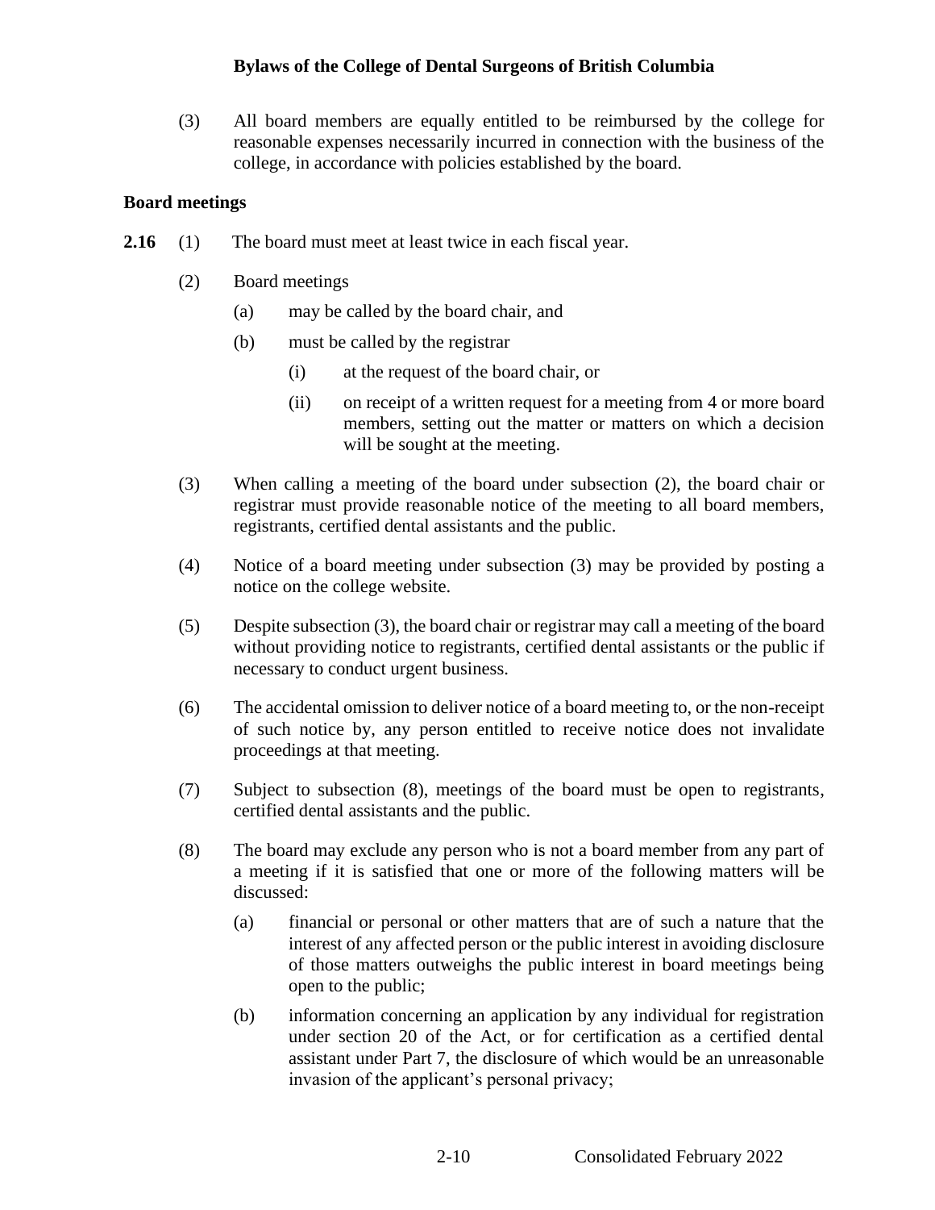(3) All board members are equally entitled to be reimbursed by the college for reasonable expenses necessarily incurred in connection with the business of the college, in accordance with policies established by the board.

**Board meetings**

**2.16** (1) The board must meet at least twice in each fiscal year.

(2) Board meetings

(a) may be called by the board chair, and

(b) must be called by the registrar

(i) at the request of the board chair, or

(ii) on receipt of a written request for a meeting from 4 or more board members, setting out the matter or matters on which a decision will be sought at the meeting.

(3) When calling a meeting of the board under subsection (2), the board chair or registrar must provide reasonable notice of the meeting to all board members, registrants, certified dental assistants and the public.

(4) Notice of a board meeting under subsection (3) may be provided by posting a notice on the college website.

(5) Despite subsection (3), the board chair or registrar may call a meeting of the board without providing notice to registrants, certified dental assistants or the public if necessary to conduct urgent business.

(6) The accidental omission to deliver notice of a board meeting to, or the non-receipt of such notice by, any person entitled to receive notice does not invalidate proceedings at that meeting.

(7) Subject to subsection (8), meetings of the board must be open to registrants, certified dental assistants and the public.

(8) The board may exclude any person who is not a board member from any part of a meeting if it is satisfied that one or more of the following matters will be discussed:

(a) financial or personal or other matters that are of such a nature that the interest of any affected person or the public interest in avoiding disclosure of those matters outweighs the public interest in board meetings being open to the public;

(b) information concerning an application by any individual for registration under section 20 of the Act, or for certification as a certified dental assistant under Part 7, the disclosure of which would be an unreasonable invasion of the applicant's personal privacy;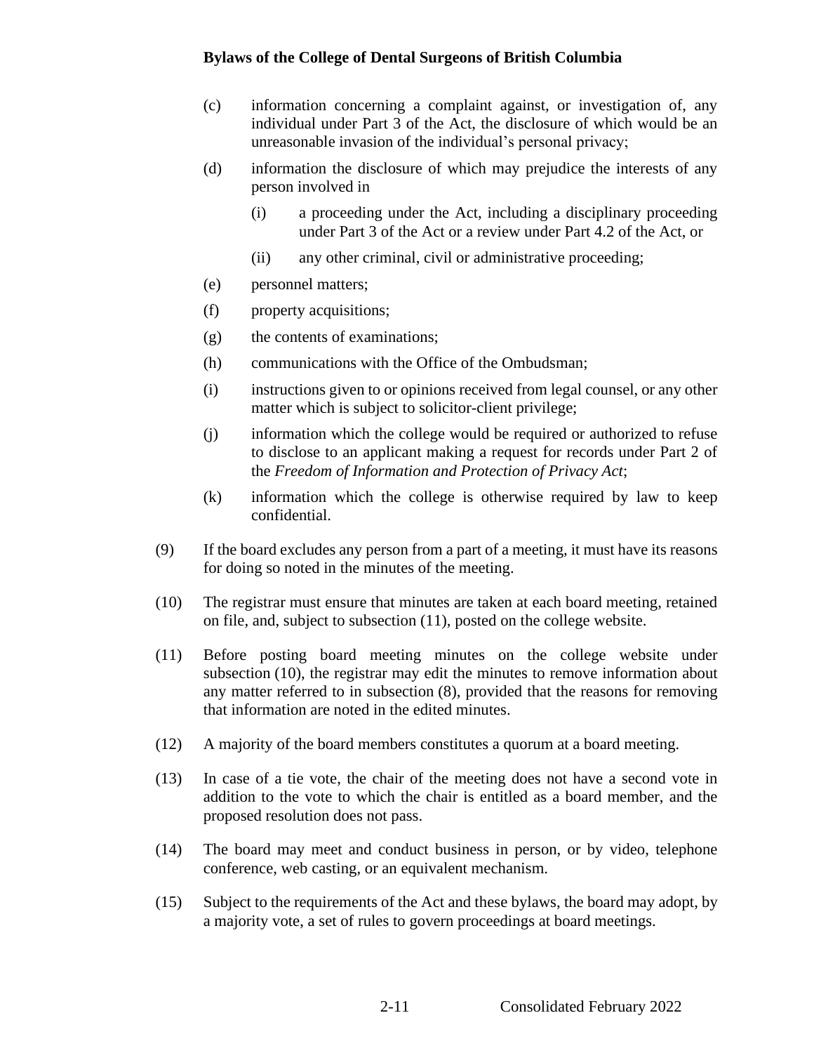(c) information concerning a complaint against, or investigation of, any individual under Part 3 of the Act, the disclosure of which would be an unreasonable invasion of the individual's personal privacy;

(d) information the disclosure of which may prejudice the interests of any person involved in

    (i) a proceeding under the Act, including a disciplinary proceeding under Part 3 of the Act or a review under Part 4.2 of the Act, or

    (ii) any other criminal, civil or administrative proceeding;

(e) personnel matters;

(f) property acquisitions;

(g) the contents of examinations;

(h) communications with the Office of the Ombudsman;

(i) instructions given to or opinions received from legal counsel, or any other matter which is subject to solicitor-client privilege;

(j) information which the college would be required or authorized to refuse to disclose to an applicant making a request for records under Part 2 of the *Freedom of Information and Protection of Privacy Act*;

(k) information which the college is otherwise required by law to keep confidential.

(9) If the board excludes any person from a part of a meeting, it must have its reasons for doing so noted in the minutes of the meeting.

(10) The registrar must ensure that minutes are taken at each board meeting, retained on file, and, subject to subsection (11), posted on the college website.

(11) Before posting board meeting minutes on the college website under subsection (10), the registrar may edit the minutes to remove information about any matter referred to in subsection (8), provided that the reasons for removing that information are noted in the edited minutes.

(12) A majority of the board members constitutes a quorum at a board meeting.

(13) In case of a tie vote, the chair of the meeting does not have a second vote in addition to the vote to which the chair is entitled as a board member, and the proposed resolution does not pass.

(14) The board may meet and conduct business in person, or by video, telephone conference, web casting, or an equivalent mechanism.

(15) Subject to the requirements of the Act and these bylaws, the board may adopt, by a majority vote, a set of rules to govern proceedings at board meetings.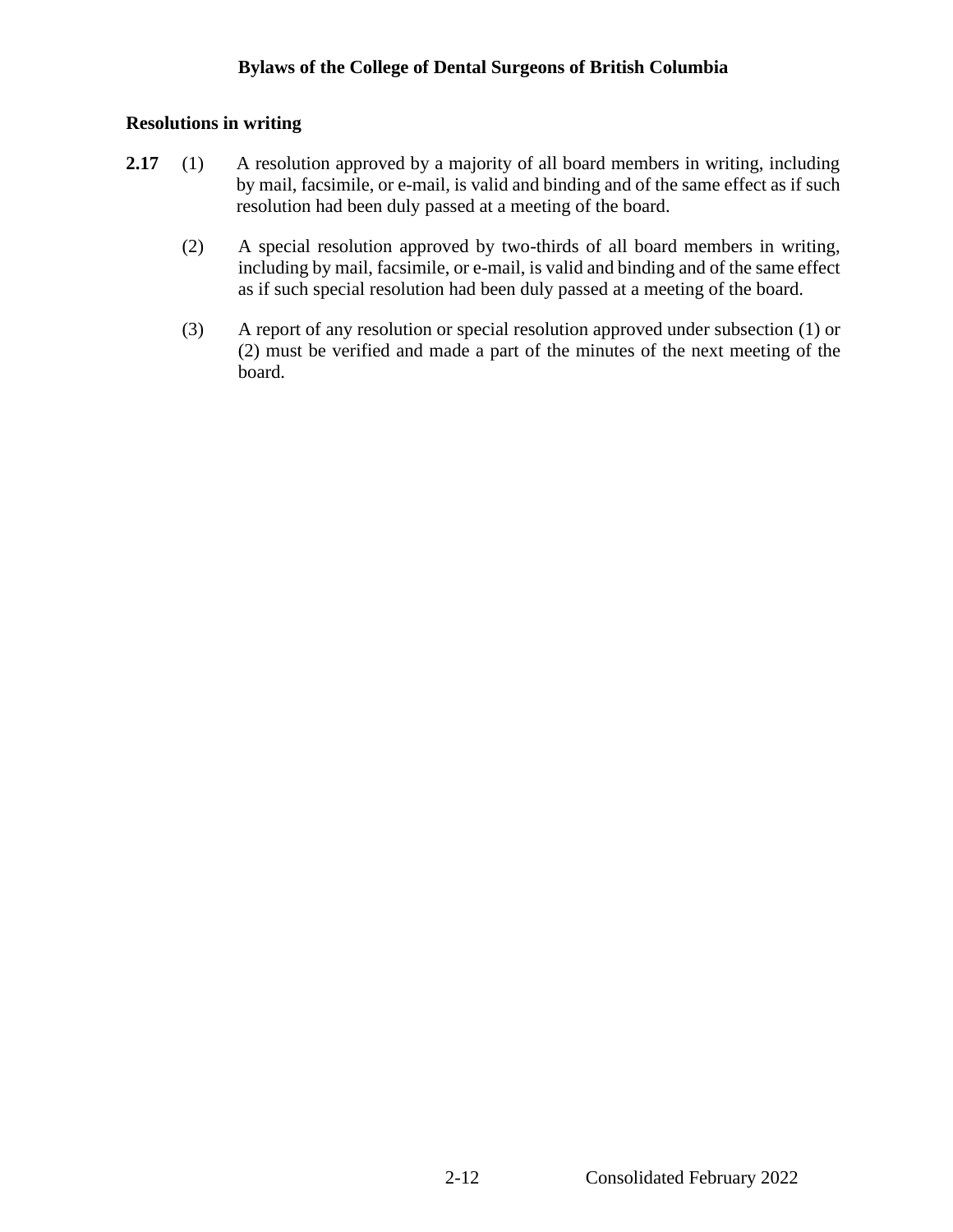### Resolutions in writing

**2.17** (1) A resolution approved by a majority of all board members in writing, including by mail, facsimile, or e-mail, is valid and binding and of the same effect as if such resolution had been duly passed at a meeting of the board.

(2) A special resolution approved by two-thirds of all board members in writing, including by mail, facsimile, or e-mail, is valid and binding and of the same effect as if such special resolution had been duly passed at a meeting of the board.

(3) A report of any resolution or special resolution approved under subsection (1) or (2) must be verified and made a part of the minutes of the next meeting of the board.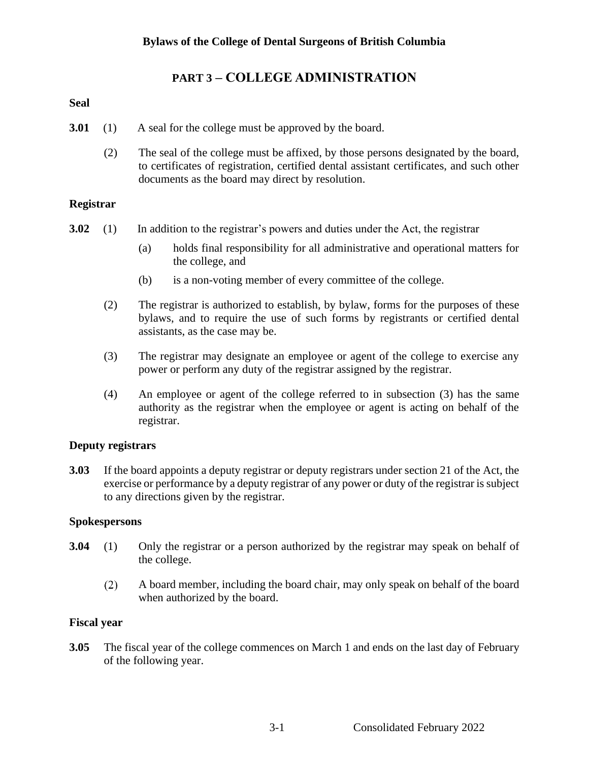# PART 3 – COLLEGE ADMINISTRATION

### Seal

**3.01** (1) A seal for the college must be approved by the board.

(2) The seal of the college must be affixed, by those persons designated by the board, to certificates of registration, certified dental assistant certificates, and such other documents as the board may direct by resolution.

### Registrar

**3.02** (1) In addition to the registrar's powers and duties under the Act, the registrar

(a) holds final responsibility for all administrative and operational matters for the college, and

(b) is a non-voting member of every committee of the college.

(2) The registrar is authorized to establish, by bylaw, forms for the purposes of these bylaws, and to require the use of such forms by registrants or certified dental assistants, as the case may be.

(3) The registrar may designate an employee or agent of the college to exercise any power or perform any duty of the registrar assigned by the registrar.

(4) An employee or agent of the college referred to in subsection (3) has the same authority as the registrar when the employee or agent is acting on behalf of the registrar.

### Deputy registrars

**3.03** If the board appoints a deputy registrar or deputy registrars under section 21 of the Act, the exercise or performance by a deputy registrar of any power or duty of the registrar is subject to any directions given by the registrar.

### Spokespersons

**3.04** (1) Only the registrar or a person authorized by the registrar may speak on behalf of the college.

(2) A board member, including the board chair, may only speak on behalf of the board when authorized by the board.

### Fiscal year

**3.05** The fiscal year of the college commences on March 1 and ends on the last day of February of the following year.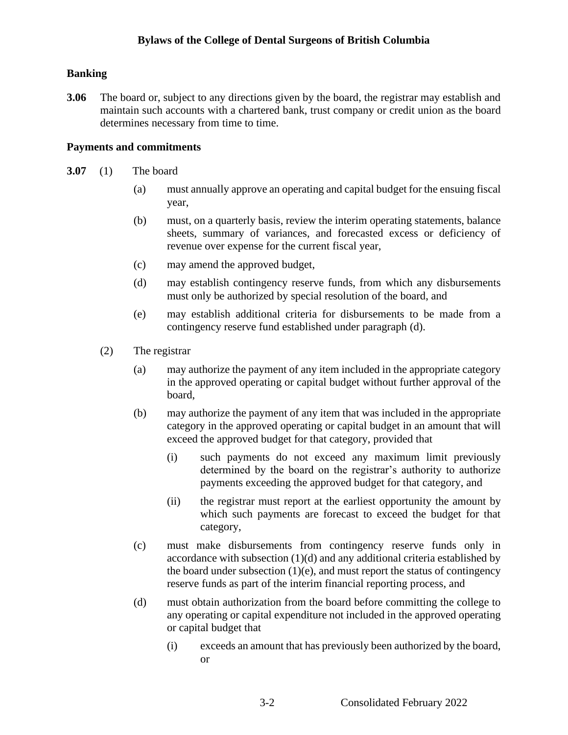### Banking

**3.06** The board or, subject to any directions given by the board, the registrar may establish and maintain such accounts with a chartered bank, trust company or credit union as the board determines necessary from time to time.

### Payments and commitments

**3.07** (1) The board

- (a) must annually approve an operating and capital budget for the ensuing fiscal year,
- (b) must, on a quarterly basis, review the interim operating statements, balance sheets, summary of variances, and forecasted excess or deficiency of revenue over expense for the current fiscal year,
- (c) may amend the approved budget,
- (d) may establish contingency reserve funds, from which any disbursements must only be authorized by special resolution of the board, and
- (e) may establish additional criteria for disbursements to be made from a contingency reserve fund established under paragraph (d).

(2) The registrar

- (a) may authorize the payment of any item included in the appropriate category in the approved operating or capital budget without further approval of the board,
- (b) may authorize the payment of any item that was included in the appropriate category in the approved operating or capital budget in an amount that will exceed the approved budget for that category, provided that
  - (i) such payments do not exceed any maximum limit previously determined by the board on the registrar's authority to authorize payments exceeding the approved budget for that category, and
  - (ii) the registrar must report at the earliest opportunity the amount by which such payments are forecast to exceed the budget for that category,
- (c) must make disbursements from contingency reserve funds only in accordance with subsection (1)(d) and any additional criteria established by the board under subsection (1)(e), and must report the status of contingency reserve funds as part of the interim financial reporting process, and
- (d) must obtain authorization from the board before committing the college to any operating or capital expenditure not included in the approved operating or capital budget that
  - (i) exceeds an amount that has previously been authorized by the board, or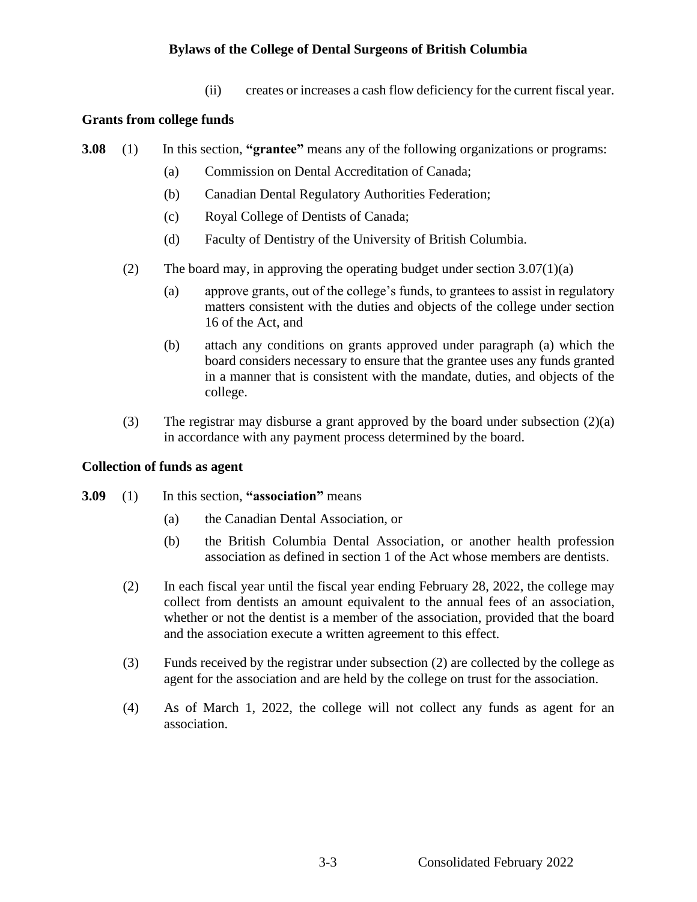(ii) creates or increases a cash flow deficiency for the current fiscal year.

### Grants from college funds

**3.08** (1) In this section, **"grantee"** means any of the following organizations or programs:

(a) Commission on Dental Accreditation of Canada;

(b) Canadian Dental Regulatory Authorities Federation;

(c) Royal College of Dentists of Canada;

(d) Faculty of Dentistry of the University of British Columbia.

(2) The board may, in approving the operating budget under section 3.07(1)(a)

(a) approve grants, out of the college's funds, to grantees to assist in regulatory matters consistent with the duties and objects of the college under section 16 of the Act, and

(b) attach any conditions on grants approved under paragraph (a) which the board considers necessary to ensure that the grantee uses any funds granted in a manner that is consistent with the mandate, duties, and objects of the college.

(3) The registrar may disburse a grant approved by the board under subsection (2)(a) in accordance with any payment process determined by the board.

### Collection of funds as agent

**3.09** (1) In this section, **"association"** means

(a) the Canadian Dental Association, or

(b) the British Columbia Dental Association, or another health profession association as defined in section 1 of the Act whose members are dentists.

(2) In each fiscal year until the fiscal year ending February 28, 2022, the college may collect from dentists an amount equivalent to the annual fees of an association, whether or not the dentist is a member of the association, provided that the board and the association execute a written agreement to this effect.

(3) Funds received by the registrar under subsection (2) are collected by the college as agent for the association and are held by the college on trust for the association.

(4) As of March 1, 2022, the college will not collect any funds as agent for an association.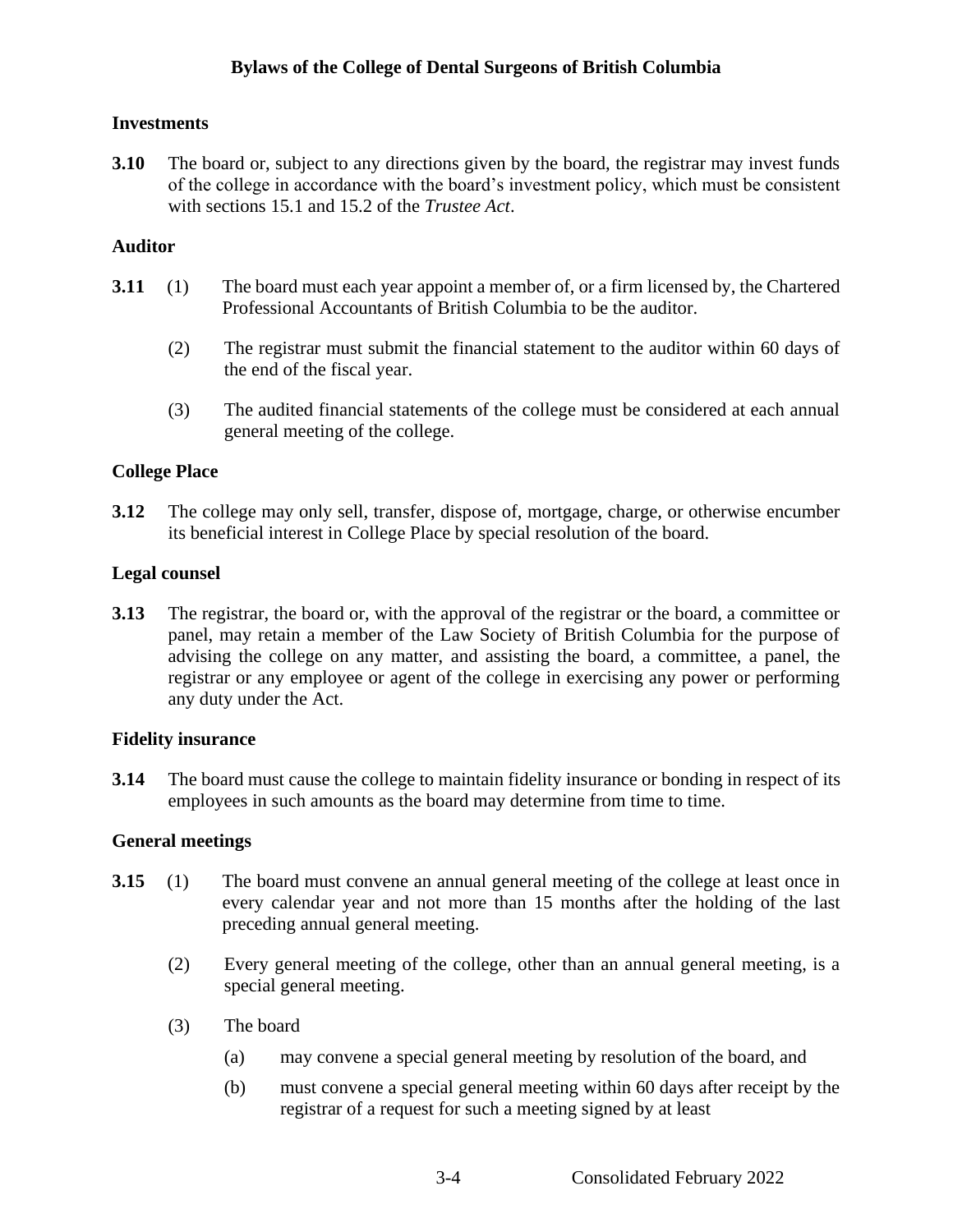### Investments

**3.10** The board or, subject to any directions given by the board, the registrar may invest funds of the college in accordance with the board's investment policy, which must be consistent with sections 15.1 and 15.2 of the *Trustee Act*.

### Auditor

**3.11** (1) The board must each year appoint a member of, or a firm licensed by, the Chartered Professional Accountants of British Columbia to be the auditor.

(2) The registrar must submit the financial statement to the auditor within 60 days of the end of the fiscal year.

(3) The audited financial statements of the college must be considered at each annual general meeting of the college.

### College Place

**3.12** The college may only sell, transfer, dispose of, mortgage, charge, or otherwise encumber its beneficial interest in College Place by special resolution of the board.

### Legal counsel

**3.13** The registrar, the board or, with the approval of the registrar or the board, a committee or panel, may retain a member of the Law Society of British Columbia for the purpose of advising the college on any matter, and assisting the board, a committee, a panel, the registrar or any employee or agent of the college in exercising any power or performing any duty under the Act.

### Fidelity insurance

**3.14** The board must cause the college to maintain fidelity insurance or bonding in respect of its employees in such amounts as the board may determine from time to time.

### General meetings

**3.15** (1) The board must convene an annual general meeting of the college at least once in every calendar year and not more than 15 months after the holding of the last preceding annual general meeting.

(2) Every general meeting of the college, other than an annual general meeting, is a special general meeting.

(3) The board

(a) may convene a special general meeting by resolution of the board, and

(b) must convene a special general meeting within 60 days after receipt by the registrar of a request for such a meeting signed by at least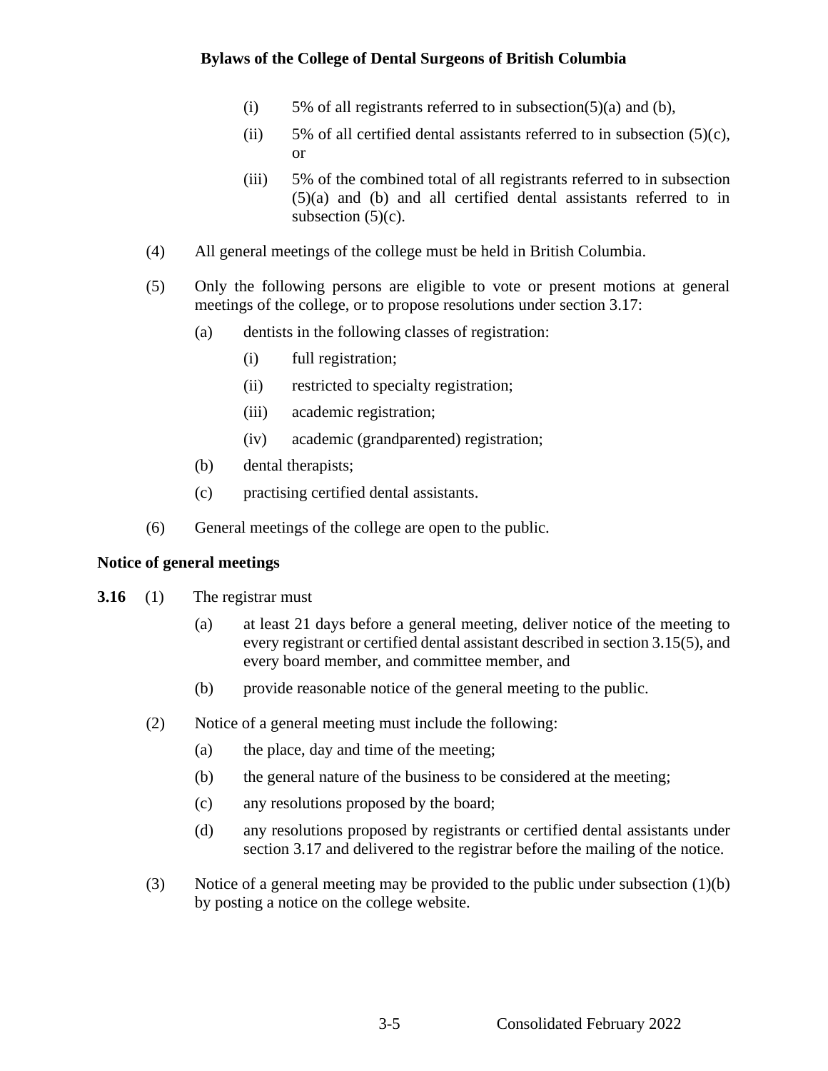(i) 5% of all registrants referred to in subsection(5)(a) and (b),

(ii) 5% of all certified dental assistants referred to in subsection (5)(c), or

(iii) 5% of the combined total of all registrants referred to in subsection (5)(a) and (b) and all certified dental assistants referred to in subsection (5)(c).

(4) All general meetings of the college must be held in British Columbia.

(5) Only the following persons are eligible to vote or present motions at general meetings of the college, or to propose resolutions under section 3.17:

(a) dentists in the following classes of registration:

(i) full registration;

(ii) restricted to specialty registration;

(iii) academic registration;

(iv) academic (grandparented) registration;

(b) dental therapists;

(c) practising certified dental assistants.

(6) General meetings of the college are open to the public.

**Notice of general meetings**

**3.16** (1) The registrar must

(a) at least 21 days before a general meeting, deliver notice of the meeting to every registrant or certified dental assistant described in section 3.15(5), and every board member, and committee member, and

(b) provide reasonable notice of the general meeting to the public.

(2) Notice of a general meeting must include the following:

(a) the place, day and time of the meeting;

(b) the general nature of the business to be considered at the meeting;

(c) any resolutions proposed by the board;

(d) any resolutions proposed by registrants or certified dental assistants under section 3.17 and delivered to the registrar before the mailing of the notice.

(3) Notice of a general meeting may be provided to the public under subsection (1)(b) by posting a notice on the college website.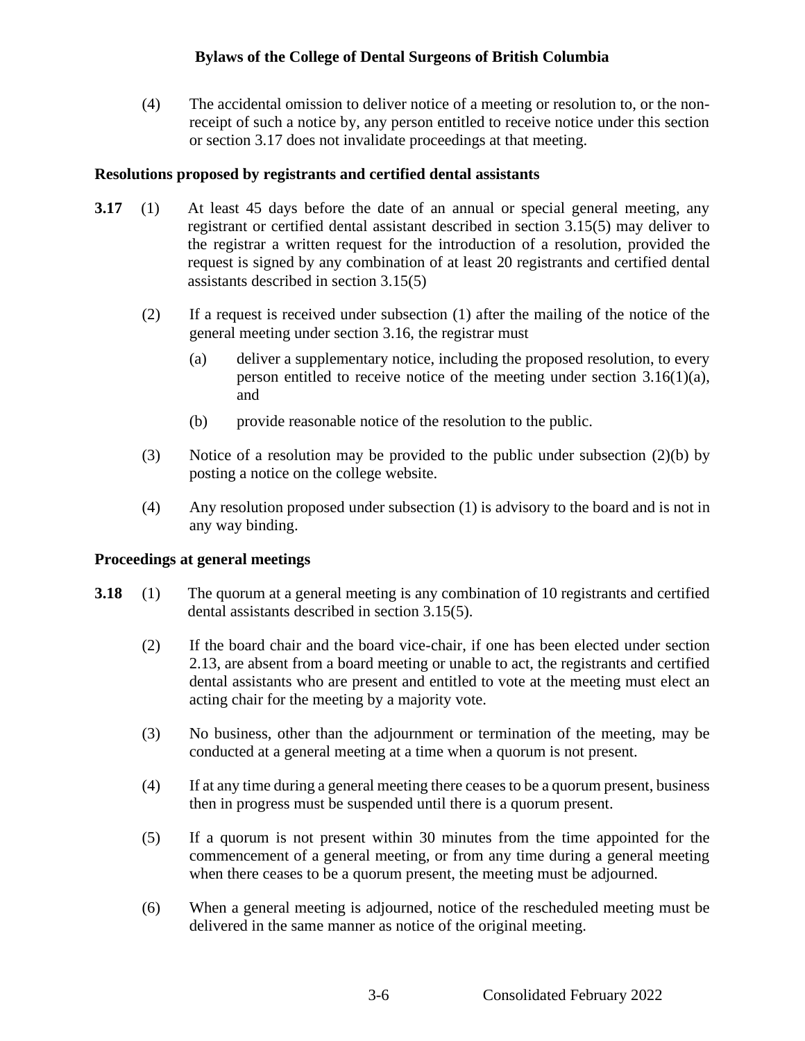(4) The accidental omission to deliver notice of a meeting or resolution to, or the non-receipt of such a notice by, any person entitled to receive notice under this section or section 3.17 does not invalidate proceedings at that meeting.

### Resolutions proposed by registrants and certified dental assistants

**3.17** (1) At least 45 days before the date of an annual or special general meeting, any registrant or certified dental assistant described in section 3.15(5) may deliver to the registrar a written request for the introduction of a resolution, provided the request is signed by any combination of at least 20 registrants and certified dental assistants described in section 3.15(5)

(2) If a request is received under subsection (1) after the mailing of the notice of the general meeting under section 3.16, the registrar must

(a) deliver a supplementary notice, including the proposed resolution, to every person entitled to receive notice of the meeting under section 3.16(1)(a), and

(b) provide reasonable notice of the resolution to the public.

(3) Notice of a resolution may be provided to the public under subsection (2)(b) by posting a notice on the college website.

(4) Any resolution proposed under subsection (1) is advisory to the board and is not in any way binding.

### Proceedings at general meetings

**3.18** (1) The quorum at a general meeting is any combination of 10 registrants and certified dental assistants described in section 3.15(5).

(2) If the board chair and the board vice-chair, if one has been elected under section 2.13, are absent from a board meeting or unable to act, the registrants and certified dental assistants who are present and entitled to vote at the meeting must elect an acting chair for the meeting by a majority vote.

(3) No business, other than the adjournment or termination of the meeting, may be conducted at a general meeting at a time when a quorum is not present.

(4) If at any time during a general meeting there ceases to be a quorum present, business then in progress must be suspended until there is a quorum present.

(5) If a quorum is not present within 30 minutes from the time appointed for the commencement of a general meeting, or from any time during a general meeting when there ceases to be a quorum present, the meeting must be adjourned.

(6) When a general meeting is adjourned, notice of the rescheduled meeting must be delivered in the same manner as notice of the original meeting.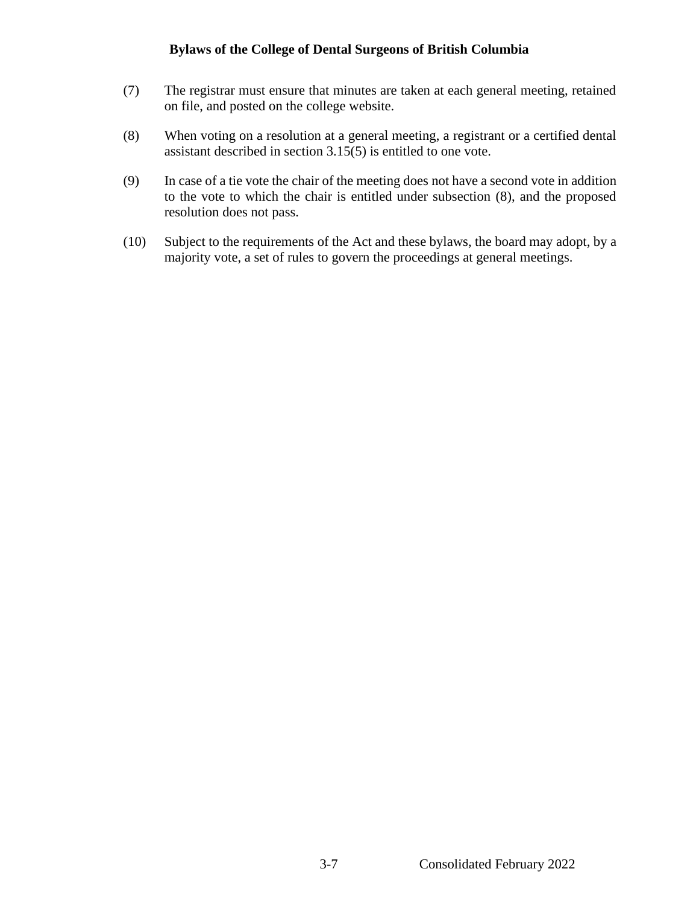(7) The registrar must ensure that minutes are taken at each general meeting, retained on file, and posted on the college website.

(8) When voting on a resolution at a general meeting, a registrant or a certified dental assistant described in section 3.15(5) is entitled to one vote.

(9) In case of a tie vote the chair of the meeting does not have a second vote in addition to the vote to which the chair is entitled under subsection (8), and the proposed resolution does not pass.

(10) Subject to the requirements of the Act and these bylaws, the board may adopt, by a majority vote, a set of rules to govern the proceedings at general meetings.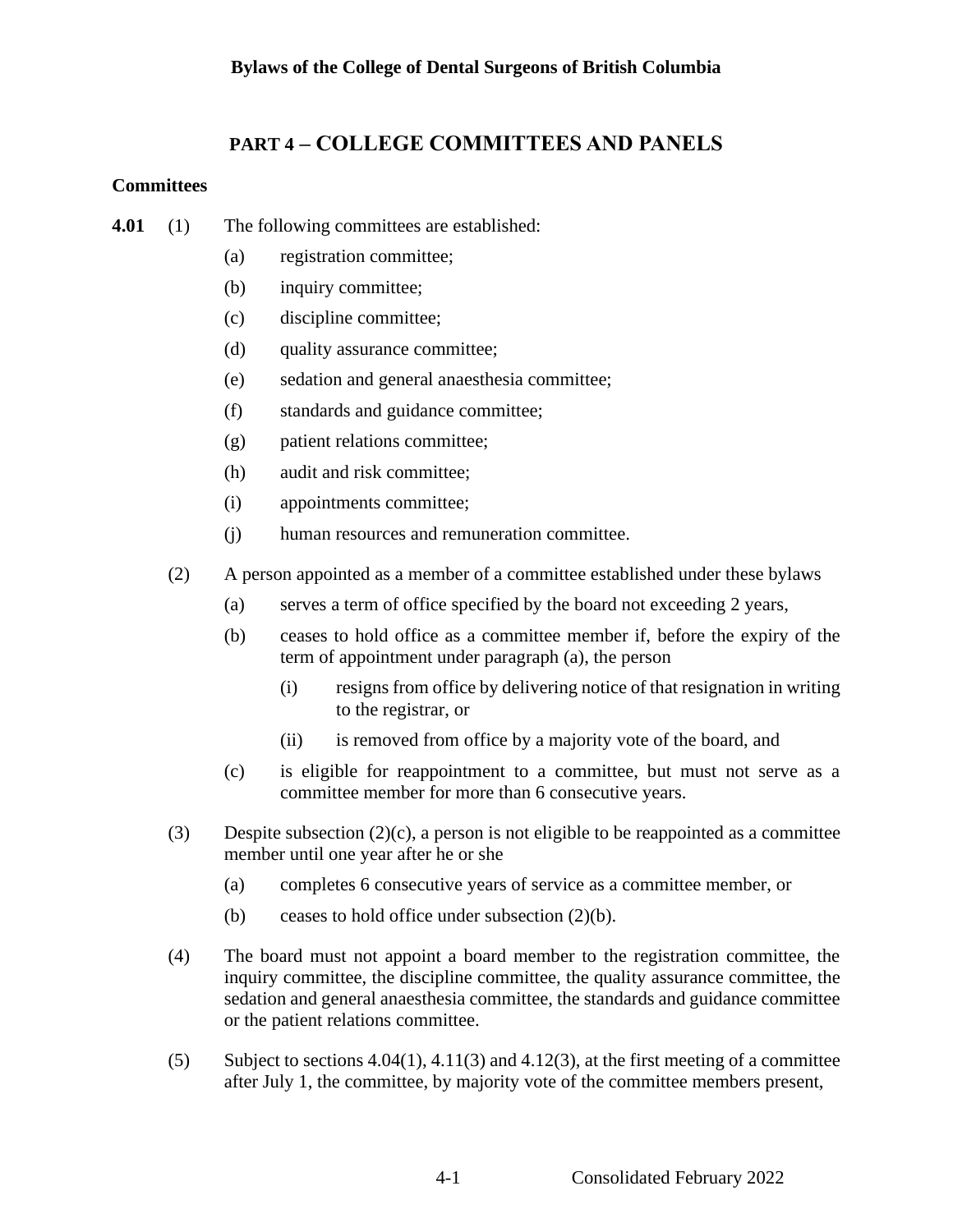# PART 4 – COLLEGE COMMITTEES AND PANELS

## Committees

**4.01** (1) The following committees are established:

- (a) registration committee;
- (b) inquiry committee;
- (c) discipline committee;
- (d) quality assurance committee;
- (e) sedation and general anaesthesia committee;
- (f) standards and guidance committee;
- (g) patient relations committee;
- (h) audit and risk committee;
- (i) appointments committee;
- (j) human resources and remuneration committee.

(2) A person appointed as a member of a committee established under these bylaws

- (a) serves a term of office specified by the board not exceeding 2 years,
- (b) ceases to hold office as a committee member if, before the expiry of the term of appointment under paragraph (a), the person
  - (i) resigns from office by delivering notice of that resignation in writing to the registrar, or
  - (ii) is removed from office by a majority vote of the board, and
- (c) is eligible for reappointment to a committee, but must not serve as a committee member for more than 6 consecutive years.

(3) Despite subsection (2)(c), a person is not eligible to be reappointed as a committee member until one year after he or she

- (a) completes 6 consecutive years of service as a committee member, or
- (b) ceases to hold office under subsection (2)(b).

(4) The board must not appoint a board member to the registration committee, the inquiry committee, the discipline committee, the quality assurance committee, the sedation and general anaesthesia committee, the standards and guidance committee or the patient relations committee.

(5) Subject to sections 4.04(1), 4.11(3) and 4.12(3), at the first meeting of a committee after July 1, the committee, by majority vote of the committee members present,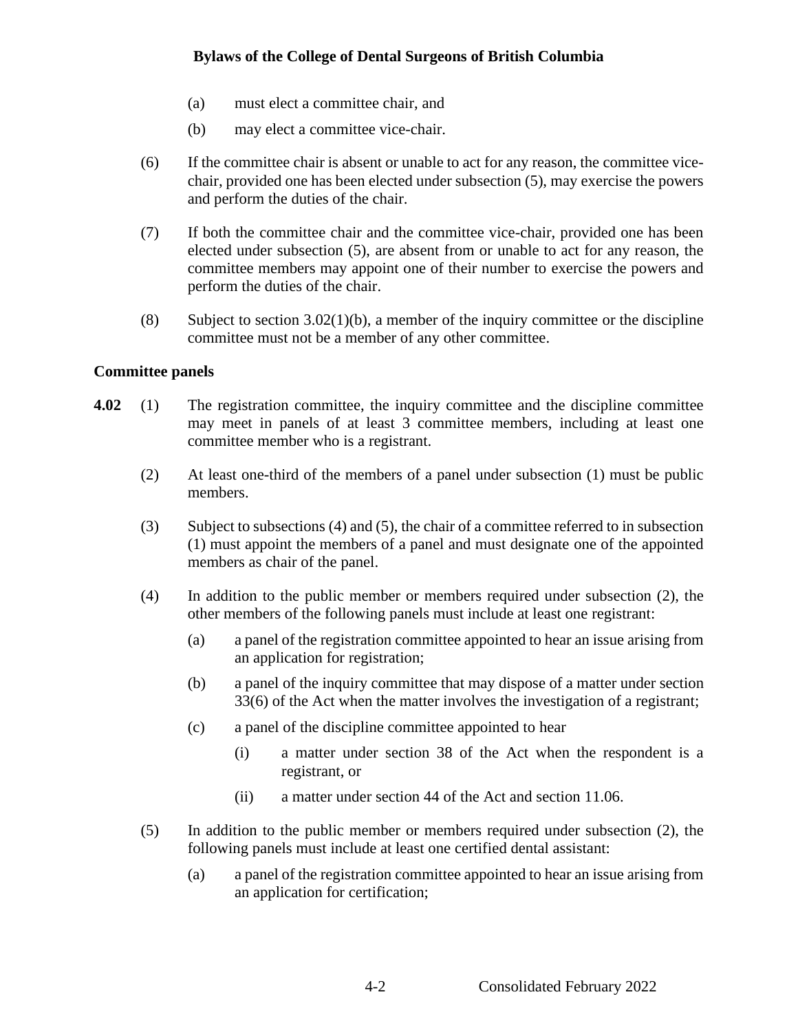(a) must elect a committee chair, and

(b) may elect a committee vice-chair.

(6) If the committee chair is absent or unable to act for any reason, the committee vice-chair, provided one has been elected under subsection (5), may exercise the powers and perform the duties of the chair.

(7) If both the committee chair and the committee vice-chair, provided one has been elected under subsection (5), are absent from or unable to act for any reason, the committee members may appoint one of their number to exercise the powers and perform the duties of the chair.

(8) Subject to section 3.02(1)(b), a member of the inquiry committee or the discipline committee must not be a member of any other committee.

**Committee panels**

**4.02** (1) The registration committee, the inquiry committee and the discipline committee may meet in panels of at least 3 committee members, including at least one committee member who is a registrant.

(2) At least one-third of the members of a panel under subsection (1) must be public members.

(3) Subject to subsections (4) and (5), the chair of a committee referred to in subsection (1) must appoint the members of a panel and must designate one of the appointed members as chair of the panel.

(4) In addition to the public member or members required under subsection (2), the other members of the following panels must include at least one registrant:

(a) a panel of the registration committee appointed to hear an issue arising from an application for registration;

(b) a panel of the inquiry committee that may dispose of a matter under section 33(6) of the Act when the matter involves the investigation of a registrant;

(c) a panel of the discipline committee appointed to hear

(i) a matter under section 38 of the Act when the respondent is a registrant, or

(ii) a matter under section 44 of the Act and section 11.06.

(5) In addition to the public member or members required under subsection (2), the following panels must include at least one certified dental assistant:

(a) a panel of the registration committee appointed to hear an issue arising from an application for certification;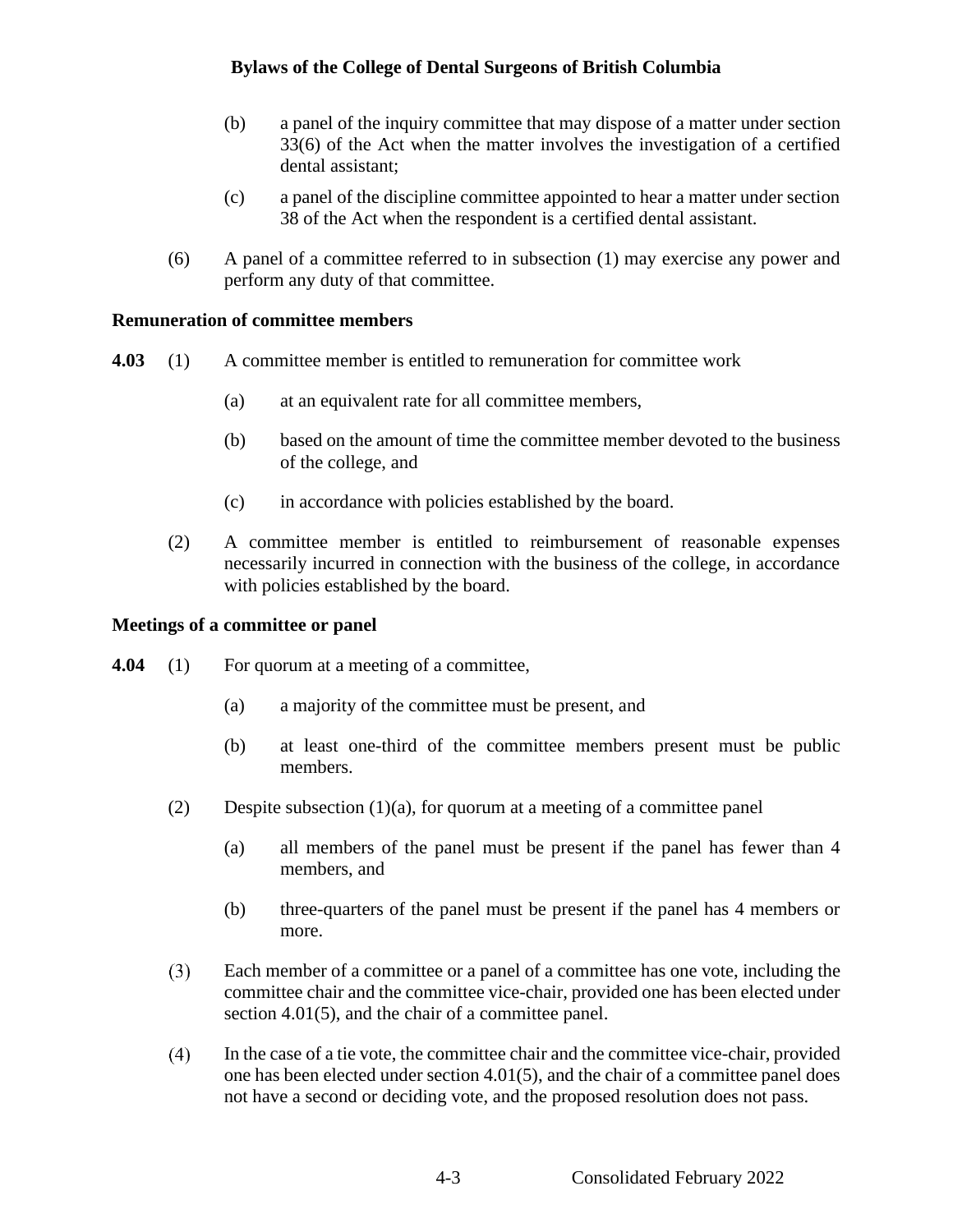(b) a panel of the inquiry committee that may dispose of a matter under section 33(6) of the Act when the matter involves the investigation of a certified dental assistant;

(c) a panel of the discipline committee appointed to hear a matter under section 38 of the Act when the respondent is a certified dental assistant.

(6) A panel of a committee referred to in subsection (1) may exercise any power and perform any duty of that committee.

**Remuneration of committee members**

**4.03** (1) A committee member is entitled to remuneration for committee work

(a) at an equivalent rate for all committee members,

(b) based on the amount of time the committee member devoted to the business of the college, and

(c) in accordance with policies established by the board.

(2) A committee member is entitled to reimbursement of reasonable expenses necessarily incurred in connection with the business of the college, in accordance with policies established by the board.

**Meetings of a committee or panel**

**4.04** (1) For quorum at a meeting of a committee,

(a) a majority of the committee must be present, and

(b) at least one-third of the committee members present must be public members.

(2) Despite subsection (1)(a), for quorum at a meeting of a committee panel

(a) all members of the panel must be present if the panel has fewer than 4 members, and

(b) three-quarters of the panel must be present if the panel has 4 members or more.

(3) Each member of a committee or a panel of a committee has one vote, including the committee chair and the committee vice-chair, provided one has been elected under section 4.01(5), and the chair of a committee panel.

(4) In the case of a tie vote, the committee chair and the committee vice-chair, provided one has been elected under section 4.01(5), and the chair of a committee panel does not have a second or deciding vote, and the proposed resolution does not pass.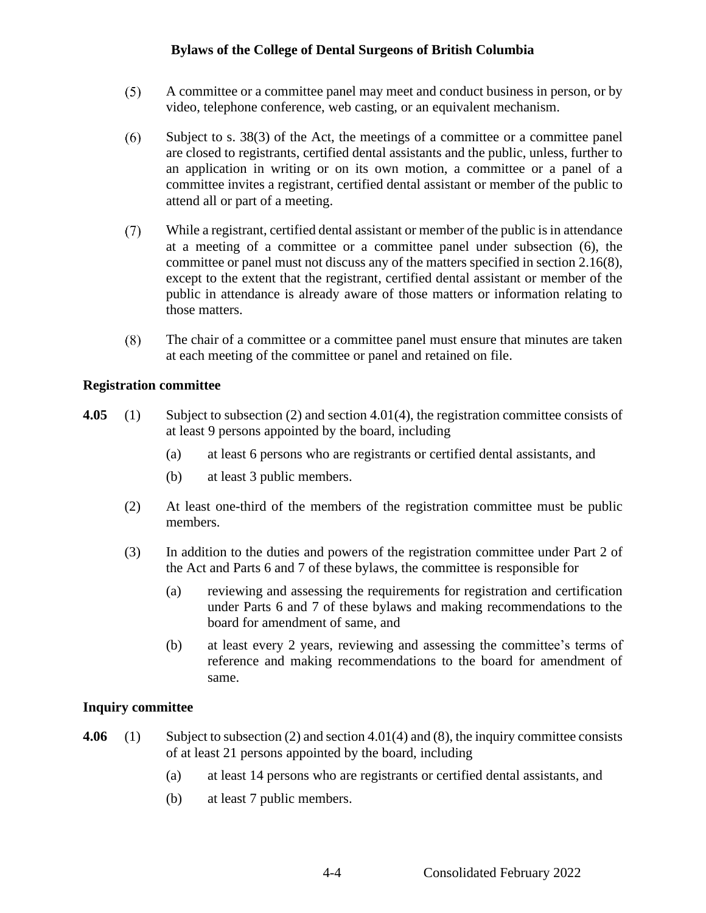(5) A committee or a committee panel may meet and conduct business in person, or by video, telephone conference, web casting, or an equivalent mechanism.

(6) Subject to s. 38(3) of the Act, the meetings of a committee or a committee panel are closed to registrants, certified dental assistants and the public, unless, further to an application in writing or on its own motion, a committee or a panel of a committee invites a registrant, certified dental assistant or member of the public to attend all or part of a meeting.

(7) While a registrant, certified dental assistant or member of the public is in attendance at a meeting of a committee or a committee panel under subsection (6), the committee or panel must not discuss any of the matters specified in section 2.16(8), except to the extent that the registrant, certified dental assistant or member of the public in attendance is already aware of those matters or information relating to those matters.

(8) The chair of a committee or a committee panel must ensure that minutes are taken at each meeting of the committee or panel and retained on file.

### Registration committee

**4.05** (1) Subject to subsection (2) and section 4.01(4), the registration committee consists of at least 9 persons appointed by the board, including

- (a) at least 6 persons who are registrants or certified dental assistants, and
- (b) at least 3 public members.

(2) At least one-third of the members of the registration committee must be public members.

(3) In addition to the duties and powers of the registration committee under Part 2 of the Act and Parts 6 and 7 of these bylaws, the committee is responsible for

- (a) reviewing and assessing the requirements for registration and certification under Parts 6 and 7 of these bylaws and making recommendations to the board for amendment of same, and
- (b) at least every 2 years, reviewing and assessing the committee's terms of reference and making recommendations to the board for amendment of same.

### Inquiry committee

**4.06** (1) Subject to subsection (2) and section 4.01(4) and (8), the inquiry committee consists of at least 21 persons appointed by the board, including

- (a) at least 14 persons who are registrants or certified dental assistants, and
- (b) at least 7 public members.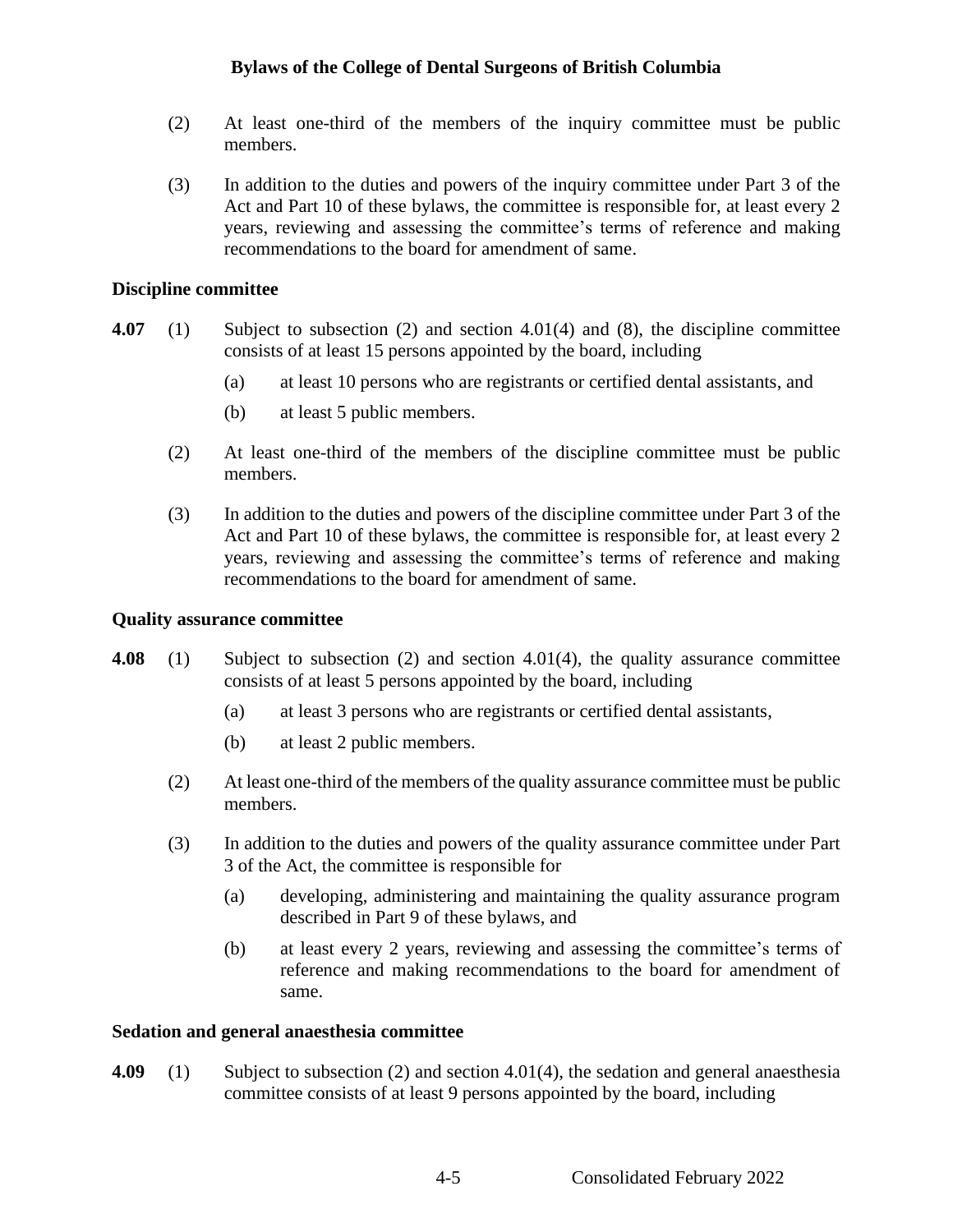(2) At least one-third of the members of the inquiry committee must be public members.

(3) In addition to the duties and powers of the inquiry committee under Part 3 of the Act and Part 10 of these bylaws, the committee is responsible for, at least every 2 years, reviewing and assessing the committee's terms of reference and making recommendations to the board for amendment of same.

**Discipline committee**

**4.07** (1) Subject to subsection (2) and section 4.01(4) and (8), the discipline committee consists of at least 15 persons appointed by the board, including

(a) at least 10 persons who are registrants or certified dental assistants, and

(b) at least 5 public members.

(2) At least one-third of the members of the discipline committee must be public members.

(3) In addition to the duties and powers of the discipline committee under Part 3 of the Act and Part 10 of these bylaws, the committee is responsible for, at least every 2 years, reviewing and assessing the committee's terms of reference and making recommendations to the board for amendment of same.

**Quality assurance committee**

**4.08** (1) Subject to subsection (2) and section 4.01(4), the quality assurance committee consists of at least 5 persons appointed by the board, including

(a) at least 3 persons who are registrants or certified dental assistants,

(b) at least 2 public members.

(2) At least one-third of the members of the quality assurance committee must be public members.

(3) In addition to the duties and powers of the quality assurance committee under Part 3 of the Act, the committee is responsible for

(a) developing, administering and maintaining the quality assurance program described in Part 9 of these bylaws, and

(b) at least every 2 years, reviewing and assessing the committee's terms of reference and making recommendations to the board for amendment of same.

**Sedation and general anaesthesia committee**

**4.09** (1) Subject to subsection (2) and section 4.01(4), the sedation and general anaesthesia committee consists of at least 9 persons appointed by the board, including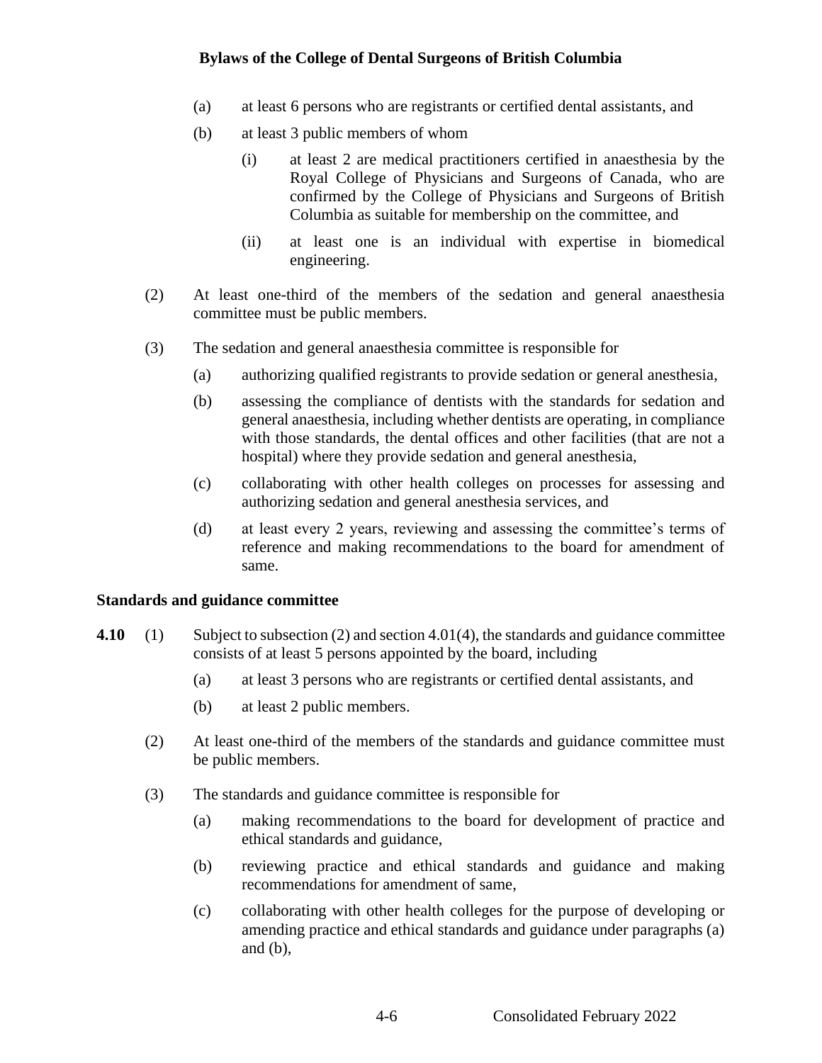(a) at least 6 persons who are registrants or certified dental assistants, and

(b) at least 3 public members of whom

(i) at least 2 are medical practitioners certified in anaesthesia by the Royal College of Physicians and Surgeons of Canada, who are confirmed by the College of Physicians and Surgeons of British Columbia as suitable for membership on the committee, and

(ii) at least one is an individual with expertise in biomedical engineering.

(2) At least one-third of the members of the sedation and general anaesthesia committee must be public members.

(3) The sedation and general anaesthesia committee is responsible for

(a) authorizing qualified registrants to provide sedation or general anesthesia,

(b) assessing the compliance of dentists with the standards for sedation and general anaesthesia, including whether dentists are operating, in compliance with those standards, the dental offices and other facilities (that are not a hospital) where they provide sedation and general anesthesia,

(c) collaborating with other health colleges on processes for assessing and authorizing sedation and general anesthesia services, and

(d) at least every 2 years, reviewing and assessing the committee's terms of reference and making recommendations to the board for amendment of same.

### Standards and guidance committee

**4.10** (1) Subject to subsection (2) and section 4.01(4), the standards and guidance committee consists of at least 5 persons appointed by the board, including

(a) at least 3 persons who are registrants or certified dental assistants, and

(b) at least 2 public members.

(2) At least one-third of the members of the standards and guidance committee must be public members.

(3) The standards and guidance committee is responsible for

(a) making recommendations to the board for development of practice and ethical standards and guidance,

(b) reviewing practice and ethical standards and guidance and making recommendations for amendment of same,

(c) collaborating with other health colleges for the purpose of developing or amending practice and ethical standards and guidance under paragraphs (a) and (b),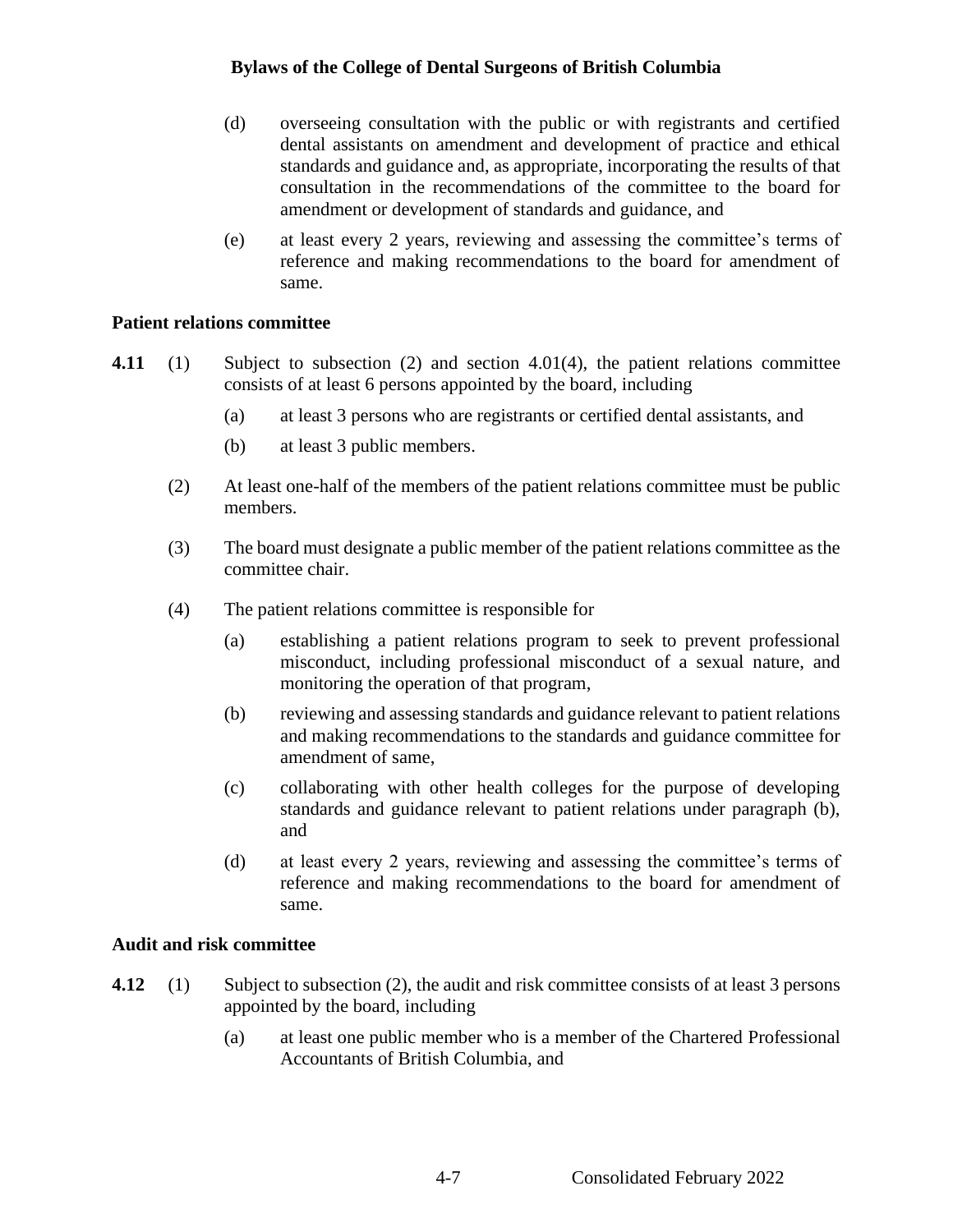(d) overseeing consultation with the public or with registrants and certified dental assistants on amendment and development of practice and ethical standards and guidance and, as appropriate, incorporating the results of that consultation in the recommendations of the committee to the board for amendment or development of standards and guidance, and

(e) at least every 2 years, reviewing and assessing the committee's terms of reference and making recommendations to the board for amendment of same.

### Patient relations committee

**4.11** (1) Subject to subsection (2) and section 4.01(4), the patient relations committee consists of at least 6 persons appointed by the board, including

(a) at least 3 persons who are registrants or certified dental assistants, and

(b) at least 3 public members.

(2) At least one-half of the members of the patient relations committee must be public members.

(3) The board must designate a public member of the patient relations committee as the committee chair.

(4) The patient relations committee is responsible for

(a) establishing a patient relations program to seek to prevent professional misconduct, including professional misconduct of a sexual nature, and monitoring the operation of that program,

(b) reviewing and assessing standards and guidance relevant to patient relations and making recommendations to the standards and guidance committee for amendment of same,

(c) collaborating with other health colleges for the purpose of developing standards and guidance relevant to patient relations under paragraph (b), and

(d) at least every 2 years, reviewing and assessing the committee's terms of reference and making recommendations to the board for amendment of same.

### Audit and risk committee

**4.12** (1) Subject to subsection (2), the audit and risk committee consists of at least 3 persons appointed by the board, including

(a) at least one public member who is a member of the Chartered Professional Accountants of British Columbia, and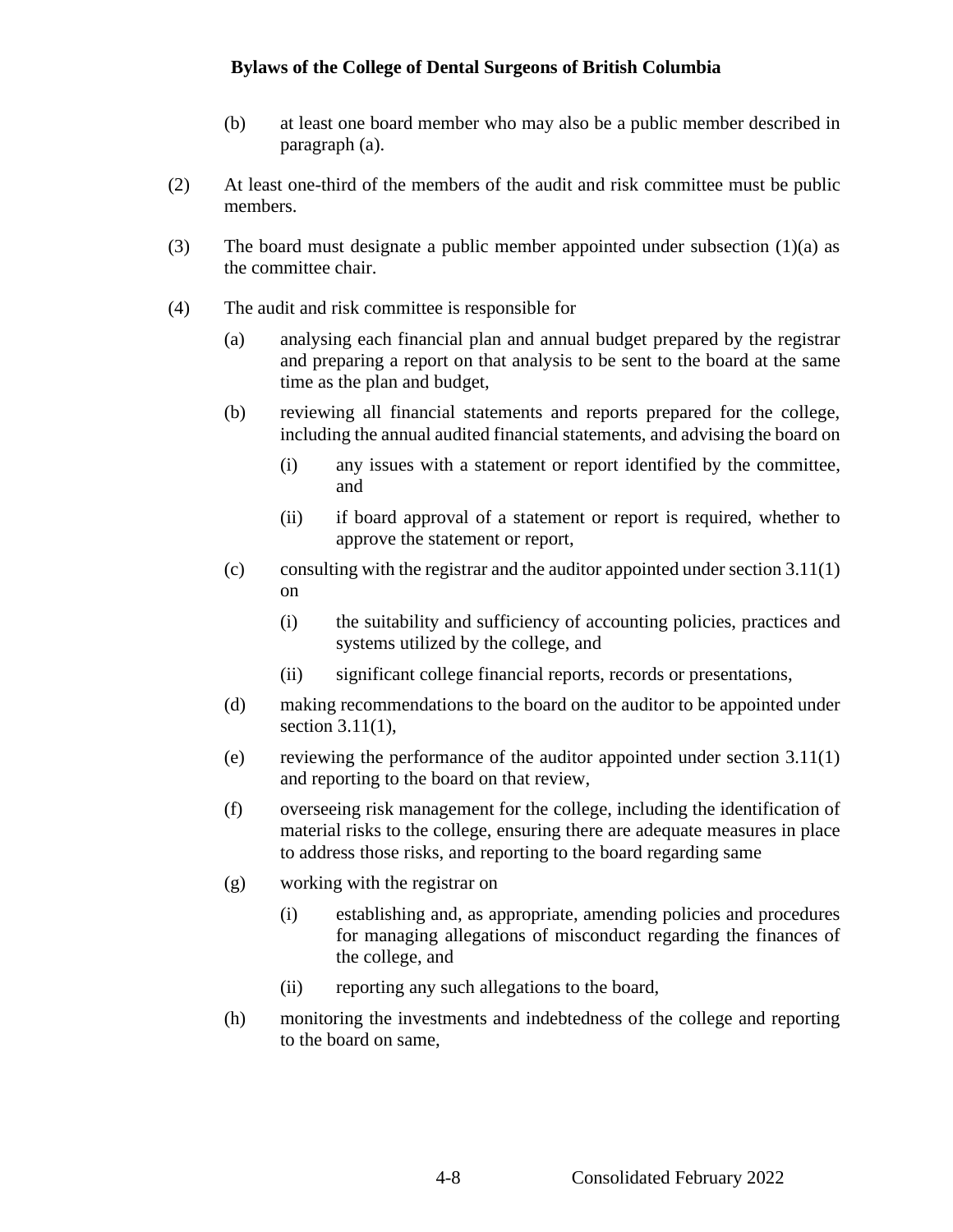(b) at least one board member who may also be a public member described in paragraph (a).

(2) At least one-third of the members of the audit and risk committee must be public members.

(3) The board must designate a public member appointed under subsection (1)(a) as the committee chair.

(4) The audit and risk committee is responsible for

(a) analysing each financial plan and annual budget prepared by the registrar and preparing a report on that analysis to be sent to the board at the same time as the plan and budget,

(b) reviewing all financial statements and reports prepared for the college, including the annual audited financial statements, and advising the board on

(i) any issues with a statement or report identified by the committee, and

(ii) if board approval of a statement or report is required, whether to approve the statement or report,

(c) consulting with the registrar and the auditor appointed under section 3.11(1) on

(i) the suitability and sufficiency of accounting policies, practices and systems utilized by the college, and

(ii) significant college financial reports, records or presentations,

(d) making recommendations to the board on the auditor to be appointed under section 3.11(1),

(e) reviewing the performance of the auditor appointed under section 3.11(1) and reporting to the board on that review,

(f) overseeing risk management for the college, including the identification of material risks to the college, ensuring there are adequate measures in place to address those risks, and reporting to the board regarding same

(g) working with the registrar on

(i) establishing and, as appropriate, amending policies and procedures for managing allegations of misconduct regarding the finances of the college, and

(ii) reporting any such allegations to the board,

(h) monitoring the investments and indebtedness of the college and reporting to the board on same,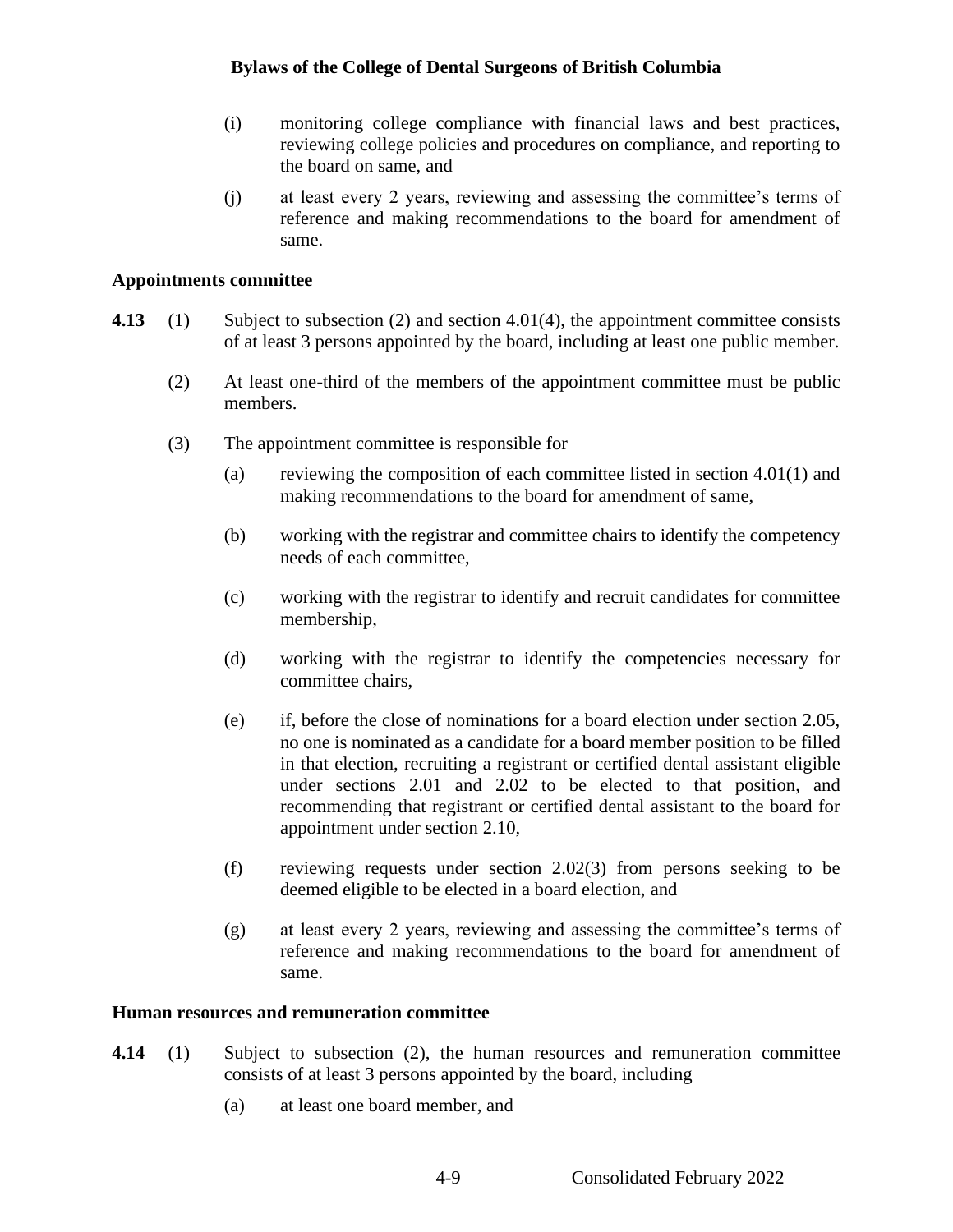(i) monitoring college compliance with financial laws and best practices, reviewing college policies and procedures on compliance, and reporting to the board on same, and

(j) at least every 2 years, reviewing and assessing the committee's terms of reference and making recommendations to the board for amendment of same.

### Appointments committee

**4.13** (1) Subject to subsection (2) and section 4.01(4), the appointment committee consists of at least 3 persons appointed by the board, including at least one public member.

(2) At least one-third of the members of the appointment committee must be public members.

(3) The appointment committee is responsible for

(a) reviewing the composition of each committee listed in section 4.01(1) and making recommendations to the board for amendment of same,

(b) working with the registrar and committee chairs to identify the competency needs of each committee,

(c) working with the registrar to identify and recruit candidates for committee membership,

(d) working with the registrar to identify the competencies necessary for committee chairs,

(e) if, before the close of nominations for a board election under section 2.05, no one is nominated as a candidate for a board member position to be filled in that election, recruiting a registrant or certified dental assistant eligible under sections 2.01 and 2.02 to be elected to that position, and recommending that registrant or certified dental assistant to the board for appointment under section 2.10,

(f) reviewing requests under section 2.02(3) from persons seeking to be deemed eligible to be elected in a board election, and

(g) at least every 2 years, reviewing and assessing the committee's terms of reference and making recommendations to the board for amendment of same.

### Human resources and remuneration committee

**4.14** (1) Subject to subsection (2), the human resources and remuneration committee consists of at least 3 persons appointed by the board, including

(a) at least one board member, and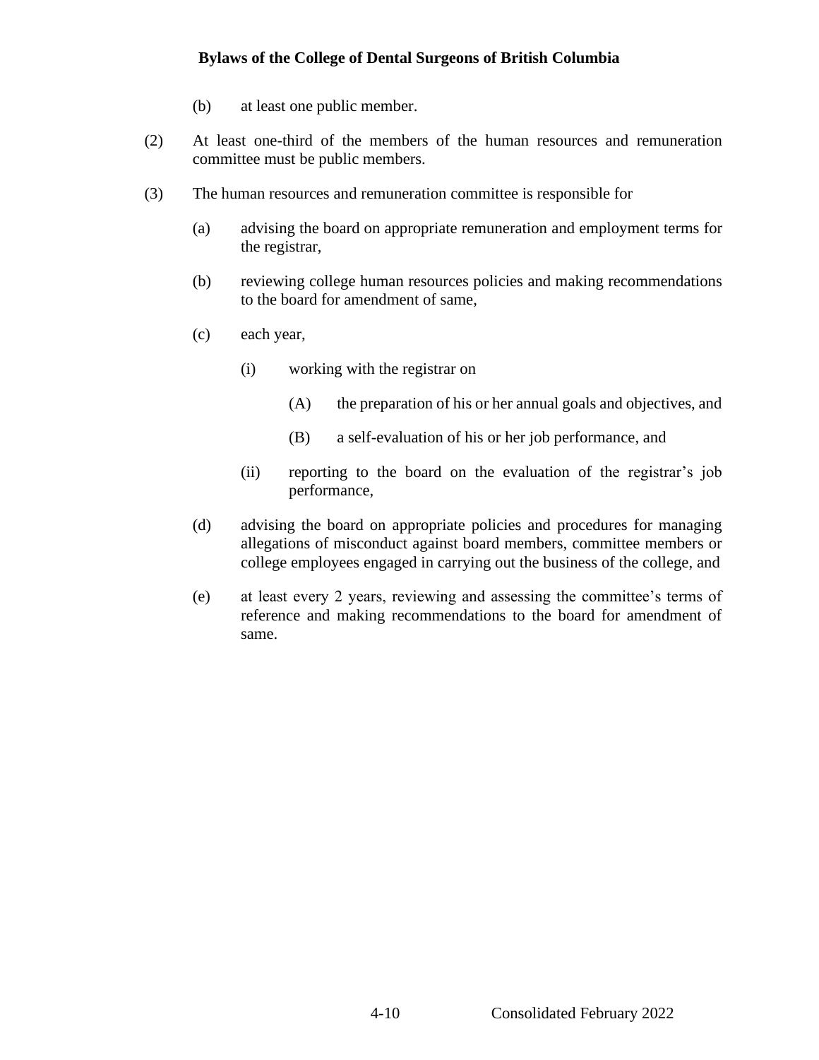(b) at least one public member.

(2) At least one-third of the members of the human resources and remuneration committee must be public members.

(3) The human resources and remuneration committee is responsible for

(a) advising the board on appropriate remuneration and employment terms for the registrar,

(b) reviewing college human resources policies and making recommendations to the board for amendment of same,

(c) each year,

(i) working with the registrar on

(A) the preparation of his or her annual goals and objectives, and

(B) a self-evaluation of his or her job performance, and

(ii) reporting to the board on the evaluation of the registrar's job performance,

(d) advising the board on appropriate policies and procedures for managing allegations of misconduct against board members, committee members or college employees engaged in carrying out the business of the college, and

(e) at least every 2 years, reviewing and assessing the committee's terms of reference and making recommendations to the board for amendment of same.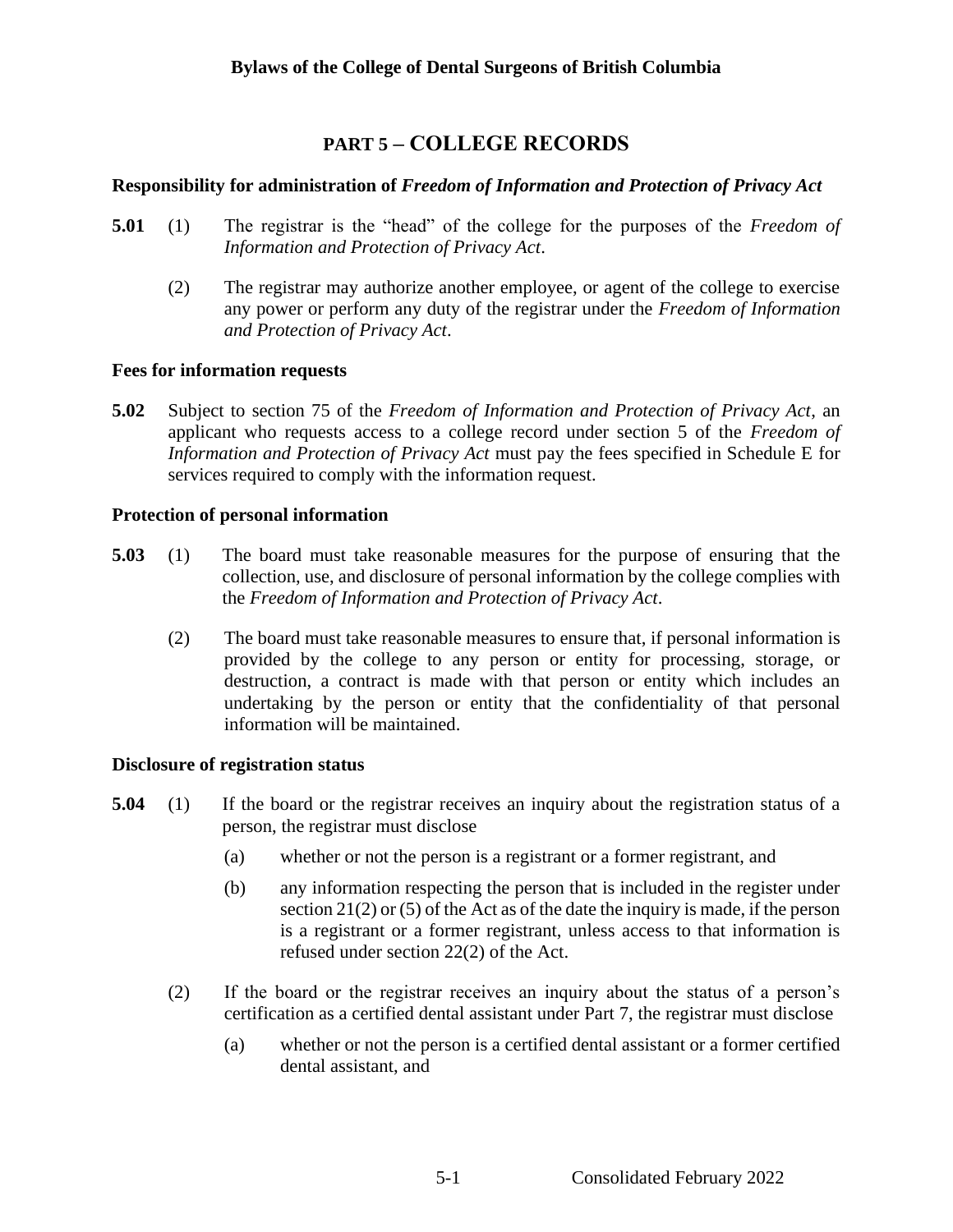# PART 5 – COLLEGE RECORDS

### Responsibility for administration of *Freedom of Information and Protection of Privacy Act*

**5.01** (1) The registrar is the "head" of the college for the purposes of the *Freedom of Information and Protection of Privacy Act*.

(2) The registrar may authorize another employee, or agent of the college to exercise any power or perform any duty of the registrar under the *Freedom of Information and Protection of Privacy Act*.

### Fees for information requests

**5.02** Subject to section 75 of the *Freedom of Information and Protection of Privacy Act*, an applicant who requests access to a college record under section 5 of the *Freedom of Information and Protection of Privacy Act* must pay the fees specified in Schedule E for services required to comply with the information request.

### Protection of personal information

**5.03** (1) The board must take reasonable measures for the purpose of ensuring that the collection, use, and disclosure of personal information by the college complies with the *Freedom of Information and Protection of Privacy Act*.

(2) The board must take reasonable measures to ensure that, if personal information is provided by the college to any person or entity for processing, storage, or destruction, a contract is made with that person or entity which includes an undertaking by the person or entity that the confidentiality of that personal information will be maintained.

### Disclosure of registration status

**5.04** (1) If the board or the registrar receives an inquiry about the registration status of a person, the registrar must disclose

(a) whether or not the person is a registrant or a former registrant, and

(b) any information respecting the person that is included in the register under section 21(2) or (5) of the Act as of the date the inquiry is made, if the person is a registrant or a former registrant, unless access to that information is refused under section 22(2) of the Act.

(2) If the board or the registrar receives an inquiry about the status of a person's certification as a certified dental assistant under Part 7, the registrar must disclose

(a) whether or not the person is a certified dental assistant or a former certified dental assistant, and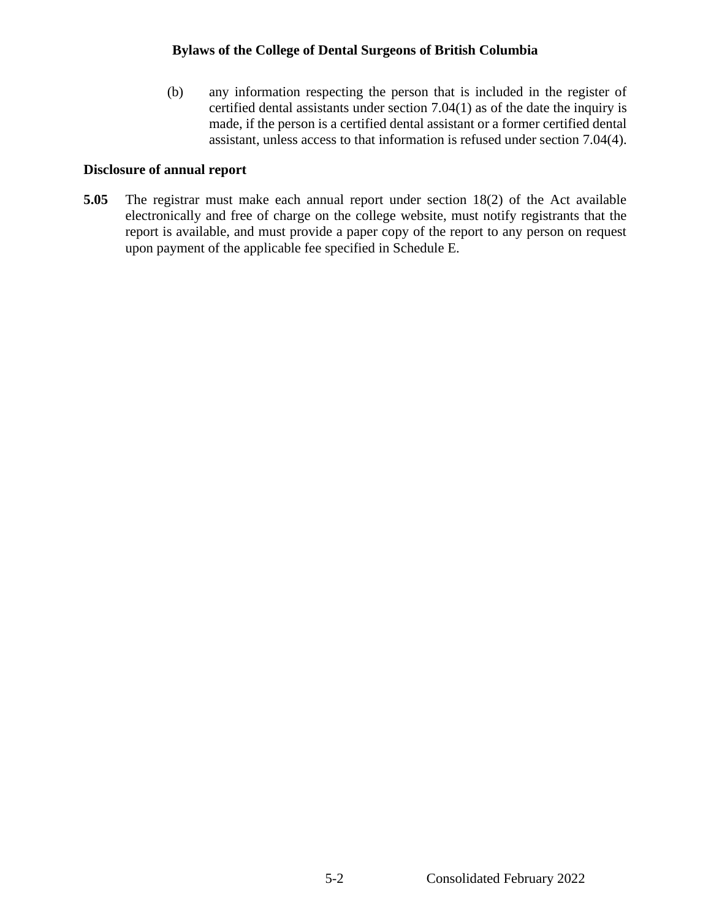(b) any information respecting the person that is included in the register of certified dental assistants under section 7.04(1) as of the date the inquiry is made, if the person is a certified dental assistant or a former certified dental assistant, unless access to that information is refused under section 7.04(4).

**Disclosure of annual report**

**5.05** The registrar must make each annual report under section 18(2) of the Act available electronically and free of charge on the college website, must notify registrants that the report is available, and must provide a paper copy of the report to any person on request upon payment of the applicable fee specified in Schedule E.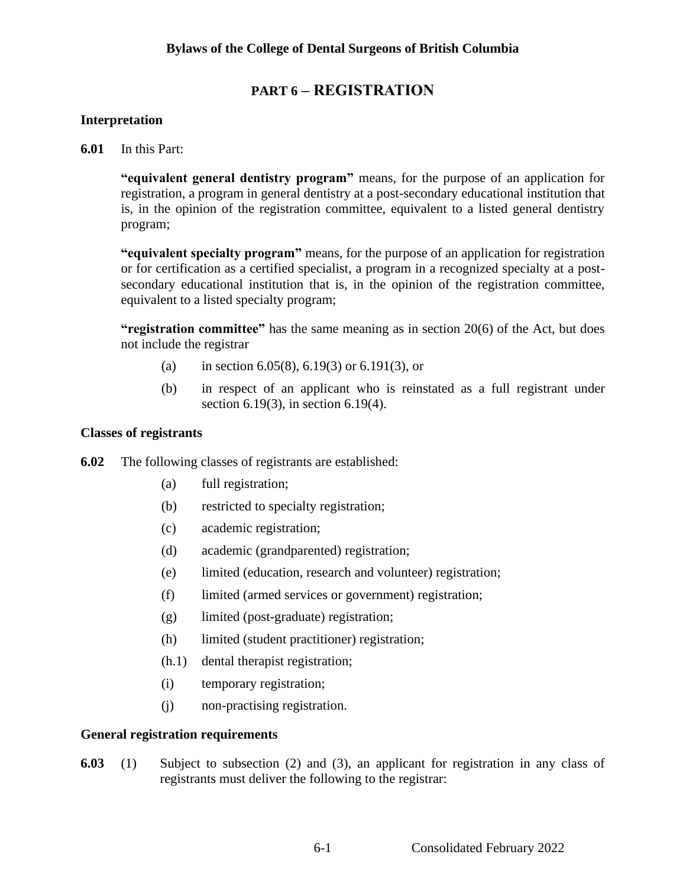# PART 6 – REGISTRATION

## Interpretation

**6.01** In this Part:

**"equivalent general dentistry program"** means, for the purpose of an application for registration, a program in general dentistry at a post-secondary educational institution that is, in the opinion of the registration committee, equivalent to a listed general dentistry program;

**"equivalent specialty program"** means, for the purpose of an application for registration or for certification as a certified specialist, a program in a recognized specialty at a post-secondary educational institution that is, in the opinion of the registration committee, equivalent to a listed specialty program;

**"registration committee"** has the same meaning as in section 20(6) of the Act, but does not include the registrar

- (a) in section 6.05(8), 6.19(3) or 6.191(3), or
- (b) in respect of an applicant who is reinstated as a full registrant under section 6.19(3), in section 6.19(4).

## Classes of registrants

**6.02** The following classes of registrants are established:

- (a) full registration;
- (b) restricted to specialty registration;
- (c) academic registration;
- (d) academic (grandparented) registration;
- (e) limited (education, research and volunteer) registration;
- (f) limited (armed services or government) registration;
- (g) limited (post-graduate) registration;
- (h) limited (student practitioner) registration;
- (h.1) dental therapist registration;
- (i) temporary registration;
- (j) non-practising registration.

## General registration requirements

**6.03** (1) Subject to subsection (2) and (3), an applicant for registration in any class of registrants must deliver the following to the registrar: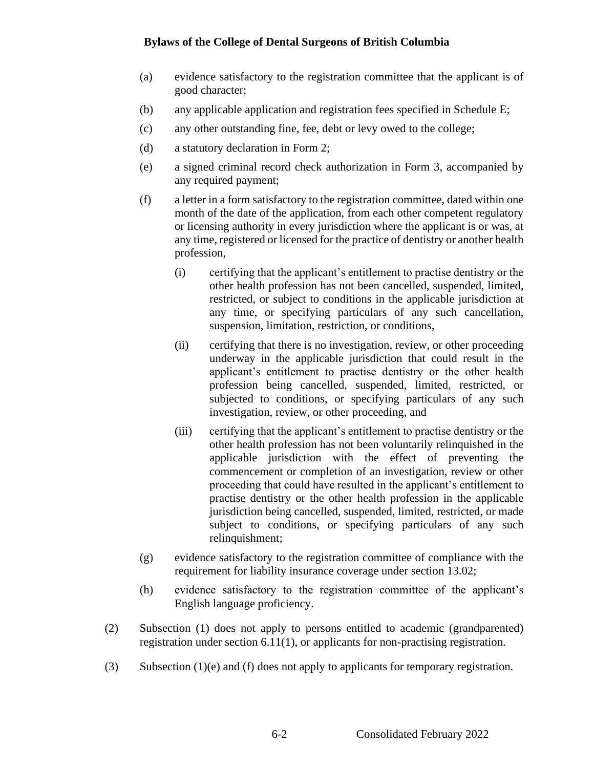(a) evidence satisfactory to the registration committee that the applicant is of good character;

(b) any applicable application and registration fees specified in Schedule E;

(c) any other outstanding fine, fee, debt or levy owed to the college;

(d) a statutory declaration in Form 2;

(e) a signed criminal record check authorization in Form 3, accompanied by any required payment;

(f) a letter in a form satisfactory to the registration committee, dated within one month of the date of the application, from each other competent regulatory or licensing authority in every jurisdiction where the applicant is or was, at any time, registered or licensed for the practice of dentistry or another health profession,

    (i) certifying that the applicant's entitlement to practise dentistry or the other health profession has not been cancelled, suspended, limited, restricted, or subject to conditions in the applicable jurisdiction at any time, or specifying particulars of any such cancellation, suspension, limitation, restriction, or conditions,

    (ii) certifying that there is no investigation, review, or other proceeding underway in the applicable jurisdiction that could result in the applicant's entitlement to practise dentistry or the other health profession being cancelled, suspended, limited, restricted, or subjected to conditions, or specifying particulars of any such investigation, review, or other proceeding, and

    (iii) certifying that the applicant's entitlement to practise dentistry or the other health profession has not been voluntarily relinquished in the applicable jurisdiction with the effect of preventing the commencement or completion of an investigation, review or other proceeding that could have resulted in the applicant's entitlement to practise dentistry or the other health profession in the applicable jurisdiction being cancelled, suspended, limited, restricted, or made subject to conditions, or specifying particulars of any such relinquishment;

(g) evidence satisfactory to the registration committee of compliance with the requirement for liability insurance coverage under section 13.02;

(h) evidence satisfactory to the registration committee of the applicant's English language proficiency.

(2) Subsection (1) does not apply to persons entitled to academic (grandparented) registration under section 6.11(1), or applicants for non-practising registration.

(3) Subsection (1)(e) and (f) does not apply to applicants for temporary registration.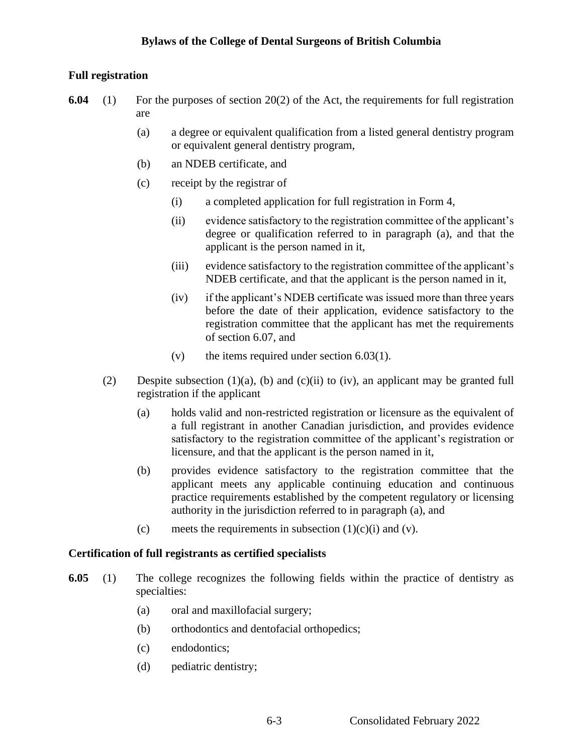**Full registration**

**6.04** (1) For the purposes of section 20(2) of the Act, the requirements for full registration are

- (a) a degree or equivalent qualification from a listed general dentistry program or equivalent general dentistry program,
- (b) an NDEB certificate, and
- (c) receipt by the registrar of
  - (i) a completed application for full registration in Form 4,
  - (ii) evidence satisfactory to the registration committee of the applicant's degree or qualification referred to in paragraph (a), and that the applicant is the person named in it,
  - (iii) evidence satisfactory to the registration committee of the applicant's NDEB certificate, and that the applicant is the person named in it,
  - (iv) if the applicant's NDEB certificate was issued more than three years before the date of their application, evidence satisfactory to the registration committee that the applicant has met the requirements of section 6.07, and
  - (v) the items required under section 6.03(1).

(2) Despite subsection (1)(a), (b) and (c)(ii) to (iv), an applicant may be granted full registration if the applicant

- (a) holds valid and non-restricted registration or licensure as the equivalent of a full registrant in another Canadian jurisdiction, and provides evidence satisfactory to the registration committee of the applicant's registration or licensure, and that the applicant is the person named in it,
- (b) provides evidence satisfactory to the registration committee that the applicant meets any applicable continuing education and continuous practice requirements established by the competent regulatory or licensing authority in the jurisdiction referred to in paragraph (a), and
- (c) meets the requirements in subsection (1)(c)(i) and (v).

**Certification of full registrants as certified specialists**

**6.05** (1) The college recognizes the following fields within the practice of dentistry as specialties:

- (a) oral and maxillofacial surgery;
- (b) orthodontics and dentofacial orthopedics;
- (c) endodontics;
- (d) pediatric dentistry;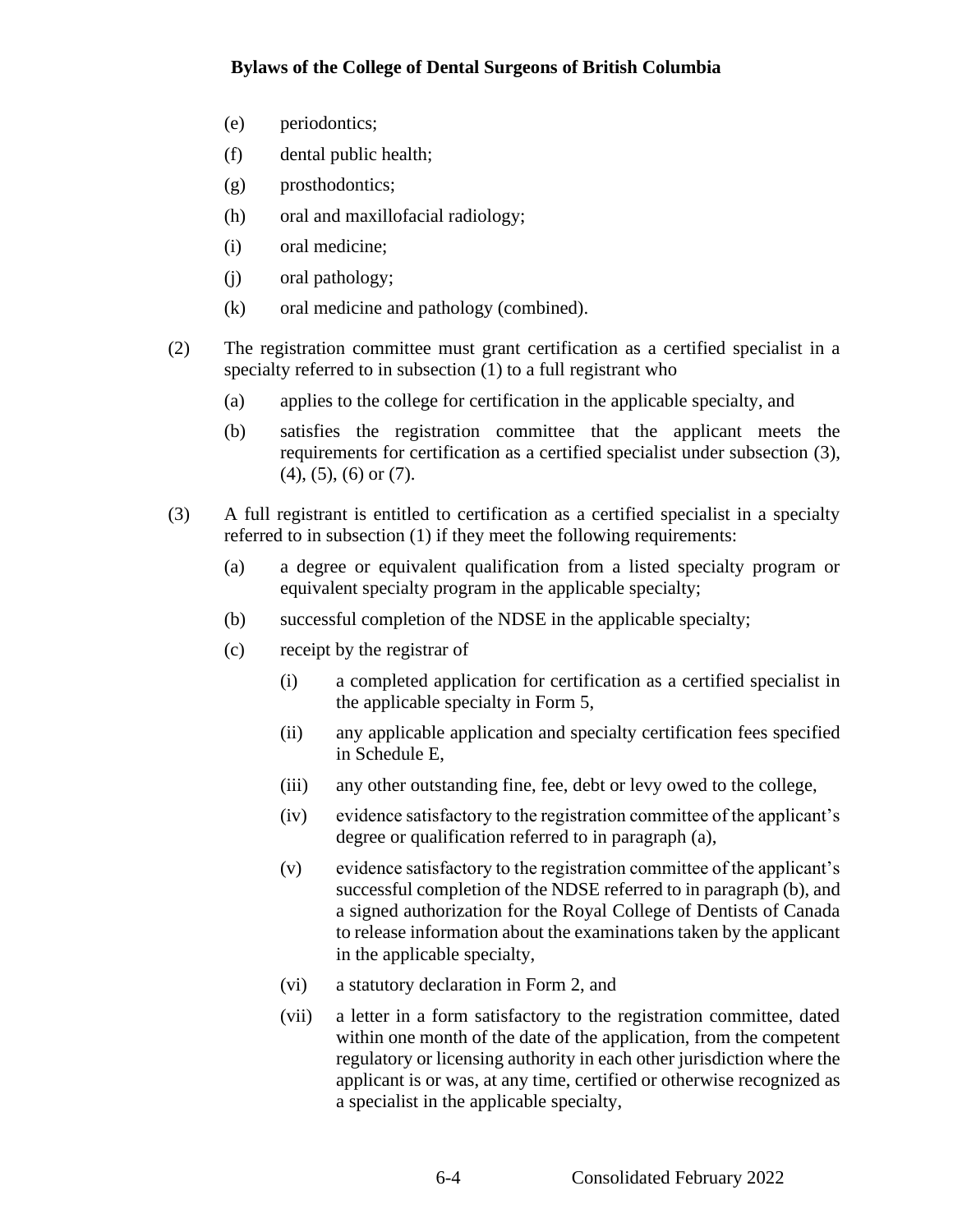(e) periodontics;

(f) dental public health;

(g) prosthodontics;

(h) oral and maxillofacial radiology;

(i) oral medicine;

(j) oral pathology;

(k) oral medicine and pathology (combined).

(2) The registration committee must grant certification as a certified specialist in a specialty referred to in subsection (1) to a full registrant who

(a) applies to the college for certification in the applicable specialty, and

(b) satisfies the registration committee that the applicant meets the requirements for certification as a certified specialist under subsection (3), (4), (5), (6) or (7).

(3) A full registrant is entitled to certification as a certified specialist in a specialty referred to in subsection (1) if they meet the following requirements:

(a) a degree or equivalent qualification from a listed specialty program or equivalent specialty program in the applicable specialty;

(b) successful completion of the NDSE in the applicable specialty;

(c) receipt by the registrar of

(i) a completed application for certification as a certified specialist in the applicable specialty in Form 5,

(ii) any applicable application and specialty certification fees specified in Schedule E,

(iii) any other outstanding fine, fee, debt or levy owed to the college,

(iv) evidence satisfactory to the registration committee of the applicant's degree or qualification referred to in paragraph (a),

(v) evidence satisfactory to the registration committee of the applicant's successful completion of the NDSE referred to in paragraph (b), and a signed authorization for the Royal College of Dentists of Canada to release information about the examinations taken by the applicant in the applicable specialty,

(vi) a statutory declaration in Form 2, and

(vii) a letter in a form satisfactory to the registration committee, dated within one month of the date of the application, from the competent regulatory or licensing authority in each other jurisdiction where the applicant is or was, at any time, certified or otherwise recognized as a specialist in the applicable specialty,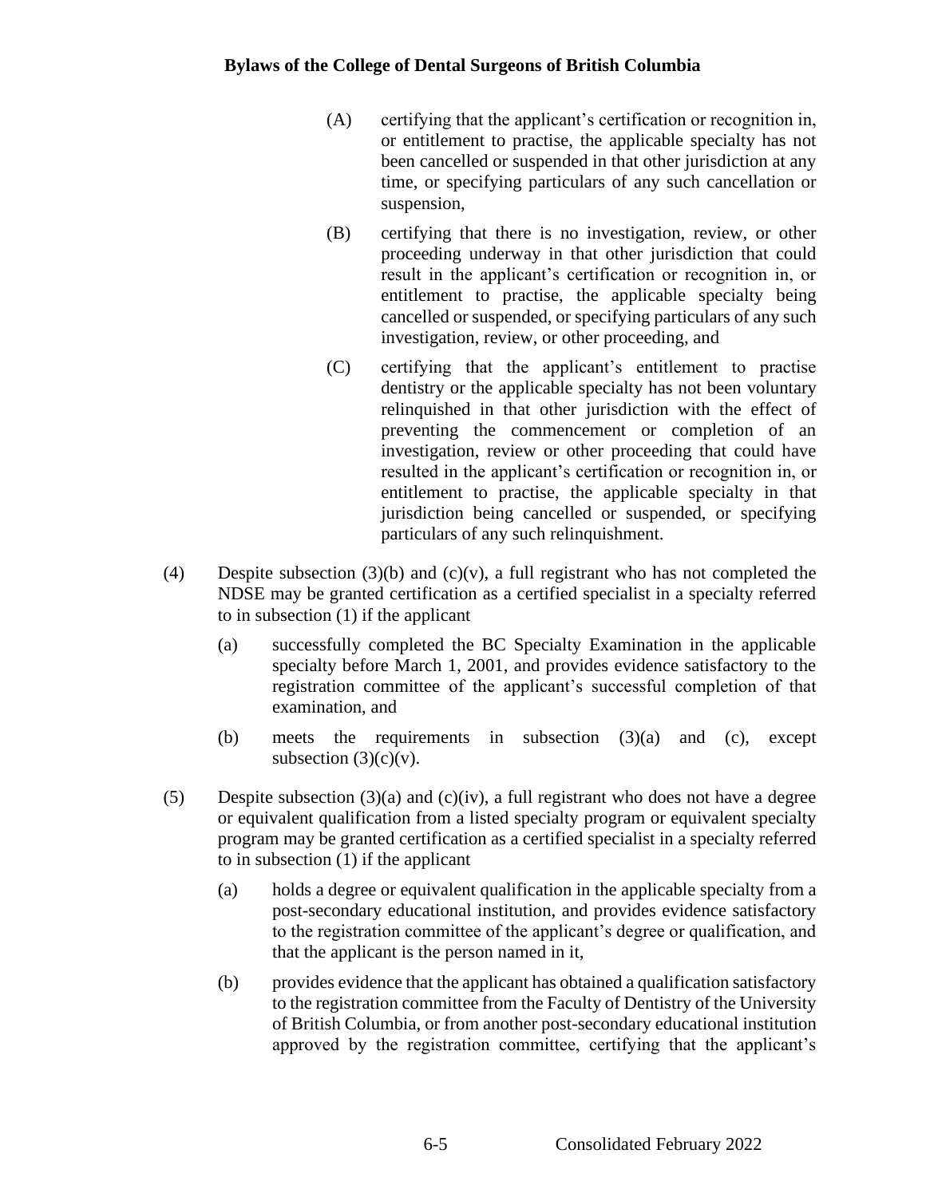(A) certifying that the applicant's certification or recognition in, or entitlement to practise, the applicable specialty has not been cancelled or suspended in that other jurisdiction at any time, or specifying particulars of any such cancellation or suspension,

(B) certifying that there is no investigation, review, or other proceeding underway in that other jurisdiction that could result in the applicant's certification or recognition in, or entitlement to practise, the applicable specialty being cancelled or suspended, or specifying particulars of any such investigation, review, or other proceeding, and

(C) certifying that the applicant's entitlement to practise dentistry or the applicable specialty has not been voluntary relinquished in that other jurisdiction with the effect of preventing the commencement or completion of an investigation, review or other proceeding that could have resulted in the applicant's certification or recognition in, or entitlement to practise, the applicable specialty in that jurisdiction being cancelled or suspended, or specifying particulars of any such relinquishment.

(4) Despite subsection (3)(b) and (c)(v), a full registrant who has not completed the NDSE may be granted certification as a certified specialist in a specialty referred to in subsection (1) if the applicant

(a) successfully completed the BC Specialty Examination in the applicable specialty before March 1, 2001, and provides evidence satisfactory to the registration committee of the applicant's successful completion of that examination, and

(b) meets the requirements in subsection (3)(a) and (c), except subsection (3)(c)(v).

(5) Despite subsection (3)(a) and (c)(iv), a full registrant who does not have a degree or equivalent qualification from a listed specialty program or equivalent specialty program may be granted certification as a certified specialist in a specialty referred to in subsection (1) if the applicant

(a) holds a degree or equivalent qualification in the applicable specialty from a post-secondary educational institution, and provides evidence satisfactory to the registration committee of the applicant's degree or qualification, and that the applicant is the person named in it,

(b) provides evidence that the applicant has obtained a qualification satisfactory to the registration committee from the Faculty of Dentistry of the University of British Columbia, or from another post-secondary educational institution approved by the registration committee, certifying that the applicant's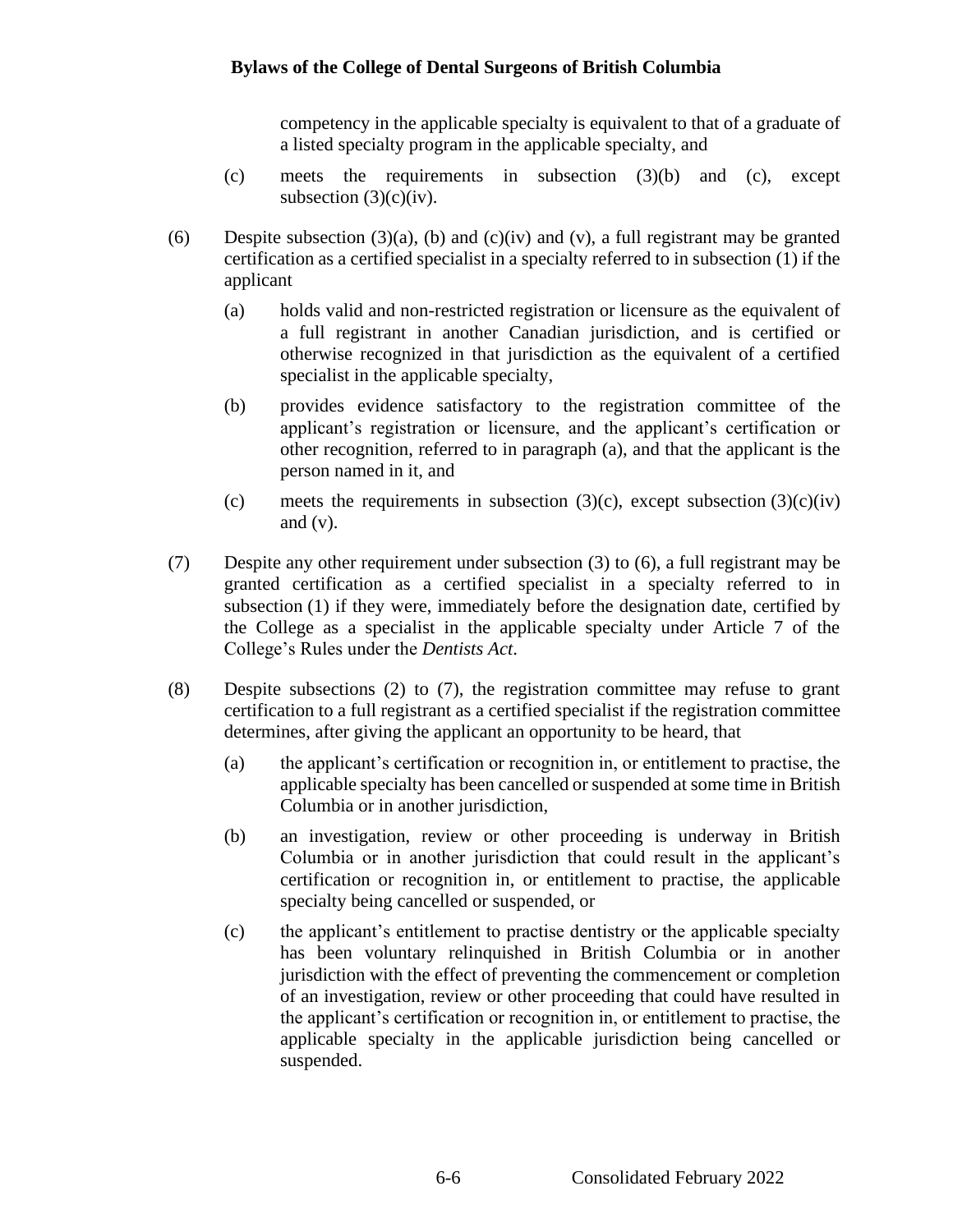competency in the applicable specialty is equivalent to that of a graduate of a listed specialty program in the applicable specialty, and

(c) meets the requirements in subsection (3)(b) and (c), except subsection (3)(c)(iv).

(6) Despite subsection (3)(a), (b) and (c)(iv) and (v), a full registrant may be granted certification as a certified specialist in a specialty referred to in subsection (1) if the applicant

(a) holds valid and non-restricted registration or licensure as the equivalent of a full registrant in another Canadian jurisdiction, and is certified or otherwise recognized in that jurisdiction as the equivalent of a certified specialist in the applicable specialty,

(b) provides evidence satisfactory to the registration committee of the applicant's registration or licensure, and the applicant's certification or other recognition, referred to in paragraph (a), and that the applicant is the person named in it, and

(c) meets the requirements in subsection (3)(c), except subsection (3)(c)(iv) and (v).

(7) Despite any other requirement under subsection (3) to (6), a full registrant may be granted certification as a certified specialist in a specialty referred to in subsection (1) if they were, immediately before the designation date, certified by the College as a specialist in the applicable specialty under Article 7 of the College's Rules under the *Dentists Act*.

(8) Despite subsections (2) to (7), the registration committee may refuse to grant certification to a full registrant as a certified specialist if the registration committee determines, after giving the applicant an opportunity to be heard, that

(a) the applicant's certification or recognition in, or entitlement to practise, the applicable specialty has been cancelled or suspended at some time in British Columbia or in another jurisdiction,

(b) an investigation, review or other proceeding is underway in British Columbia or in another jurisdiction that could result in the applicant's certification or recognition in, or entitlement to practise, the applicable specialty being cancelled or suspended, or

(c) the applicant's entitlement to practise dentistry or the applicable specialty has been voluntary relinquished in British Columbia or in another jurisdiction with the effect of preventing the commencement or completion of an investigation, review or other proceeding that could have resulted in the applicant's certification or recognition in, or entitlement to practise, the applicable specialty in the applicable jurisdiction being cancelled or suspended.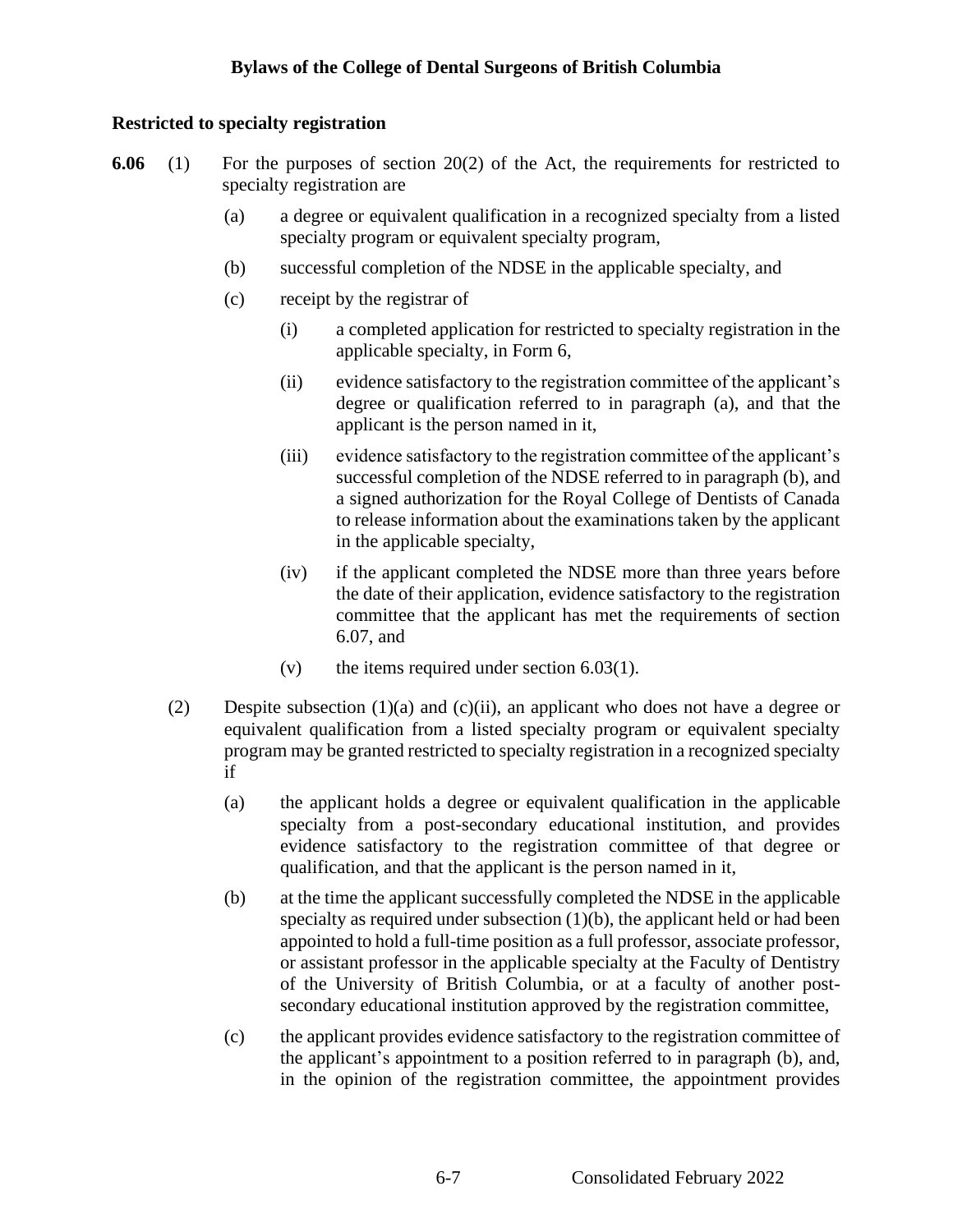### Restricted to specialty registration

**6.06** (1) For the purposes of section 20(2) of the Act, the requirements for restricted to specialty registration are

- (a) a degree or equivalent qualification in a recognized specialty from a listed specialty program or equivalent specialty program,
- (b) successful completion of the NDSE in the applicable specialty, and
- (c) receipt by the registrar of
  - (i) a completed application for restricted to specialty registration in the applicable specialty, in Form 6,
  - (ii) evidence satisfactory to the registration committee of the applicant's degree or qualification referred to in paragraph (a), and that the applicant is the person named in it,
  - (iii) evidence satisfactory to the registration committee of the applicant's successful completion of the NDSE referred to in paragraph (b), and a signed authorization for the Royal College of Dentists of Canada to release information about the examinations taken by the applicant in the applicable specialty,
  - (iv) if the applicant completed the NDSE more than three years before the date of their application, evidence satisfactory to the registration committee that the applicant has met the requirements of section 6.07, and
  - (v) the items required under section 6.03(1).

(2) Despite subsection (1)(a) and (c)(ii), an applicant who does not have a degree or equivalent qualification from a listed specialty program or equivalent specialty program may be granted restricted to specialty registration in a recognized specialty if

- (a) the applicant holds a degree or equivalent qualification in the applicable specialty from a post-secondary educational institution, and provides evidence satisfactory to the registration committee of that degree or qualification, and that the applicant is the person named in it,
- (b) at the time the applicant successfully completed the NDSE in the applicable specialty as required under subsection (1)(b), the applicant held or had been appointed to hold a full-time position as a full professor, associate professor, or assistant professor in the applicable specialty at the Faculty of Dentistry of the University of British Columbia, or at a faculty of another post-secondary educational institution approved by the registration committee,
- (c) the applicant provides evidence satisfactory to the registration committee of the applicant's appointment to a position referred to in paragraph (b), and, in the opinion of the registration committee, the appointment provides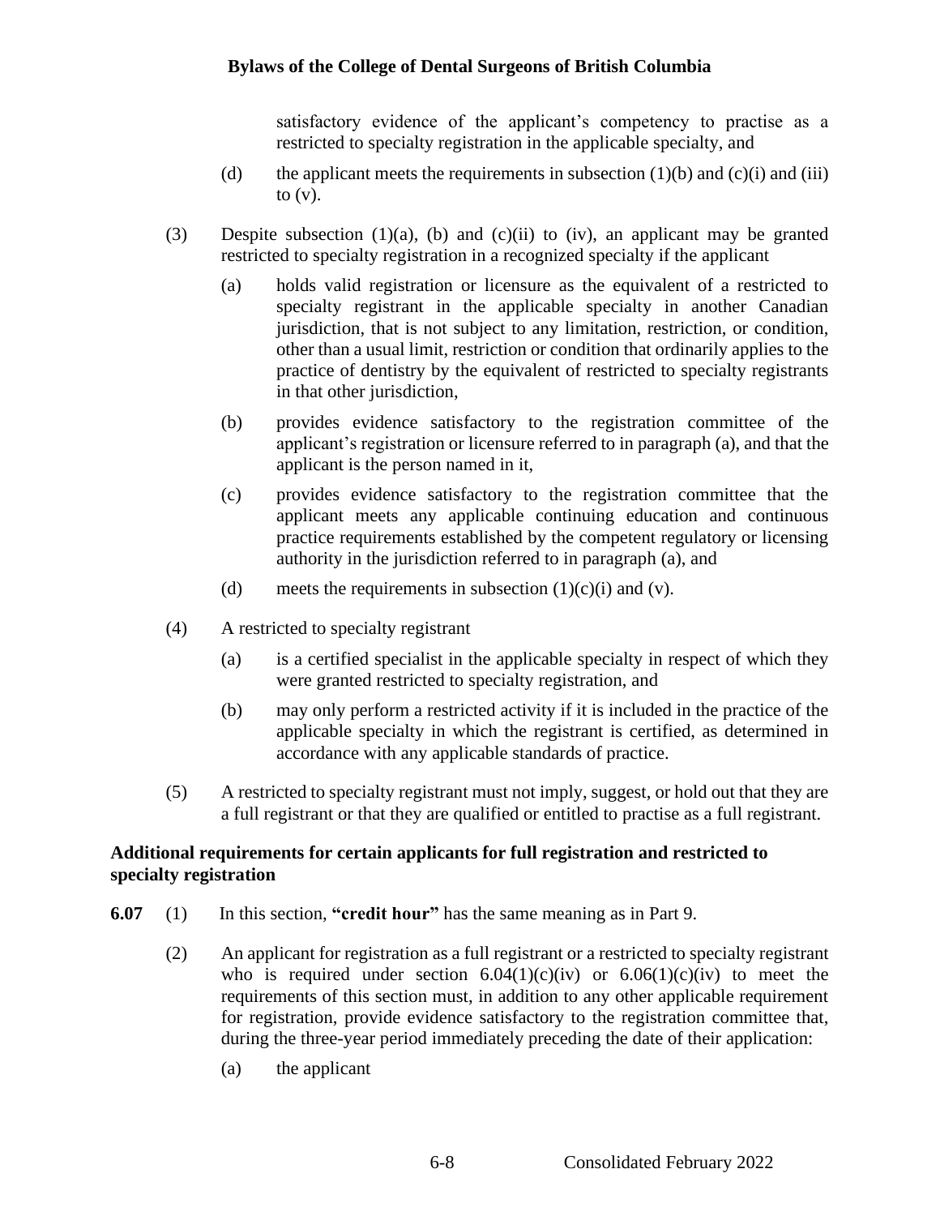satisfactory evidence of the applicant's competency to practise as a restricted to specialty registration in the applicable specialty, and

(d) the applicant meets the requirements in subsection (1)(b) and (c)(i) and (iii) to (v).

(3) Despite subsection (1)(a), (b) and (c)(ii) to (iv), an applicant may be granted restricted to specialty registration in a recognized specialty if the applicant

(a) holds valid registration or licensure as the equivalent of a restricted to specialty registrant in the applicable specialty in another Canadian jurisdiction, that is not subject to any limitation, restriction, or condition, other than a usual limit, restriction or condition that ordinarily applies to the practice of dentistry by the equivalent of restricted to specialty registrants in that other jurisdiction,

(b) provides evidence satisfactory to the registration committee of the applicant's registration or licensure referred to in paragraph (a), and that the applicant is the person named in it,

(c) provides evidence satisfactory to the registration committee that the applicant meets any applicable continuing education and continuous practice requirements established by the competent regulatory or licensing authority in the jurisdiction referred to in paragraph (a), and

(d) meets the requirements in subsection (1)(c)(i) and (v).

(4) A restricted to specialty registrant

(a) is a certified specialist in the applicable specialty in respect of which they were granted restricted to specialty registration, and

(b) may only perform a restricted activity if it is included in the practice of the applicable specialty in which the registrant is certified, as determined in accordance with any applicable standards of practice.

(5) A restricted to specialty registrant must not imply, suggest, or hold out that they are a full registrant or that they are qualified or entitled to practise as a full registrant.

**Additional requirements for certain applicants for full registration and restricted to specialty registration**

**6.07** (1) In this section, **"credit hour"** has the same meaning as in Part 9.

(2) An applicant for registration as a full registrant or a restricted to specialty registrant who is required under section 6.04(1)(c)(iv) or 6.06(1)(c)(iv) to meet the requirements of this section must, in addition to any other applicable requirement for registration, provide evidence satisfactory to the registration committee that, during the three-year period immediately preceding the date of their application:

(a) the applicant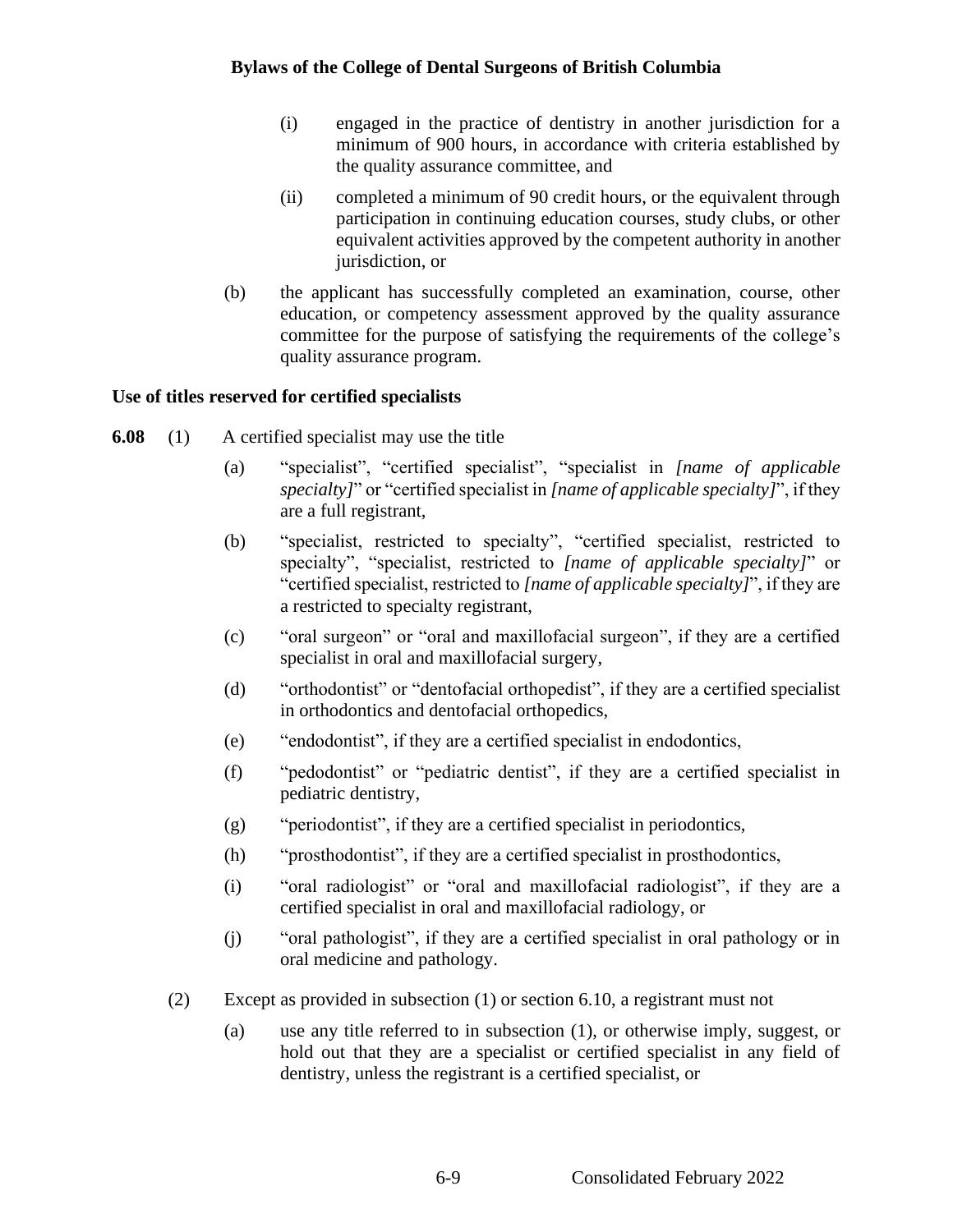(i) engaged in the practice of dentistry in another jurisdiction for a minimum of 900 hours, in accordance with criteria established by the quality assurance committee, and

(ii) completed a minimum of 90 credit hours, or the equivalent through participation in continuing education courses, study clubs, or other equivalent activities approved by the competent authority in another jurisdiction, or

(b) the applicant has successfully completed an examination, course, other education, or competency assessment approved by the quality assurance committee for the purpose of satisfying the requirements of the college's quality assurance program.

**Use of titles reserved for certified specialists**

**6.08** (1) A certified specialist may use the title

(a) "specialist", "certified specialist", "specialist in *[name of applicable specialty]*" or "certified specialist in *[name of applicable specialty]*", if they are a full registrant,

(b) "specialist, restricted to specialty", "certified specialist, restricted to specialty", "specialist, restricted to *[name of applicable specialty]*" or "certified specialist, restricted to *[name of applicable specialty]*", if they are a restricted to specialty registrant,

(c) "oral surgeon" or "oral and maxillofacial surgeon", if they are a certified specialist in oral and maxillofacial surgery,

(d) "orthodontist" or "dentofacial orthopedist", if they are a certified specialist in orthodontics and dentofacial orthopedics,

(e) "endodontist", if they are a certified specialist in endodontics,

(f) "pedodontist" or "pediatric dentist", if they are a certified specialist in pediatric dentistry,

(g) "periodontist", if they are a certified specialist in periodontics,

(h) "prosthodontist", if they are a certified specialist in prosthodontics,

(i) "oral radiologist" or "oral and maxillofacial radiologist", if they are a certified specialist in oral and maxillofacial radiology, or

(j) "oral pathologist", if they are a certified specialist in oral pathology or in oral medicine and pathology.

(2) Except as provided in subsection (1) or section 6.10, a registrant must not

(a) use any title referred to in subsection (1), or otherwise imply, suggest, or hold out that they are a specialist or certified specialist in any field of dentistry, unless the registrant is a certified specialist, or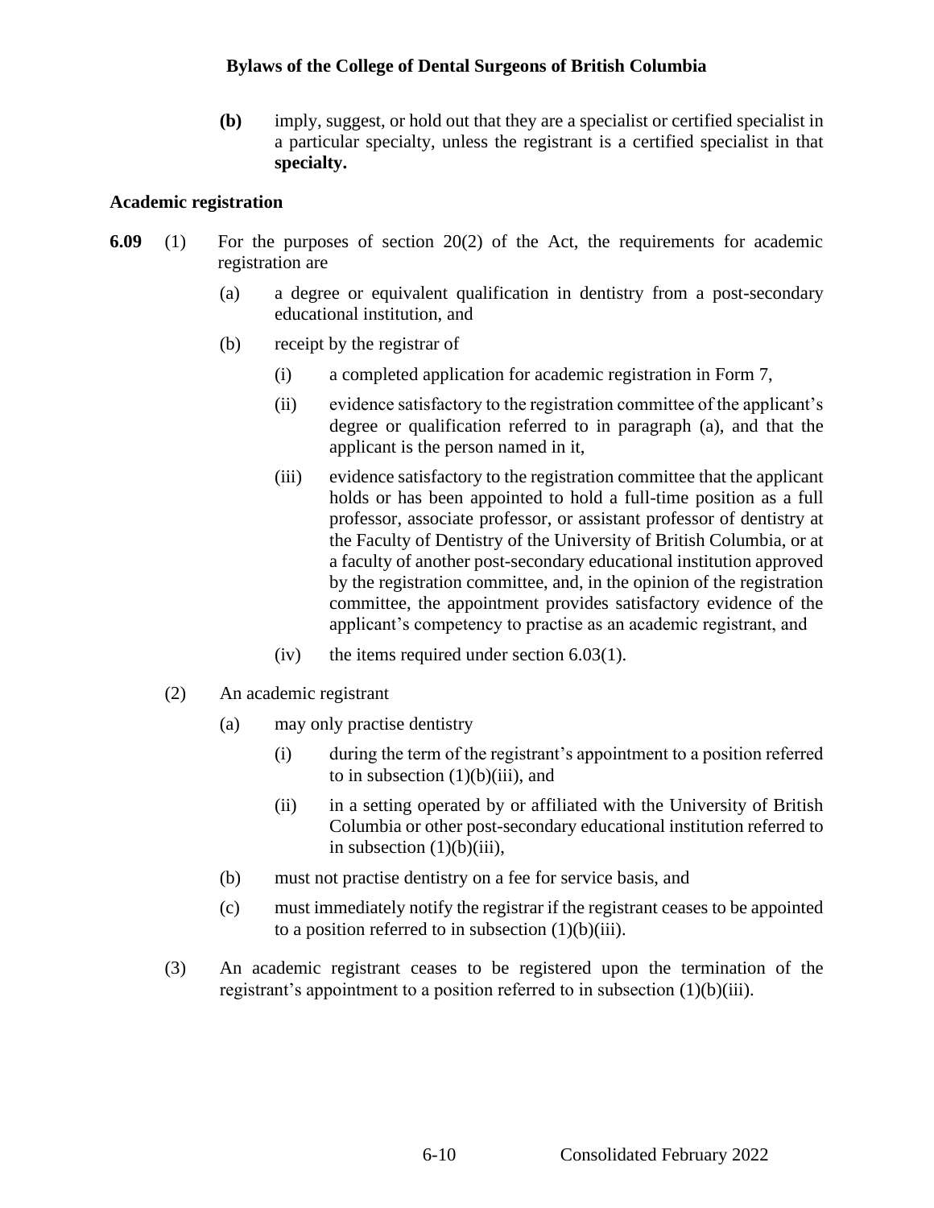**(b)** imply, suggest, or hold out that they are a specialist or certified specialist in a particular specialty, unless the registrant is a certified specialist in that **specialty.**

### Academic registration

**6.09** (1) For the purposes of section 20(2) of the Act, the requirements for academic registration are

(a) a degree or equivalent qualification in dentistry from a post-secondary educational institution, and

(b) receipt by the registrar of

(i) a completed application for academic registration in Form 7,

(ii) evidence satisfactory to the registration committee of the applicant's degree or qualification referred to in paragraph (a), and that the applicant is the person named in it,

(iii) evidence satisfactory to the registration committee that the applicant holds or has been appointed to hold a full-time position as a full professor, associate professor, or assistant professor of dentistry at the Faculty of Dentistry of the University of British Columbia, or at a faculty of another post-secondary educational institution approved by the registration committee, and, in the opinion of the registration committee, the appointment provides satisfactory evidence of the applicant's competency to practise as an academic registrant, and

(iv) the items required under section 6.03(1).

(2) An academic registrant

(a) may only practise dentistry

(i) during the term of the registrant's appointment to a position referred to in subsection (1)(b)(iii), and

(ii) in a setting operated by or affiliated with the University of British Columbia or other post-secondary educational institution referred to in subsection (1)(b)(iii),

(b) must not practise dentistry on a fee for service basis, and

(c) must immediately notify the registrar if the registrant ceases to be appointed to a position referred to in subsection (1)(b)(iii).

(3) An academic registrant ceases to be registered upon the termination of the registrant's appointment to a position referred to in subsection (1)(b)(iii).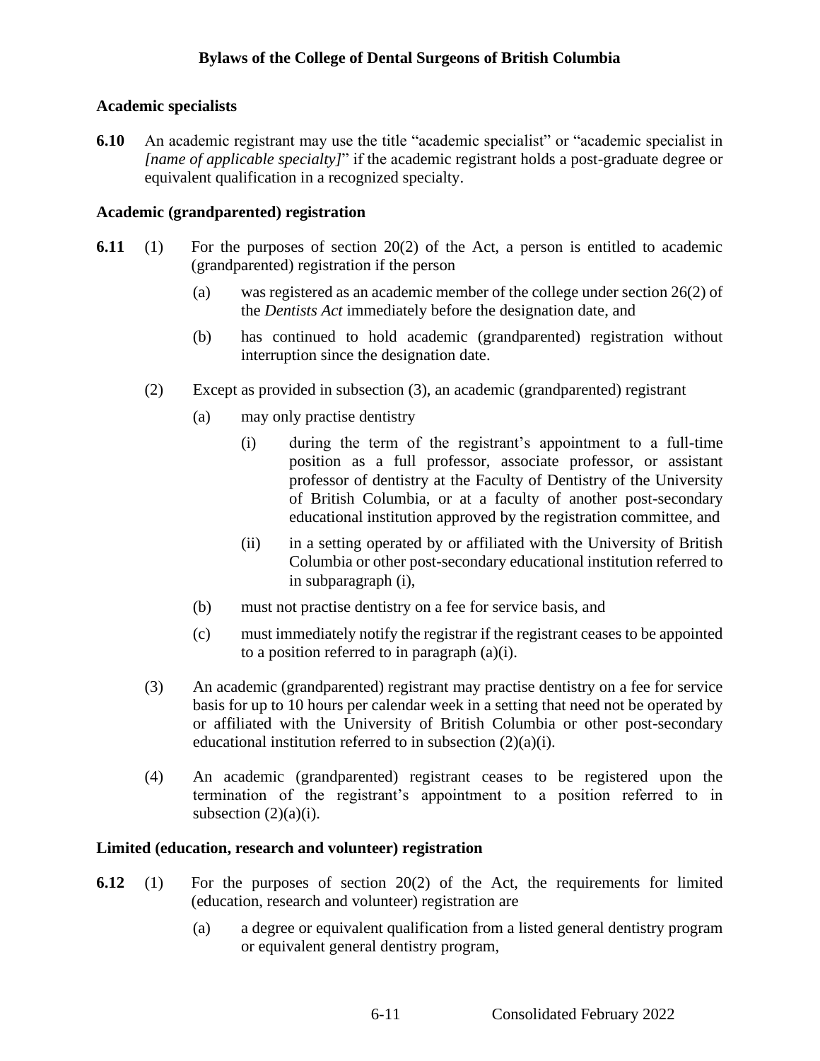### Academic specialists

**6.10** An academic registrant may use the title "academic specialist" or "academic specialist in *[name of applicable specialty]*" if the academic registrant holds a post-graduate degree or equivalent qualification in a recognized specialty.

### Academic (grandparented) registration

**6.11** (1) For the purposes of section 20(2) of the Act, a person is entitled to academic (grandparented) registration if the person

(a) was registered as an academic member of the college under section 26(2) of the *Dentists Act* immediately before the designation date, and

(b) has continued to hold academic (grandparented) registration without interruption since the designation date.

(2) Except as provided in subsection (3), an academic (grandparented) registrant

(a) may only practise dentistry

(i) during the term of the registrant's appointment to a full-time position as a full professor, associate professor, or assistant professor of dentistry at the Faculty of Dentistry of the University of British Columbia, or at a faculty of another post-secondary educational institution approved by the registration committee, and

(ii) in a setting operated by or affiliated with the University of British Columbia or other post-secondary educational institution referred to in subparagraph (i),

(b) must not practise dentistry on a fee for service basis, and

(c) must immediately notify the registrar if the registrant ceases to be appointed to a position referred to in paragraph (a)(i).

(3) An academic (grandparented) registrant may practise dentistry on a fee for service basis for up to 10 hours per calendar week in a setting that need not be operated by or affiliated with the University of British Columbia or other post-secondary educational institution referred to in subsection (2)(a)(i).

(4) An academic (grandparented) registrant ceases to be registered upon the termination of the registrant's appointment to a position referred to in subsection (2)(a)(i).

### Limited (education, research and volunteer) registration

**6.12** (1) For the purposes of section 20(2) of the Act, the requirements for limited (education, research and volunteer) registration are

(a) a degree or equivalent qualification from a listed general dentistry program or equivalent general dentistry program,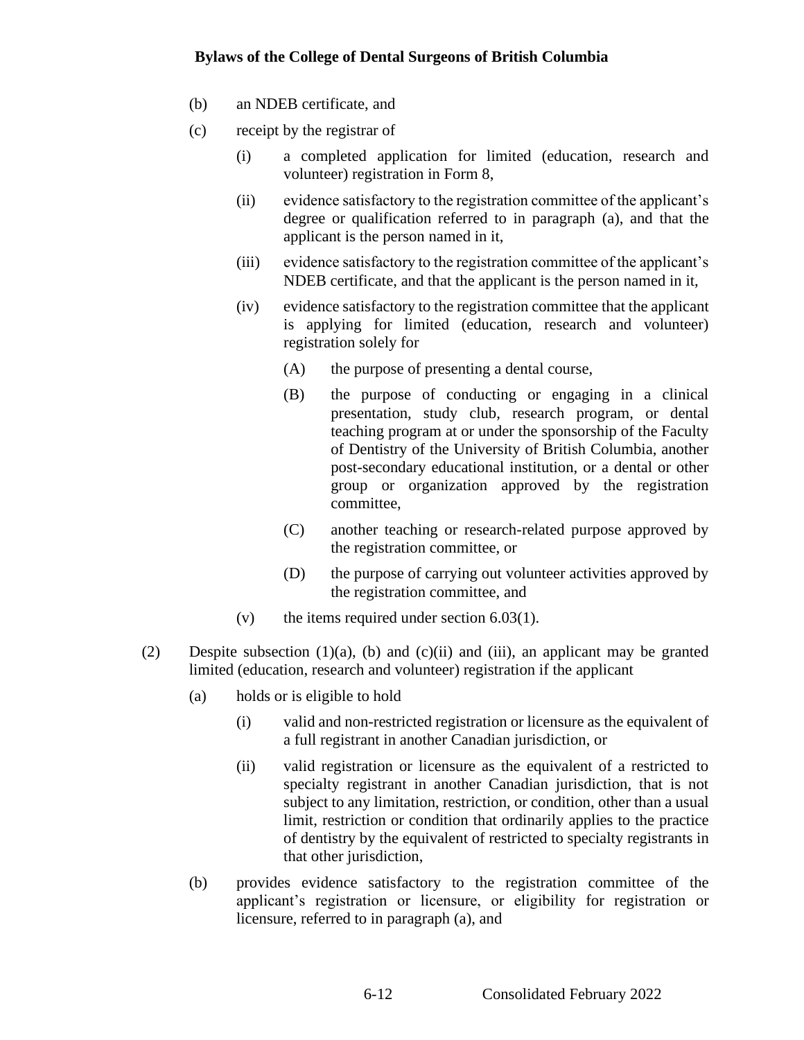(b) an NDEB certificate, and

(c) receipt by the registrar of

   (i) a completed application for limited (education, research and volunteer) registration in Form 8,

   (ii) evidence satisfactory to the registration committee of the applicant's degree or qualification referred to in paragraph (a), and that the applicant is the person named in it,

   (iii) evidence satisfactory to the registration committee of the applicant's NDEB certificate, and that the applicant is the person named in it,

   (iv) evidence satisfactory to the registration committee that the applicant is applying for limited (education, research and volunteer) registration solely for

      (A) the purpose of presenting a dental course,

      (B) the purpose of conducting or engaging in a clinical presentation, study club, research program, or dental teaching program at or under the sponsorship of the Faculty of Dentistry of the University of British Columbia, another post-secondary educational institution, or a dental or other group or organization approved by the registration committee,

      (C) another teaching or research-related purpose approved by the registration committee, or

      (D) the purpose of carrying out volunteer activities approved by the registration committee, and

   (v) the items required under section 6.03(1).

(2) Despite subsection (1)(a), (b) and (c)(ii) and (iii), an applicant may be granted limited (education, research and volunteer) registration if the applicant

(a) holds or is eligible to hold

   (i) valid and non-restricted registration or licensure as the equivalent of a full registrant in another Canadian jurisdiction, or

   (ii) valid registration or licensure as the equivalent of a restricted to specialty registrant in another Canadian jurisdiction, that is not subject to any limitation, restriction, or condition, other than a usual limit, restriction or condition that ordinarily applies to the practice of dentistry by the equivalent of restricted to specialty registrants in that other jurisdiction,

(b) provides evidence satisfactory to the registration committee of the applicant's registration or licensure, or eligibility for registration or licensure, referred to in paragraph (a), and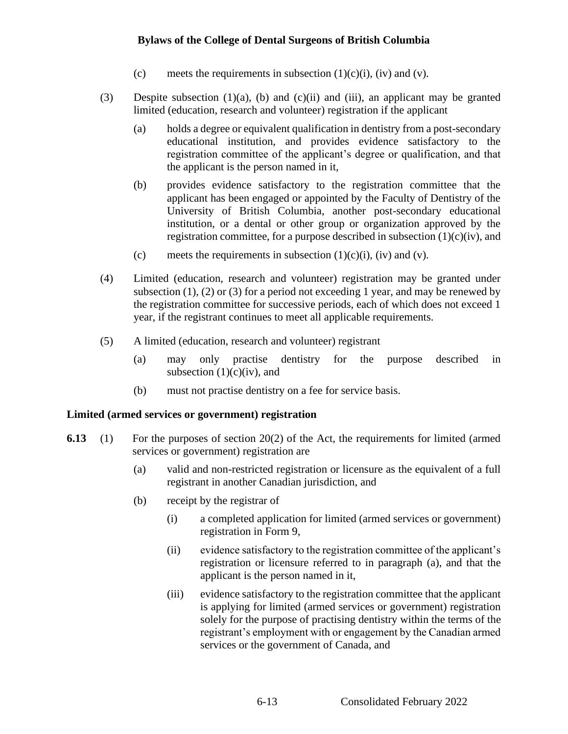(c) meets the requirements in subsection (1)(c)(i), (iv) and (v).

(3) Despite subsection (1)(a), (b) and (c)(ii) and (iii), an applicant may be granted limited (education, research and volunteer) registration if the applicant

(a) holds a degree or equivalent qualification in dentistry from a post-secondary educational institution, and provides evidence satisfactory to the registration committee of the applicant's degree or qualification, and that the applicant is the person named in it,

(b) provides evidence satisfactory to the registration committee that the applicant has been engaged or appointed by the Faculty of Dentistry of the University of British Columbia, another post-secondary educational institution, or a dental or other group or organization approved by the registration committee, for a purpose described in subsection (1)(c)(iv), and

(c) meets the requirements in subsection (1)(c)(i), (iv) and (v).

(4) Limited (education, research and volunteer) registration may be granted under subsection (1), (2) or (3) for a period not exceeding 1 year, and may be renewed by the registration committee for successive periods, each of which does not exceed 1 year, if the registrant continues to meet all applicable requirements.

(5) A limited (education, research and volunteer) registrant

(a) may only practise dentistry for the purpose described in subsection (1)(c)(iv), and

(b) must not practise dentistry on a fee for service basis.

**Limited (armed services or government) registration**

**6.13** (1) For the purposes of section 20(2) of the Act, the requirements for limited (armed services or government) registration are

(a) valid and non-restricted registration or licensure as the equivalent of a full registrant in another Canadian jurisdiction, and

(b) receipt by the registrar of

(i) a completed application for limited (armed services or government) registration in Form 9,

(ii) evidence satisfactory to the registration committee of the applicant's registration or licensure referred to in paragraph (a), and that the applicant is the person named in it,

(iii) evidence satisfactory to the registration committee that the applicant is applying for limited (armed services or government) registration solely for the purpose of practising dentistry within the terms of the registrant's employment with or engagement by the Canadian armed services or the government of Canada, and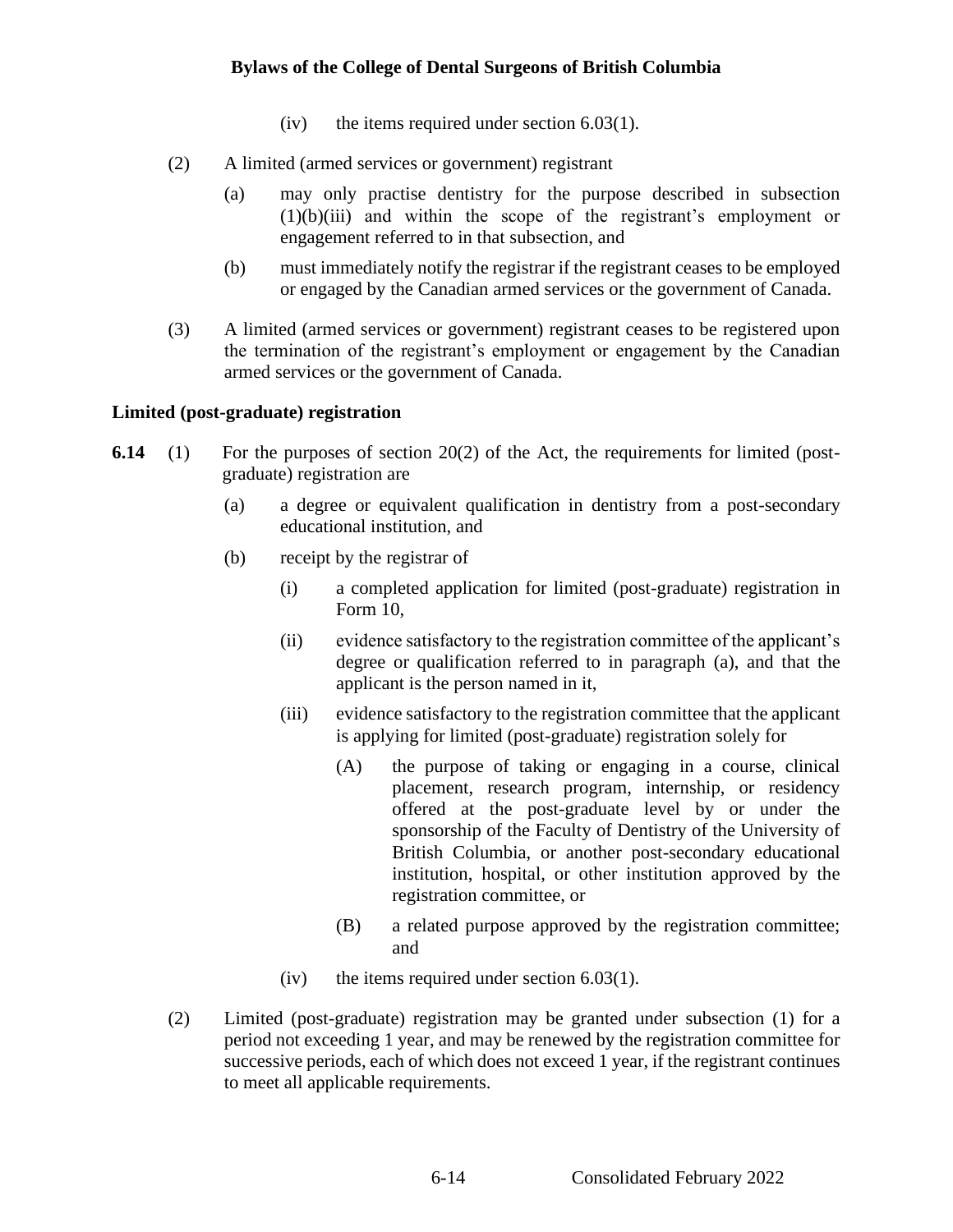(iv) the items required under section 6.03(1).

(2) A limited (armed services or government) registrant

(a) may only practise dentistry for the purpose described in subsection (1)(b)(iii) and within the scope of the registrant's employment or engagement referred to in that subsection, and

(b) must immediately notify the registrar if the registrant ceases to be employed or engaged by the Canadian armed services or the government of Canada.

(3) A limited (armed services or government) registrant ceases to be registered upon the termination of the registrant's employment or engagement by the Canadian armed services or the government of Canada.

### Limited (post-graduate) registration

**6.14** (1) For the purposes of section 20(2) of the Act, the requirements for limited (post-graduate) registration are

(a) a degree or equivalent qualification in dentistry from a post-secondary educational institution, and

(b) receipt by the registrar of

(i) a completed application for limited (post-graduate) registration in Form 10,

(ii) evidence satisfactory to the registration committee of the applicant's degree or qualification referred to in paragraph (a), and that the applicant is the person named in it,

(iii) evidence satisfactory to the registration committee that the applicant is applying for limited (post-graduate) registration solely for

(A) the purpose of taking or engaging in a course, clinical placement, research program, internship, or residency offered at the post-graduate level by or under the sponsorship of the Faculty of Dentistry of the University of British Columbia, or another post-secondary educational institution, hospital, or other institution approved by the registration committee, or

(B) a related purpose approved by the registration committee; and

(iv) the items required under section 6.03(1).

(2) Limited (post-graduate) registration may be granted under subsection (1) for a period not exceeding 1 year, and may be renewed by the registration committee for successive periods, each of which does not exceed 1 year, if the registrant continues to meet all applicable requirements.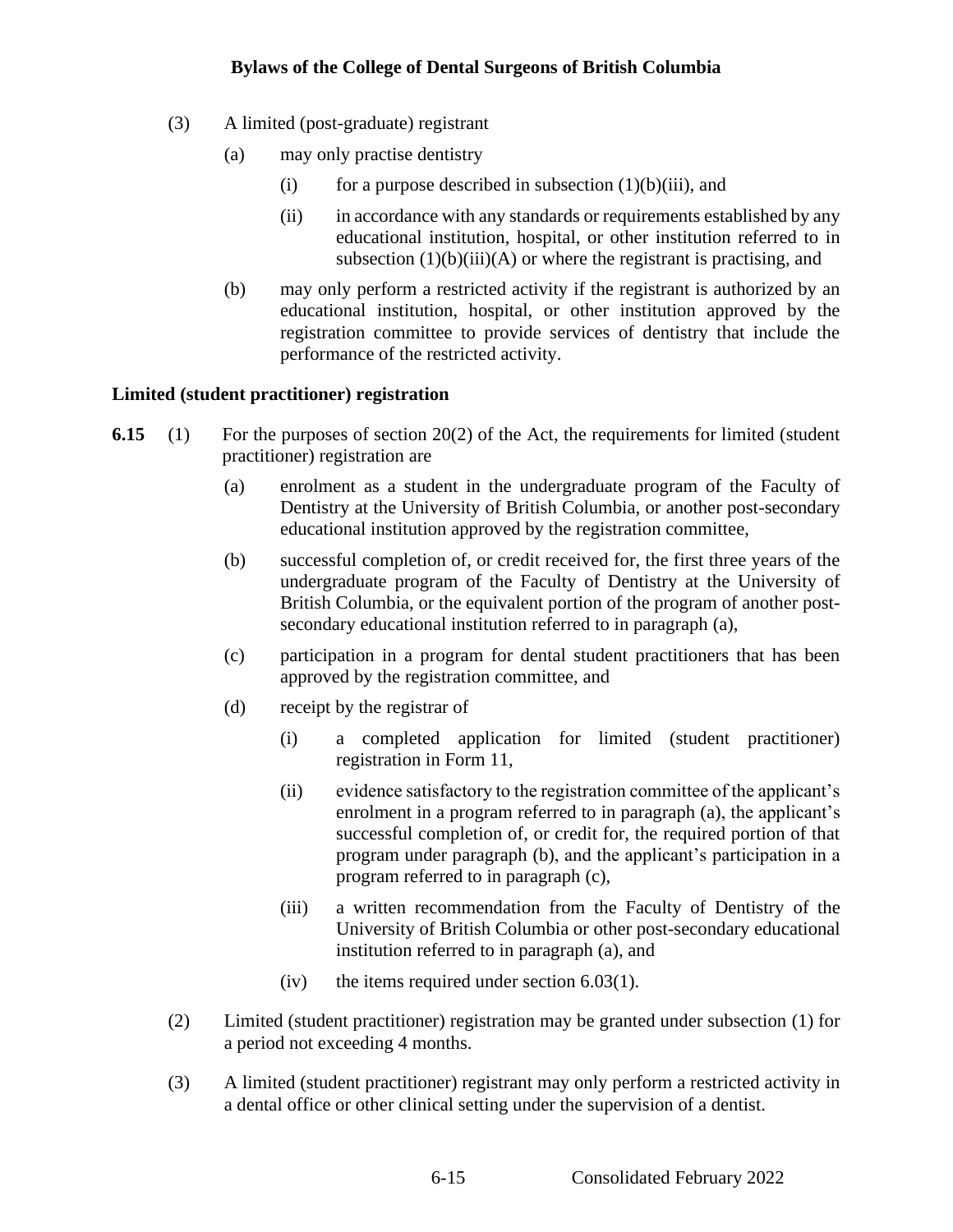(3) A limited (post-graduate) registrant

- (a) may only practise dentistry
  - (i) for a purpose described in subsection (1)(b)(iii), and
  - (ii) in accordance with any standards or requirements established by any educational institution, hospital, or other institution referred to in subsection (1)(b)(iii)(A) or where the registrant is practising, and
- (b) may only perform a restricted activity if the registrant is authorized by an educational institution, hospital, or other institution approved by the registration committee to provide services of dentistry that include the performance of the restricted activity.

**Limited (student practitioner) registration**

**6.15** (1) For the purposes of section 20(2) of the Act, the requirements for limited (student practitioner) registration are

- (a) enrolment as a student in the undergraduate program of the Faculty of Dentistry at the University of British Columbia, or another post-secondary educational institution approved by the registration committee,
- (b) successful completion of, or credit received for, the first three years of the undergraduate program of the Faculty of Dentistry at the University of British Columbia, or the equivalent portion of the program of another post-secondary educational institution referred to in paragraph (a),
- (c) participation in a program for dental student practitioners that has been approved by the registration committee, and
- (d) receipt by the registrar of
  - (i) a completed application for limited (student practitioner) registration in Form 11,
  - (ii) evidence satisfactory to the registration committee of the applicant's enrolment in a program referred to in paragraph (a), the applicant's successful completion of, or credit for, the required portion of that program under paragraph (b), and the applicant's participation in a program referred to in paragraph (c),
  - (iii) a written recommendation from the Faculty of Dentistry of the University of British Columbia or other post-secondary educational institution referred to in paragraph (a), and
  - (iv) the items required under section 6.03(1).

(2) Limited (student practitioner) registration may be granted under subsection (1) for a period not exceeding 4 months.

(3) A limited (student practitioner) registrant may only perform a restricted activity in a dental office or other clinical setting under the supervision of a dentist.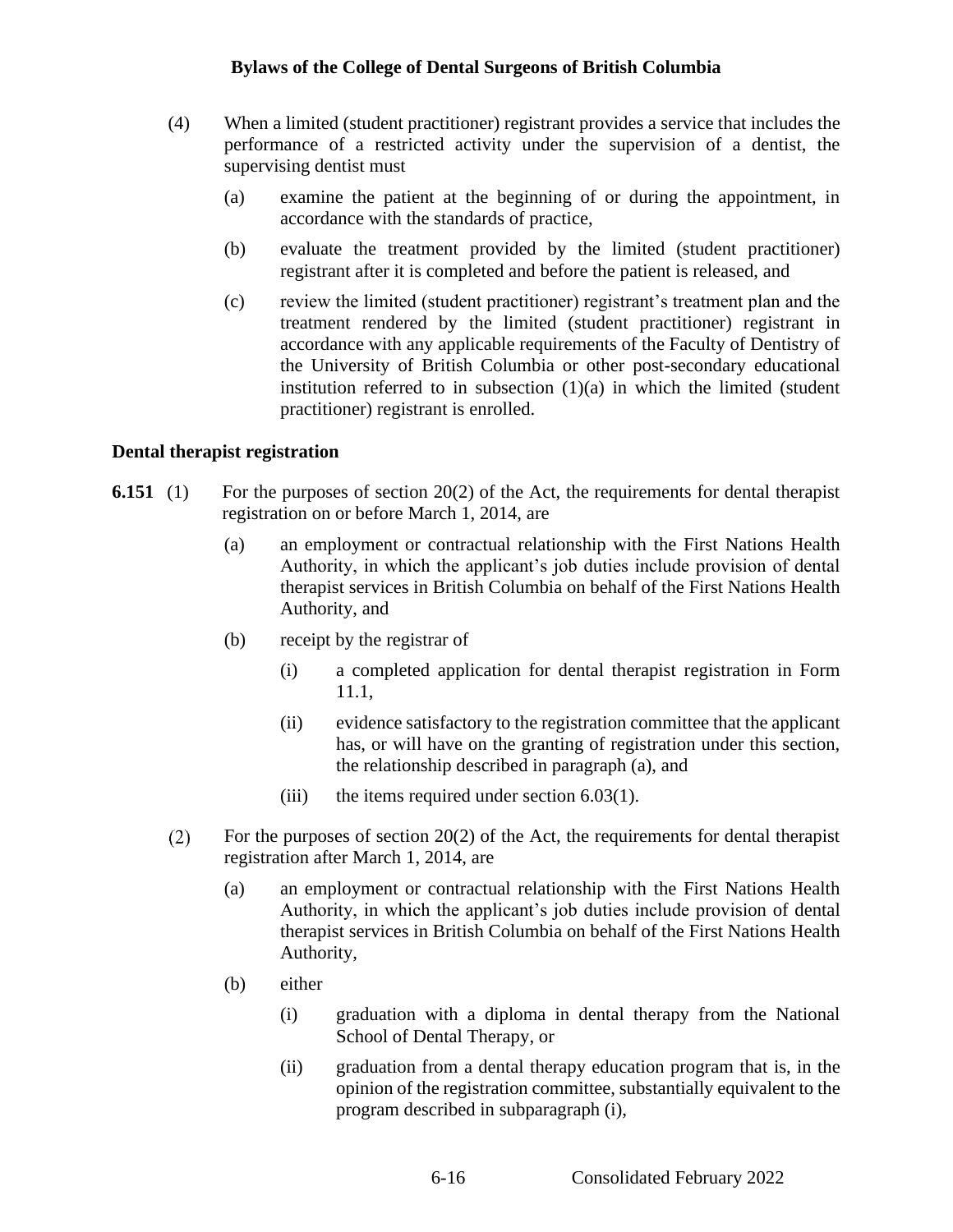(4) When a limited (student practitioner) registrant provides a service that includes the performance of a restricted activity under the supervision of a dentist, the supervising dentist must

(a) examine the patient at the beginning of or during the appointment, in accordance with the standards of practice,

(b) evaluate the treatment provided by the limited (student practitioner) registrant after it is completed and before the patient is released, and

(c) review the limited (student practitioner) registrant's treatment plan and the treatment rendered by the limited (student practitioner) registrant in accordance with any applicable requirements of the Faculty of Dentistry of the University of British Columbia or other post-secondary educational institution referred to in subsection (1)(a) in which the limited (student practitioner) registrant is enrolled.

**Dental therapist registration**

**6.151** (1) For the purposes of section 20(2) of the Act, the requirements for dental therapist registration on or before March 1, 2014, are

(a) an employment or contractual relationship with the First Nations Health Authority, in which the applicant's job duties include provision of dental therapist services in British Columbia on behalf of the First Nations Health Authority, and

(b) receipt by the registrar of

(i) a completed application for dental therapist registration in Form 11.1,

(ii) evidence satisfactory to the registration committee that the applicant has, or will have on the granting of registration under this section, the relationship described in paragraph (a), and

(iii) the items required under section 6.03(1).

(2) For the purposes of section 20(2) of the Act, the requirements for dental therapist registration after March 1, 2014, are

(a) an employment or contractual relationship with the First Nations Health Authority, in which the applicant's job duties include provision of dental therapist services in British Columbia on behalf of the First Nations Health Authority,

(b) either

(i) graduation with a diploma in dental therapy from the National School of Dental Therapy, or

(ii) graduation from a dental therapy education program that is, in the opinion of the registration committee, substantially equivalent to the program described in subparagraph (i),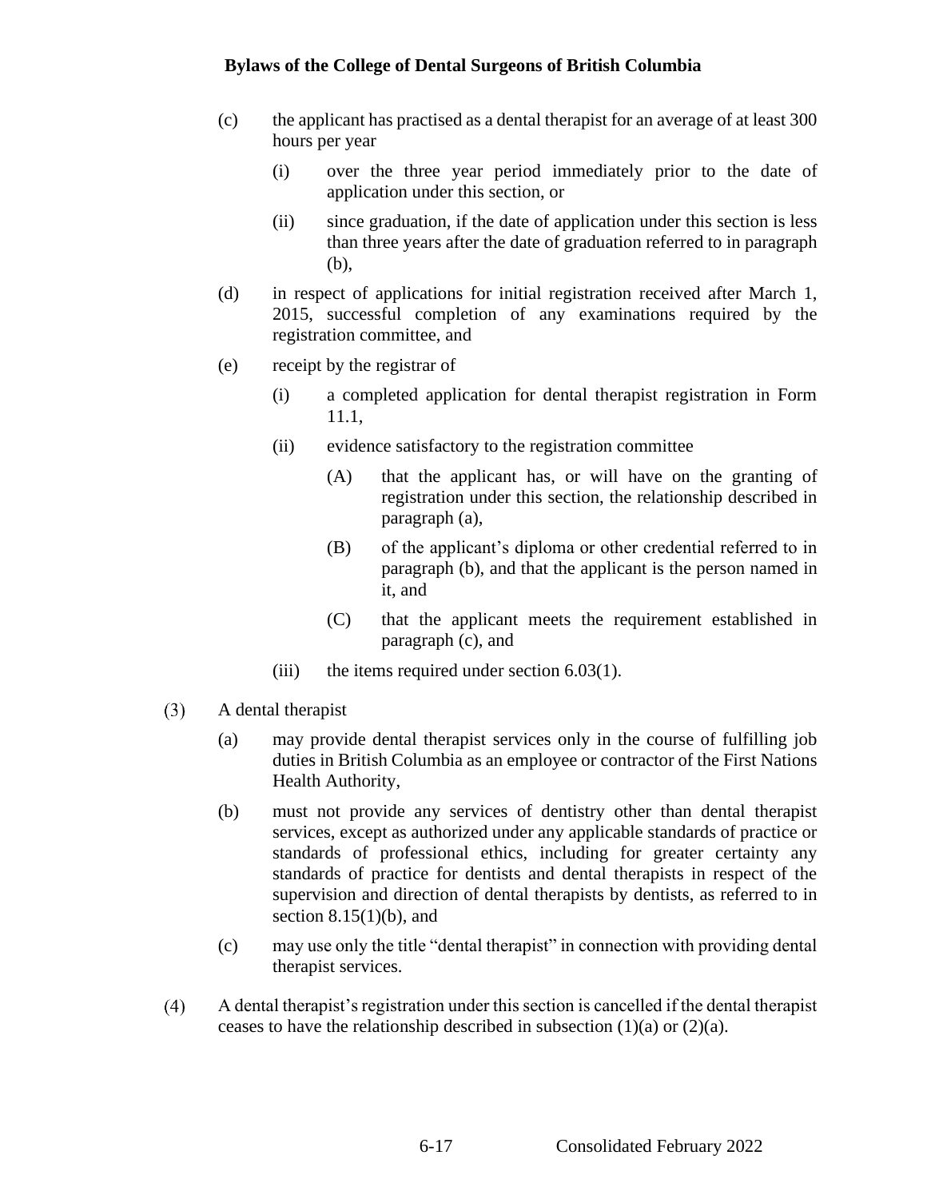(c) the applicant has practised as a dental therapist for an average of at least 300 hours per year

  (i) over the three year period immediately prior to the date of application under this section, or

  (ii) since graduation, if the date of application under this section is less than three years after the date of graduation referred to in paragraph (b),

(d) in respect of applications for initial registration received after March 1, 2015, successful completion of any examinations required by the registration committee, and

(e) receipt by the registrar of

  (i) a completed application for dental therapist registration in Form 11.1,

  (ii) evidence satisfactory to the registration committee

    (A) that the applicant has, or will have on the granting of registration under this section, the relationship described in paragraph (a),

    (B) of the applicant's diploma or other credential referred to in paragraph (b), and that the applicant is the person named in it, and

    (C) that the applicant meets the requirement established in paragraph (c), and

  (iii) the items required under section 6.03(1).

(3) A dental therapist

(a) may provide dental therapist services only in the course of fulfilling job duties in British Columbia as an employee or contractor of the First Nations Health Authority,

(b) must not provide any services of dentistry other than dental therapist services, except as authorized under any applicable standards of practice or standards of professional ethics, including for greater certainty any standards of practice for dentists and dental therapists in respect of the supervision and direction of dental therapists by dentists, as referred to in section 8.15(1)(b), and

(c) may use only the title "dental therapist" in connection with providing dental therapist services.

(4) A dental therapist's registration under this section is cancelled if the dental therapist ceases to have the relationship described in subsection (1)(a) or (2)(a).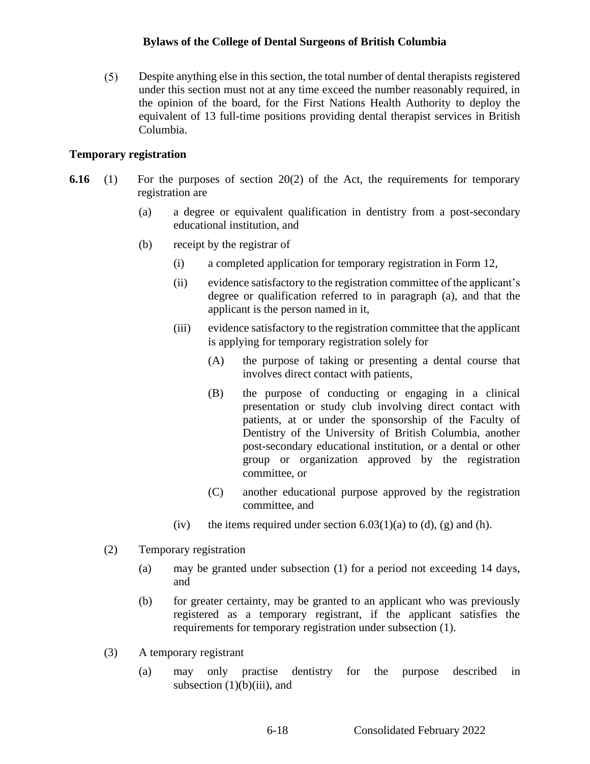(5) Despite anything else in this section, the total number of dental therapists registered under this section must not at any time exceed the number reasonably required, in the opinion of the board, for the First Nations Health Authority to deploy the equivalent of 13 full-time positions providing dental therapist services in British Columbia.

### Temporary registration

**6.16** (1) For the purposes of section 20(2) of the Act, the requirements for temporary registration are

- (a) a degree or equivalent qualification in dentistry from a post-secondary educational institution, and
- (b) receipt by the registrar of
  - (i) a completed application for temporary registration in Form 12,
  - (ii) evidence satisfactory to the registration committee of the applicant's degree or qualification referred to in paragraph (a), and that the applicant is the person named in it,
  - (iii) evidence satisfactory to the registration committee that the applicant is applying for temporary registration solely for
    - (A) the purpose of taking or presenting a dental course that involves direct contact with patients,
    - (B) the purpose of conducting or engaging in a clinical presentation or study club involving direct contact with patients, at or under the sponsorship of the Faculty of Dentistry of the University of British Columbia, another post-secondary educational institution, or a dental or other group or organization approved by the registration committee, or
    - (C) another educational purpose approved by the registration committee, and
  - (iv) the items required under section 6.03(1)(a) to (d), (g) and (h).

(2) Temporary registration

- (a) may be granted under subsection (1) for a period not exceeding 14 days, and
- (b) for greater certainty, may be granted to an applicant who was previously registered as a temporary registrant, if the applicant satisfies the requirements for temporary registration under subsection (1).

(3) A temporary registrant

- (a) may only practise dentistry for the purpose described in subsection (1)(b)(iii), and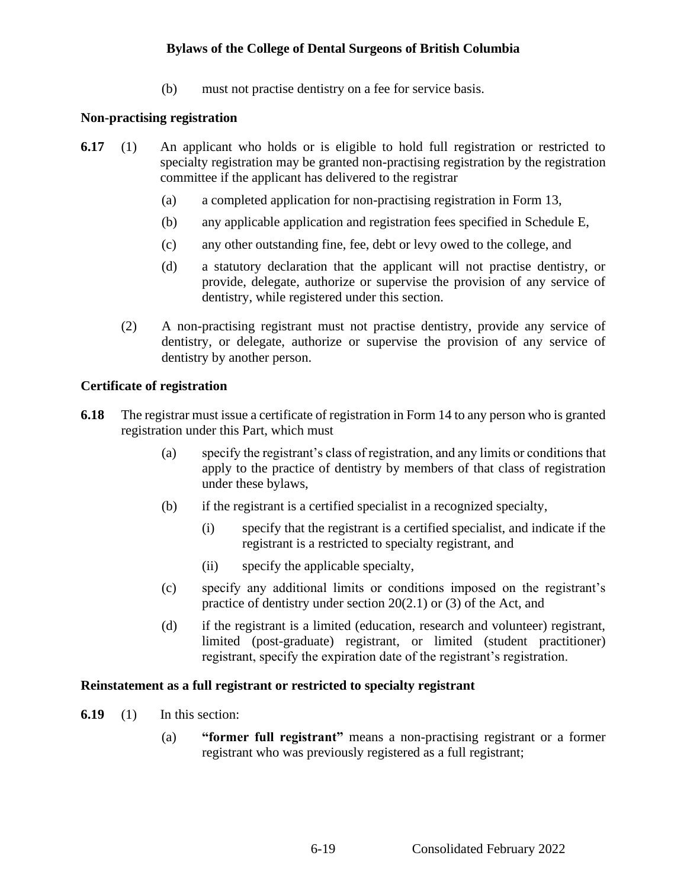(b) must not practise dentistry on a fee for service basis.

### Non-practising registration

**6.17** (1) An applicant who holds or is eligible to hold full registration or restricted to specialty registration may be granted non-practising registration by the registration committee if the applicant has delivered to the registrar

(a) a completed application for non-practising registration in Form 13,

(b) any applicable application and registration fees specified in Schedule E,

(c) any other outstanding fine, fee, debt or levy owed to the college, and

(d) a statutory declaration that the applicant will not practise dentistry, or provide, delegate, authorize or supervise the provision of any service of dentistry, while registered under this section.

(2) A non-practising registrant must not practise dentistry, provide any service of dentistry, or delegate, authorize or supervise the provision of any service of dentistry by another person.

### Certificate of registration

**6.18** The registrar must issue a certificate of registration in Form 14 to any person who is granted registration under this Part, which must

(a) specify the registrant's class of registration, and any limits or conditions that apply to the practice of dentistry by members of that class of registration under these bylaws,

(b) if the registrant is a certified specialist in a recognized specialty,

(i) specify that the registrant is a certified specialist, and indicate if the registrant is a restricted to specialty registrant, and

(ii) specify the applicable specialty,

(c) specify any additional limits or conditions imposed on the registrant's practice of dentistry under section 20(2.1) or (3) of the Act, and

(d) if the registrant is a limited (education, research and volunteer) registrant, limited (post-graduate) registrant, or limited (student practitioner) registrant, specify the expiration date of the registrant's registration.

### Reinstatement as a full registrant or restricted to specialty registrant

**6.19** (1) In this section:

(a) **"former full registrant"** means a non-practising registrant or a former registrant who was previously registered as a full registrant;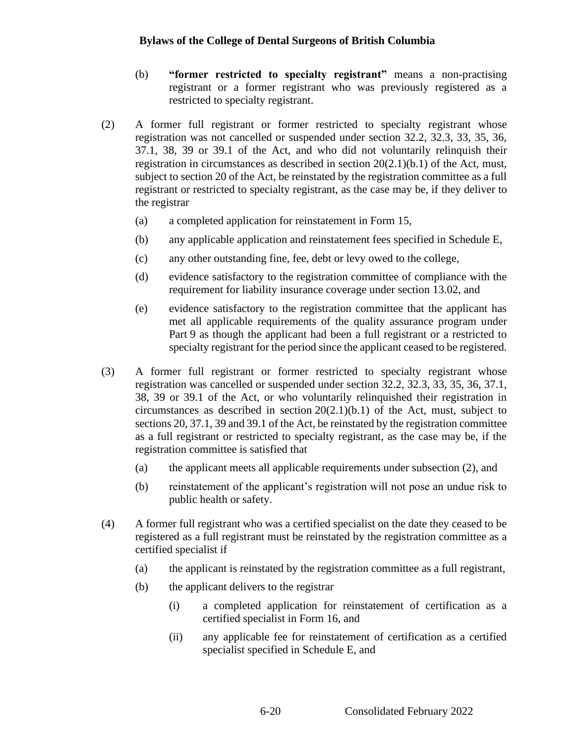(b) **"former restricted to specialty registrant"** means a non-practising registrant or a former registrant who was previously registered as a restricted to specialty registrant.

(2) A former full registrant or former restricted to specialty registrant whose registration was not cancelled or suspended under section 32.2, 32.3, 33, 35, 36, 37.1, 38, 39 or 39.1 of the Act, and who did not voluntarily relinquish their registration in circumstances as described in section 20(2.1)(b.1) of the Act, must, subject to section 20 of the Act, be reinstated by the registration committee as a full registrant or restricted to specialty registrant, as the case may be, if they deliver to the registrar

- (a) a completed application for reinstatement in Form 15,
- (b) any applicable application and reinstatement fees specified in Schedule E,
- (c) any other outstanding fine, fee, debt or levy owed to the college,
- (d) evidence satisfactory to the registration committee of compliance with the requirement for liability insurance coverage under section 13.02, and
- (e) evidence satisfactory to the registration committee that the applicant has met all applicable requirements of the quality assurance program under Part 9 as though the applicant had been a full registrant or a restricted to specialty registrant for the period since the applicant ceased to be registered.

(3) A former full registrant or former restricted to specialty registrant whose registration was cancelled or suspended under section 32.2, 32.3, 33, 35, 36, 37.1, 38, 39 or 39.1 of the Act, or who voluntarily relinquished their registration in circumstances as described in section 20(2.1)(b.1) of the Act, must, subject to sections 20, 37.1, 39 and 39.1 of the Act, be reinstated by the registration committee as a full registrant or restricted to specialty registrant, as the case may be, if the registration committee is satisfied that

- (a) the applicant meets all applicable requirements under subsection (2), and
- (b) reinstatement of the applicant's registration will not pose an undue risk to public health or safety.

(4) A former full registrant who was a certified specialist on the date they ceased to be registered as a full registrant must be reinstated by the registration committee as a certified specialist if

- (a) the applicant is reinstated by the registration committee as a full registrant,
- (b) the applicant delivers to the registrar
  - (i) a completed application for reinstatement of certification as a certified specialist in Form 16, and
  - (ii) any applicable fee for reinstatement of certification as a certified specialist specified in Schedule E, and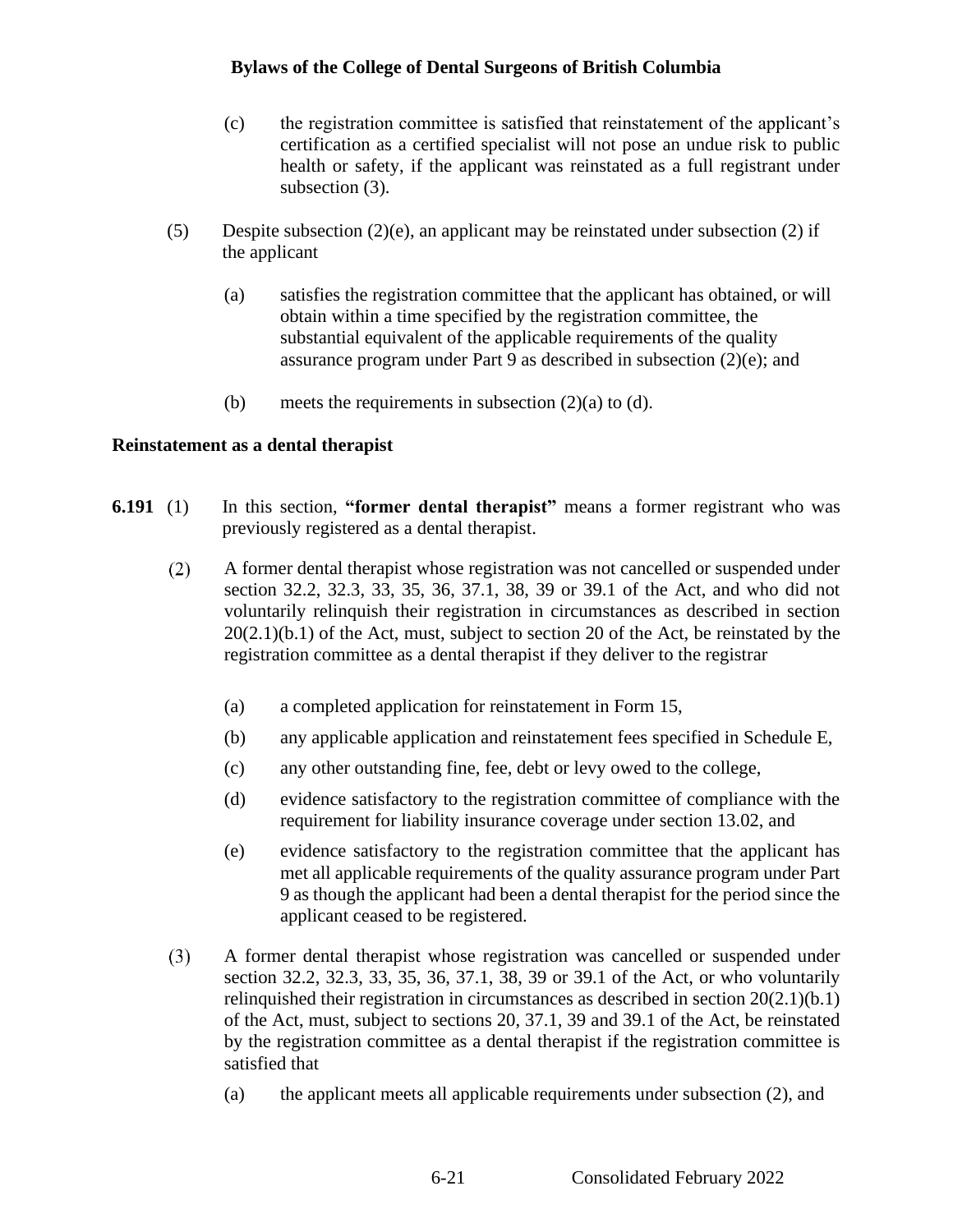(c) the registration committee is satisfied that reinstatement of the applicant's certification as a certified specialist will not pose an undue risk to public health or safety, if the applicant was reinstated as a full registrant under subsection (3).

(5) Despite subsection (2)(e), an applicant may be reinstated under subsection (2) if the applicant

(a) satisfies the registration committee that the applicant has obtained, or will obtain within a time specified by the registration committee, the substantial equivalent of the applicable requirements of the quality assurance program under Part 9 as described in subsection (2)(e); and

(b) meets the requirements in subsection (2)(a) to (d).

### Reinstatement as a dental therapist

**6.191** (1) In this section, **"former dental therapist"** means a former registrant who was previously registered as a dental therapist.

(2) A former dental therapist whose registration was not cancelled or suspended under section 32.2, 32.3, 33, 35, 36, 37.1, 38, 39 or 39.1 of the Act, and who did not voluntarily relinquish their registration in circumstances as described in section 20(2.1)(b.1) of the Act, must, subject to section 20 of the Act, be reinstated by the registration committee as a dental therapist if they deliver to the registrar

(a) a completed application for reinstatement in Form 15,

(b) any applicable application and reinstatement fees specified in Schedule E,

(c) any other outstanding fine, fee, debt or levy owed to the college,

(d) evidence satisfactory to the registration committee of compliance with the requirement for liability insurance coverage under section 13.02, and

(e) evidence satisfactory to the registration committee that the applicant has met all applicable requirements of the quality assurance program under Part 9 as though the applicant had been a dental therapist for the period since the applicant ceased to be registered.

(3) A former dental therapist whose registration was cancelled or suspended under section 32.2, 32.3, 33, 35, 36, 37.1, 38, 39 or 39.1 of the Act, or who voluntarily relinquished their registration in circumstances as described in section 20(2.1)(b.1) of the Act, must, subject to sections 20, 37.1, 39 and 39.1 of the Act, be reinstated by the registration committee as a dental therapist if the registration committee is satisfied that

(a) the applicant meets all applicable requirements under subsection (2), and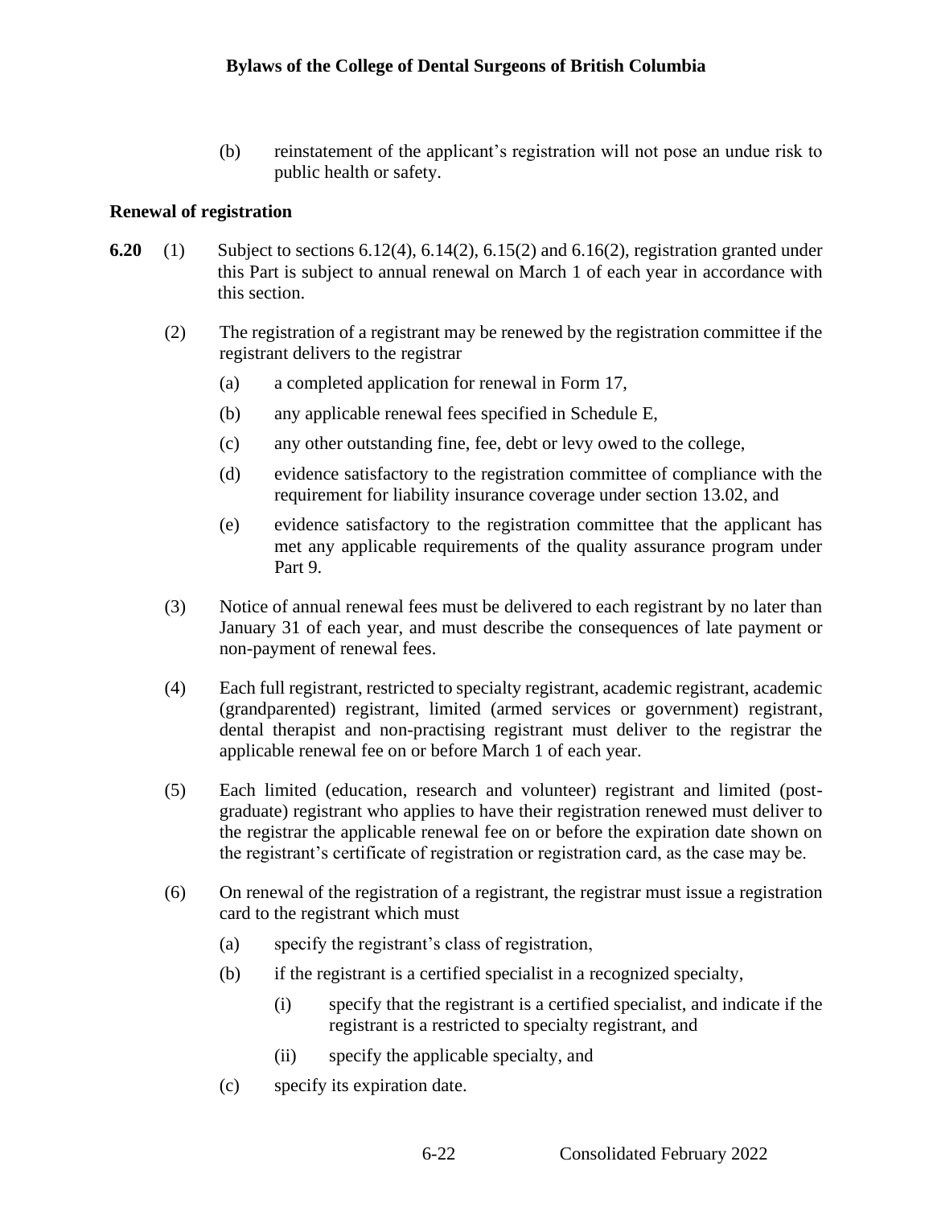(b) reinstatement of the applicant's registration will not pose an undue risk to public health or safety.

### Renewal of registration

**6.20** (1) Subject to sections 6.12(4), 6.14(2), 6.15(2) and 6.16(2), registration granted under this Part is subject to annual renewal on March 1 of each year in accordance with this section.

(2) The registration of a registrant may be renewed by the registration committee if the registrant delivers to the registrar

- (a) a completed application for renewal in Form 17,
- (b) any applicable renewal fees specified in Schedule E,
- (c) any other outstanding fine, fee, debt or levy owed to the college,
- (d) evidence satisfactory to the registration committee of compliance with the requirement for liability insurance coverage under section 13.02, and
- (e) evidence satisfactory to the registration committee that the applicant has met any applicable requirements of the quality assurance program under Part 9.

(3) Notice of annual renewal fees must be delivered to each registrant by no later than January 31 of each year, and must describe the consequences of late payment or non-payment of renewal fees.

(4) Each full registrant, restricted to specialty registrant, academic registrant, academic (grandparented) registrant, limited (armed services or government) registrant, dental therapist and non-practising registrant must deliver to the registrar the applicable renewal fee on or before March 1 of each year.

(5) Each limited (education, research and volunteer) registrant and limited (post-graduate) registrant who applies to have their registration renewed must deliver to the registrar the applicable renewal fee on or before the expiration date shown on the registrant's certificate of registration or registration card, as the case may be.

(6) On renewal of the registration of a registrant, the registrar must issue a registration card to the registrant which must

- (a) specify the registrant's class of registration,
- (b) if the registrant is a certified specialist in a recognized specialty,
  - (i) specify that the registrant is a certified specialist, and indicate if the registrant is a restricted to specialty registrant, and
  - (ii) specify the applicable specialty, and
- (c) specify its expiration date.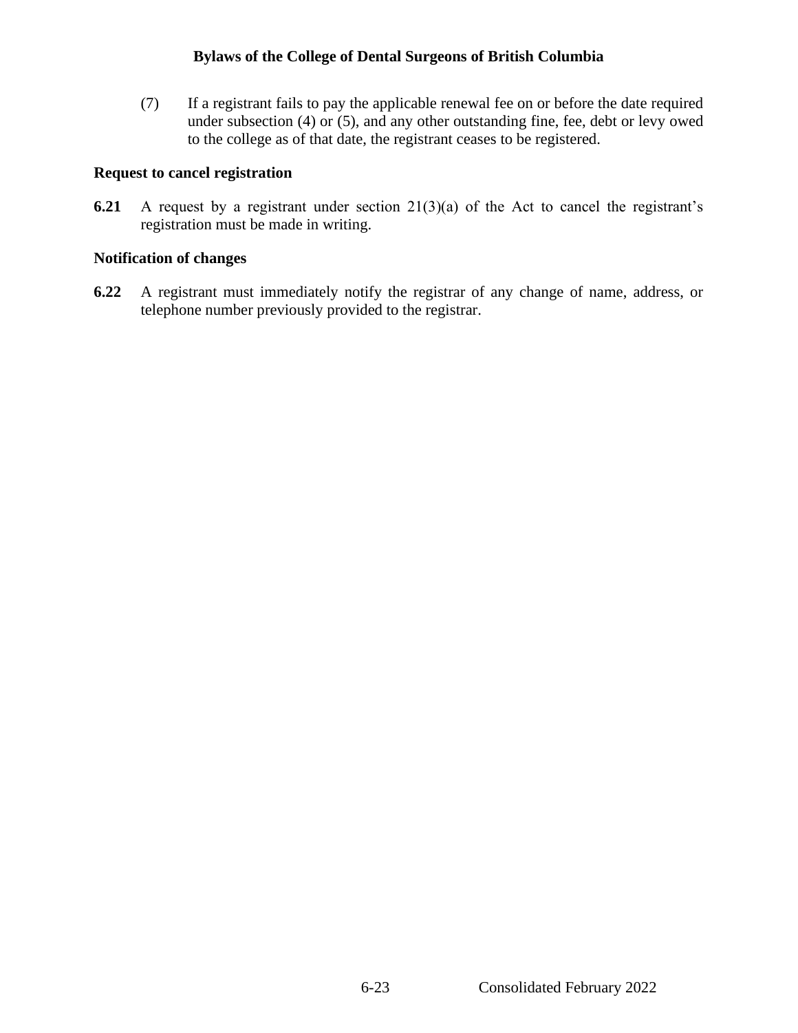(7) If a registrant fails to pay the applicable renewal fee on or before the date required under subsection (4) or (5), and any other outstanding fine, fee, debt or levy owed to the college as of that date, the registrant ceases to be registered.

**Request to cancel registration**

**6.21** A request by a registrant under section 21(3)(a) of the Act to cancel the registrant's registration must be made in writing.

**Notification of changes**

**6.22** A registrant must immediately notify the registrar of any change of name, address, or telephone number previously provided to the registrar.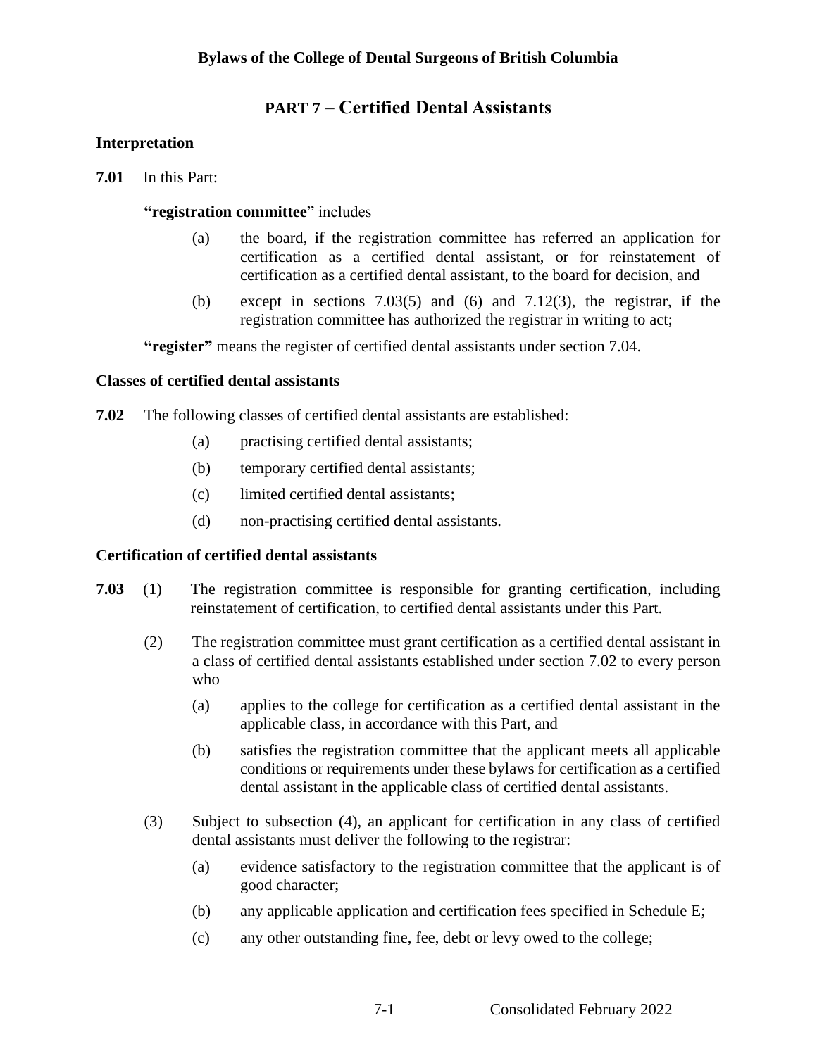## PART 7 – Certified Dental Assistants

### Interpretation

**7.01** In this Part:

**"registration committee"** includes

(a) the board, if the registration committee has referred an application for certification as a certified dental assistant, or for reinstatement of certification as a certified dental assistant, to the board for decision, and

(b) except in sections 7.03(5) and (6) and 7.12(3), the registrar, if the registration committee has authorized the registrar in writing to act;

**"register"** means the register of certified dental assistants under section 7.04.

### Classes of certified dental assistants

**7.02** The following classes of certified dental assistants are established:

(a) practising certified dental assistants;

(b) temporary certified dental assistants;

(c) limited certified dental assistants;

(d) non-practising certified dental assistants.

### Certification of certified dental assistants

**7.03** (1) The registration committee is responsible for granting certification, including reinstatement of certification, to certified dental assistants under this Part.

(2) The registration committee must grant certification as a certified dental assistant in a class of certified dental assistants established under section 7.02 to every person who

(a) applies to the college for certification as a certified dental assistant in the applicable class, in accordance with this Part, and

(b) satisfies the registration committee that the applicant meets all applicable conditions or requirements under these bylaws for certification as a certified dental assistant in the applicable class of certified dental assistants.

(3) Subject to subsection (4), an applicant for certification in any class of certified dental assistants must deliver the following to the registrar:

(a) evidence satisfactory to the registration committee that the applicant is of good character;

(b) any applicable application and certification fees specified in Schedule E;

(c) any other outstanding fine, fee, debt or levy owed to the college;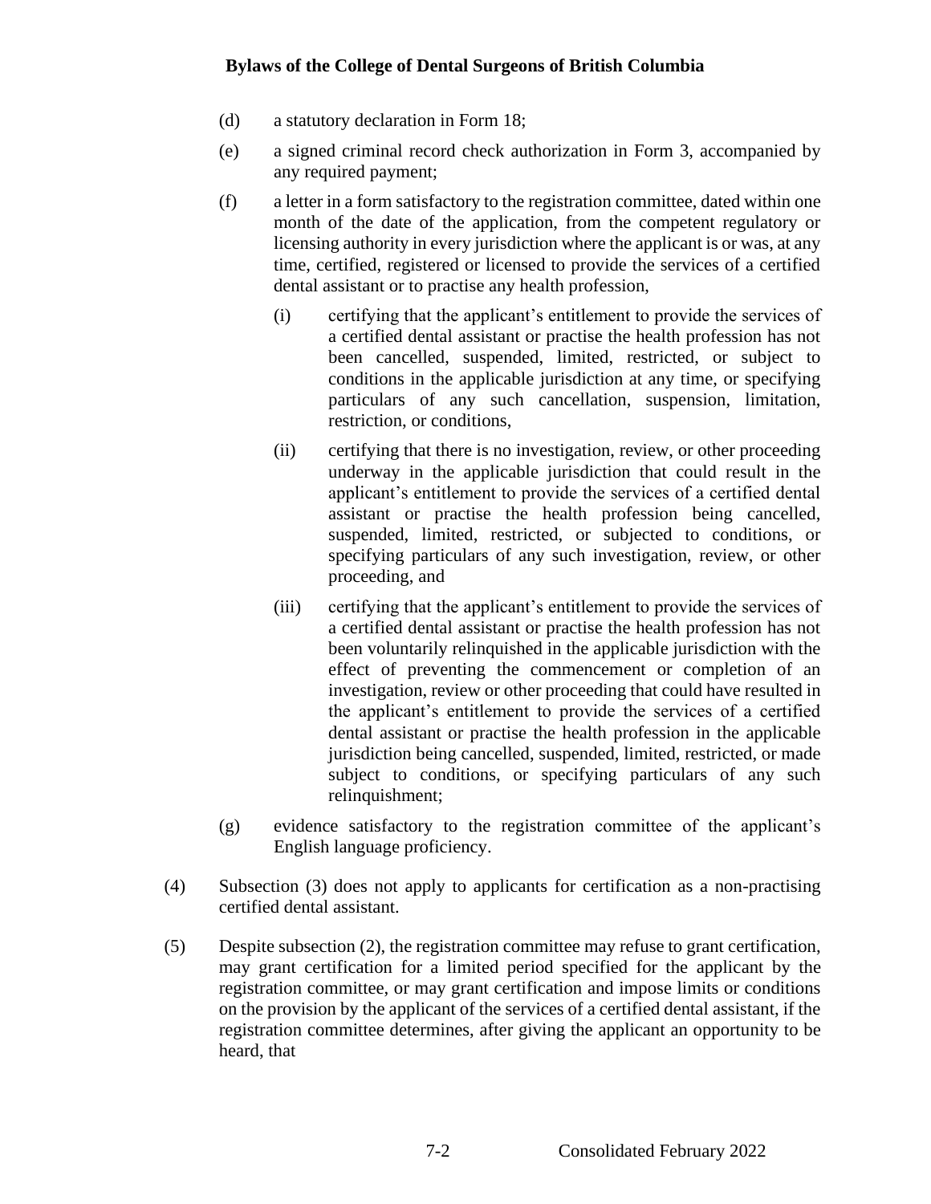(d) a statutory declaration in Form 18;

(e) a signed criminal record check authorization in Form 3, accompanied by any required payment;

(f) a letter in a form satisfactory to the registration committee, dated within one month of the date of the application, from the competent regulatory or licensing authority in every jurisdiction where the applicant is or was, at any time, certified, registered or licensed to provide the services of a certified dental assistant or to practise any health profession,

  (i) certifying that the applicant's entitlement to provide the services of a certified dental assistant or practise the health profession has not been cancelled, suspended, limited, restricted, or subject to conditions in the applicable jurisdiction at any time, or specifying particulars of any such cancellation, suspension, limitation, restriction, or conditions,

  (ii) certifying that there is no investigation, review, or other proceeding underway in the applicable jurisdiction that could result in the applicant's entitlement to provide the services of a certified dental assistant or practise the health profession being cancelled, suspended, limited, restricted, or subjected to conditions, or specifying particulars of any such investigation, review, or other proceeding, and

  (iii) certifying that the applicant's entitlement to provide the services of a certified dental assistant or practise the health profession has not been voluntarily relinquished in the applicable jurisdiction with the effect of preventing the commencement or completion of an investigation, review or other proceeding that could have resulted in the applicant's entitlement to provide the services of a certified dental assistant or practise the health profession in the applicable jurisdiction being cancelled, suspended, limited, restricted, or made subject to conditions, or specifying particulars of any such relinquishment;

(g) evidence satisfactory to the registration committee of the applicant's English language proficiency.

(4) Subsection (3) does not apply to applicants for certification as a non-practising certified dental assistant.

(5) Despite subsection (2), the registration committee may refuse to grant certification, may grant certification for a limited period specified for the applicant by the registration committee, or may grant certification and impose limits or conditions on the provision by the applicant of the services of a certified dental assistant, if the registration committee determines, after giving the applicant an opportunity to be heard, that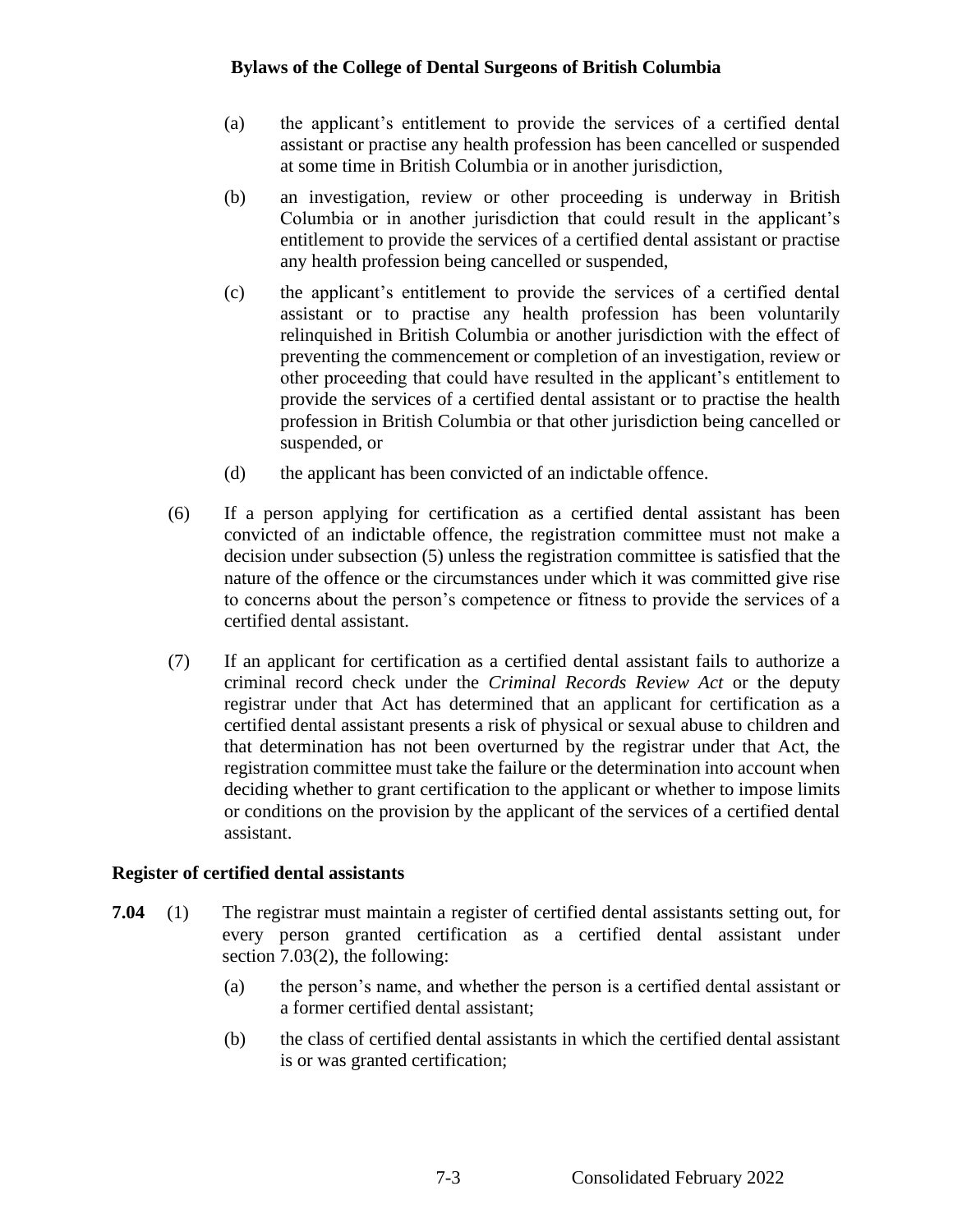(a) the applicant's entitlement to provide the services of a certified dental assistant or practise any health profession has been cancelled or suspended at some time in British Columbia or in another jurisdiction,

(b) an investigation, review or other proceeding is underway in British Columbia or in another jurisdiction that could result in the applicant's entitlement to provide the services of a certified dental assistant or practise any health profession being cancelled or suspended,

(c) the applicant's entitlement to provide the services of a certified dental assistant or to practise any health profession has been voluntarily relinquished in British Columbia or another jurisdiction with the effect of preventing the commencement or completion of an investigation, review or other proceeding that could have resulted in the applicant's entitlement to provide the services of a certified dental assistant or to practise the health profession in British Columbia or that other jurisdiction being cancelled or suspended, or

(d) the applicant has been convicted of an indictable offence.

(6) If a person applying for certification as a certified dental assistant has been convicted of an indictable offence, the registration committee must not make a decision under subsection (5) unless the registration committee is satisfied that the nature of the offence or the circumstances under which it was committed give rise to concerns about the person's competence or fitness to provide the services of a certified dental assistant.

(7) If an applicant for certification as a certified dental assistant fails to authorize a criminal record check under the *Criminal Records Review Act* or the deputy registrar under that Act has determined that an applicant for certification as a certified dental assistant presents a risk of physical or sexual abuse to children and that determination has not been overturned by the registrar under that Act, the registration committee must take the failure or the determination into account when deciding whether to grant certification to the applicant or whether to impose limits or conditions on the provision by the applicant of the services of a certified dental assistant.

### Register of certified dental assistants

**7.04** (1) The registrar must maintain a register of certified dental assistants setting out, for every person granted certification as a certified dental assistant under section 7.03(2), the following:

(a) the person's name, and whether the person is a certified dental assistant or a former certified dental assistant;

(b) the class of certified dental assistants in which the certified dental assistant is or was granted certification;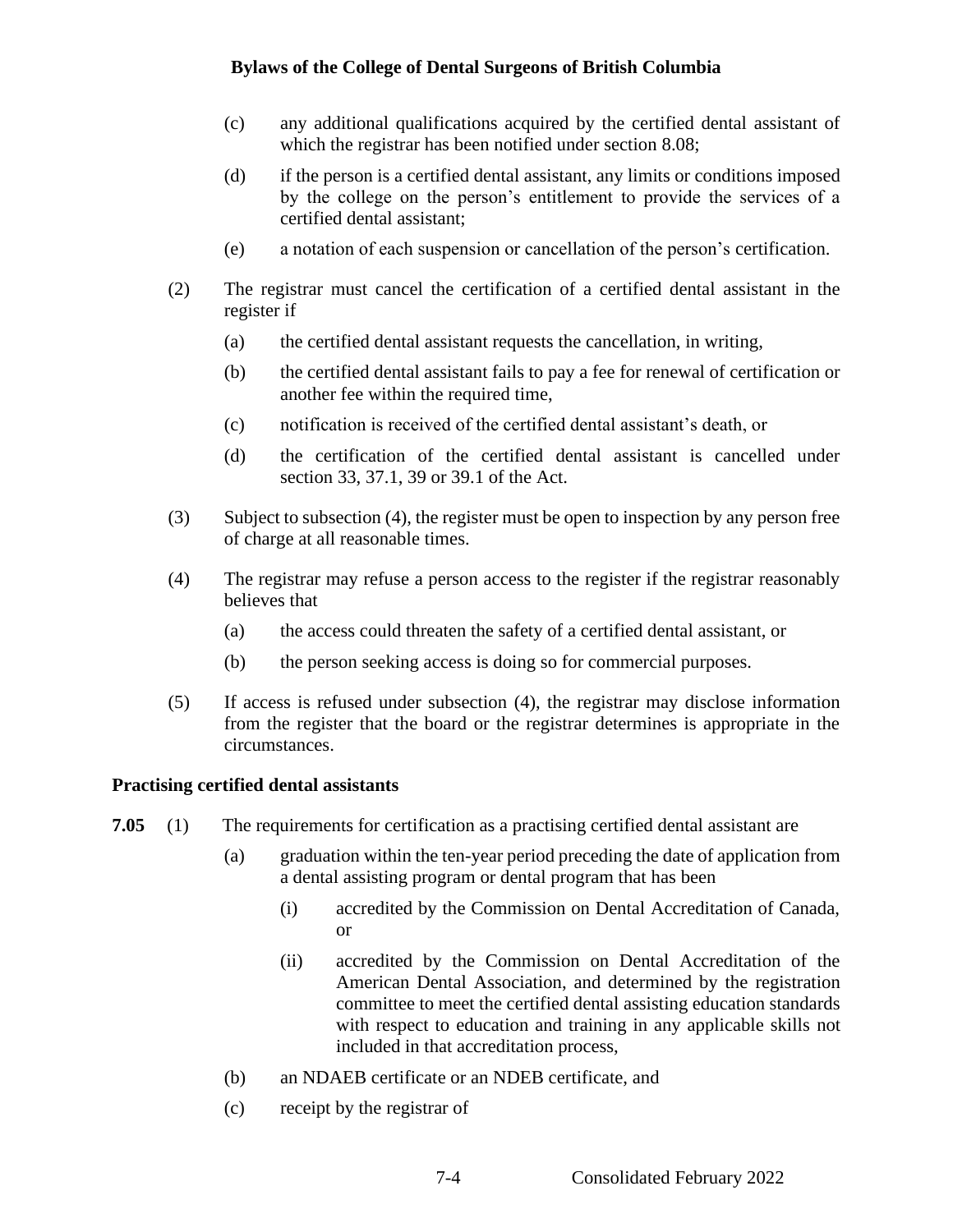(c) any additional qualifications acquired by the certified dental assistant of which the registrar has been notified under section 8.08;

(d) if the person is a certified dental assistant, any limits or conditions imposed by the college on the person's entitlement to provide the services of a certified dental assistant;

(e) a notation of each suspension or cancellation of the person's certification.

(2) The registrar must cancel the certification of a certified dental assistant in the register if

(a) the certified dental assistant requests the cancellation, in writing,

(b) the certified dental assistant fails to pay a fee for renewal of certification or another fee within the required time,

(c) notification is received of the certified dental assistant's death, or

(d) the certification of the certified dental assistant is cancelled under section 33, 37.1, 39 or 39.1 of the Act.

(3) Subject to subsection (4), the register must be open to inspection by any person free of charge at all reasonable times.

(4) The registrar may refuse a person access to the register if the registrar reasonably believes that

(a) the access could threaten the safety of a certified dental assistant, or

(b) the person seeking access is doing so for commercial purposes.

(5) If access is refused under subsection (4), the registrar may disclose information from the register that the board or the registrar determines is appropriate in the circumstances.

**Practising certified dental assistants**

**7.05** (1) The requirements for certification as a practising certified dental assistant are

(a) graduation within the ten-year period preceding the date of application from a dental assisting program or dental program that has been

(i) accredited by the Commission on Dental Accreditation of Canada, or

(ii) accredited by the Commission on Dental Accreditation of the American Dental Association, and determined by the registration committee to meet the certified dental assisting education standards with respect to education and training in any applicable skills not included in that accreditation process,

(b) an NDAEB certificate or an NDEB certificate, and

(c) receipt by the registrar of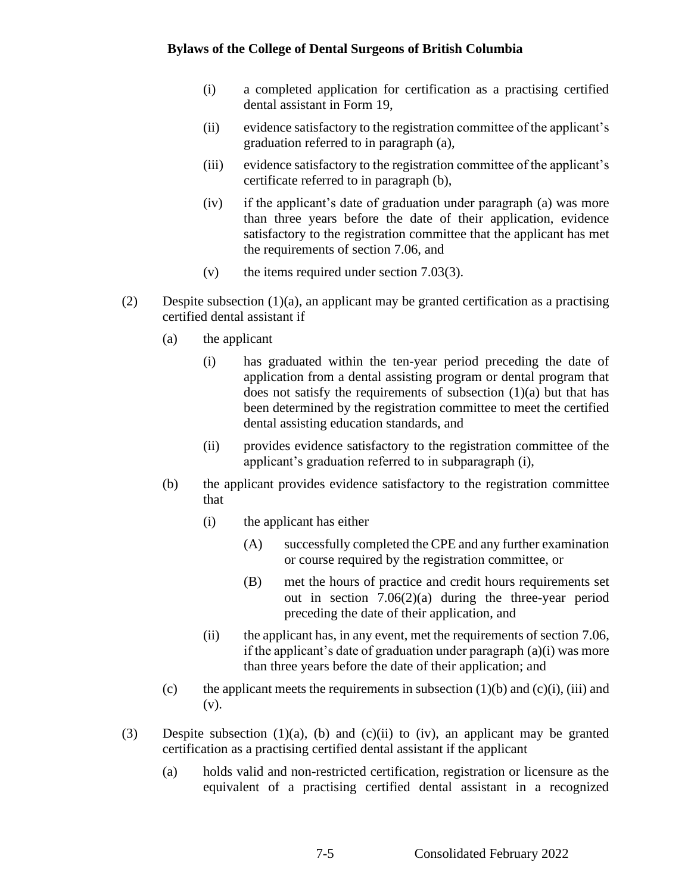(i) a completed application for certification as a practising certified dental assistant in Form 19,

(ii) evidence satisfactory to the registration committee of the applicant's graduation referred to in paragraph (a),

(iii) evidence satisfactory to the registration committee of the applicant's certificate referred to in paragraph (b),

(iv) if the applicant's date of graduation under paragraph (a) was more than three years before the date of their application, evidence satisfactory to the registration committee that the applicant has met the requirements of section 7.06, and

(v) the items required under section 7.03(3).

(2) Despite subsection (1)(a), an applicant may be granted certification as a practising certified dental assistant if

(a) the applicant

(i) has graduated within the ten-year period preceding the date of application from a dental assisting program or dental program that does not satisfy the requirements of subsection (1)(a) but that has been determined by the registration committee to meet the certified dental assisting education standards, and

(ii) provides evidence satisfactory to the registration committee of the applicant's graduation referred to in subparagraph (i),

(b) the applicant provides evidence satisfactory to the registration committee that

(i) the applicant has either

(A) successfully completed the CPE and any further examination or course required by the registration committee, or

(B) met the hours of practice and credit hours requirements set out in section 7.06(2)(a) during the three-year period preceding the date of their application, and

(ii) the applicant has, in any event, met the requirements of section 7.06, if the applicant's date of graduation under paragraph (a)(i) was more than three years before the date of their application; and

(c) the applicant meets the requirements in subsection (1)(b) and (c)(i), (iii) and (v).

(3) Despite subsection (1)(a), (b) and (c)(ii) to (iv), an applicant may be granted certification as a practising certified dental assistant if the applicant

(a) holds valid and non-restricted certification, registration or licensure as the equivalent of a practising certified dental assistant in a recognized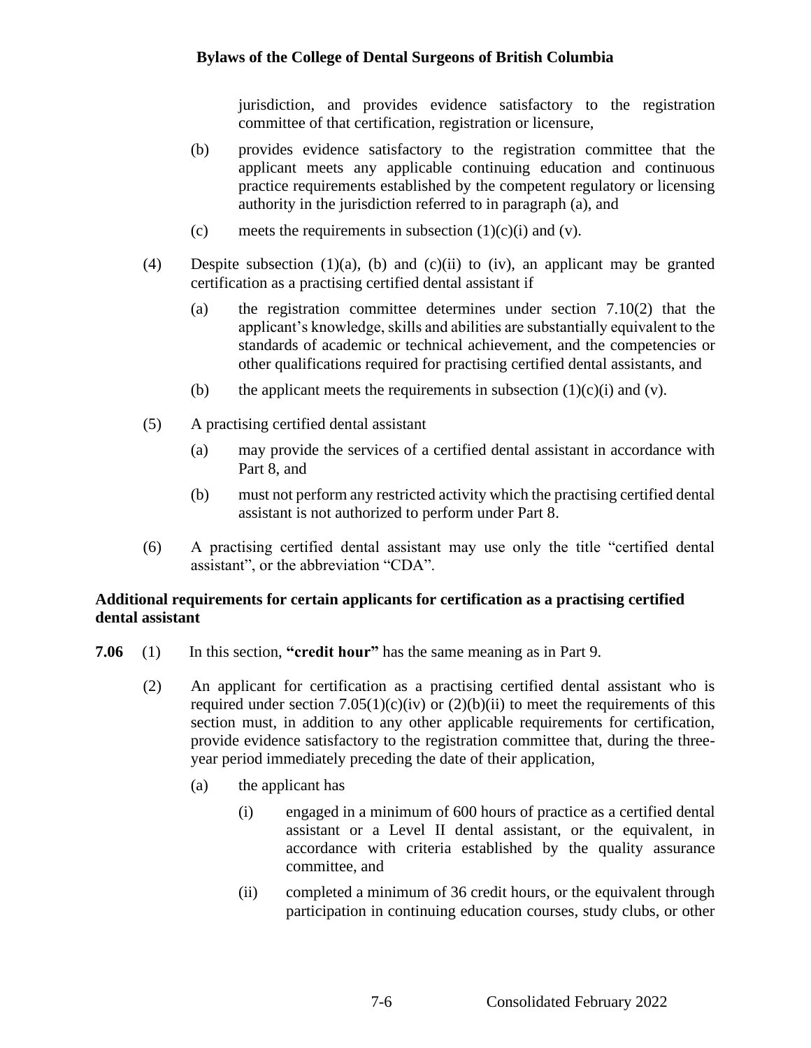jurisdiction, and provides evidence satisfactory to the registration committee of that certification, registration or licensure,

(b) provides evidence satisfactory to the registration committee that the applicant meets any applicable continuing education and continuous practice requirements established by the competent regulatory or licensing authority in the jurisdiction referred to in paragraph (a), and

(c) meets the requirements in subsection (1)(c)(i) and (v).

(4) Despite subsection (1)(a), (b) and (c)(ii) to (iv), an applicant may be granted certification as a practising certified dental assistant if

(a) the registration committee determines under section 7.10(2) that the applicant's knowledge, skills and abilities are substantially equivalent to the standards of academic or technical achievement, and the competencies or other qualifications required for practising certified dental assistants, and

(b) the applicant meets the requirements in subsection (1)(c)(i) and (v).

(5) A practising certified dental assistant

(a) may provide the services of a certified dental assistant in accordance with Part 8, and

(b) must not perform any restricted activity which the practising certified dental assistant is not authorized to perform under Part 8.

(6) A practising certified dental assistant may use only the title "certified dental assistant", or the abbreviation "CDA".

**Additional requirements for certain applicants for certification as a practising certified dental assistant**

**7.06** (1) In this section, **"credit hour"** has the same meaning as in Part 9.

(2) An applicant for certification as a practising certified dental assistant who is required under section 7.05(1)(c)(iv) or (2)(b)(ii) to meet the requirements of this section must, in addition to any other applicable requirements for certification, provide evidence satisfactory to the registration committee that, during the three-year period immediately preceding the date of their application,

(a) the applicant has

(i) engaged in a minimum of 600 hours of practice as a certified dental assistant or a Level II dental assistant, or the equivalent, in accordance with criteria established by the quality assurance committee, and

(ii) completed a minimum of 36 credit hours, or the equivalent through participation in continuing education courses, study clubs, or other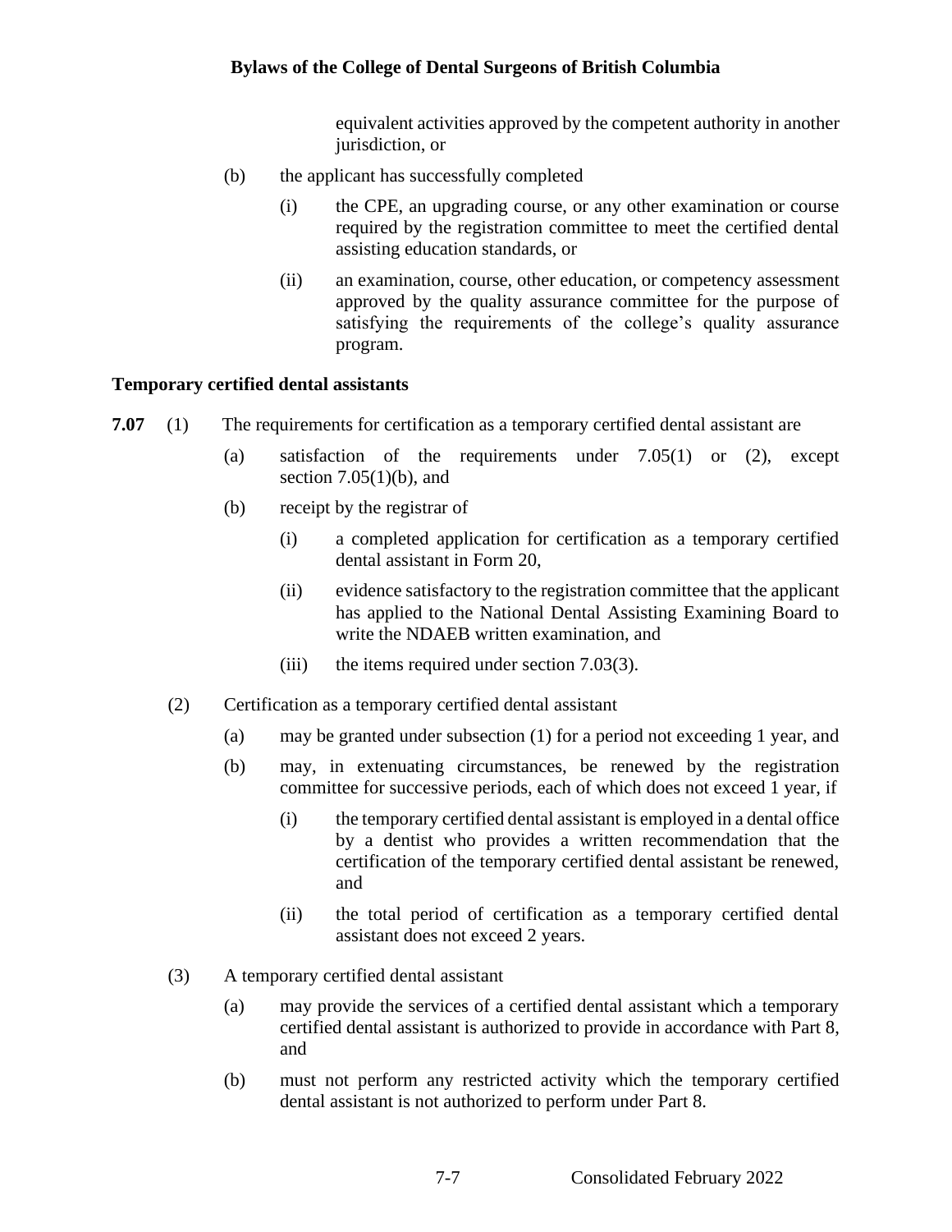equivalent activities approved by the competent authority in another jurisdiction, or

(b) the applicant has successfully completed

(i) the CPE, an upgrading course, or any other examination or course required by the registration committee to meet the certified dental assisting education standards, or

(ii) an examination, course, other education, or competency assessment approved by the quality assurance committee for the purpose of satisfying the requirements of the college's quality assurance program.

### Temporary certified dental assistants

**7.07** (1) The requirements for certification as a temporary certified dental assistant are

(a) satisfaction of the requirements under 7.05(1) or (2), except section 7.05(1)(b), and

(b) receipt by the registrar of

(i) a completed application for certification as a temporary certified dental assistant in Form 20,

(ii) evidence satisfactory to the registration committee that the applicant has applied to the National Dental Assisting Examining Board to write the NDAEB written examination, and

(iii) the items required under section 7.03(3).

(2) Certification as a temporary certified dental assistant

(a) may be granted under subsection (1) for a period not exceeding 1 year, and

(b) may, in extenuating circumstances, be renewed by the registration committee for successive periods, each of which does not exceed 1 year, if

(i) the temporary certified dental assistant is employed in a dental office by a dentist who provides a written recommendation that the certification of the temporary certified dental assistant be renewed, and

(ii) the total period of certification as a temporary certified dental assistant does not exceed 2 years.

(3) A temporary certified dental assistant

(a) may provide the services of a certified dental assistant which a temporary certified dental assistant is authorized to provide in accordance with Part 8, and

(b) must not perform any restricted activity which the temporary certified dental assistant is not authorized to perform under Part 8.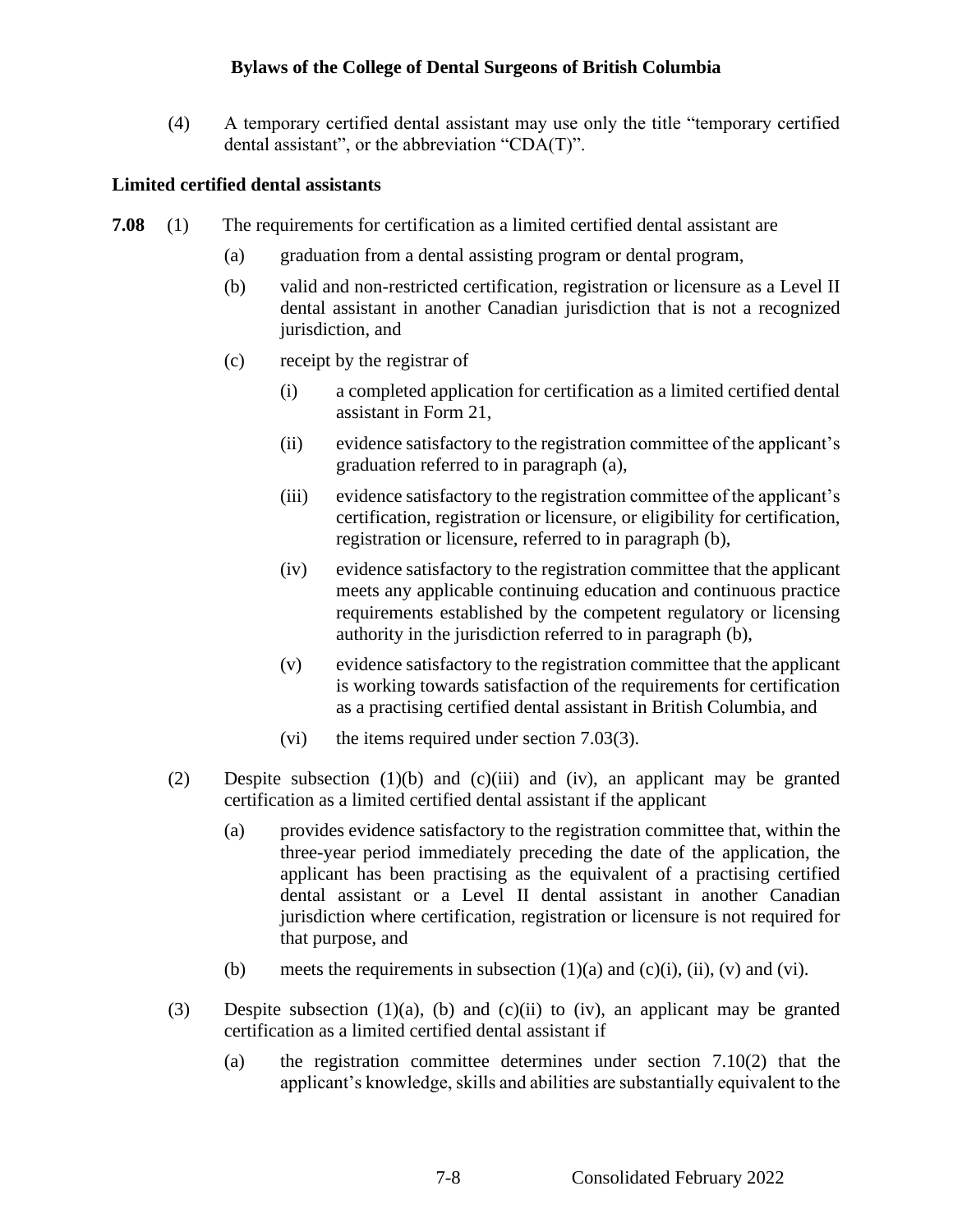(4) A temporary certified dental assistant may use only the title "temporary certified dental assistant", or the abbreviation "CDA(T)".

### Limited certified dental assistants

**7.08** (1) The requirements for certification as a limited certified dental assistant are

(a) graduation from a dental assisting program or dental program,

(b) valid and non-restricted certification, registration or licensure as a Level II dental assistant in another Canadian jurisdiction that is not a recognized jurisdiction, and

(c) receipt by the registrar of

(i) a completed application for certification as a limited certified dental assistant in Form 21,

(ii) evidence satisfactory to the registration committee of the applicant's graduation referred to in paragraph (a),

(iii) evidence satisfactory to the registration committee of the applicant's certification, registration or licensure, or eligibility for certification, registration or licensure, referred to in paragraph (b),

(iv) evidence satisfactory to the registration committee that the applicant meets any applicable continuing education and continuous practice requirements established by the competent regulatory or licensing authority in the jurisdiction referred to in paragraph (b),

(v) evidence satisfactory to the registration committee that the applicant is working towards satisfaction of the requirements for certification as a practising certified dental assistant in British Columbia, and

(vi) the items required under section 7.03(3).

(2) Despite subsection (1)(b) and (c)(iii) and (iv), an applicant may be granted certification as a limited certified dental assistant if the applicant

(a) provides evidence satisfactory to the registration committee that, within the three-year period immediately preceding the date of the application, the applicant has been practising as the equivalent of a practising certified dental assistant or a Level II dental assistant in another Canadian jurisdiction where certification, registration or licensure is not required for that purpose, and

(b) meets the requirements in subsection (1)(a) and (c)(i), (ii), (v) and (vi).

(3) Despite subsection (1)(a), (b) and (c)(ii) to (iv), an applicant may be granted certification as a limited certified dental assistant if

(a) the registration committee determines under section 7.10(2) that the applicant's knowledge, skills and abilities are substantially equivalent to the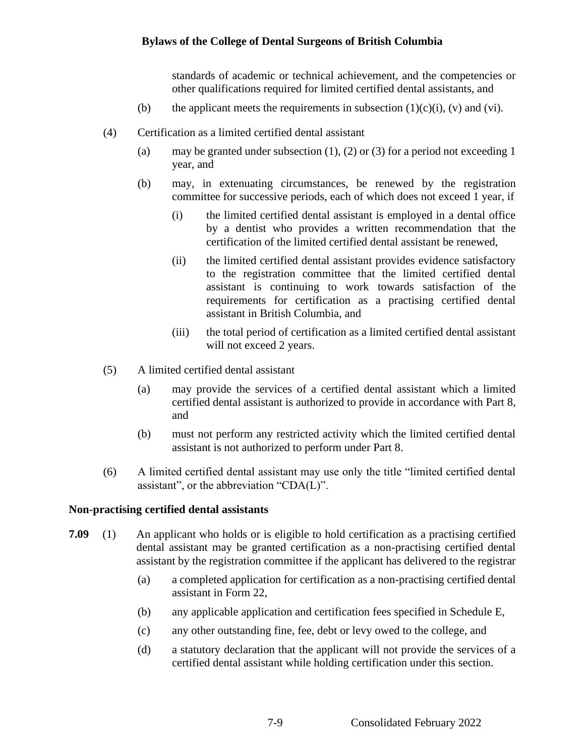standards of academic or technical achievement, and the competencies or other qualifications required for limited certified dental assistants, and

(b) the applicant meets the requirements in subsection (1)(c)(i), (v) and (vi).

(4) Certification as a limited certified dental assistant

(a) may be granted under subsection (1), (2) or (3) for a period not exceeding 1 year, and

(b) may, in extenuating circumstances, be renewed by the registration committee for successive periods, each of which does not exceed 1 year, if

(i) the limited certified dental assistant is employed in a dental office by a dentist who provides a written recommendation that the certification of the limited certified dental assistant be renewed,

(ii) the limited certified dental assistant provides evidence satisfactory to the registration committee that the limited certified dental assistant is continuing to work towards satisfaction of the requirements for certification as a practising certified dental assistant in British Columbia, and

(iii) the total period of certification as a limited certified dental assistant will not exceed 2 years.

(5) A limited certified dental assistant

(a) may provide the services of a certified dental assistant which a limited certified dental assistant is authorized to provide in accordance with Part 8, and

(b) must not perform any restricted activity which the limited certified dental assistant is not authorized to perform under Part 8.

(6) A limited certified dental assistant may use only the title "limited certified dental assistant", or the abbreviation "CDA(L)".

### Non-practising certified dental assistants

**7.09** (1) An applicant who holds or is eligible to hold certification as a practising certified dental assistant may be granted certification as a non-practising certified dental assistant by the registration committee if the applicant has delivered to the registrar

(a) a completed application for certification as a non-practising certified dental assistant in Form 22,

(b) any applicable application and certification fees specified in Schedule E,

(c) any other outstanding fine, fee, debt or levy owed to the college, and

(d) a statutory declaration that the applicant will not provide the services of a certified dental assistant while holding certification under this section.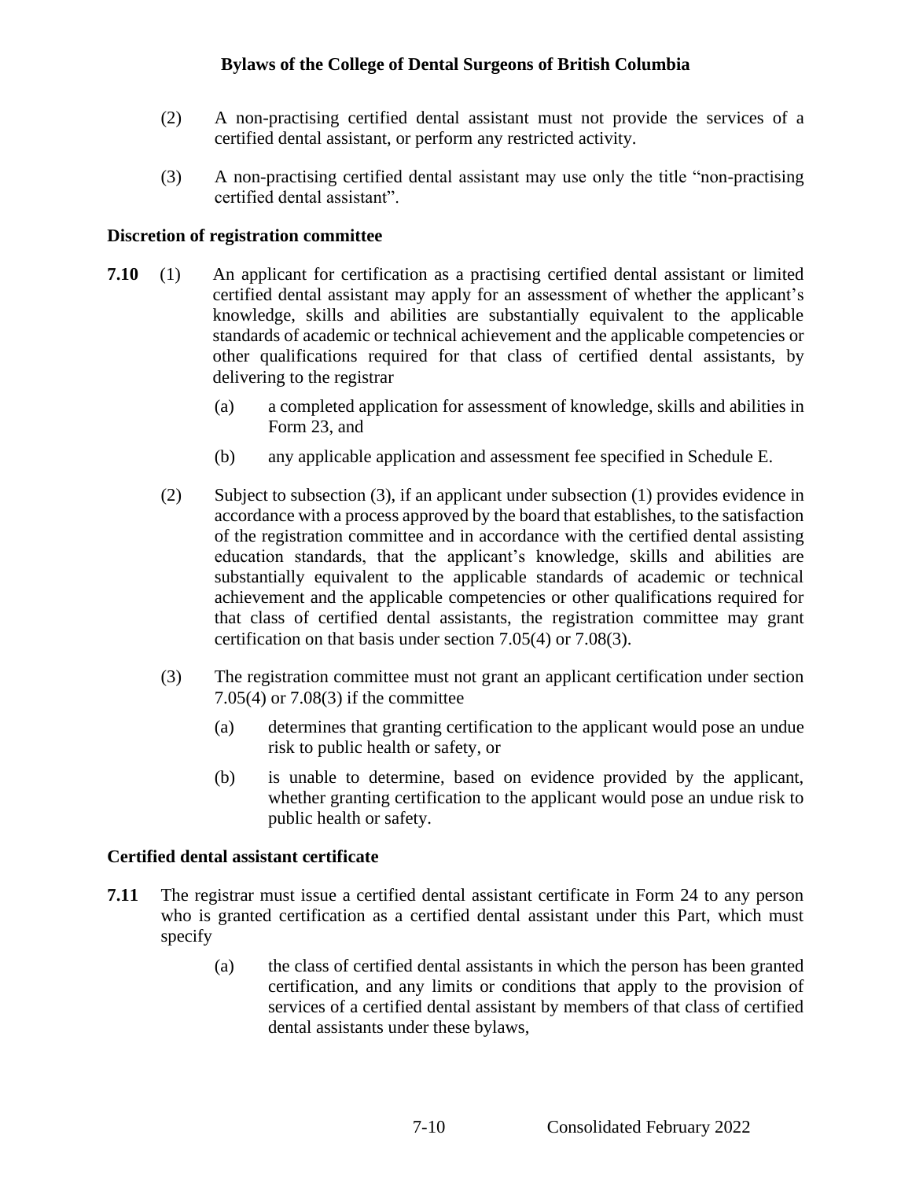(2) A non-practising certified dental assistant must not provide the services of a certified dental assistant, or perform any restricted activity.

(3) A non-practising certified dental assistant may use only the title "non-practising certified dental assistant".

**Discretion of registration committee**

**7.10** (1) An applicant for certification as a practising certified dental assistant or limited certified dental assistant may apply for an assessment of whether the applicant's knowledge, skills and abilities are substantially equivalent to the applicable standards of academic or technical achievement and the applicable competencies or other qualifications required for that class of certified dental assistants, by delivering to the registrar

(a) a completed application for assessment of knowledge, skills and abilities in Form 23, and

(b) any applicable application and assessment fee specified in Schedule E.

(2) Subject to subsection (3), if an applicant under subsection (1) provides evidence in accordance with a process approved by the board that establishes, to the satisfaction of the registration committee and in accordance with the certified dental assisting education standards, that the applicant's knowledge, skills and abilities are substantially equivalent to the applicable standards of academic or technical achievement and the applicable competencies or other qualifications required for that class of certified dental assistants, the registration committee may grant certification on that basis under section 7.05(4) or 7.08(3).

(3) The registration committee must not grant an applicant certification under section 7.05(4) or 7.08(3) if the committee

(a) determines that granting certification to the applicant would pose an undue risk to public health or safety, or

(b) is unable to determine, based on evidence provided by the applicant, whether granting certification to the applicant would pose an undue risk to public health or safety.

**Certified dental assistant certificate**

**7.11** The registrar must issue a certified dental assistant certificate in Form 24 to any person who is granted certification as a certified dental assistant under this Part, which must specify

(a) the class of certified dental assistants in which the person has been granted certification, and any limits or conditions that apply to the provision of services of a certified dental assistant by members of that class of certified dental assistants under these bylaws,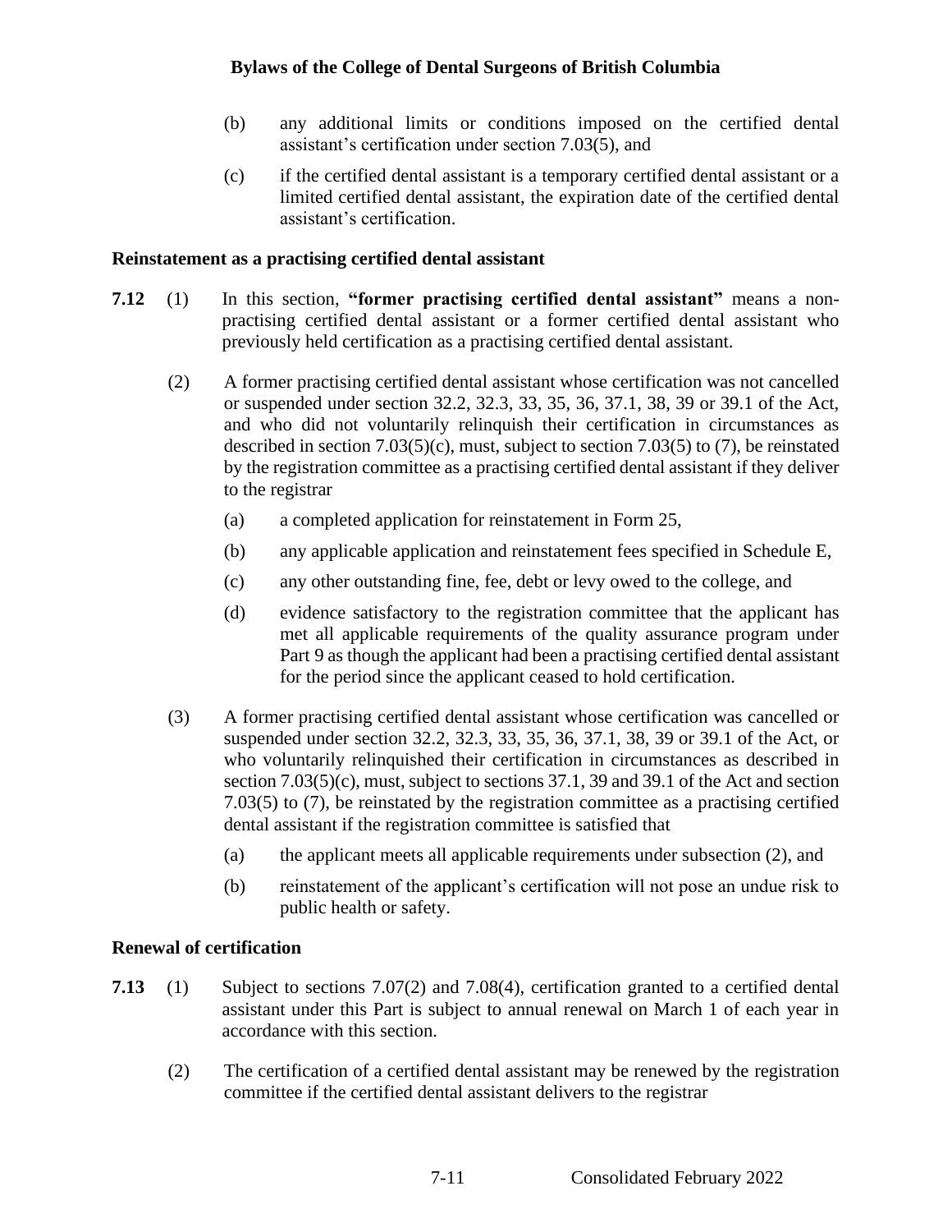(b) any additional limits or conditions imposed on the certified dental assistant's certification under section 7.03(5), and

(c) if the certified dental assistant is a temporary certified dental assistant or a limited certified dental assistant, the expiration date of the certified dental assistant's certification.

### Reinstatement as a practising certified dental assistant

**7.12** (1) In this section, **"former practising certified dental assistant"** means a non-practising certified dental assistant or a former certified dental assistant who previously held certification as a practising certified dental assistant.

(2) A former practising certified dental assistant whose certification was not cancelled or suspended under section 32.2, 32.3, 33, 35, 36, 37.1, 38, 39 or 39.1 of the Act, and who did not voluntarily relinquish their certification in circumstances as described in section 7.03(5)(c), must, subject to section 7.03(5) to (7), be reinstated by the registration committee as a practising certified dental assistant if they deliver to the registrar

(a) a completed application for reinstatement in Form 25,

(b) any applicable application and reinstatement fees specified in Schedule E,

(c) any other outstanding fine, fee, debt or levy owed to the college, and

(d) evidence satisfactory to the registration committee that the applicant has met all applicable requirements of the quality assurance program under Part 9 as though the applicant had been a practising certified dental assistant for the period since the applicant ceased to hold certification.

(3) A former practising certified dental assistant whose certification was cancelled or suspended under section 32.2, 32.3, 33, 35, 36, 37.1, 38, 39 or 39.1 of the Act, or who voluntarily relinquished their certification in circumstances as described in section 7.03(5)(c), must, subject to sections 37.1, 39 and 39.1 of the Act and section 7.03(5) to (7), be reinstated by the registration committee as a practising certified dental assistant if the registration committee is satisfied that

(a) the applicant meets all applicable requirements under subsection (2), and

(b) reinstatement of the applicant's certification will not pose an undue risk to public health or safety.

### Renewal of certification

**7.13** (1) Subject to sections 7.07(2) and 7.08(4), certification granted to a certified dental assistant under this Part is subject to annual renewal on March 1 of each year in accordance with this section.

(2) The certification of a certified dental assistant may be renewed by the registration committee if the certified dental assistant delivers to the registrar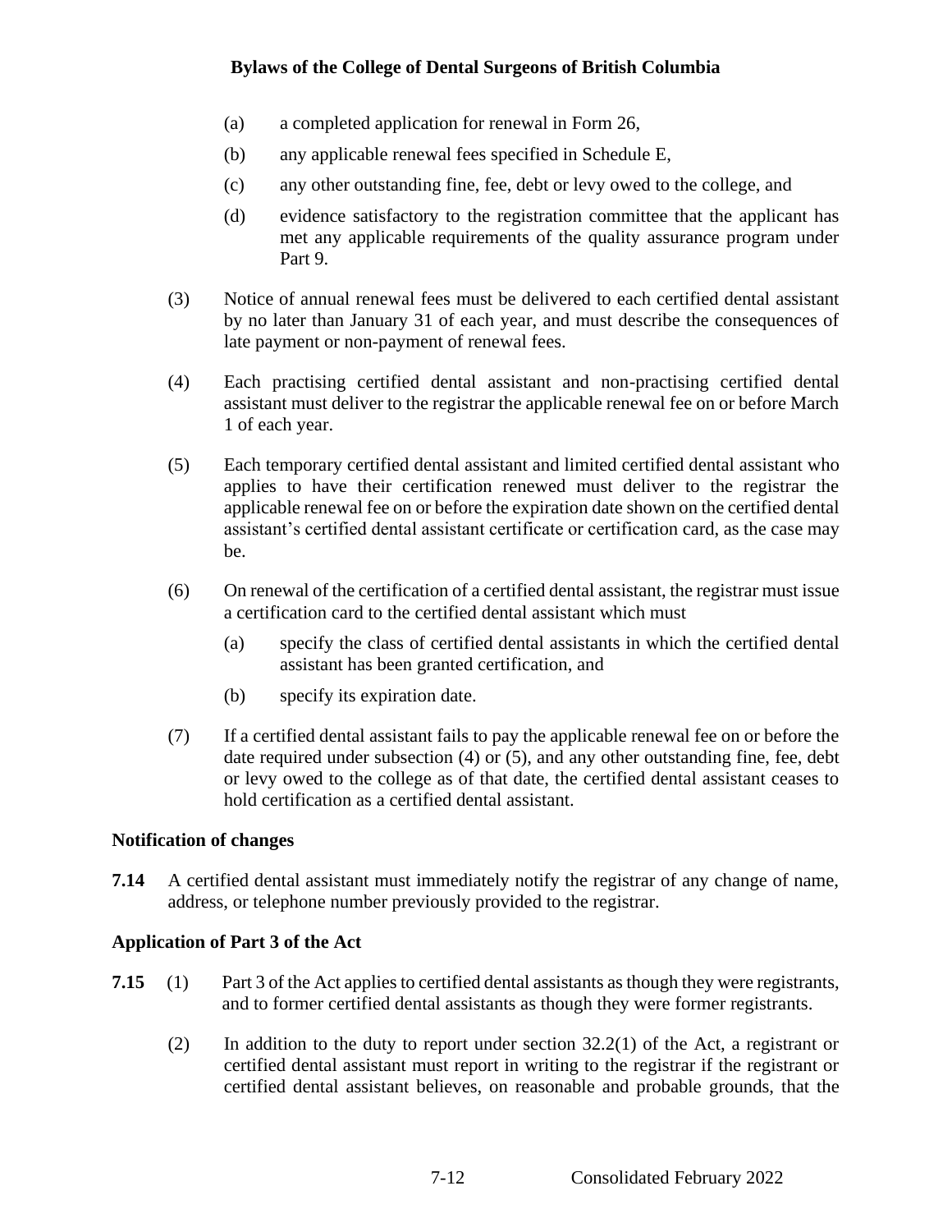(a) a completed application for renewal in Form 26,

(b) any applicable renewal fees specified in Schedule E,

(c) any other outstanding fine, fee, debt or levy owed to the college, and

(d) evidence satisfactory to the registration committee that the applicant has met any applicable requirements of the quality assurance program under Part 9.

(3) Notice of annual renewal fees must be delivered to each certified dental assistant by no later than January 31 of each year, and must describe the consequences of late payment or non-payment of renewal fees.

(4) Each practising certified dental assistant and non-practising certified dental assistant must deliver to the registrar the applicable renewal fee on or before March 1 of each year.

(5) Each temporary certified dental assistant and limited certified dental assistant who applies to have their certification renewed must deliver to the registrar the applicable renewal fee on or before the expiration date shown on the certified dental assistant's certified dental assistant certificate or certification card, as the case may be.

(6) On renewal of the certification of a certified dental assistant, the registrar must issue a certification card to the certified dental assistant which must

(a) specify the class of certified dental assistants in which the certified dental assistant has been granted certification, and

(b) specify its expiration date.

(7) If a certified dental assistant fails to pay the applicable renewal fee on or before the date required under subsection (4) or (5), and any other outstanding fine, fee, debt or levy owed to the college as of that date, the certified dental assistant ceases to hold certification as a certified dental assistant.

**Notification of changes**

**7.14** A certified dental assistant must immediately notify the registrar of any change of name, address, or telephone number previously provided to the registrar.

**Application of Part 3 of the Act**

**7.15** (1) Part 3 of the Act applies to certified dental assistants as though they were registrants, and to former certified dental assistants as though they were former registrants.

(2) In addition to the duty to report under section 32.2(1) of the Act, a registrant or certified dental assistant must report in writing to the registrar if the registrant or certified dental assistant believes, on reasonable and probable grounds, that the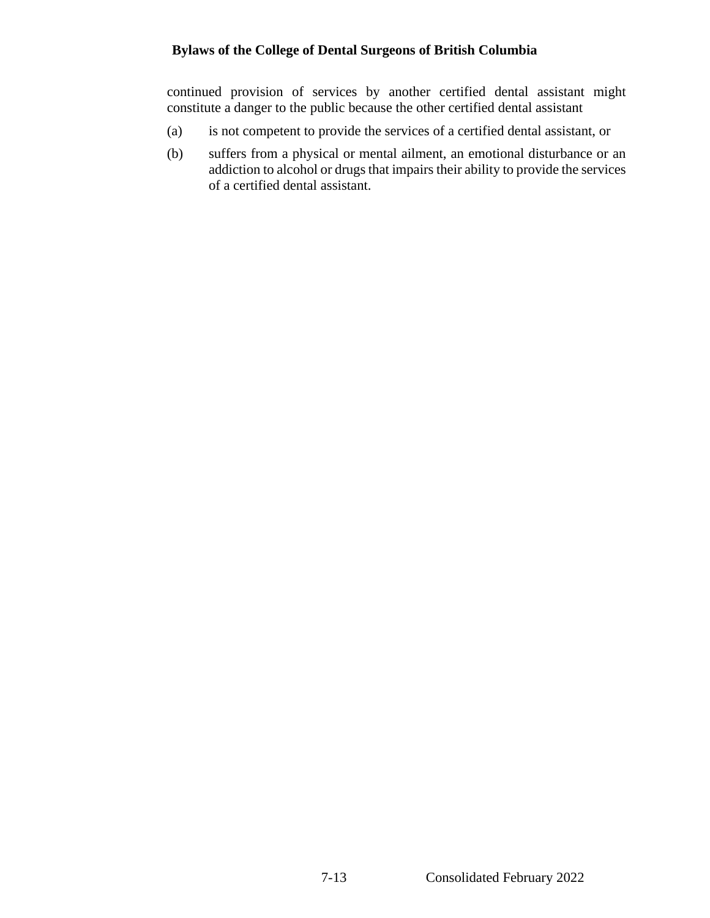continued provision of services by another certified dental assistant might constitute a danger to the public because the other certified dental assistant

(a) is not competent to provide the services of a certified dental assistant, or

(b) suffers from a physical or mental ailment, an emotional disturbance or an addiction to alcohol or drugs that impairs their ability to provide the services of a certified dental assistant.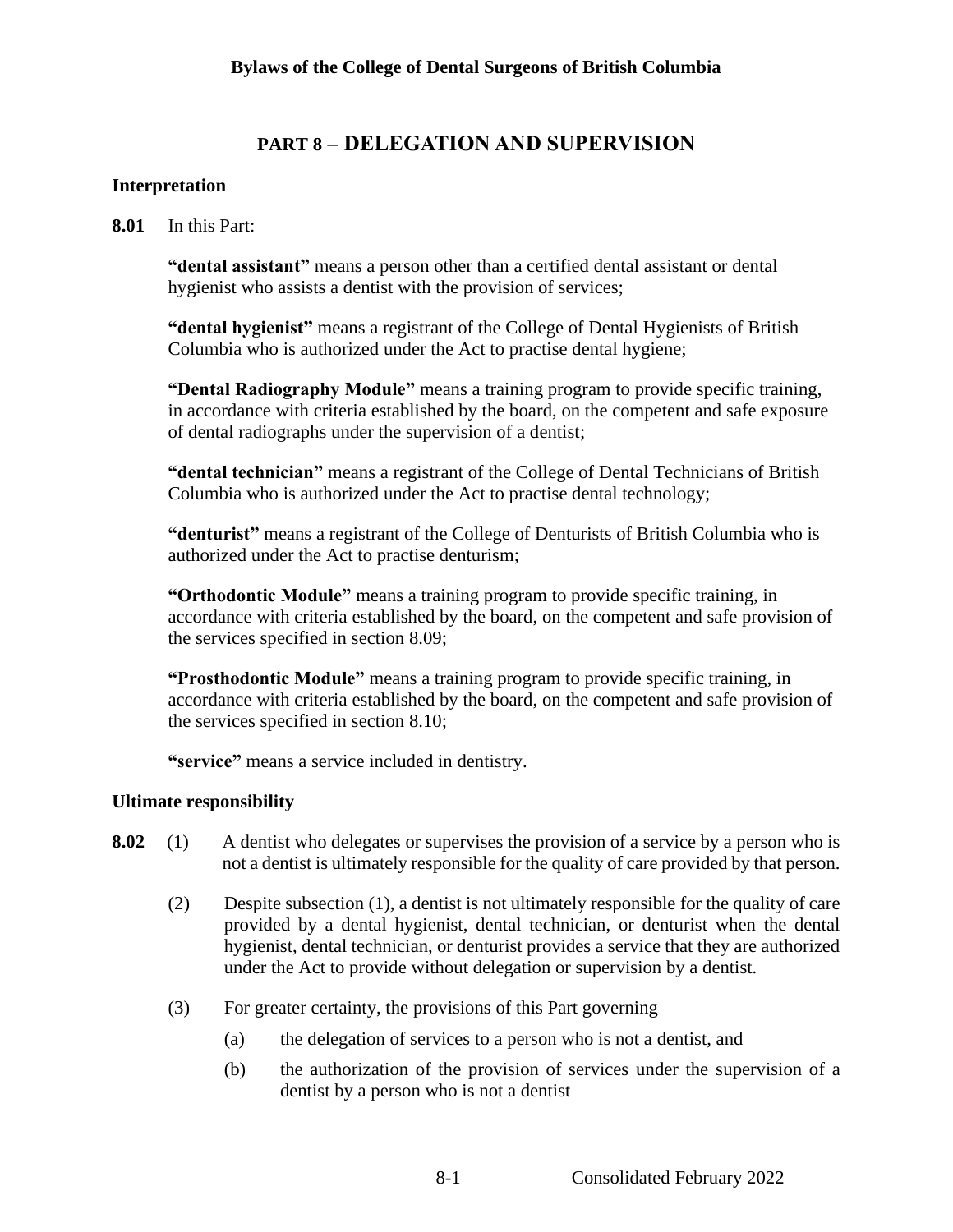## PART 8 – DELEGATION AND SUPERVISION

### Interpretation

**8.01** In this Part:

**"dental assistant"** means a person other than a certified dental assistant or dental hygienist who assists a dentist with the provision of services;

**"dental hygienist"** means a registrant of the College of Dental Hygienists of British Columbia who is authorized under the Act to practise dental hygiene;

**"Dental Radiography Module"** means a training program to provide specific training, in accordance with criteria established by the board, on the competent and safe exposure of dental radiographs under the supervision of a dentist;

**"dental technician"** means a registrant of the College of Dental Technicians of British Columbia who is authorized under the Act to practise dental technology;

**"denturist"** means a registrant of the College of Denturists of British Columbia who is authorized under the Act to practise denturism;

**"Orthodontic Module"** means a training program to provide specific training, in accordance with criteria established by the board, on the competent and safe provision of the services specified in section 8.09;

**"Prosthodontic Module"** means a training program to provide specific training, in accordance with criteria established by the board, on the competent and safe provision of the services specified in section 8.10;

**"service"** means a service included in dentistry.

### Ultimate responsibility

**8.02** (1) A dentist who delegates or supervises the provision of a service by a person who is not a dentist is ultimately responsible for the quality of care provided by that person.

(2) Despite subsection (1), a dentist is not ultimately responsible for the quality of care provided by a dental hygienist, dental technician, or denturist when the dental hygienist, dental technician, or denturist provides a service that they are authorized under the Act to provide without delegation or supervision by a dentist.

(3) For greater certainty, the provisions of this Part governing

(a) the delegation of services to a person who is not a dentist, and

(b) the authorization of the provision of services under the supervision of a dentist by a person who is not a dentist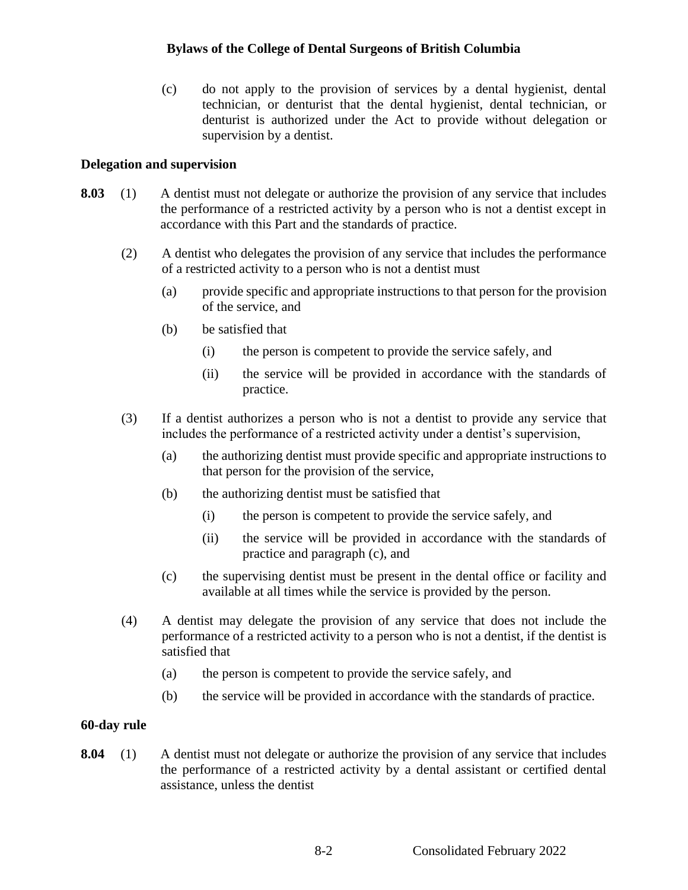(c) do not apply to the provision of services by a dental hygienist, dental technician, or denturist that the dental hygienist, dental technician, or denturist is authorized under the Act to provide without delegation or supervision by a dentist.

**Delegation and supervision**

**8.03** (1) A dentist must not delegate or authorize the provision of any service that includes the performance of a restricted activity by a person who is not a dentist except in accordance with this Part and the standards of practice.

(2) A dentist who delegates the provision of any service that includes the performance of a restricted activity to a person who is not a dentist must

(a) provide specific and appropriate instructions to that person for the provision of the service, and

(b) be satisfied that

(i) the person is competent to provide the service safely, and

(ii) the service will be provided in accordance with the standards of practice.

(3) If a dentist authorizes a person who is not a dentist to provide any service that includes the performance of a restricted activity under a dentist's supervision,

(a) the authorizing dentist must provide specific and appropriate instructions to that person for the provision of the service,

(b) the authorizing dentist must be satisfied that

(i) the person is competent to provide the service safely, and

(ii) the service will be provided in accordance with the standards of practice and paragraph (c), and

(c) the supervising dentist must be present in the dental office or facility and available at all times while the service is provided by the person.

(4) A dentist may delegate the provision of any service that does not include the performance of a restricted activity to a person who is not a dentist, if the dentist is satisfied that

(a) the person is competent to provide the service safely, and

(b) the service will be provided in accordance with the standards of practice.

**60-day rule**

**8.04** (1) A dentist must not delegate or authorize the provision of any service that includes the performance of a restricted activity by a dental assistant or certified dental assistance, unless the dentist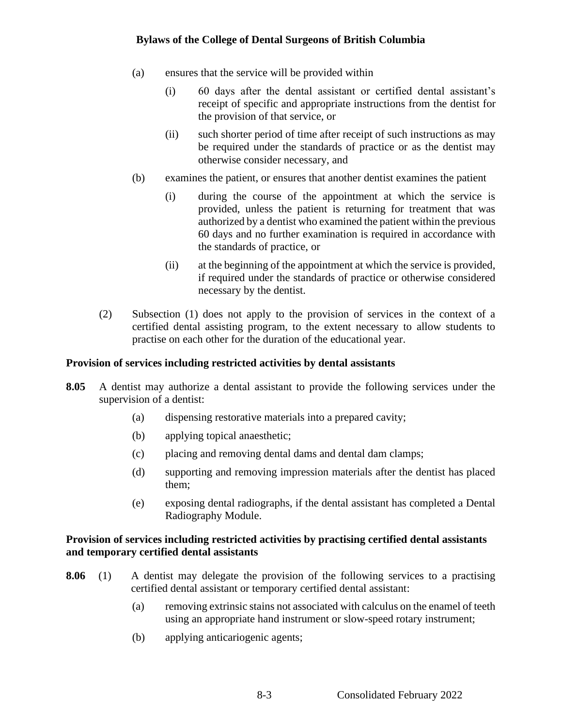(a) ensures that the service will be provided within

  (i) 60 days after the dental assistant or certified dental assistant's receipt of specific and appropriate instructions from the dentist for the provision of that service, or

  (ii) such shorter period of time after receipt of such instructions as may be required under the standards of practice or as the dentist may otherwise consider necessary, and

(b) examines the patient, or ensures that another dentist examines the patient

  (i) during the course of the appointment at which the service is provided, unless the patient is returning for treatment that was authorized by a dentist who examined the patient within the previous 60 days and no further examination is required in accordance with the standards of practice, or

  (ii) at the beginning of the appointment at which the service is provided, if required under the standards of practice or otherwise considered necessary by the dentist.

(2) Subsection (1) does not apply to the provision of services in the context of a certified dental assisting program, to the extent necessary to allow students to practise on each other for the duration of the educational year.

**Provision of services including restricted activities by dental assistants**

**8.05** A dentist may authorize a dental assistant to provide the following services under the supervision of a dentist:

  (a) dispensing restorative materials into a prepared cavity;

  (b) applying topical anaesthetic;

  (c) placing and removing dental dams and dental dam clamps;

  (d) supporting and removing impression materials after the dentist has placed them;

  (e) exposing dental radiographs, if the dental assistant has completed a Dental Radiography Module.

**Provision of services including restricted activities by practising certified dental assistants and temporary certified dental assistants**

**8.06** (1) A dentist may delegate the provision of the following services to a practising certified dental assistant or temporary certified dental assistant:

  (a) removing extrinsic stains not associated with calculus on the enamel of teeth using an appropriate hand instrument or slow-speed rotary instrument;

  (b) applying anticariogenic agents;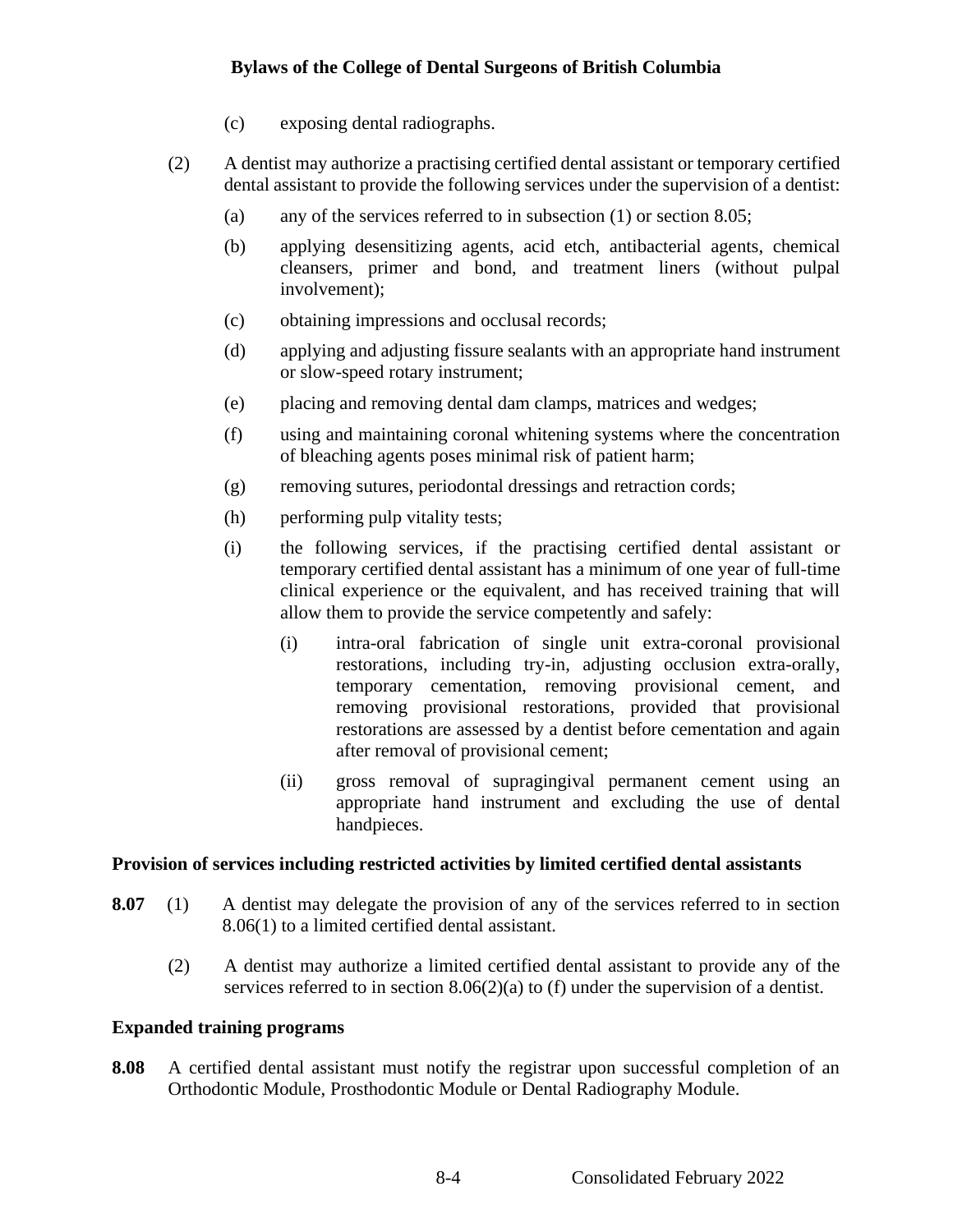(c) exposing dental radiographs.

(2) A dentist may authorize a practising certified dental assistant or temporary certified dental assistant to provide the following services under the supervision of a dentist:

(a) any of the services referred to in subsection (1) or section 8.05;

(b) applying desensitizing agents, acid etch, antibacterial agents, chemical cleansers, primer and bond, and treatment liners (without pulpal involvement);

(c) obtaining impressions and occlusal records;

(d) applying and adjusting fissure sealants with an appropriate hand instrument or slow-speed rotary instrument;

(e) placing and removing dental dam clamps, matrices and wedges;

(f) using and maintaining coronal whitening systems where the concentration of bleaching agents poses minimal risk of patient harm;

(g) removing sutures, periodontal dressings and retraction cords;

(h) performing pulp vitality tests;

(i) the following services, if the practising certified dental assistant or temporary certified dental assistant has a minimum of one year of full-time clinical experience or the equivalent, and has received training that will allow them to provide the service competently and safely:

(i) intra-oral fabrication of single unit extra-coronal provisional restorations, including try-in, adjusting occlusion extra-orally, temporary cementation, removing provisional cement, and removing provisional restorations, provided that provisional restorations are assessed by a dentist before cementation and again after removal of provisional cement;

(ii) gross removal of supragingival permanent cement using an appropriate hand instrument and excluding the use of dental handpieces.

### Provision of services including restricted activities by limited certified dental assistants

**8.07** (1) A dentist may delegate the provision of any of the services referred to in section 8.06(1) to a limited certified dental assistant.

(2) A dentist may authorize a limited certified dental assistant to provide any of the services referred to in section 8.06(2)(a) to (f) under the supervision of a dentist.

### Expanded training programs

**8.08** A certified dental assistant must notify the registrar upon successful completion of an Orthodontic Module, Prosthodontic Module or Dental Radiography Module.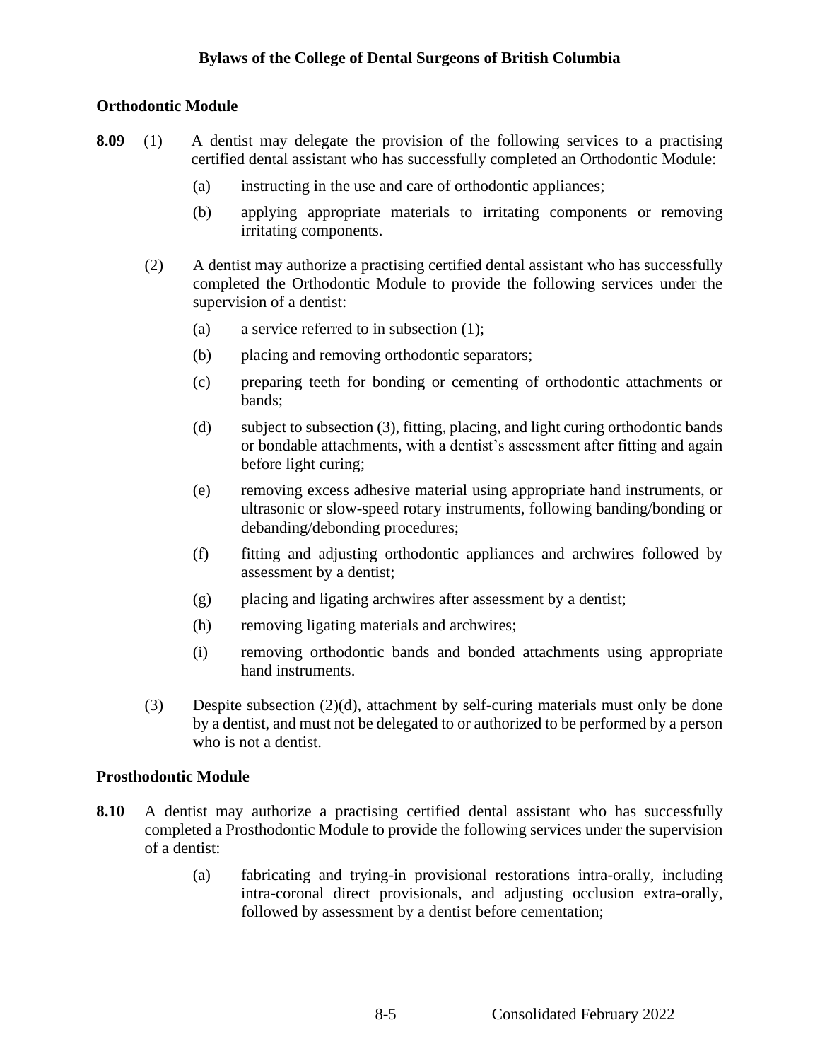## Orthodontic Module

**8.09** (1) A dentist may delegate the provision of the following services to a practising certified dental assistant who has successfully completed an Orthodontic Module:

(a) instructing in the use and care of orthodontic appliances;

(b) applying appropriate materials to irritating components or removing irritating components.

(2) A dentist may authorize a practising certified dental assistant who has successfully completed the Orthodontic Module to provide the following services under the supervision of a dentist:

(a) a service referred to in subsection (1);

(b) placing and removing orthodontic separators;

(c) preparing teeth for bonding or cementing of orthodontic attachments or bands;

(d) subject to subsection (3), fitting, placing, and light curing orthodontic bands or bondable attachments, with a dentist's assessment after fitting and again before light curing;

(e) removing excess adhesive material using appropriate hand instruments, or ultrasonic or slow-speed rotary instruments, following banding/bonding or debanding/debonding procedures;

(f) fitting and adjusting orthodontic appliances and archwires followed by assessment by a dentist;

(g) placing and ligating archwires after assessment by a dentist;

(h) removing ligating materials and archwires;

(i) removing orthodontic bands and bonded attachments using appropriate hand instruments.

(3) Despite subsection (2)(d), attachment by self-curing materials must only be done by a dentist, and must not be delegated to or authorized to be performed by a person who is not a dentist.

## Prosthodontic Module

**8.10** A dentist may authorize a practising certified dental assistant who has successfully completed a Prosthodontic Module to provide the following services under the supervision of a dentist:

(a) fabricating and trying-in provisional restorations intra-orally, including intra-coronal direct provisionals, and adjusting occlusion extra-orally, followed by assessment by a dentist before cementation;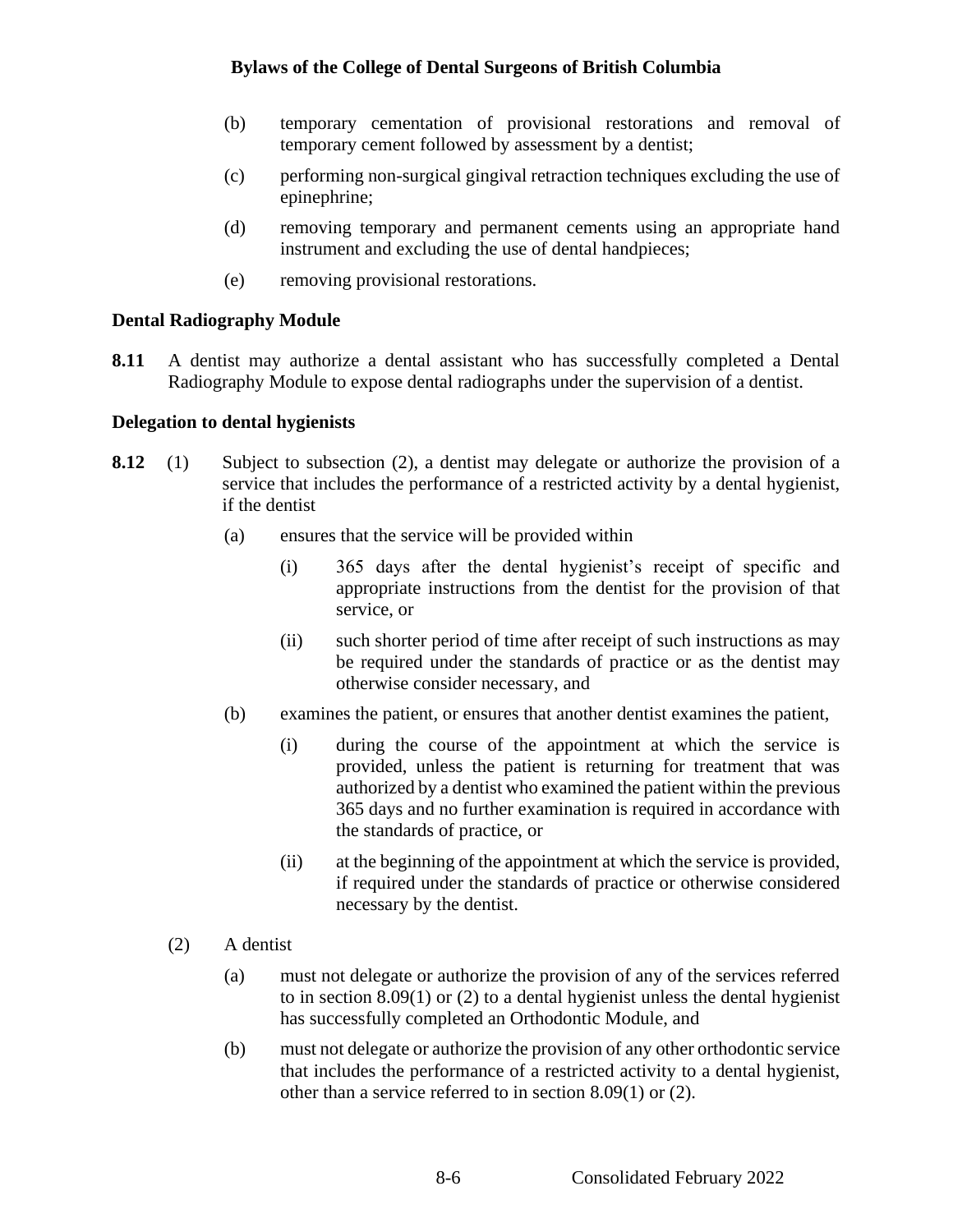(b) temporary cementation of provisional restorations and removal of temporary cement followed by assessment by a dentist;

(c) performing non-surgical gingival retraction techniques excluding the use of epinephrine;

(d) removing temporary and permanent cements using an appropriate hand instrument and excluding the use of dental handpieces;

(e) removing provisional restorations.

**Dental Radiography Module**

**8.11** A dentist may authorize a dental assistant who has successfully completed a Dental Radiography Module to expose dental radiographs under the supervision of a dentist.

**Delegation to dental hygienists**

**8.12** (1) Subject to subsection (2), a dentist may delegate or authorize the provision of a service that includes the performance of a restricted activity by a dental hygienist, if the dentist

(a) ensures that the service will be provided within

(i) 365 days after the dental hygienist's receipt of specific and appropriate instructions from the dentist for the provision of that service, or

(ii) such shorter period of time after receipt of such instructions as may be required under the standards of practice or as the dentist may otherwise consider necessary, and

(b) examines the patient, or ensures that another dentist examines the patient,

(i) during the course of the appointment at which the service is provided, unless the patient is returning for treatment that was authorized by a dentist who examined the patient within the previous 365 days and no further examination is required in accordance with the standards of practice, or

(ii) at the beginning of the appointment at which the service is provided, if required under the standards of practice or otherwise considered necessary by the dentist.

(2) A dentist

(a) must not delegate or authorize the provision of any of the services referred to in section 8.09(1) or (2) to a dental hygienist unless the dental hygienist has successfully completed an Orthodontic Module, and

(b) must not delegate or authorize the provision of any other orthodontic service that includes the performance of a restricted activity to a dental hygienist, other than a service referred to in section 8.09(1) or (2).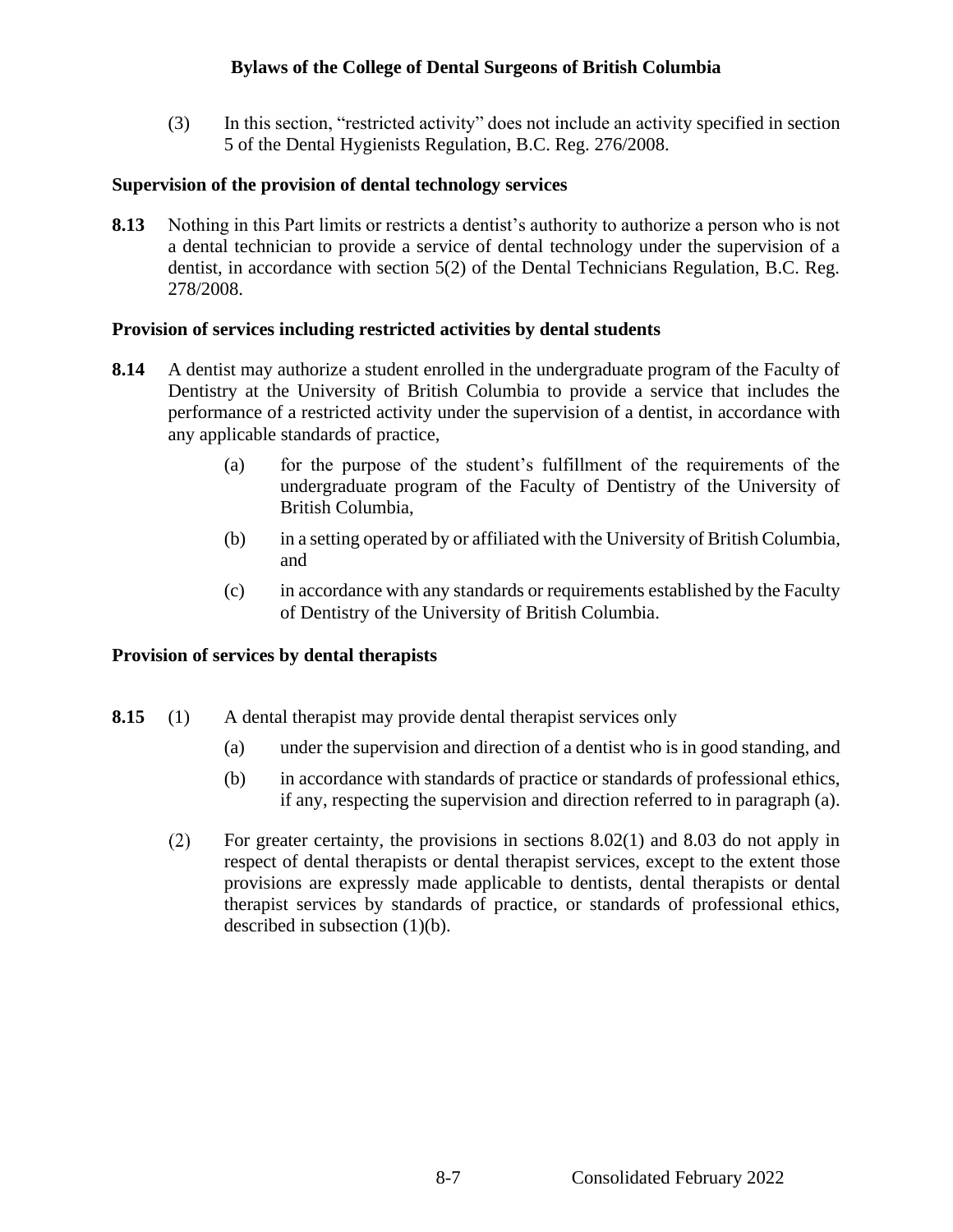(3) In this section, "restricted activity" does not include an activity specified in section 5 of the Dental Hygienists Regulation, B.C. Reg. 276/2008.

### Supervision of the provision of dental technology services

**8.13** Nothing in this Part limits or restricts a dentist's authority to authorize a person who is not a dental technician to provide a service of dental technology under the supervision of a dentist, in accordance with section 5(2) of the Dental Technicians Regulation, B.C. Reg. 278/2008.

### Provision of services including restricted activities by dental students

**8.14** A dentist may authorize a student enrolled in the undergraduate program of the Faculty of Dentistry at the University of British Columbia to provide a service that includes the performance of a restricted activity under the supervision of a dentist, in accordance with any applicable standards of practice,

(a) for the purpose of the student's fulfillment of the requirements of the undergraduate program of the Faculty of Dentistry of the University of British Columbia,

(b) in a setting operated by or affiliated with the University of British Columbia, and

(c) in accordance with any standards or requirements established by the Faculty of Dentistry of the University of British Columbia.

### Provision of services by dental therapists

**8.15** (1) A dental therapist may provide dental therapist services only

(a) under the supervision and direction of a dentist who is in good standing, and

(b) in accordance with standards of practice or standards of professional ethics, if any, respecting the supervision and direction referred to in paragraph (a).

(2) For greater certainty, the provisions in sections 8.02(1) and 8.03 do not apply in respect of dental therapists or dental therapist services, except to the extent those provisions are expressly made applicable to dentists, dental therapists or dental therapist services by standards of practice, or standards of professional ethics, described in subsection (1)(b).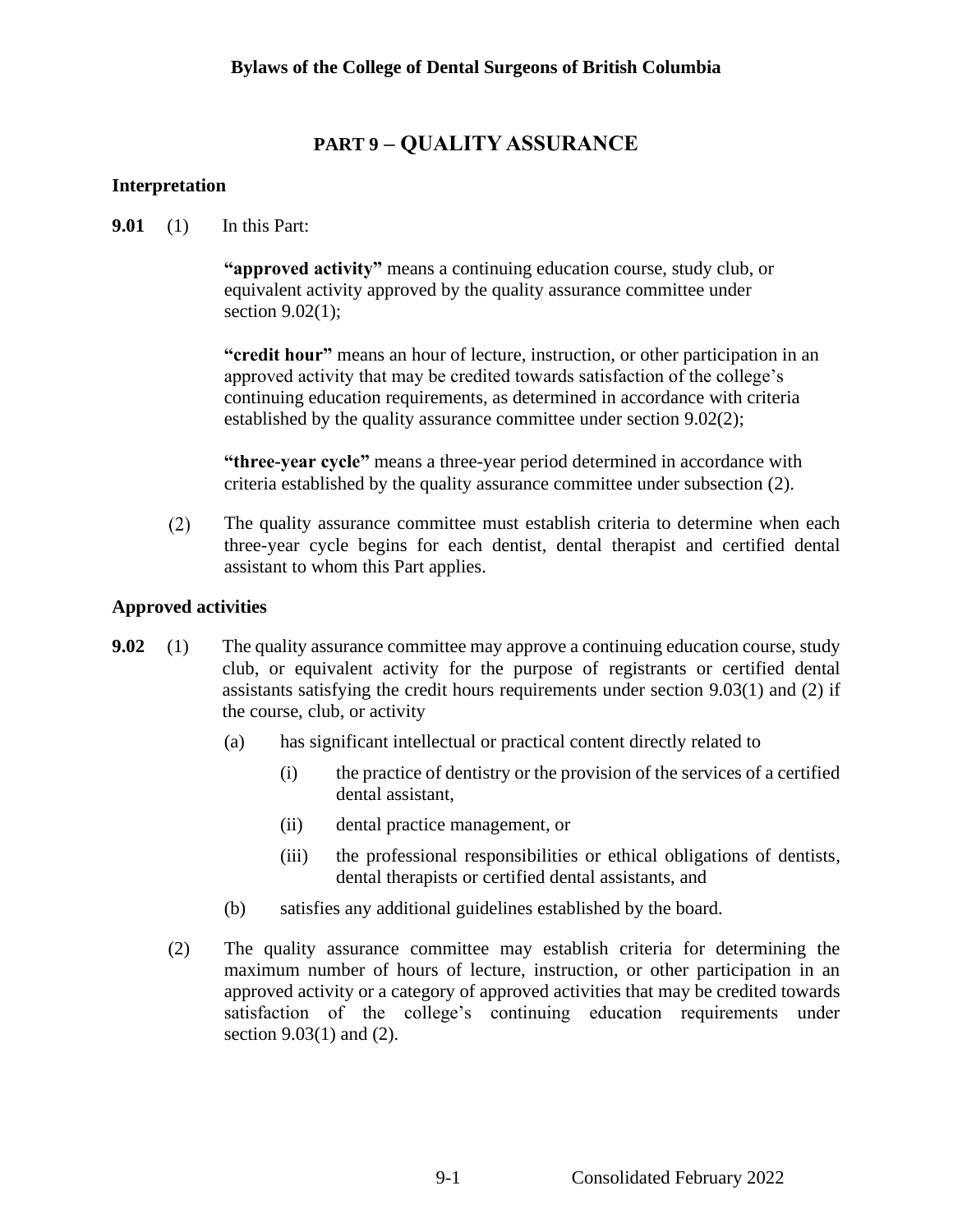# PART 9 – QUALITY ASSURANCE

### Interpretation

**9.01** (1) In this Part:

**"approved activity"** means a continuing education course, study club, or equivalent activity approved by the quality assurance committee under section 9.02(1);

**"credit hour"** means an hour of lecture, instruction, or other participation in an approved activity that may be credited towards satisfaction of the college's continuing education requirements, as determined in accordance with criteria established by the quality assurance committee under section 9.02(2);

**"three-year cycle"** means a three-year period determined in accordance with criteria established by the quality assurance committee under subsection (2).

(2) The quality assurance committee must establish criteria to determine when each three-year cycle begins for each dentist, dental therapist and certified dental assistant to whom this Part applies.

### Approved activities

**9.02** (1) The quality assurance committee may approve a continuing education course, study club, or equivalent activity for the purpose of registrants or certified dental assistants satisfying the credit hours requirements under section 9.03(1) and (2) if the course, club, or activity

- (a) has significant intellectual or practical content directly related to
  - (i) the practice of dentistry or the provision of the services of a certified dental assistant,
  - (ii) dental practice management, or
  - (iii) the professional responsibilities or ethical obligations of dentists, dental therapists or certified dental assistants, and
- (b) satisfies any additional guidelines established by the board.

(2) The quality assurance committee may establish criteria for determining the maximum number of hours of lecture, instruction, or other participation in an approved activity or a category of approved activities that may be credited towards satisfaction of the college's continuing education requirements under section 9.03(1) and (2).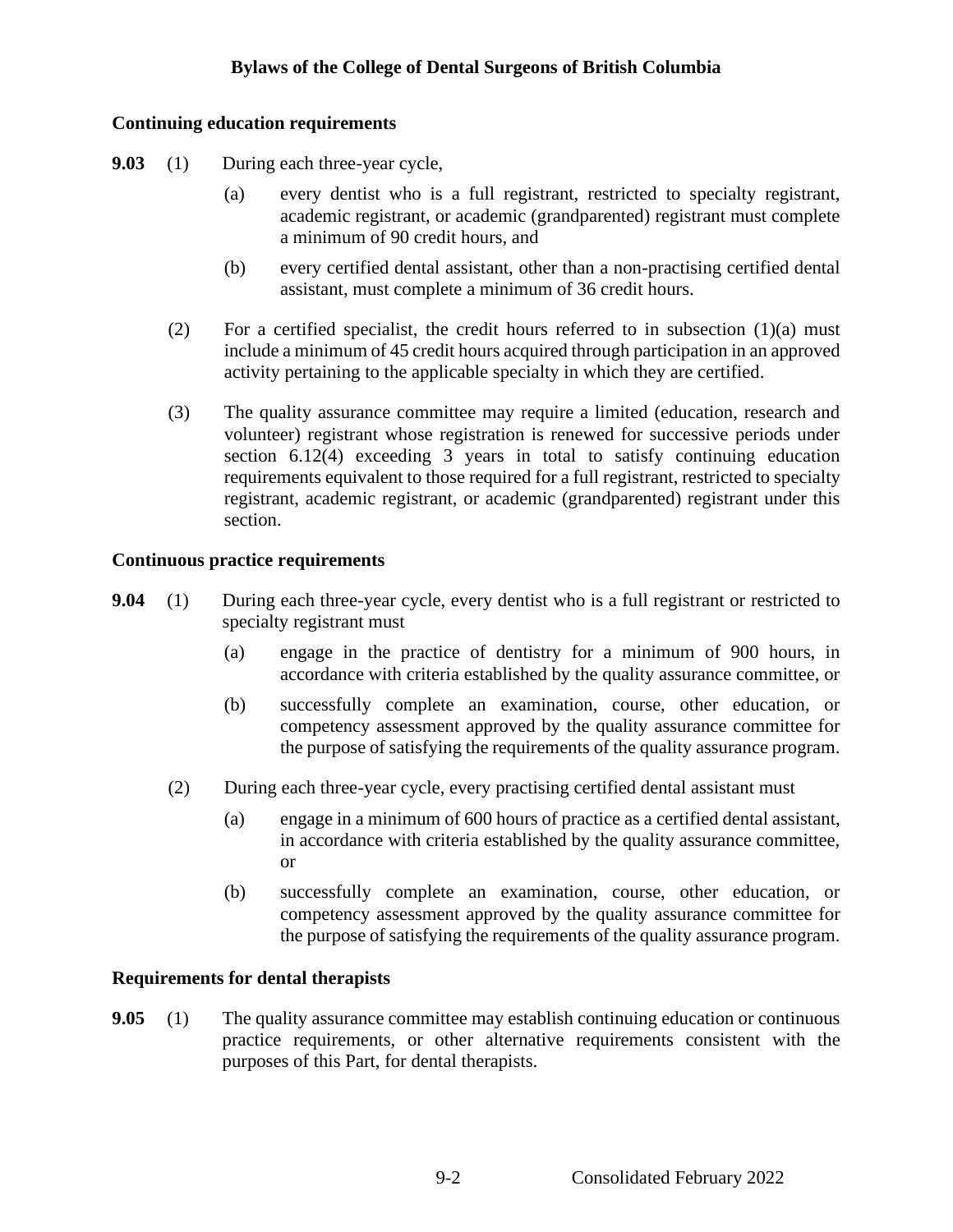### Continuing education requirements

**9.03** (1) During each three-year cycle,

(a) every dentist who is a full registrant, restricted to specialty registrant, academic registrant, or academic (grandparented) registrant must complete a minimum of 90 credit hours, and

(b) every certified dental assistant, other than a non-practising certified dental assistant, must complete a minimum of 36 credit hours.

(2) For a certified specialist, the credit hours referred to in subsection (1)(a) must include a minimum of 45 credit hours acquired through participation in an approved activity pertaining to the applicable specialty in which they are certified.

(3) The quality assurance committee may require a limited (education, research and volunteer) registrant whose registration is renewed for successive periods under section 6.12(4) exceeding 3 years in total to satisfy continuing education requirements equivalent to those required for a full registrant, restricted to specialty registrant, academic registrant, or academic (grandparented) registrant under this section.

### Continuous practice requirements

**9.04** (1) During each three-year cycle, every dentist who is a full registrant or restricted to specialty registrant must

(a) engage in the practice of dentistry for a minimum of 900 hours, in accordance with criteria established by the quality assurance committee, or

(b) successfully complete an examination, course, other education, or competency assessment approved by the quality assurance committee for the purpose of satisfying the requirements of the quality assurance program.

(2) During each three-year cycle, every practising certified dental assistant must

(a) engage in a minimum of 600 hours of practice as a certified dental assistant, in accordance with criteria established by the quality assurance committee, or

(b) successfully complete an examination, course, other education, or competency assessment approved by the quality assurance committee for the purpose of satisfying the requirements of the quality assurance program.

### Requirements for dental therapists

**9.05** (1) The quality assurance committee may establish continuing education or continuous practice requirements, or other alternative requirements consistent with the purposes of this Part, for dental therapists.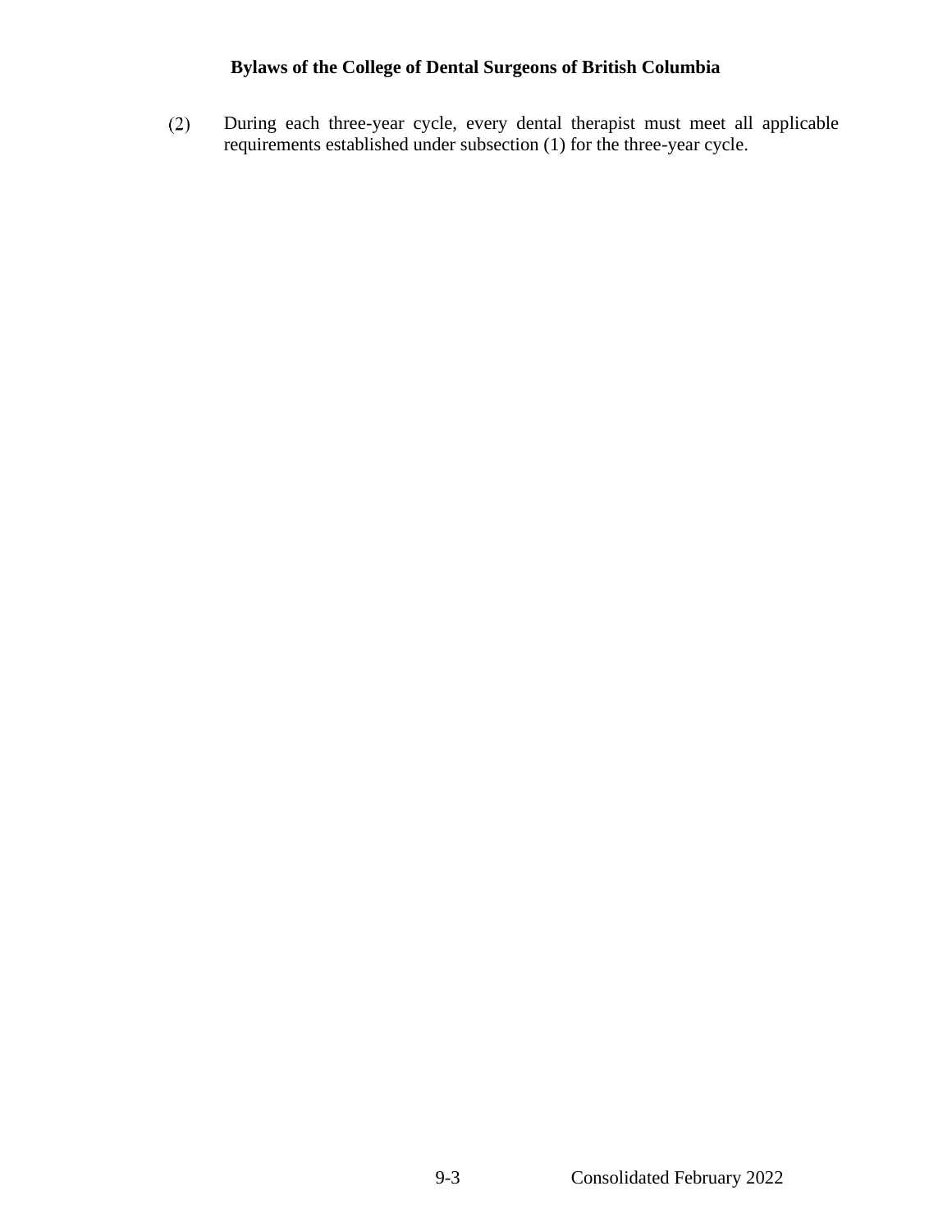(2) During each three-year cycle, every dental therapist must meet all applicable requirements established under subsection (1) for the three-year cycle.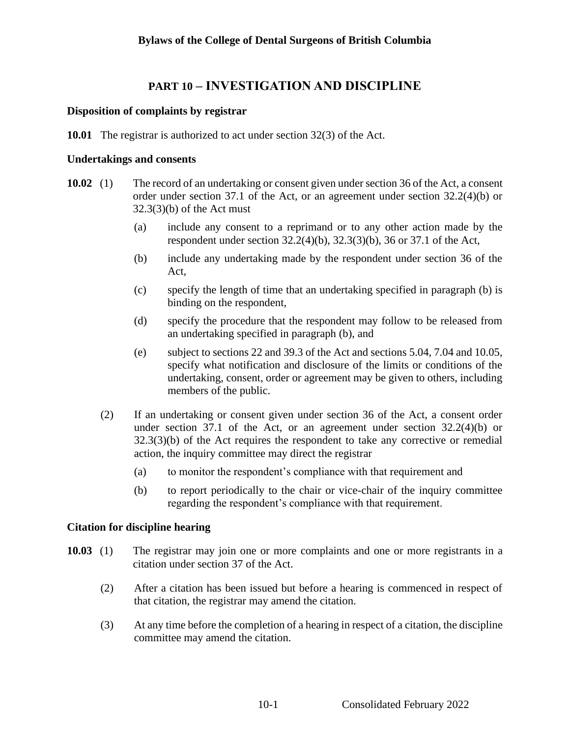# PART 10 – INVESTIGATION AND DISCIPLINE

### Disposition of complaints by registrar

**10.01** The registrar is authorized to act under section 32(3) of the Act.

### Undertakings and consents

**10.02** (1) The record of an undertaking or consent given under section 36 of the Act, a consent order under section 37.1 of the Act, or an agreement under section 32.2(4)(b) or 32.3(3)(b) of the Act must

(a) include any consent to a reprimand or to any other action made by the respondent under section 32.2(4)(b), 32.3(3)(b), 36 or 37.1 of the Act,

(b) include any undertaking made by the respondent under section 36 of the Act,

(c) specify the length of time that an undertaking specified in paragraph (b) is binding on the respondent,

(d) specify the procedure that the respondent may follow to be released from an undertaking specified in paragraph (b), and

(e) subject to sections 22 and 39.3 of the Act and sections 5.04, 7.04 and 10.05, specify what notification and disclosure of the limits or conditions of the undertaking, consent, order or agreement may be given to others, including members of the public.

(2) If an undertaking or consent given under section 36 of the Act, a consent order under section 37.1 of the Act, or an agreement under section 32.2(4)(b) or 32.3(3)(b) of the Act requires the respondent to take any corrective or remedial action, the inquiry committee may direct the registrar

(a) to monitor the respondent's compliance with that requirement and

(b) to report periodically to the chair or vice-chair of the inquiry committee regarding the respondent's compliance with that requirement.

### Citation for discipline hearing

**10.03** (1) The registrar may join one or more complaints and one or more registrants in a citation under section 37 of the Act.

(2) After a citation has been issued but before a hearing is commenced in respect of that citation, the registrar may amend the citation.

(3) At any time before the completion of a hearing in respect of a citation, the discipline committee may amend the citation.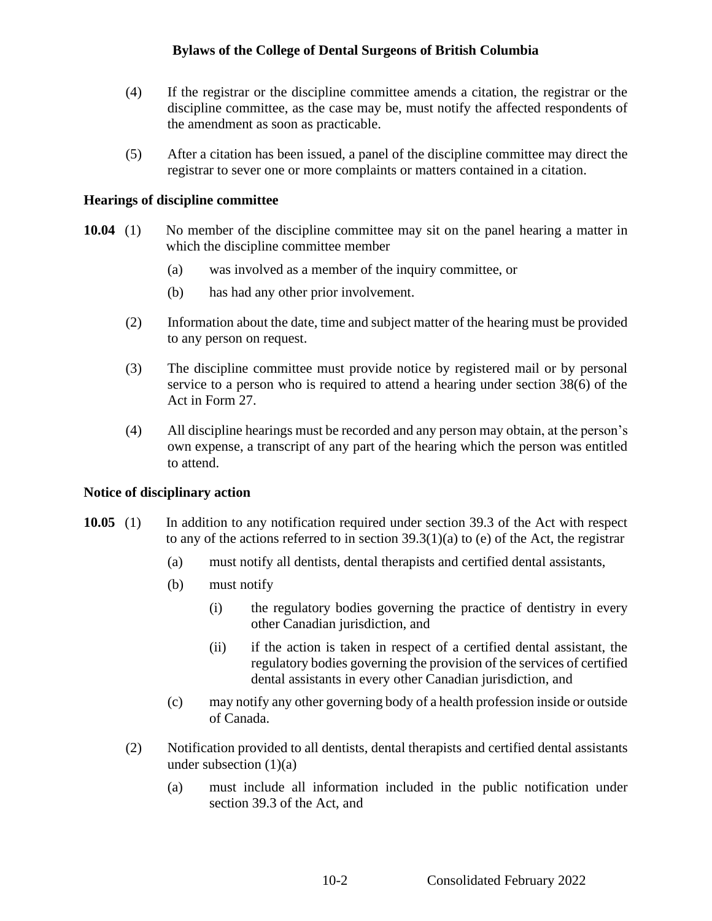(4) If the registrar or the discipline committee amends a citation, the registrar or the discipline committee, as the case may be, must notify the affected respondents of the amendment as soon as practicable.

(5) After a citation has been issued, a panel of the discipline committee may direct the registrar to sever one or more complaints or matters contained in a citation.

### Hearings of discipline committee

**10.04** (1) No member of the discipline committee may sit on the panel hearing a matter in which the discipline committee member

(a) was involved as a member of the inquiry committee, or

(b) has had any other prior involvement.

(2) Information about the date, time and subject matter of the hearing must be provided to any person on request.

(3) The discipline committee must provide notice by registered mail or by personal service to a person who is required to attend a hearing under section 38(6) of the Act in Form 27.

(4) All discipline hearings must be recorded and any person may obtain, at the person's own expense, a transcript of any part of the hearing which the person was entitled to attend.

### Notice of disciplinary action

**10.05** (1) In addition to any notification required under section 39.3 of the Act with respect to any of the actions referred to in section 39.3(1)(a) to (e) of the Act, the registrar

(a) must notify all dentists, dental therapists and certified dental assistants,

(b) must notify

(i) the regulatory bodies governing the practice of dentistry in every other Canadian jurisdiction, and

(ii) if the action is taken in respect of a certified dental assistant, the regulatory bodies governing the provision of the services of certified dental assistants in every other Canadian jurisdiction, and

(c) may notify any other governing body of a health profession inside or outside of Canada.

(2) Notification provided to all dentists, dental therapists and certified dental assistants under subsection (1)(a)

(a) must include all information included in the public notification under section 39.3 of the Act, and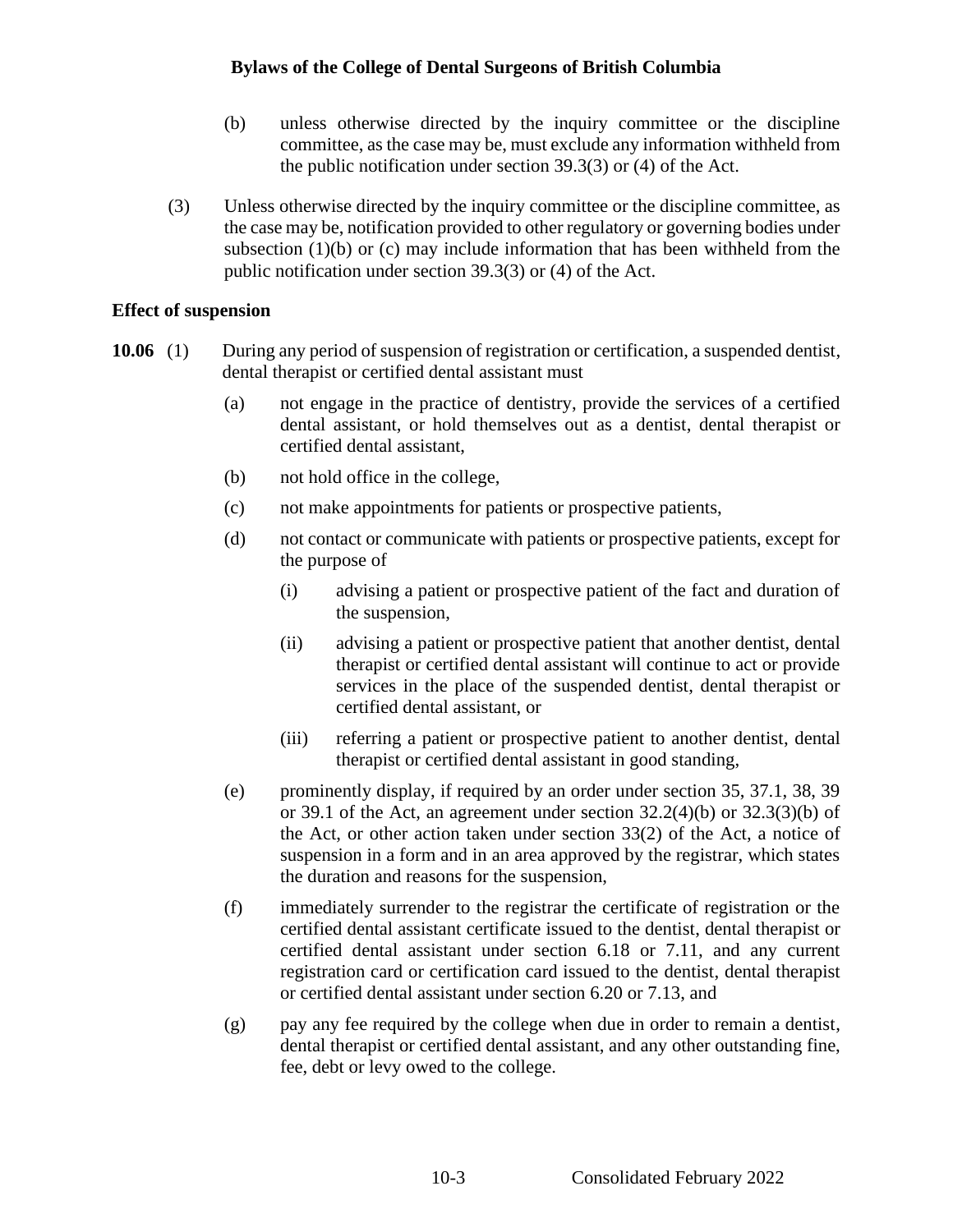(b) unless otherwise directed by the inquiry committee or the discipline committee, as the case may be, must exclude any information withheld from the public notification under section 39.3(3) or (4) of the Act.

(3) Unless otherwise directed by the inquiry committee or the discipline committee, as the case may be, notification provided to other regulatory or governing bodies under subsection (1)(b) or (c) may include information that has been withheld from the public notification under section 39.3(3) or (4) of the Act.

**Effect of suspension**

**10.06** (1) During any period of suspension of registration or certification, a suspended dentist, dental therapist or certified dental assistant must

(a) not engage in the practice of dentistry, provide the services of a certified dental assistant, or hold themselves out as a dentist, dental therapist or certified dental assistant,

(b) not hold office in the college,

(c) not make appointments for patients or prospective patients,

(d) not contact or communicate with patients or prospective patients, except for the purpose of

(i) advising a patient or prospective patient of the fact and duration of the suspension,

(ii) advising a patient or prospective patient that another dentist, dental therapist or certified dental assistant will continue to act or provide services in the place of the suspended dentist, dental therapist or certified dental assistant, or

(iii) referring a patient or prospective patient to another dentist, dental therapist or certified dental assistant in good standing,

(e) prominently display, if required by an order under section 35, 37.1, 38, 39 or 39.1 of the Act, an agreement under section 32.2(4)(b) or 32.3(3)(b) of the Act, or other action taken under section 33(2) of the Act, a notice of suspension in a form and in an area approved by the registrar, which states the duration and reasons for the suspension,

(f) immediately surrender to the registrar the certificate of registration or the certified dental assistant certificate issued to the dentist, dental therapist or certified dental assistant under section 6.18 or 7.11, and any current registration card or certification card issued to the dentist, dental therapist or certified dental assistant under section 6.20 or 7.13, and

(g) pay any fee required by the college when due in order to remain a dentist, dental therapist or certified dental assistant, and any other outstanding fine, fee, debt or levy owed to the college.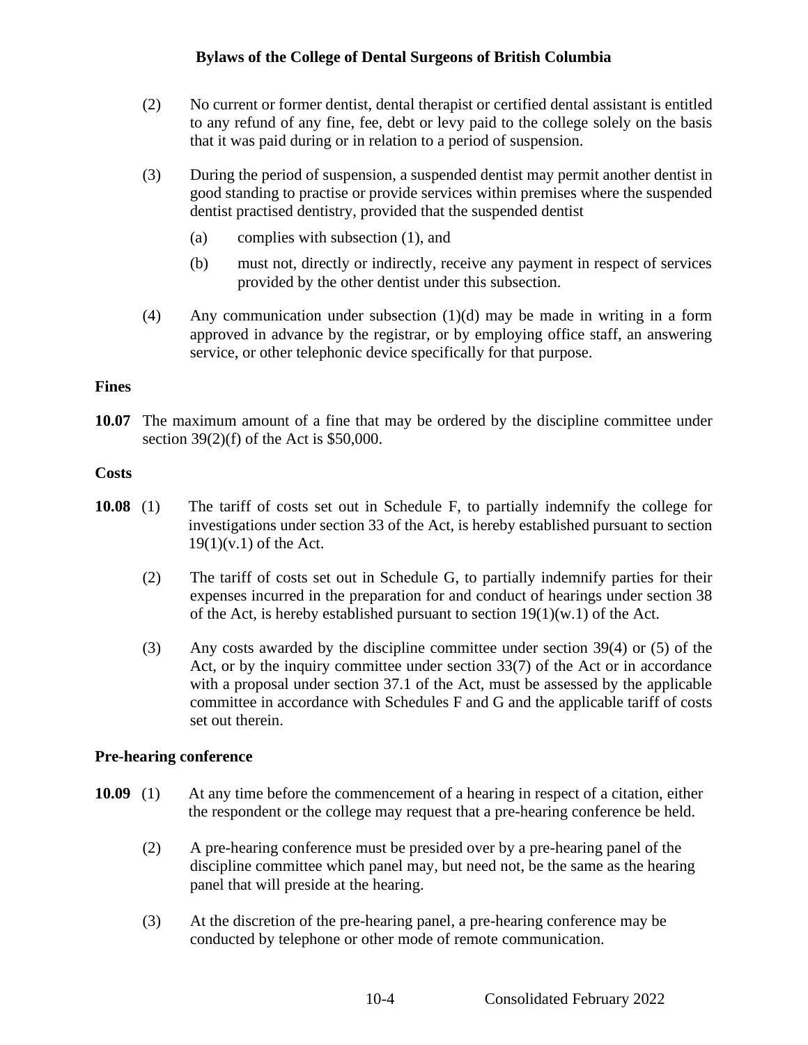(2) No current or former dentist, dental therapist or certified dental assistant is entitled to any refund of any fine, fee, debt or levy paid to the college solely on the basis that it was paid during or in relation to a period of suspension.

(3) During the period of suspension, a suspended dentist may permit another dentist in good standing to practise or provide services within premises where the suspended dentist practised dentistry, provided that the suspended dentist

(a) complies with subsection (1), and

(b) must not, directly or indirectly, receive any payment in respect of services provided by the other dentist under this subsection.

(4) Any communication under subsection (1)(d) may be made in writing in a form approved in advance by the registrar, or by employing office staff, an answering service, or other telephonic device specifically for that purpose.

**Fines**

**10.07** The maximum amount of a fine that may be ordered by the discipline committee under section 39(2)(f) of the Act is $50,000.

**Costs**

**10.08** (1) The tariff of costs set out in Schedule F, to partially indemnify the college for investigations under section 33 of the Act, is hereby established pursuant to section 19(1)(v.1) of the Act.

(2) The tariff of costs set out in Schedule G, to partially indemnify parties for their expenses incurred in the preparation for and conduct of hearings under section 38 of the Act, is hereby established pursuant to section 19(1)(w.1) of the Act.

(3) Any costs awarded by the discipline committee under section 39(4) or (5) of the Act, or by the inquiry committee under section 33(7) of the Act or in accordance with a proposal under section 37.1 of the Act, must be assessed by the applicable committee in accordance with Schedules F and G and the applicable tariff of costs set out therein.

**Pre-hearing conference**

**10.09** (1) At any time before the commencement of a hearing in respect of a citation, either the respondent or the college may request that a pre-hearing conference be held.

(2) A pre-hearing conference must be presided over by a pre-hearing panel of the discipline committee which panel may, but need not, be the same as the hearing panel that will preside at the hearing.

(3) At the discretion of the pre-hearing panel, a pre-hearing conference may be conducted by telephone or other mode of remote communication.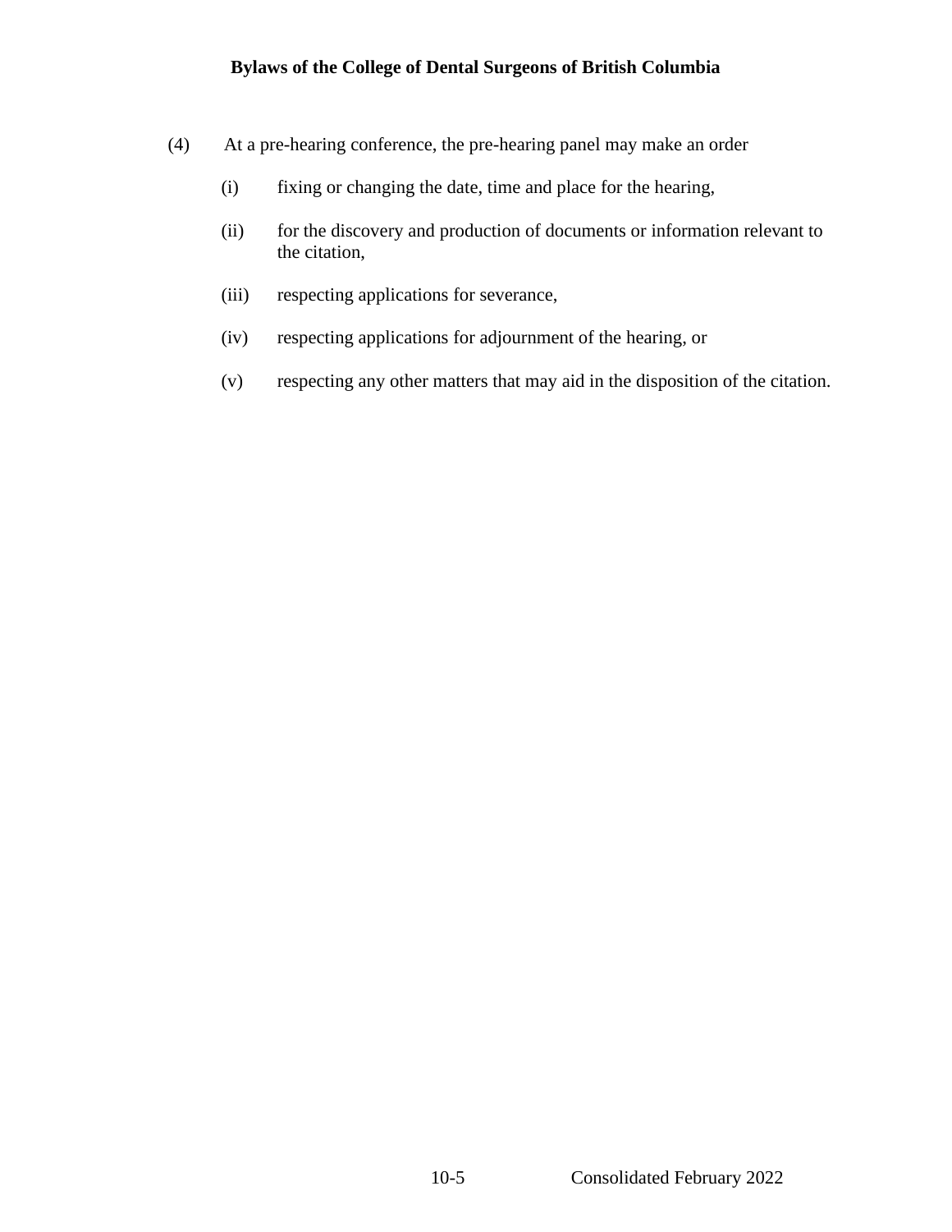(4) At a pre-hearing conference, the pre-hearing panel may make an order

(i) fixing or changing the date, time and place for the hearing,

(ii) for the discovery and production of documents or information relevant to the citation,

(iii) respecting applications for severance,

(iv) respecting applications for adjournment of the hearing, or

(v) respecting any other matters that may aid in the disposition of the citation.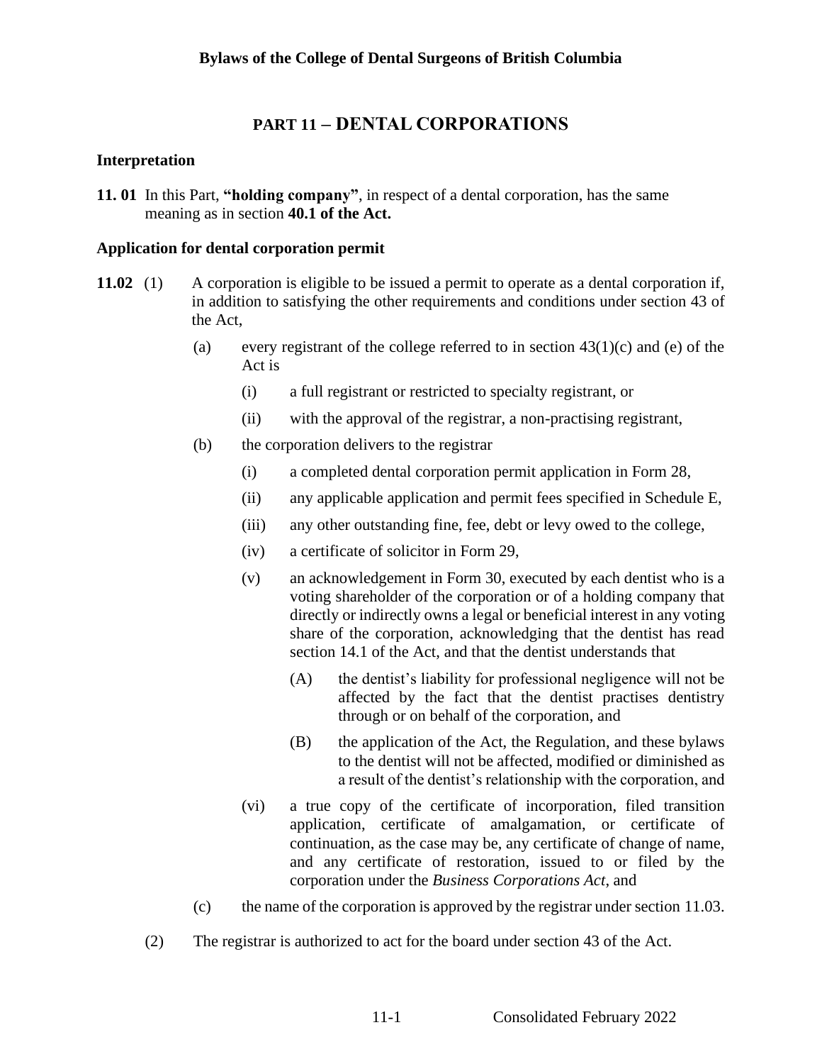# PART 11 – DENTAL CORPORATIONS

### Interpretation

**11. 01** In this Part, **"holding company"**, in respect of a dental corporation, has the same meaning as in section **40.1 of the Act.**

### Application for dental corporation permit

**11.02** (1) A corporation is eligible to be issued a permit to operate as a dental corporation if, in addition to satisfying the other requirements and conditions under section 43 of the Act,

- (a) every registrant of the college referred to in section 43(1)(c) and (e) of the Act is
  - (i) a full registrant or restricted to specialty registrant, or
  - (ii) with the approval of the registrar, a non-practising registrant,
- (b) the corporation delivers to the registrar
  - (i) a completed dental corporation permit application in Form 28,
  - (ii) any applicable application and permit fees specified in Schedule E,
  - (iii) any other outstanding fine, fee, debt or levy owed to the college,
  - (iv) a certificate of solicitor in Form 29,
  - (v) an acknowledgement in Form 30, executed by each dentist who is a voting shareholder of the corporation or of a holding company that directly or indirectly owns a legal or beneficial interest in any voting share of the corporation, acknowledging that the dentist has read section 14.1 of the Act, and that the dentist understands that
    - (A) the dentist's liability for professional negligence will not be affected by the fact that the dentist practises dentistry through or on behalf of the corporation, and
    - (B) the application of the Act, the Regulation, and these bylaws to the dentist will not be affected, modified or diminished as a result of the dentist's relationship with the corporation, and
  - (vi) a true copy of the certificate of incorporation, filed transition application, certificate of amalgamation, or certificate of continuation, as the case may be, any certificate of change of name, and any certificate of restoration, issued to or filed by the corporation under the *Business Corporations Act*, and
- (c) the name of the corporation is approved by the registrar under section 11.03.

(2) The registrar is authorized to act for the board under section 43 of the Act.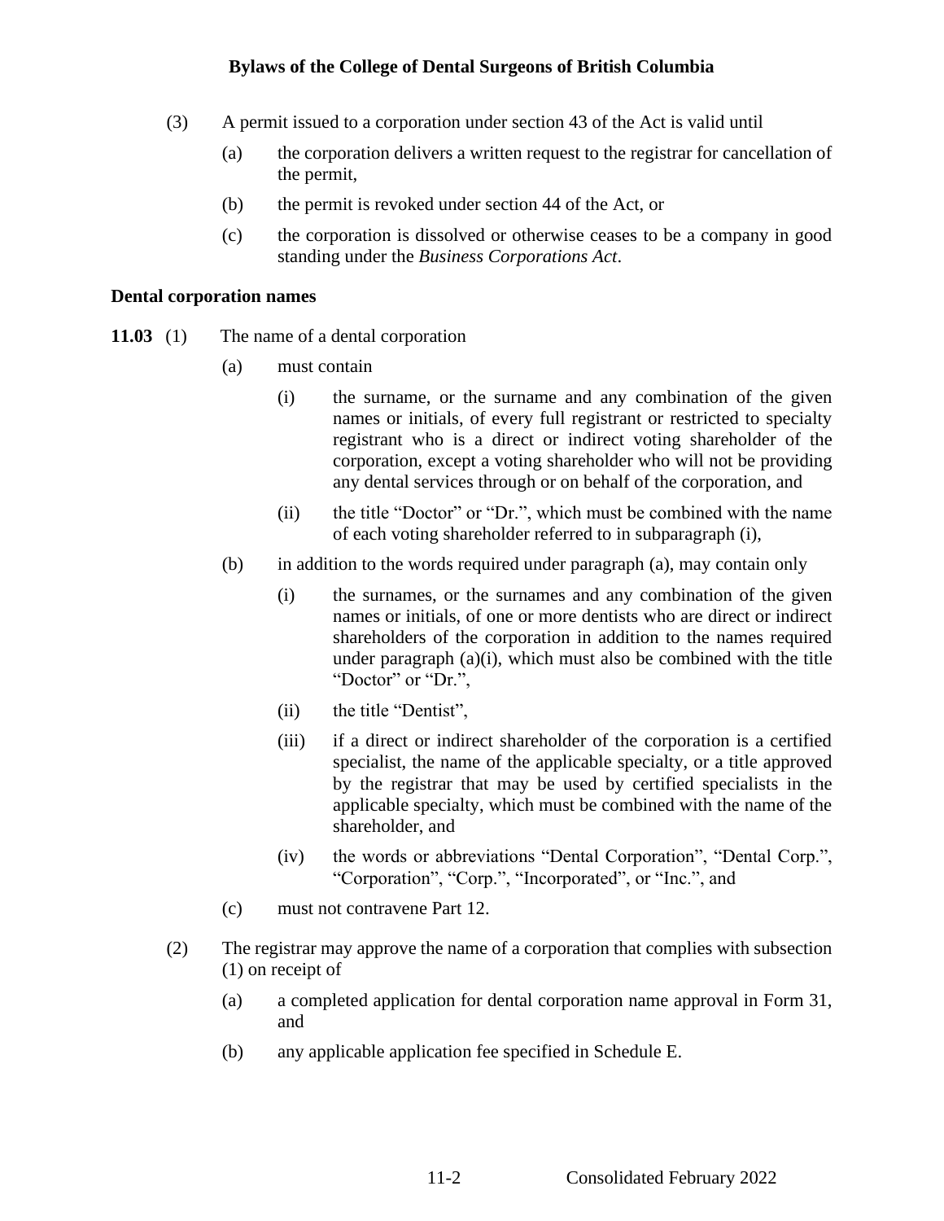(3) A permit issued to a corporation under section 43 of the Act is valid until

(a) the corporation delivers a written request to the registrar for cancellation of the permit,

(b) the permit is revoked under section 44 of the Act, or

(c) the corporation is dissolved or otherwise ceases to be a company in good standing under the *Business Corporations Act*.

### Dental corporation names

**11.03** (1) The name of a dental corporation

(a) must contain

(i) the surname, or the surname and any combination of the given names or initials, of every full registrant or restricted to specialty registrant who is a direct or indirect voting shareholder of the corporation, except a voting shareholder who will not be providing any dental services through or on behalf of the corporation, and

(ii) the title "Doctor" or "Dr.", which must be combined with the name of each voting shareholder referred to in subparagraph (i),

(b) in addition to the words required under paragraph (a), may contain only

(i) the surnames, or the surnames and any combination of the given names or initials, of one or more dentists who are direct or indirect shareholders of the corporation in addition to the names required under paragraph (a)(i), which must also be combined with the title "Doctor" or "Dr.",

(ii) the title "Dentist",

(iii) if a direct or indirect shareholder of the corporation is a certified specialist, the name of the applicable specialty, or a title approved by the registrar that may be used by certified specialists in the applicable specialty, which must be combined with the name of the shareholder, and

(iv) the words or abbreviations "Dental Corporation", "Dental Corp.", "Corporation", "Corp.", "Incorporated", or "Inc.", and

(c) must not contravene Part 12.

(2) The registrar may approve the name of a corporation that complies with subsection (1) on receipt of

(a) a completed application for dental corporation name approval in Form 31, and

(b) any applicable application fee specified in Schedule E.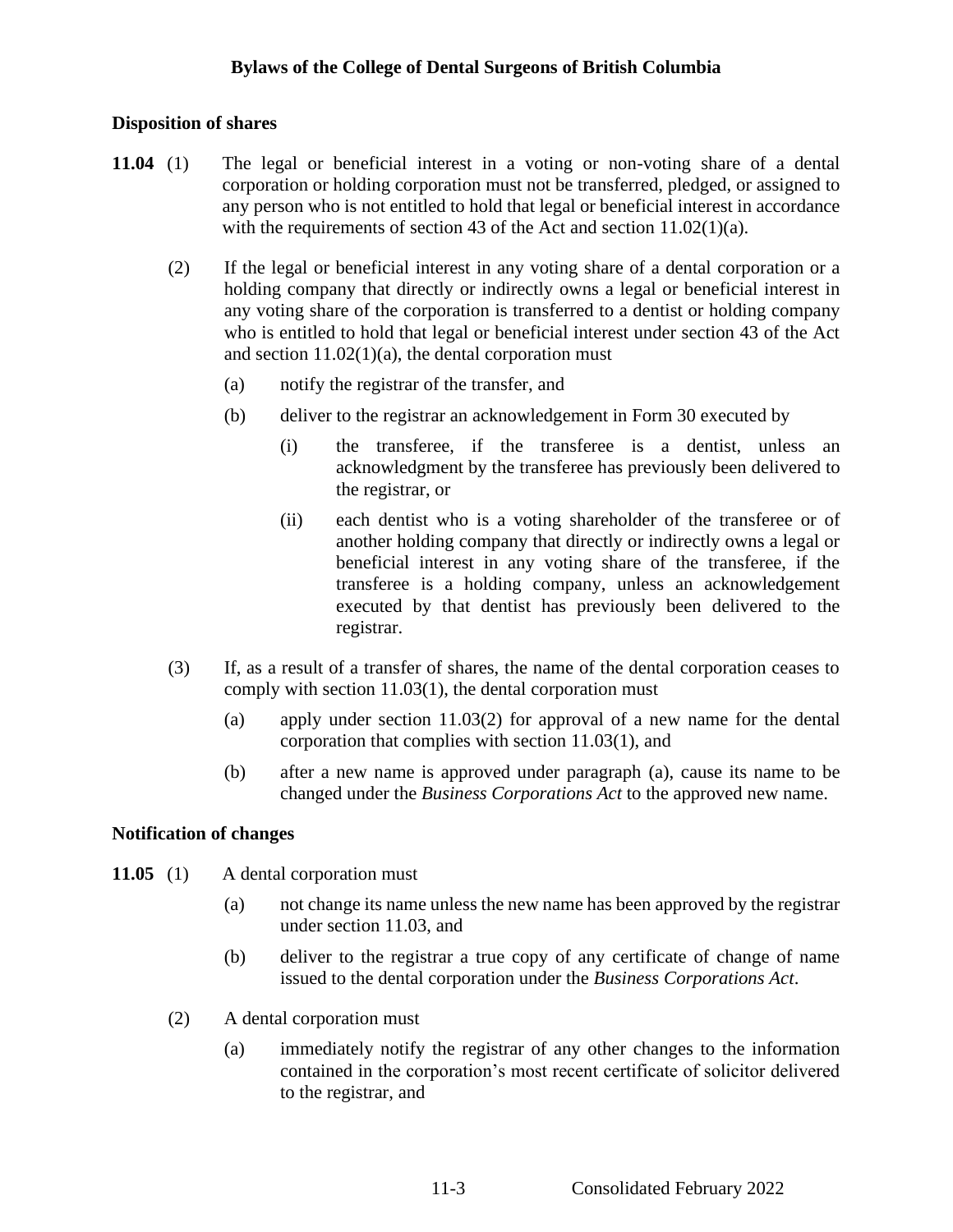### Disposition of shares

**11.04** (1) The legal or beneficial interest in a voting or non-voting share of a dental corporation or holding corporation must not be transferred, pledged, or assigned to any person who is not entitled to hold that legal or beneficial interest in accordance with the requirements of section 43 of the Act and section 11.02(1)(a).

(2) If the legal or beneficial interest in any voting share of a dental corporation or a holding company that directly or indirectly owns a legal or beneficial interest in any voting share of the corporation is transferred to a dentist or holding company who is entitled to hold that legal or beneficial interest under section 43 of the Act and section 11.02(1)(a), the dental corporation must

- (a) notify the registrar of the transfer, and
- (b) deliver to the registrar an acknowledgement in Form 30 executed by
  - (i) the transferee, if the transferee is a dentist, unless an acknowledgment by the transferee has previously been delivered to the registrar, or
  - (ii) each dentist who is a voting shareholder of the transferee or of another holding company that directly or indirectly owns a legal or beneficial interest in any voting share of the transferee, if the transferee is a holding company, unless an acknowledgement executed by that dentist has previously been delivered to the registrar.

(3) If, as a result of a transfer of shares, the name of the dental corporation ceases to comply with section 11.03(1), the dental corporation must

- (a) apply under section 11.03(2) for approval of a new name for the dental corporation that complies with section 11.03(1), and
- (b) after a new name is approved under paragraph (a), cause its name to be changed under the *Business Corporations Act* to the approved new name.

### Notification of changes

**11.05** (1) A dental corporation must

- (a) not change its name unless the new name has been approved by the registrar under section 11.03, and
- (b) deliver to the registrar a true copy of any certificate of change of name issued to the dental corporation under the *Business Corporations Act*.

(2) A dental corporation must

- (a) immediately notify the registrar of any other changes to the information contained in the corporation's most recent certificate of solicitor delivered to the registrar, and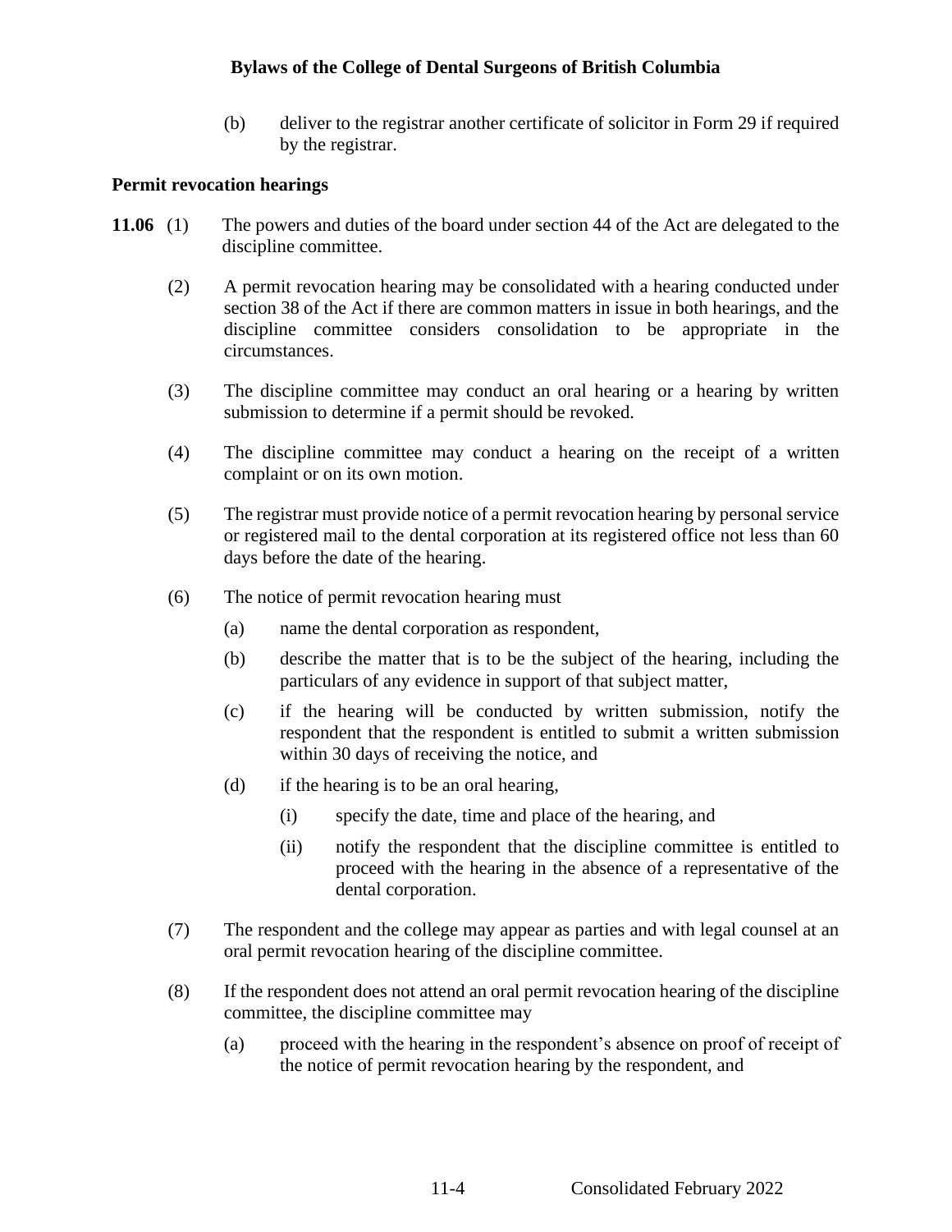(b) deliver to the registrar another certificate of solicitor in Form 29 if required by the registrar.

**Permit revocation hearings**

**11.06** (1) The powers and duties of the board under section 44 of the Act are delegated to the discipline committee.

(2) A permit revocation hearing may be consolidated with a hearing conducted under section 38 of the Act if there are common matters in issue in both hearings, and the discipline committee considers consolidation to be appropriate in the circumstances.

(3) The discipline committee may conduct an oral hearing or a hearing by written submission to determine if a permit should be revoked.

(4) The discipline committee may conduct a hearing on the receipt of a written complaint or on its own motion.

(5) The registrar must provide notice of a permit revocation hearing by personal service or registered mail to the dental corporation at its registered office not less than 60 days before the date of the hearing.

(6) The notice of permit revocation hearing must

(a) name the dental corporation as respondent,

(b) describe the matter that is to be the subject of the hearing, including the particulars of any evidence in support of that subject matter,

(c) if the hearing will be conducted by written submission, notify the respondent that the respondent is entitled to submit a written submission within 30 days of receiving the notice, and

(d) if the hearing is to be an oral hearing,

(i) specify the date, time and place of the hearing, and

(ii) notify the respondent that the discipline committee is entitled to proceed with the hearing in the absence of a representative of the dental corporation.

(7) The respondent and the college may appear as parties and with legal counsel at an oral permit revocation hearing of the discipline committee.

(8) If the respondent does not attend an oral permit revocation hearing of the discipline committee, the discipline committee may

(a) proceed with the hearing in the respondent's absence on proof of receipt of the notice of permit revocation hearing by the respondent, and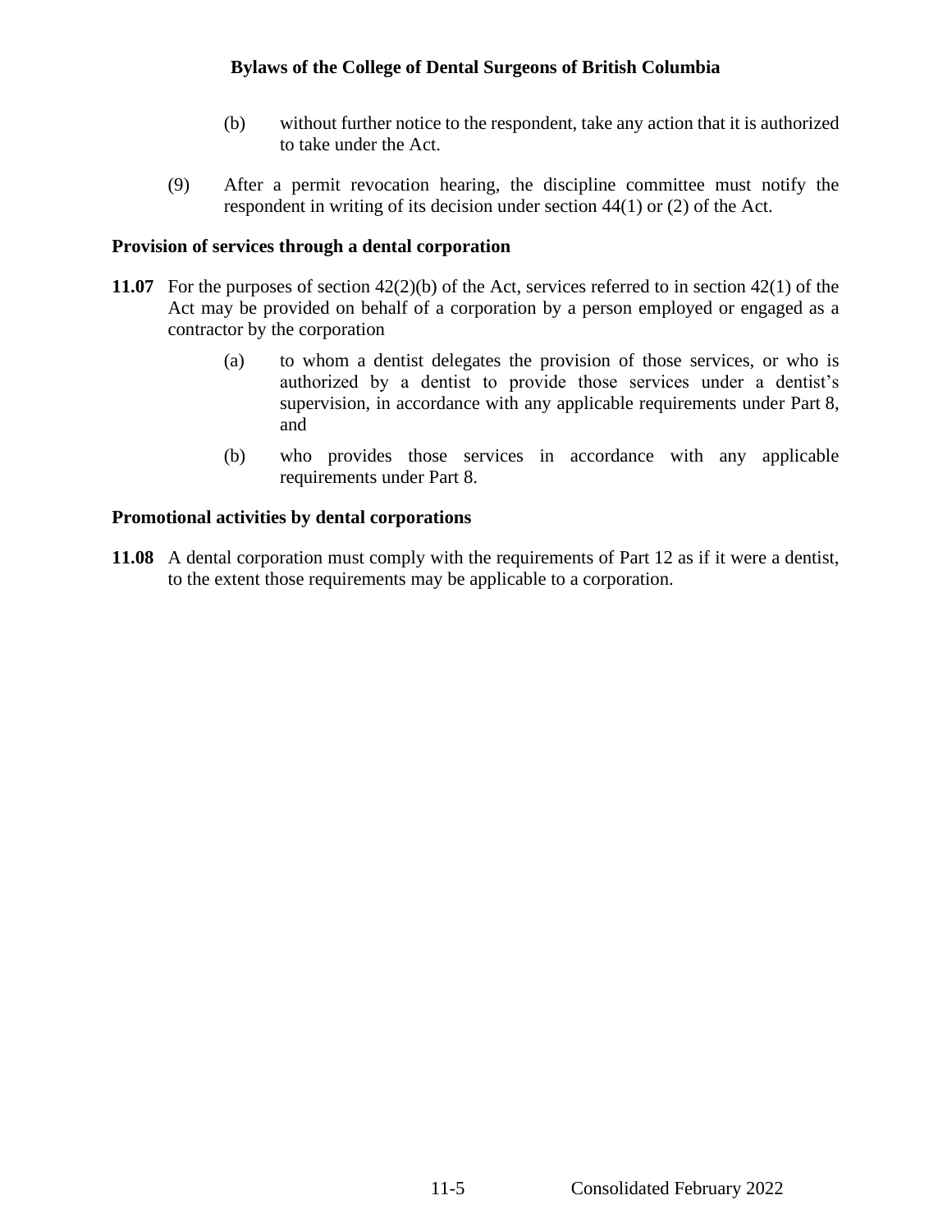(b) without further notice to the respondent, take any action that it is authorized to take under the Act.

(9) After a permit revocation hearing, the discipline committee must notify the respondent in writing of its decision under section 44(1) or (2) of the Act.

**Provision of services through a dental corporation**

**11.07** For the purposes of section 42(2)(b) of the Act, services referred to in section 42(1) of the Act may be provided on behalf of a corporation by a person employed or engaged as a contractor by the corporation

(a) to whom a dentist delegates the provision of those services, or who is authorized by a dentist to provide those services under a dentist's supervision, in accordance with any applicable requirements under Part 8, and

(b) who provides those services in accordance with any applicable requirements under Part 8.

**Promotional activities by dental corporations**

**11.08** A dental corporation must comply with the requirements of Part 12 as if it were a dentist, to the extent those requirements may be applicable to a corporation.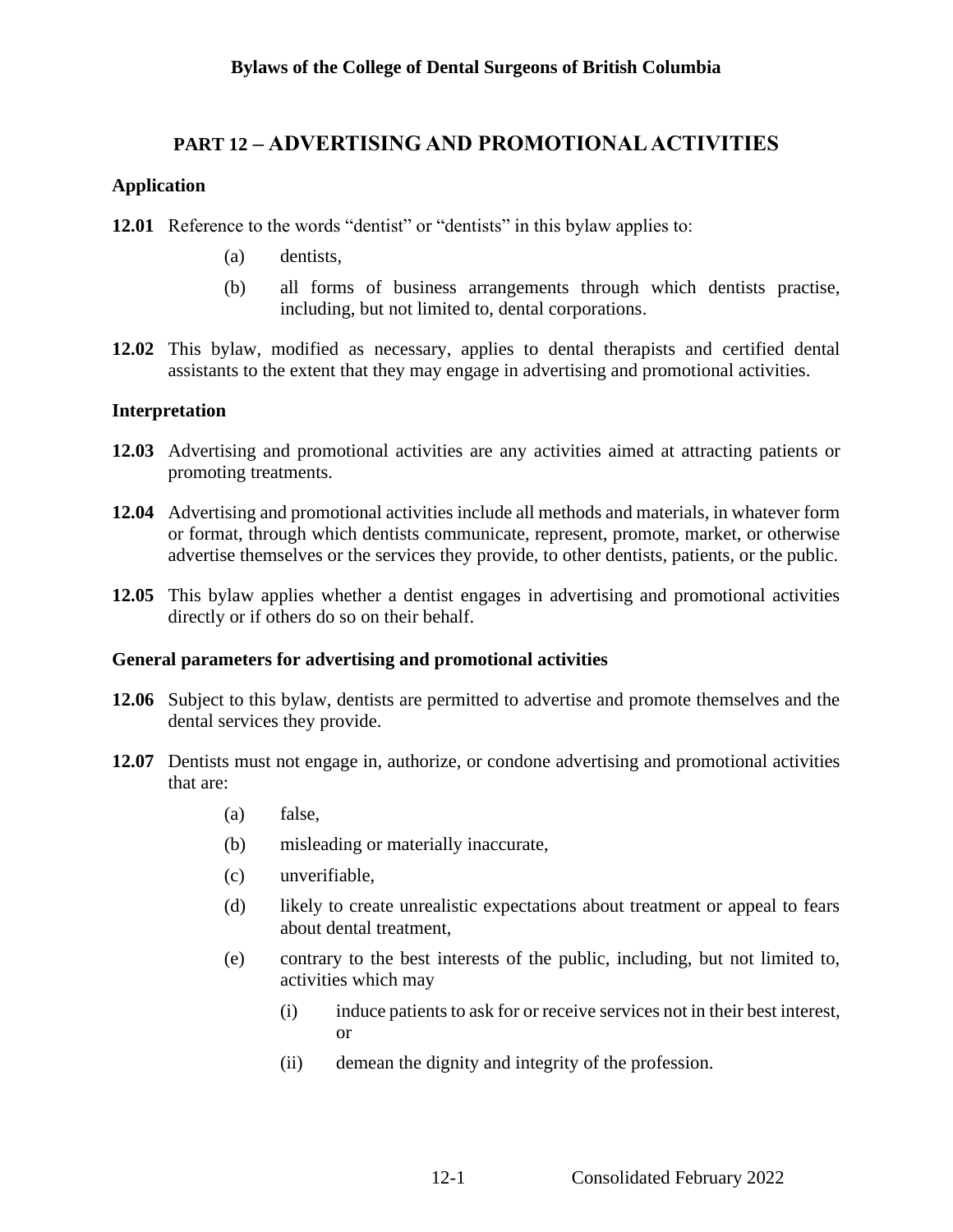## PART 12 – ADVERTISING AND PROMOTIONAL ACTIVITIES

### Application

**12.01** Reference to the words "dentist" or "dentists" in this bylaw applies to:

(a) dentists,

(b) all forms of business arrangements through which dentists practise, including, but not limited to, dental corporations.

**12.02** This bylaw, modified as necessary, applies to dental therapists and certified dental assistants to the extent that they may engage in advertising and promotional activities.

### Interpretation

**12.03** Advertising and promotional activities are any activities aimed at attracting patients or promoting treatments.

**12.04** Advertising and promotional activities include all methods and materials, in whatever form or format, through which dentists communicate, represent, promote, market, or otherwise advertise themselves or the services they provide, to other dentists, patients, or the public.

**12.05** This bylaw applies whether a dentist engages in advertising and promotional activities directly or if others do so on their behalf.

### General parameters for advertising and promotional activities

**12.06** Subject to this bylaw, dentists are permitted to advertise and promote themselves and the dental services they provide.

**12.07** Dentists must not engage in, authorize, or condone advertising and promotional activities that are:

(a) false,

(b) misleading or materially inaccurate,

(c) unverifiable,

(d) likely to create unrealistic expectations about treatment or appeal to fears about dental treatment,

(e) contrary to the best interests of the public, including, but not limited to, activities which may

(i) induce patients to ask for or receive services not in their best interest, or

(ii) demean the dignity and integrity of the profession.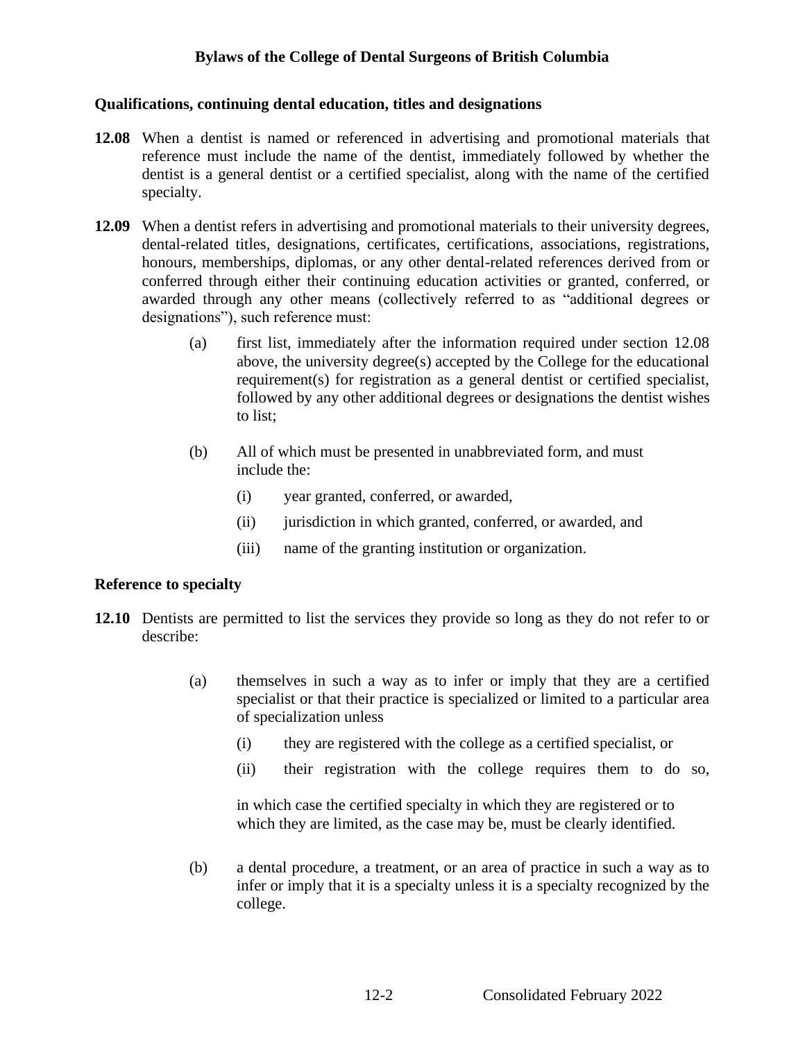### Qualifications, continuing dental education, titles and designations

**12.08** When a dentist is named or referenced in advertising and promotional materials that reference must include the name of the dentist, immediately followed by whether the dentist is a general dentist or a certified specialist, along with the name of the certified specialty.

**12.09** When a dentist refers in advertising and promotional materials to their university degrees, dental-related titles, designations, certificates, certifications, associations, registrations, honours, memberships, diplomas, or any other dental-related references derived from or conferred through either their continuing education activities or granted, conferred, or awarded through any other means (collectively referred to as "additional degrees or designations"), such reference must:

- (a) first list, immediately after the information required under section 12.08 above, the university degree(s) accepted by the College for the educational requirement(s) for registration as a general dentist or certified specialist, followed by any other additional degrees or designations the dentist wishes to list;
- (b) All of which must be presented in unabbreviated form, and must include the:
  - (i) year granted, conferred, or awarded,
  - (ii) jurisdiction in which granted, conferred, or awarded, and
  - (iii) name of the granting institution or organization.

### Reference to specialty

**12.10** Dentists are permitted to list the services they provide so long as they do not refer to or describe:

- (a) themselves in such a way as to infer or imply that they are a certified specialist or that their practice is specialized or limited to a particular area of specialization unless
  - (i) they are registered with the college as a certified specialist, or
  - (ii) their registration with the college requires them to do so,

  in which case the certified specialty in which they are registered or to which they are limited, as the case may be, must be clearly identified.
- (b) a dental procedure, a treatment, or an area of practice in such a way as to infer or imply that it is a specialty unless it is a specialty recognized by the college.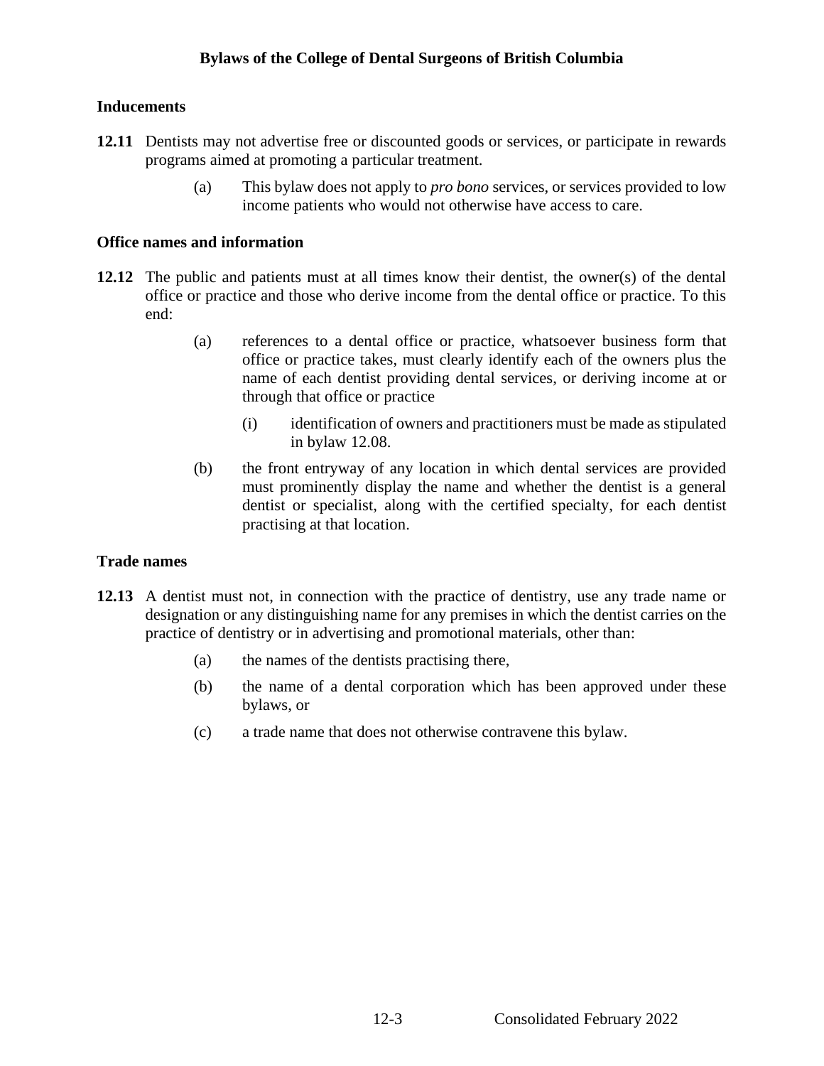### Inducements

**12.11** Dentists may not advertise free or discounted goods or services, or participate in rewards programs aimed at promoting a particular treatment.

> (a) This bylaw does not apply to *pro bono* services, or services provided to low income patients who would not otherwise have access to care.

### Office names and information

**12.12** The public and patients must at all times know their dentist, the owner(s) of the dental office or practice and those who derive income from the dental office or practice. To this end:

> (a) references to a dental office or practice, whatsoever business form that office or practice takes, must clearly identify each of the owners plus the name of each dentist providing dental services, or deriving income at or through that office or practice
>
> > (i) identification of owners and practitioners must be made as stipulated in bylaw 12.08.
>
> (b) the front entryway of any location in which dental services are provided must prominently display the name and whether the dentist is a general dentist or specialist, along with the certified specialty, for each dentist practising at that location.

### Trade names

**12.13** A dentist must not, in connection with the practice of dentistry, use any trade name or designation or any distinguishing name for any premises in which the dentist carries on the practice of dentistry or in advertising and promotional materials, other than:

> (a) the names of the dentists practising there,
>
> (b) the name of a dental corporation which has been approved under these bylaws, or
>
> (c) a trade name that does not otherwise contravene this bylaw.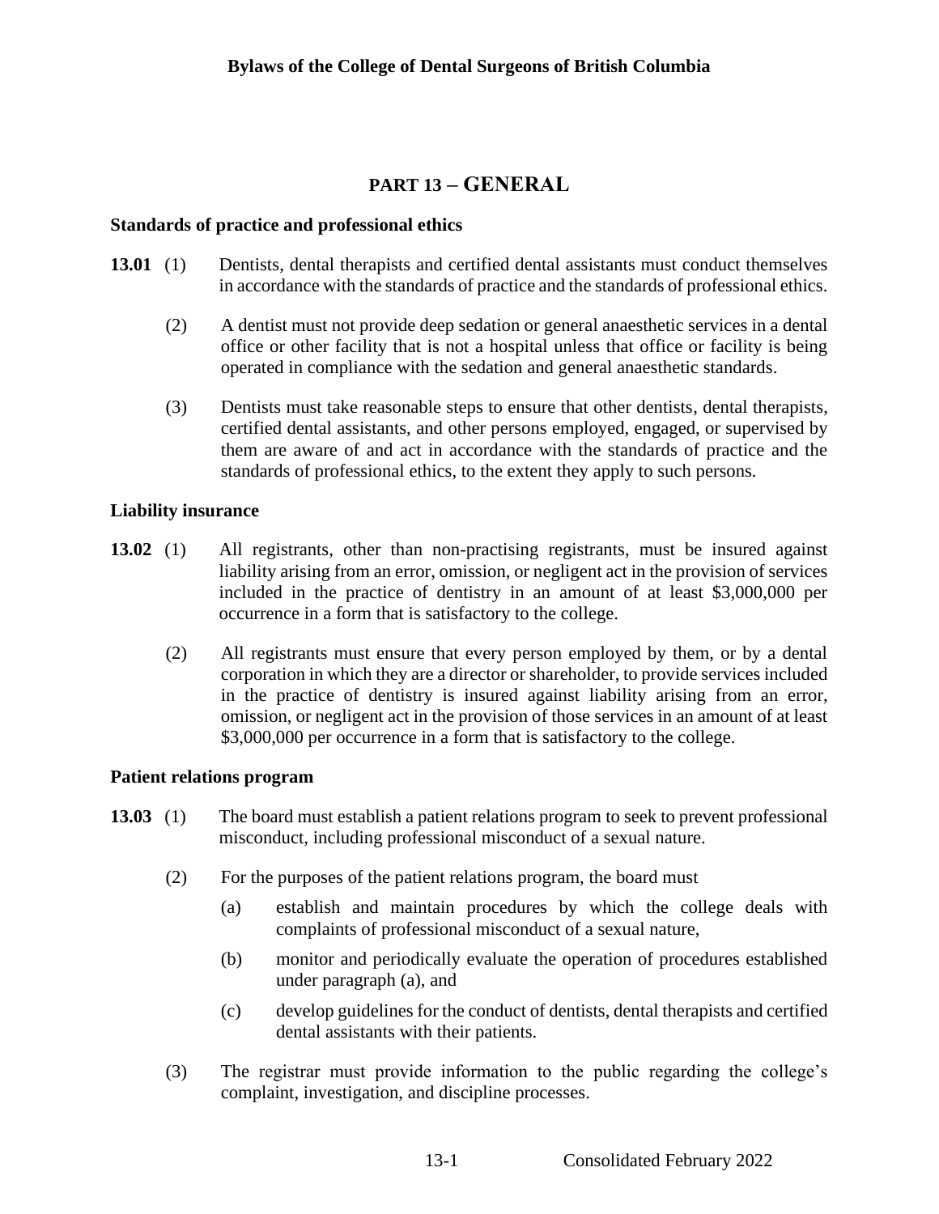# PART 13 – GENERAL

### Standards of practice and professional ethics

**13.01** (1) Dentists, dental therapists and certified dental assistants must conduct themselves in accordance with the standards of practice and the standards of professional ethics.

(2) A dentist must not provide deep sedation or general anaesthetic services in a dental office or other facility that is not a hospital unless that office or facility is being operated in compliance with the sedation and general anaesthetic standards.

(3) Dentists must take reasonable steps to ensure that other dentists, dental therapists, certified dental assistants, and other persons employed, engaged, or supervised by them are aware of and act in accordance with the standards of practice and the standards of professional ethics, to the extent they apply to such persons.

### Liability insurance

**13.02** (1) All registrants, other than non-practising registrants, must be insured against liability arising from an error, omission, or negligent act in the provision of services included in the practice of dentistry in an amount of at least $3,000,000 per occurrence in a form that is satisfactory to the college.

(2) All registrants must ensure that every person employed by them, or by a dental corporation in which they are a director or shareholder, to provide services included in the practice of dentistry is insured against liability arising from an error, omission, or negligent act in the provision of those services in an amount of at least $3,000,000 per occurrence in a form that is satisfactory to the college.

### Patient relations program

**13.03** (1) The board must establish a patient relations program to seek to prevent professional misconduct, including professional misconduct of a sexual nature.

(2) For the purposes of the patient relations program, the board must

(a) establish and maintain procedures by which the college deals with complaints of professional misconduct of a sexual nature,

(b) monitor and periodically evaluate the operation of procedures established under paragraph (a), and

(c) develop guidelines for the conduct of dentists, dental therapists and certified dental assistants with their patients.

(3) The registrar must provide information to the public regarding the college's complaint, investigation, and discipline processes.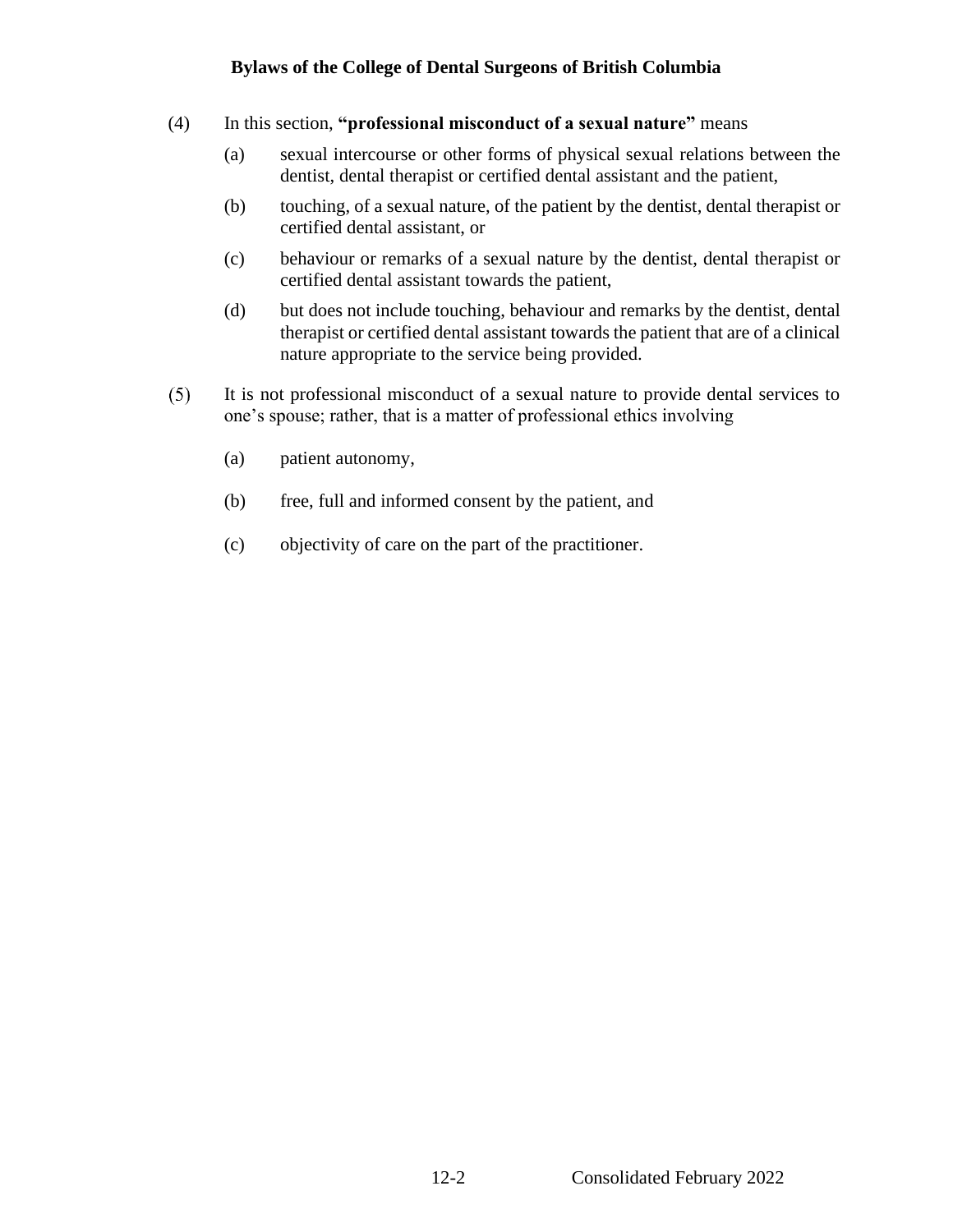(4) In this section, **"professional misconduct of a sexual nature"** means

(a) sexual intercourse or other forms of physical sexual relations between the dentist, dental therapist or certified dental assistant and the patient,

(b) touching, of a sexual nature, of the patient by the dentist, dental therapist or certified dental assistant, or

(c) behaviour or remarks of a sexual nature by the dentist, dental therapist or certified dental assistant towards the patient,

(d) but does not include touching, behaviour and remarks by the dentist, dental therapist or certified dental assistant towards the patient that are of a clinical nature appropriate to the service being provided.

(5) It is not professional misconduct of a sexual nature to provide dental services to one's spouse; rather, that is a matter of professional ethics involving

(a) patient autonomy,

(b) free, full and informed consent by the patient, and

(c) objectivity of care on the part of the practitioner.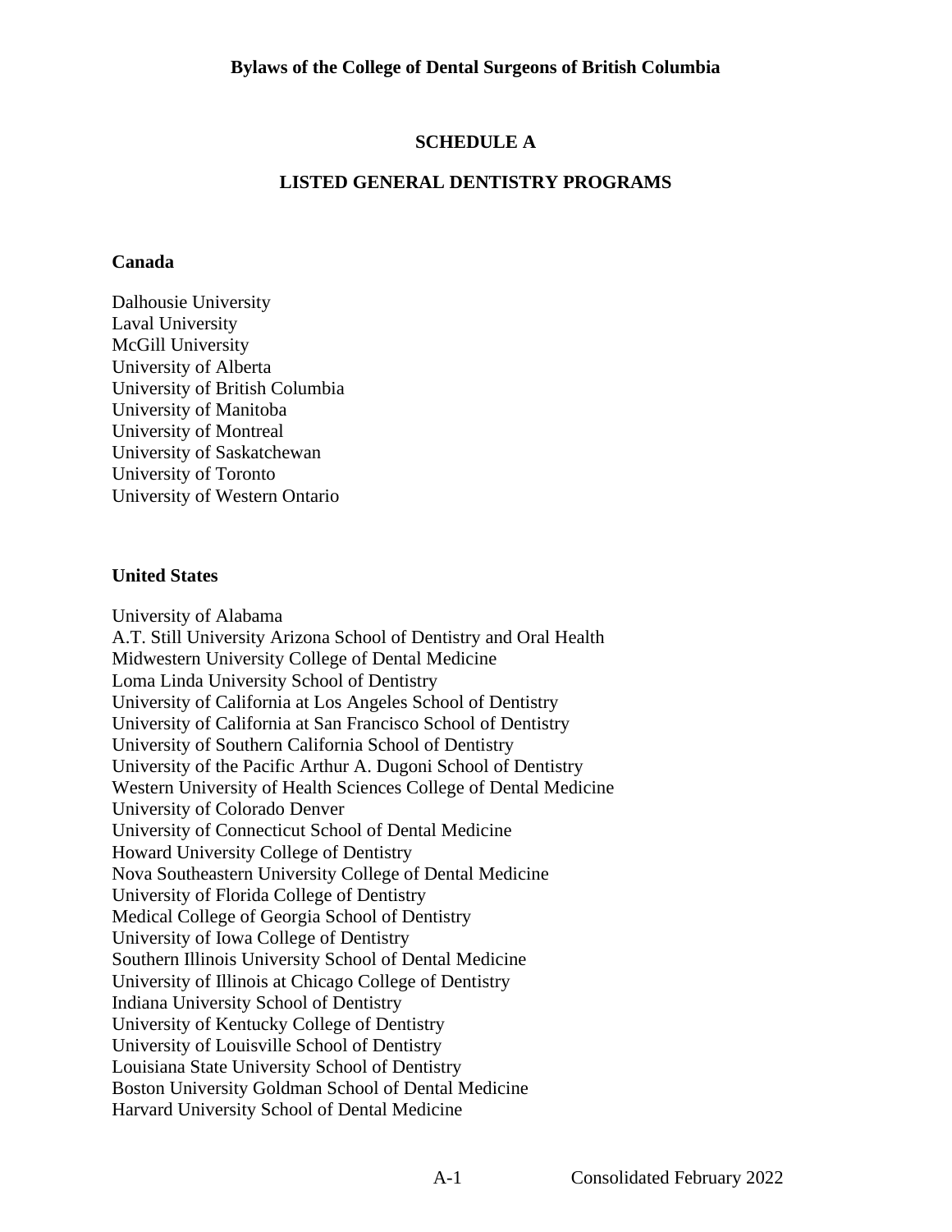## SCHEDULE A

## LISTED GENERAL DENTISTRY PROGRAMS

### Canada

Dalhousie University
Laval University
McGill University
University of Alberta
University of British Columbia
University of Manitoba
University of Montreal
University of Saskatchewan
University of Toronto
University of Western Ontario

### United States

University of Alabama
A.T. Still University Arizona School of Dentistry and Oral Health
Midwestern University College of Dental Medicine
Loma Linda University School of Dentistry
University of California at Los Angeles School of Dentistry
University of California at San Francisco School of Dentistry
University of Southern California School of Dentistry
University of the Pacific Arthur A. Dugoni School of Dentistry
Western University of Health Sciences College of Dental Medicine
University of Colorado Denver
University of Connecticut School of Dental Medicine
Howard University College of Dentistry
Nova Southeastern University College of Dental Medicine
University of Florida College of Dentistry
Medical College of Georgia School of Dentistry
University of Iowa College of Dentistry
Southern Illinois University School of Dental Medicine
University of Illinois at Chicago College of Dentistry
Indiana University School of Dentistry
University of Kentucky College of Dentistry
University of Louisville School of Dentistry
Louisiana State University School of Dentistry
Boston University Goldman School of Dental Medicine
Harvard University School of Dental Medicine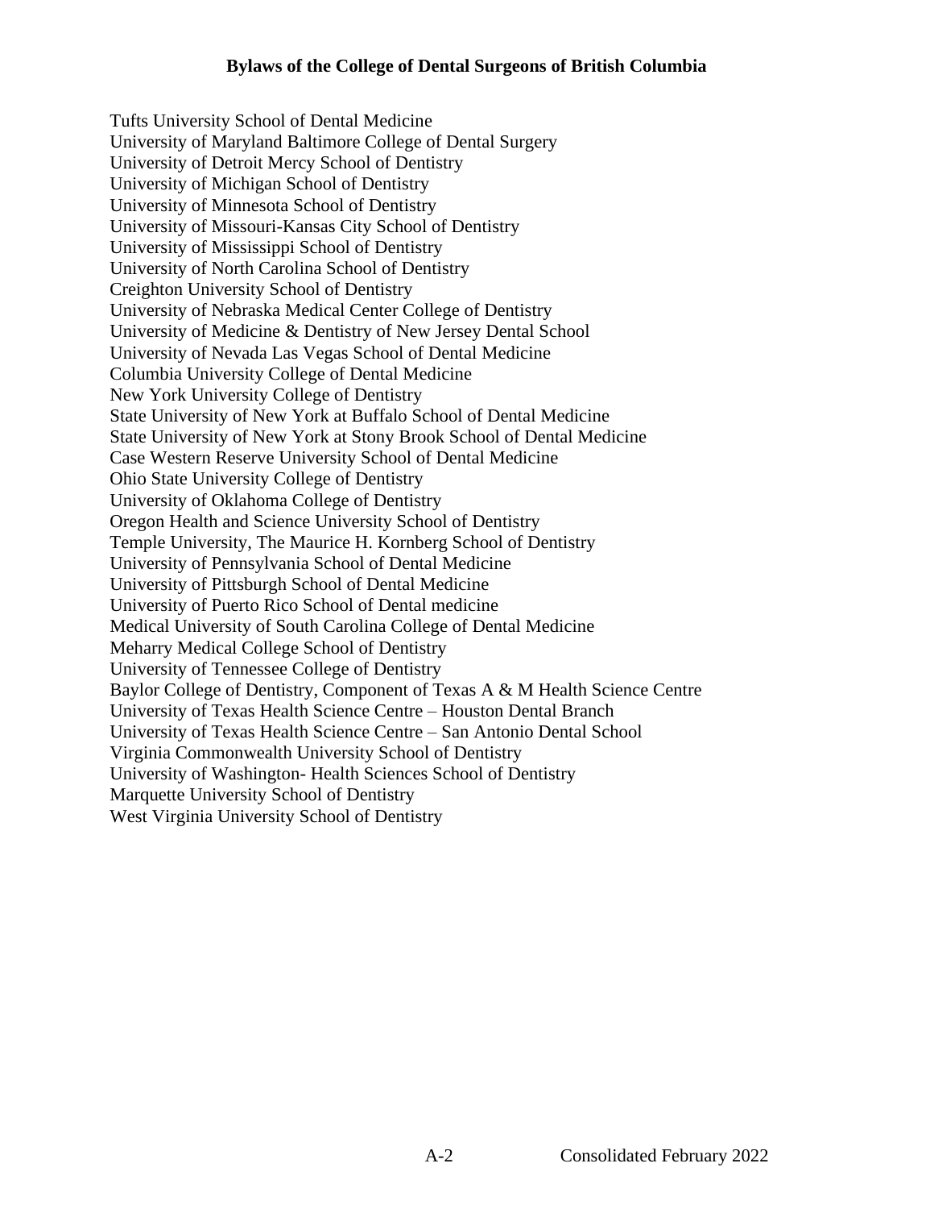Tufts University School of Dental Medicine
University of Maryland Baltimore College of Dental Surgery
University of Detroit Mercy School of Dentistry
University of Michigan School of Dentistry
University of Minnesota School of Dentistry
University of Missouri-Kansas City School of Dentistry
University of Mississippi School of Dentistry
University of North Carolina School of Dentistry
Creighton University School of Dentistry
University of Nebraska Medical Center College of Dentistry
University of Medicine & Dentistry of New Jersey Dental School
University of Nevada Las Vegas School of Dental Medicine
Columbia University College of Dental Medicine
New York University College of Dentistry
State University of New York at Buffalo School of Dental Medicine
State University of New York at Stony Brook School of Dental Medicine
Case Western Reserve University School of Dental Medicine
Ohio State University College of Dentistry
University of Oklahoma College of Dentistry
Oregon Health and Science University School of Dentistry
Temple University, The Maurice H. Kornberg School of Dentistry
University of Pennsylvania School of Dental Medicine
University of Pittsburgh School of Dental Medicine
University of Puerto Rico School of Dental medicine
Medical University of South Carolina College of Dental Medicine
Meharry Medical College School of Dentistry
University of Tennessee College of Dentistry
Baylor College of Dentistry, Component of Texas A & M Health Science Centre
University of Texas Health Science Centre – Houston Dental Branch
University of Texas Health Science Centre – San Antonio Dental School
Virginia Commonwealth University School of Dentistry
University of Washington- Health Sciences School of Dentistry
Marquette University School of Dentistry
West Virginia University School of Dentistry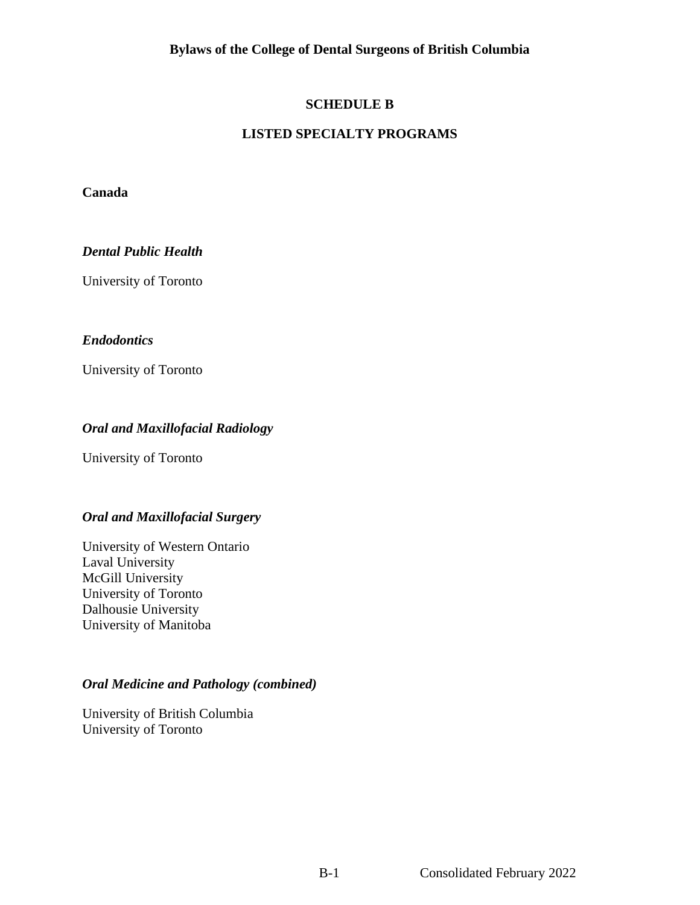# SCHEDULE B

## LISTED SPECIALTY PROGRAMS

**Canada**

***Dental Public Health***

University of Toronto

***Endodontics***

University of Toronto

***Oral and Maxillofacial Radiology***

University of Toronto

***Oral and Maxillofacial Surgery***

University of Western Ontario
Laval University
McGill University
University of Toronto
Dalhousie University
University of Manitoba

***Oral Medicine and Pathology (combined)***

University of British Columbia
University of Toronto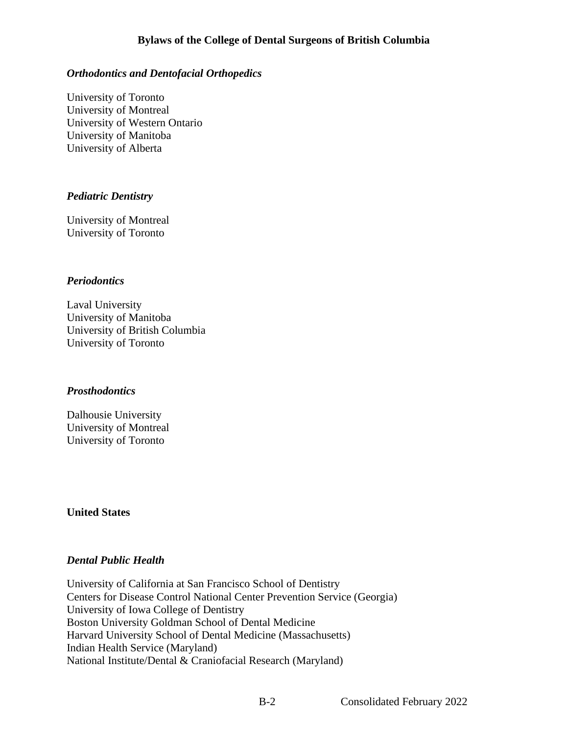*Orthodontics and Dentofacial Orthopedics*

University of Toronto
University of Montreal
University of Western Ontario
University of Manitoba
University of Alberta

*Pediatric Dentistry*

University of Montreal
University of Toronto

*Periodontics*

Laval University
University of Manitoba
University of British Columbia
University of Toronto

*Prosthodontics*

Dalhousie University
University of Montreal
University of Toronto

**United States**

*Dental Public Health*

University of California at San Francisco School of Dentistry
Centers for Disease Control National Center Prevention Service (Georgia)
University of Iowa College of Dentistry
Boston University Goldman School of Dental Medicine
Harvard University School of Dental Medicine (Massachusetts)
Indian Health Service (Maryland)
National Institute/Dental & Craniofacial Research (Maryland)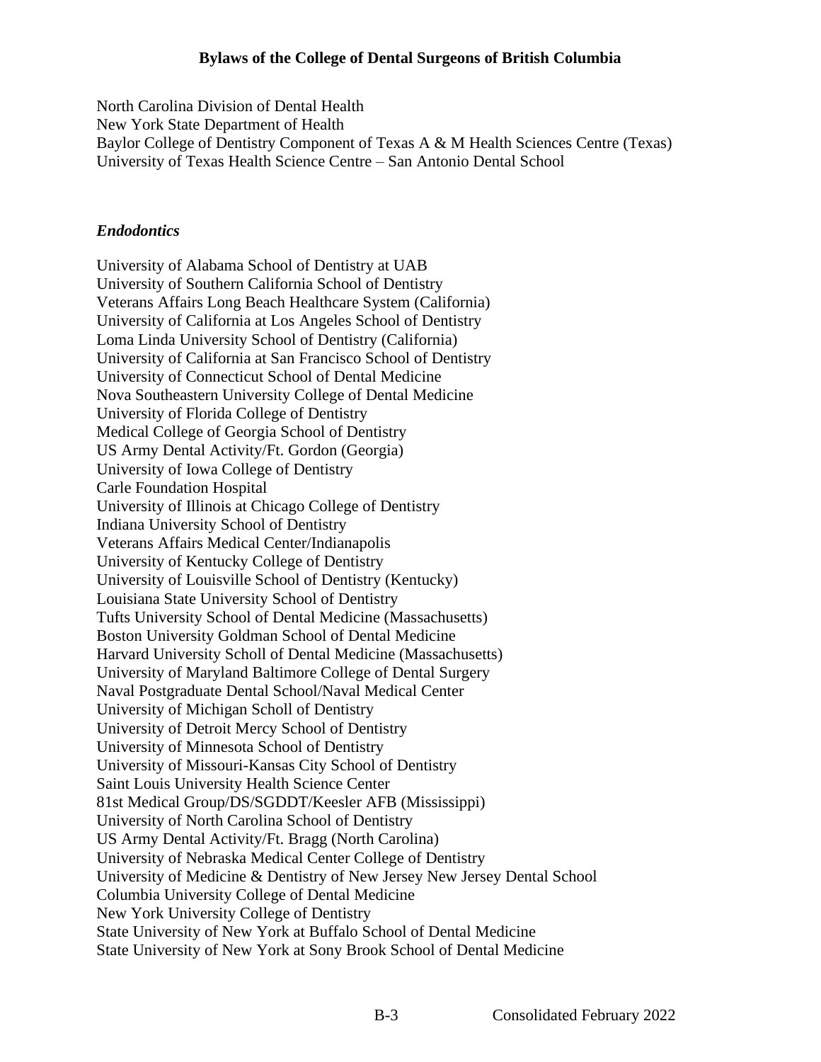North Carolina Division of Dental Health
New York State Department of Health
Baylor College of Dentistry Component of Texas A & M Health Sciences Centre (Texas)
University of Texas Health Science Centre – San Antonio Dental School

### *Endodontics*

University of Alabama School of Dentistry at UAB
University of Southern California School of Dentistry
Veterans Affairs Long Beach Healthcare System (California)
University of California at Los Angeles School of Dentistry
Loma Linda University School of Dentistry (California)
University of California at San Francisco School of Dentistry
University of Connecticut School of Dental Medicine
Nova Southeastern University College of Dental Medicine
University of Florida College of Dentistry
Medical College of Georgia School of Dentistry
US Army Dental Activity/Ft. Gordon (Georgia)
University of Iowa College of Dentistry
Carle Foundation Hospital
University of Illinois at Chicago College of Dentistry
Indiana University School of Dentistry
Veterans Affairs Medical Center/Indianapolis
University of Kentucky College of Dentistry
University of Louisville School of Dentistry (Kentucky)
Louisiana State University School of Dentistry
Tufts University School of Dental Medicine (Massachusetts)
Boston University Goldman School of Dental Medicine
Harvard University Scholl of Dental Medicine (Massachusetts)
University of Maryland Baltimore College of Dental Surgery
Naval Postgraduate Dental School/Naval Medical Center
University of Michigan Scholl of Dentistry
University of Detroit Mercy School of Dentistry
University of Minnesota School of Dentistry
University of Missouri-Kansas City School of Dentistry
Saint Louis University Health Science Center
81st Medical Group/DS/SGDDT/Keesler AFB (Mississippi)
University of North Carolina School of Dentistry
US Army Dental Activity/Ft. Bragg (North Carolina)
University of Nebraska Medical Center College of Dentistry
University of Medicine & Dentistry of New Jersey New Jersey Dental School
Columbia University College of Dental Medicine
New York University College of Dentistry
State University of New York at Buffalo School of Dental Medicine
State University of New York at Sony Brook School of Dental Medicine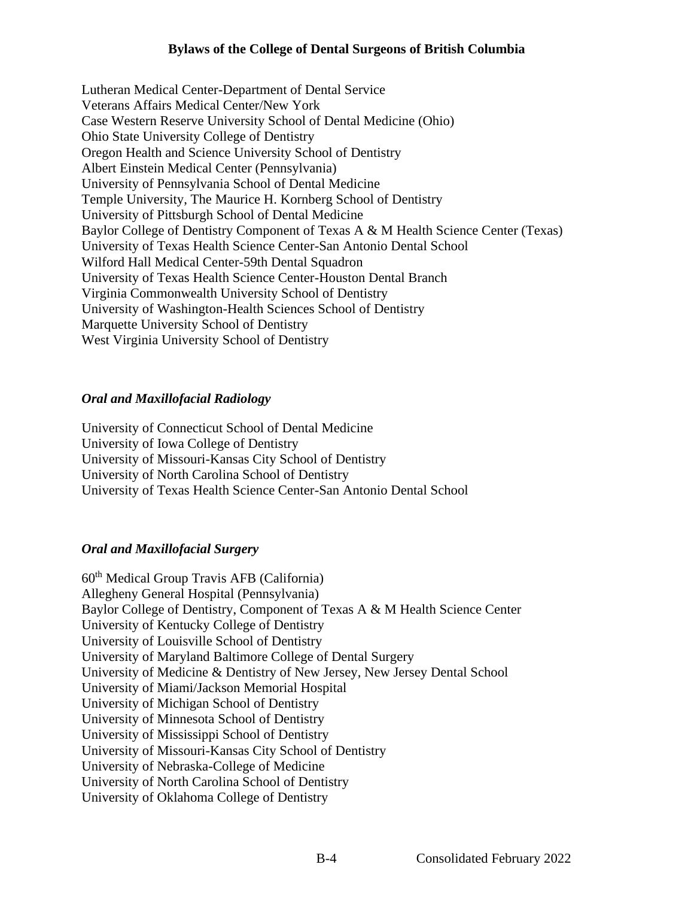Lutheran Medical Center-Department of Dental Service
Veterans Affairs Medical Center/New York
Case Western Reserve University School of Dental Medicine (Ohio)
Ohio State University College of Dentistry
Oregon Health and Science University School of Dentistry
Albert Einstein Medical Center (Pennsylvania)
University of Pennsylvania School of Dental Medicine
Temple University, The Maurice H. Kornberg School of Dentistry
University of Pittsburgh School of Dental Medicine
Baylor College of Dentistry Component of Texas A & M Health Science Center (Texas)
University of Texas Health Science Center-San Antonio Dental School
Wilford Hall Medical Center-59th Dental Squadron
University of Texas Health Science Center-Houston Dental Branch
Virginia Commonwealth University School of Dentistry
University of Washington-Health Sciences School of Dentistry
Marquette University School of Dentistry
West Virginia University School of Dentistry

### *Oral and Maxillofacial Radiology*

University of Connecticut School of Dental Medicine
University of Iowa College of Dentistry
University of Missouri-Kansas City School of Dentistry
University of North Carolina School of Dentistry
University of Texas Health Science Center-San Antonio Dental School

### *Oral and Maxillofacial Surgery*

60th Medical Group Travis AFB (California)
Allegheny General Hospital (Pennsylvania)
Baylor College of Dentistry, Component of Texas A & M Health Science Center
University of Kentucky College of Dentistry
University of Louisville School of Dentistry
University of Maryland Baltimore College of Dental Surgery
University of Medicine & Dentistry of New Jersey, New Jersey Dental School
University of Miami/Jackson Memorial Hospital
University of Michigan School of Dentistry
University of Minnesota School of Dentistry
University of Mississippi School of Dentistry
University of Missouri-Kansas City School of Dentistry
University of Nebraska-College of Medicine
University of North Carolina School of Dentistry
University of Oklahoma College of Dentistry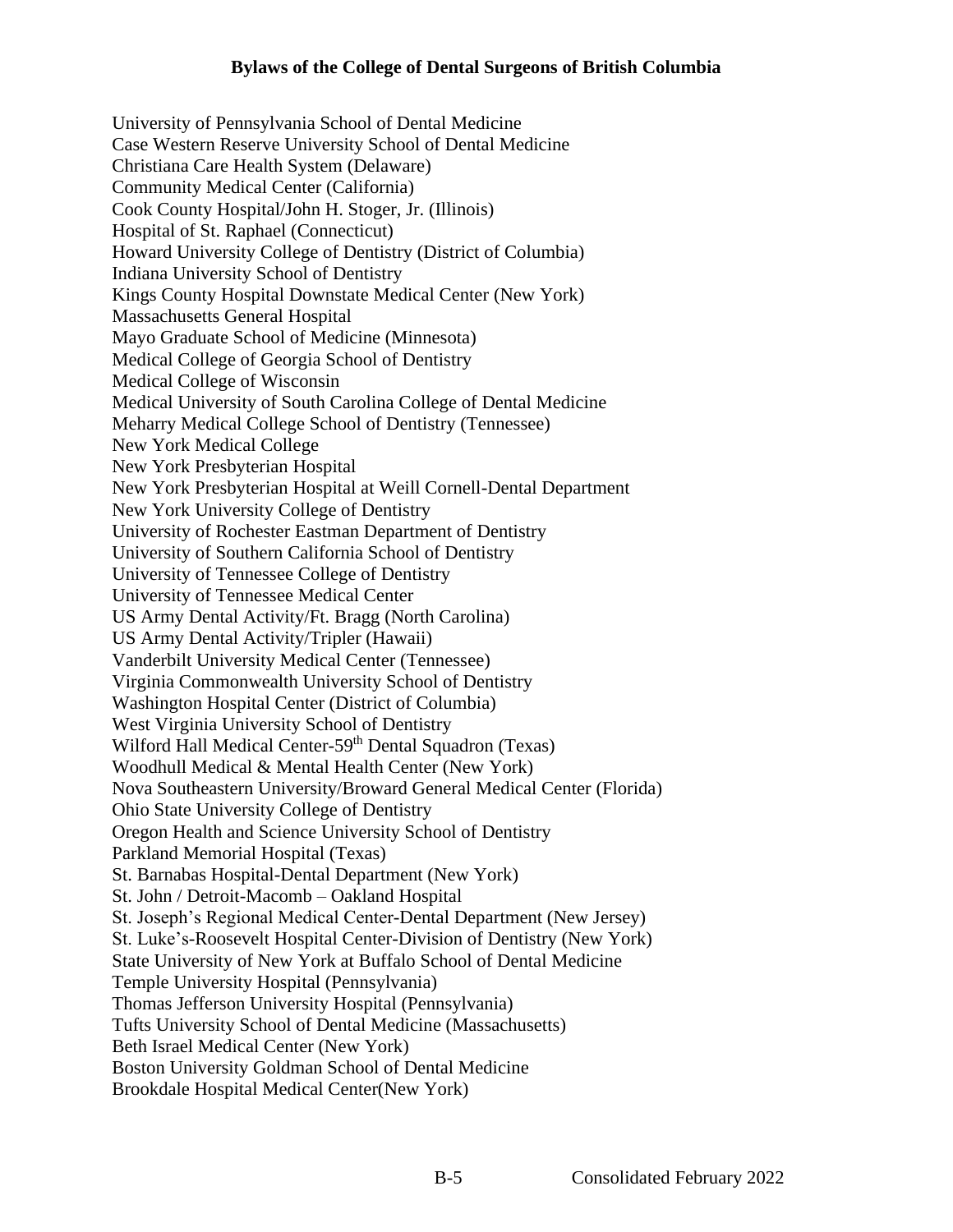University of Pennsylvania School of Dental Medicine
Case Western Reserve University School of Dental Medicine
Christiana Care Health System (Delaware)
Community Medical Center (California)
Cook County Hospital/John H. Stoger, Jr. (Illinois)
Hospital of St. Raphael (Connecticut)
Howard University College of Dentistry (District of Columbia)
Indiana University School of Dentistry
Kings County Hospital Downstate Medical Center (New York)
Massachusetts General Hospital
Mayo Graduate School of Medicine (Minnesota)
Medical College of Georgia School of Dentistry
Medical College of Wisconsin
Medical University of South Carolina College of Dental Medicine
Meharry Medical College School of Dentistry (Tennessee)
New York Medical College
New York Presbyterian Hospital
New York Presbyterian Hospital at Weill Cornell-Dental Department
New York University College of Dentistry
University of Rochester Eastman Department of Dentistry
University of Southern California School of Dentistry
University of Tennessee College of Dentistry
University of Tennessee Medical Center
US Army Dental Activity/Ft. Bragg (North Carolina)
US Army Dental Activity/Tripler (Hawaii)
Vanderbilt University Medical Center (Tennessee)
Virginia Commonwealth University School of Dentistry
Washington Hospital Center (District of Columbia)
West Virginia University School of Dentistry
Wilford Hall Medical Center-59th Dental Squadron (Texas)
Woodhull Medical & Mental Health Center (New York)
Nova Southeastern University/Broward General Medical Center (Florida)
Ohio State University College of Dentistry
Oregon Health and Science University School of Dentistry
Parkland Memorial Hospital (Texas)
St. Barnabas Hospital-Dental Department (New York)
St. John / Detroit-Macomb – Oakland Hospital
St. Joseph's Regional Medical Center-Dental Department (New Jersey)
St. Luke's-Roosevelt Hospital Center-Division of Dentistry (New York)
State University of New York at Buffalo School of Dental Medicine
Temple University Hospital (Pennsylvania)
Thomas Jefferson University Hospital (Pennsylvania)
Tufts University School of Dental Medicine (Massachusetts)
Beth Israel Medical Center (New York)
Boston University Goldman School of Dental Medicine
Brookdale Hospital Medical Center(New York)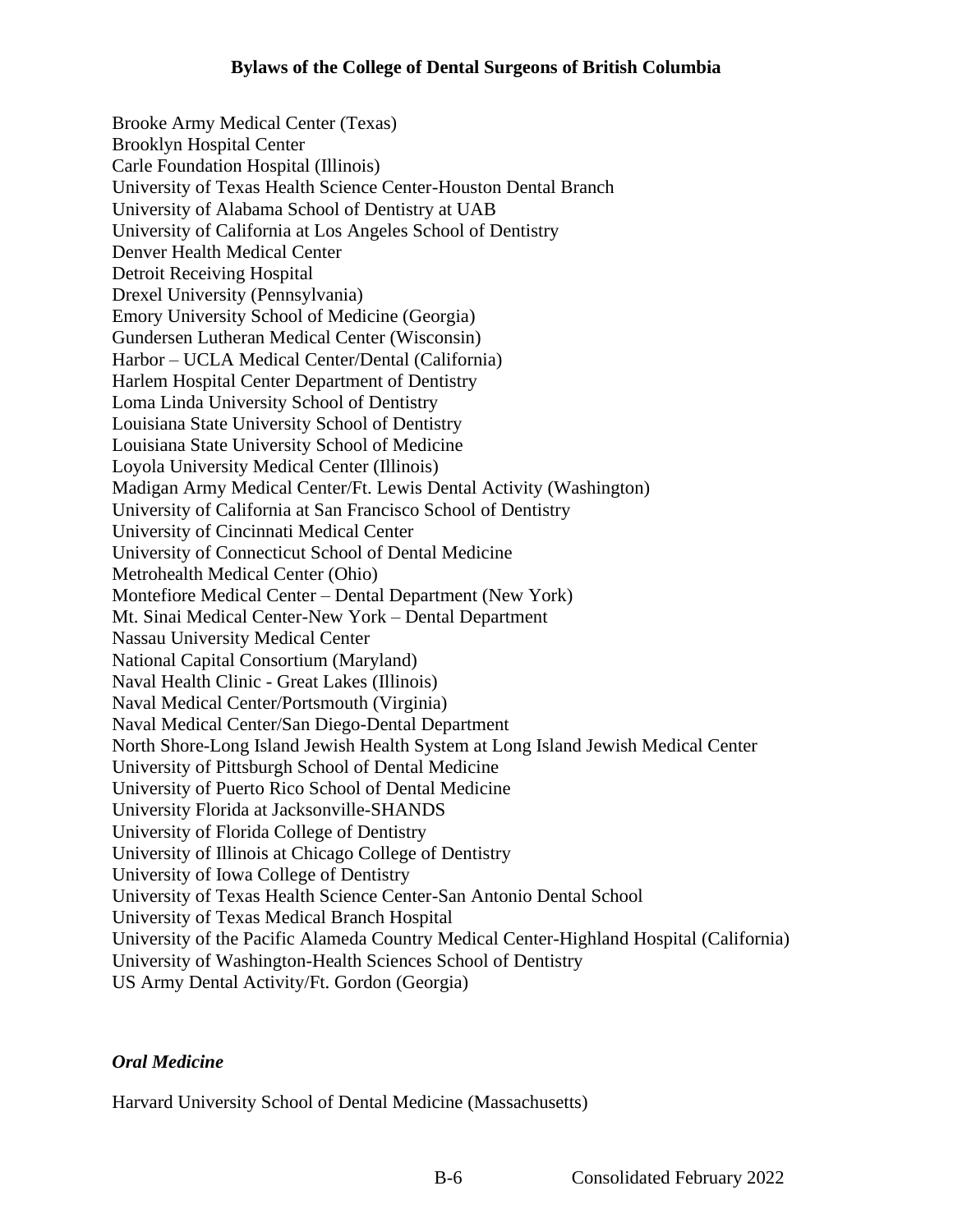Brooke Army Medical Center (Texas)
Brooklyn Hospital Center
Carle Foundation Hospital (Illinois)
University of Texas Health Science Center-Houston Dental Branch
University of Alabama School of Dentistry at UAB
University of California at Los Angeles School of Dentistry
Denver Health Medical Center
Detroit Receiving Hospital
Drexel University (Pennsylvania)
Emory University School of Medicine (Georgia)
Gundersen Lutheran Medical Center (Wisconsin)
Harbor – UCLA Medical Center/Dental (California)
Harlem Hospital Center Department of Dentistry
Loma Linda University School of Dentistry
Louisiana State University School of Dentistry
Louisiana State University School of Medicine
Loyola University Medical Center (Illinois)
Madigan Army Medical Center/Ft. Lewis Dental Activity (Washington)
University of California at San Francisco School of Dentistry
University of Cincinnati Medical Center
University of Connecticut School of Dental Medicine
Metrohealth Medical Center (Ohio)
Montefiore Medical Center – Dental Department (New York)
Mt. Sinai Medical Center-New York – Dental Department
Nassau University Medical Center
National Capital Consortium (Maryland)
Naval Health Clinic - Great Lakes (Illinois)
Naval Medical Center/Portsmouth (Virginia)
Naval Medical Center/San Diego-Dental Department
North Shore-Long Island Jewish Health System at Long Island Jewish Medical Center
University of Pittsburgh School of Dental Medicine
University of Puerto Rico School of Dental Medicine
University Florida at Jacksonville-SHANDS
University of Florida College of Dentistry
University of Illinois at Chicago College of Dentistry
University of Iowa College of Dentistry
University of Texas Health Science Center-San Antonio Dental School
University of Texas Medical Branch Hospital
University of the Pacific Alameda Country Medical Center-Highland Hospital (California)
University of Washington-Health Sciences School of Dentistry
US Army Dental Activity/Ft. Gordon (Georgia)

### *Oral Medicine*

Harvard University School of Dental Medicine (Massachusetts)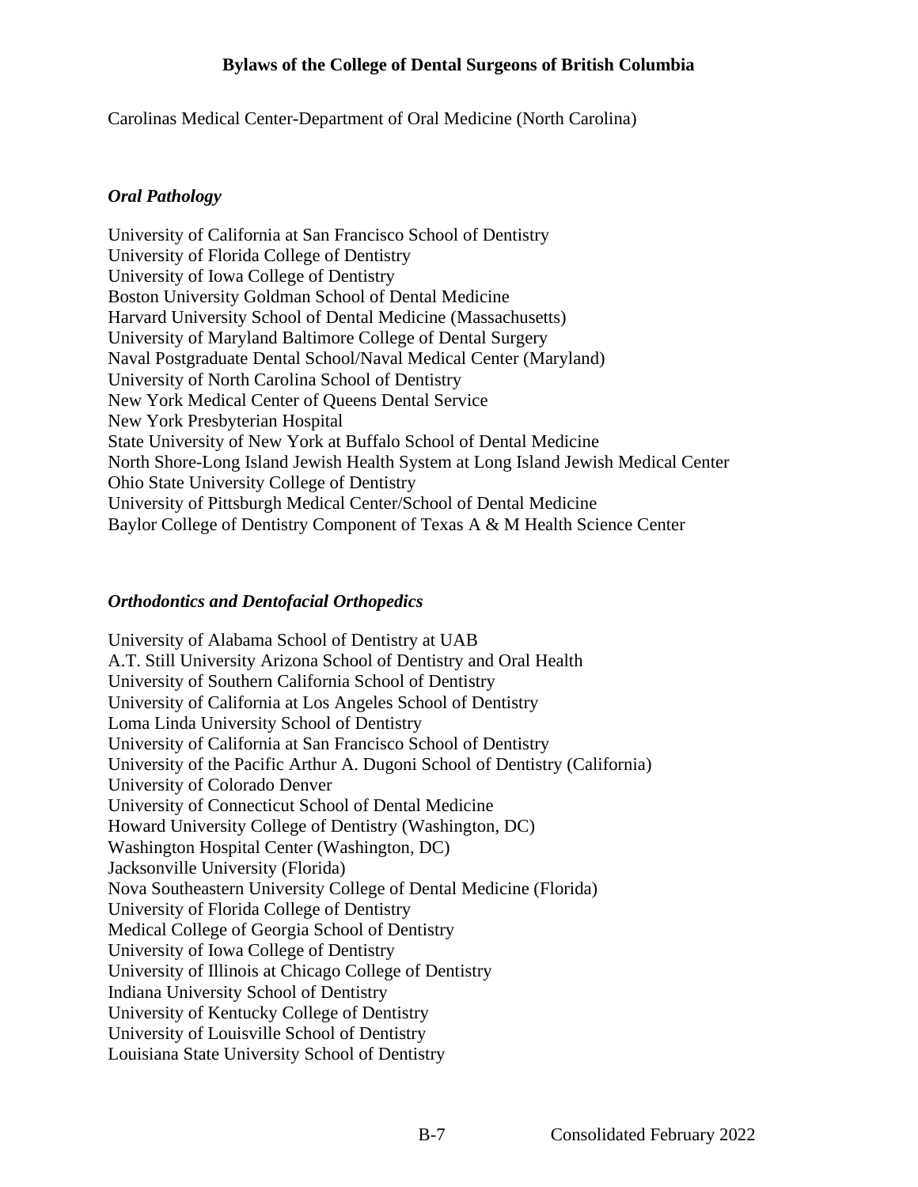Carolinas Medical Center-Department of Oral Medicine (North Carolina)

*Oral Pathology*

University of California at San Francisco School of Dentistry
University of Florida College of Dentistry
University of Iowa College of Dentistry
Boston University Goldman School of Dental Medicine
Harvard University School of Dental Medicine (Massachusetts)
University of Maryland Baltimore College of Dental Surgery
Naval Postgraduate Dental School/Naval Medical Center (Maryland)
University of North Carolina School of Dentistry
New York Medical Center of Queens Dental Service
New York Presbyterian Hospital
State University of New York at Buffalo School of Dental Medicine
North Shore-Long Island Jewish Health System at Long Island Jewish Medical Center
Ohio State University College of Dentistry
University of Pittsburgh Medical Center/School of Dental Medicine
Baylor College of Dentistry Component of Texas A & M Health Science Center

*Orthodontics and Dentofacial Orthopedics*

University of Alabama School of Dentistry at UAB
A.T. Still University Arizona School of Dentistry and Oral Health
University of Southern California School of Dentistry
University of California at Los Angeles School of Dentistry
Loma Linda University School of Dentistry
University of California at San Francisco School of Dentistry
University of the Pacific Arthur A. Dugoni School of Dentistry (California)
University of Colorado Denver
University of Connecticut School of Dental Medicine
Howard University College of Dentistry (Washington, DC)
Washington Hospital Center (Washington, DC)
Jacksonville University (Florida)
Nova Southeastern University College of Dental Medicine (Florida)
University of Florida College of Dentistry
Medical College of Georgia School of Dentistry
University of Iowa College of Dentistry
University of Illinois at Chicago College of Dentistry
Indiana University School of Dentistry
University of Kentucky College of Dentistry
University of Louisville School of Dentistry
Louisiana State University School of Dentistry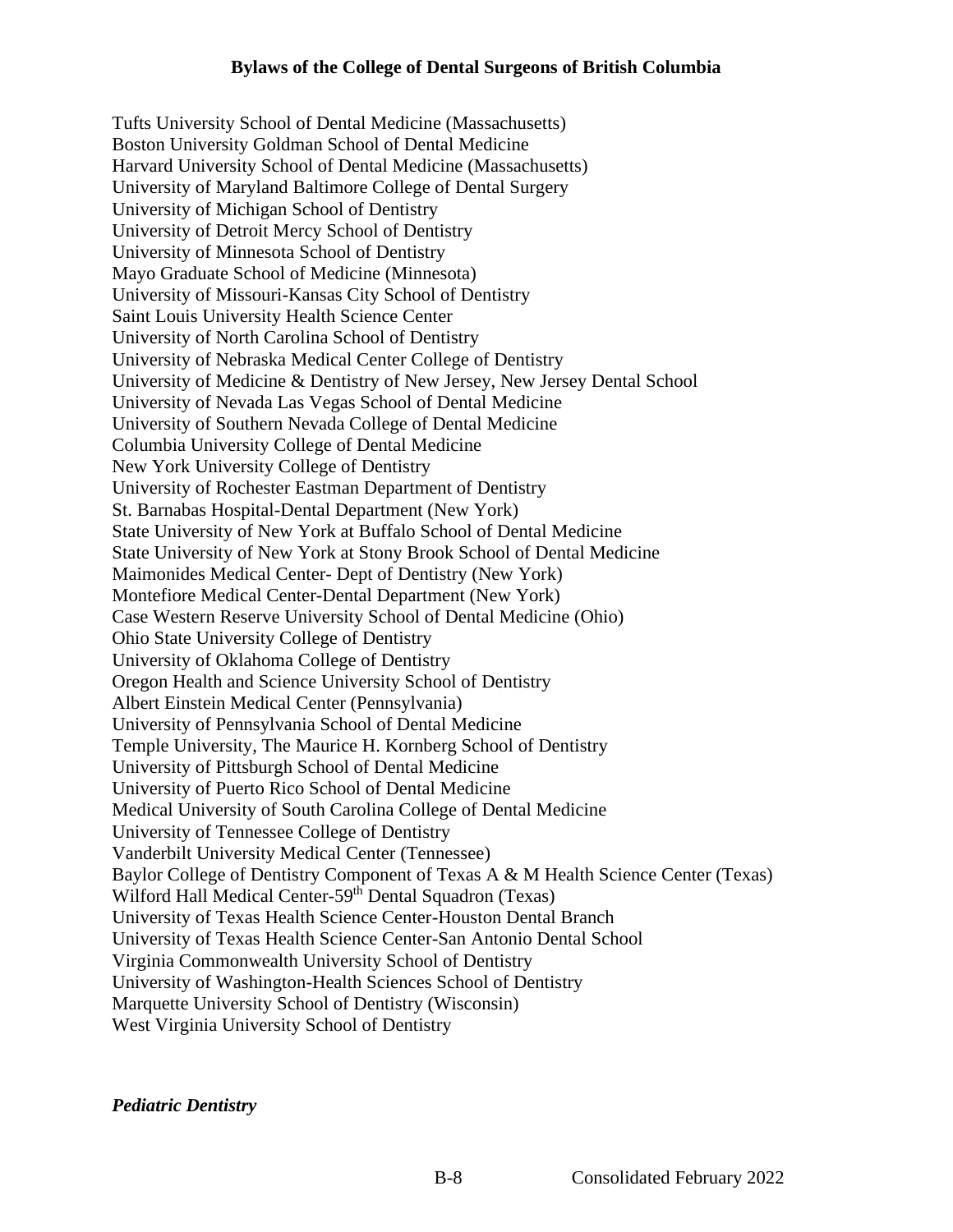Tufts University School of Dental Medicine (Massachusetts)
Boston University Goldman School of Dental Medicine
Harvard University School of Dental Medicine (Massachusetts)
University of Maryland Baltimore College of Dental Surgery
University of Michigan School of Dentistry
University of Detroit Mercy School of Dentistry
University of Minnesota School of Dentistry
Mayo Graduate School of Medicine (Minnesota)
University of Missouri-Kansas City School of Dentistry
Saint Louis University Health Science Center
University of North Carolina School of Dentistry
University of Nebraska Medical Center College of Dentistry
University of Medicine & Dentistry of New Jersey, New Jersey Dental School
University of Nevada Las Vegas School of Dental Medicine
University of Southern Nevada College of Dental Medicine
Columbia University College of Dental Medicine
New York University College of Dentistry
University of Rochester Eastman Department of Dentistry
St. Barnabas Hospital-Dental Department (New York)
State University of New York at Buffalo School of Dental Medicine
State University of New York at Stony Brook School of Dental Medicine
Maimonides Medical Center- Dept of Dentistry (New York)
Montefiore Medical Center-Dental Department (New York)
Case Western Reserve University School of Dental Medicine (Ohio)
Ohio State University College of Dentistry
University of Oklahoma College of Dentistry
Oregon Health and Science University School of Dentistry
Albert Einstein Medical Center (Pennsylvania)
University of Pennsylvania School of Dental Medicine
Temple University, The Maurice H. Kornberg School of Dentistry
University of Pittsburgh School of Dental Medicine
University of Puerto Rico School of Dental Medicine
Medical University of South Carolina College of Dental Medicine
University of Tennessee College of Dentistry
Vanderbilt University Medical Center (Tennessee)
Baylor College of Dentistry Component of Texas A & M Health Science Center (Texas)
Wilford Hall Medical Center-59th Dental Squadron (Texas)
University of Texas Health Science Center-Houston Dental Branch
University of Texas Health Science Center-San Antonio Dental School
Virginia Commonwealth University School of Dentistry
University of Washington-Health Sciences School of Dentistry
Marquette University School of Dentistry (Wisconsin)
West Virginia University School of Dentistry

***Pediatric Dentistry***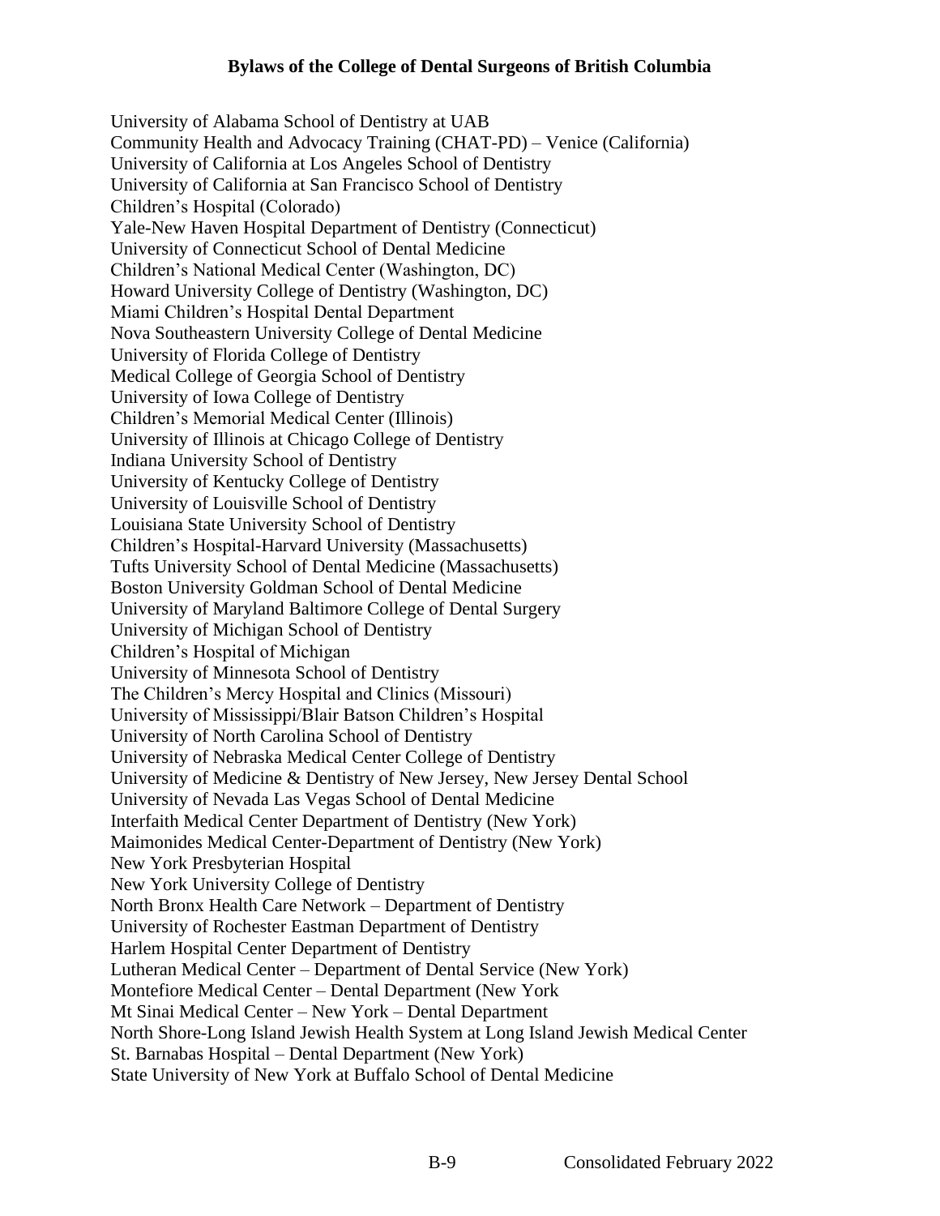University of Alabama School of Dentistry at UAB
Community Health and Advocacy Training (CHAT-PD) – Venice (California)
University of California at Los Angeles School of Dentistry
University of California at San Francisco School of Dentistry
Children's Hospital (Colorado)
Yale-New Haven Hospital Department of Dentistry (Connecticut)
University of Connecticut School of Dental Medicine
Children's National Medical Center (Washington, DC)
Howard University College of Dentistry (Washington, DC)
Miami Children's Hospital Dental Department
Nova Southeastern University College of Dental Medicine
University of Florida College of Dentistry
Medical College of Georgia School of Dentistry
University of Iowa College of Dentistry
Children's Memorial Medical Center (Illinois)
University of Illinois at Chicago College of Dentistry
Indiana University School of Dentistry
University of Kentucky College of Dentistry
University of Louisville School of Dentistry
Louisiana State University School of Dentistry
Children's Hospital-Harvard University (Massachusetts)
Tufts University School of Dental Medicine (Massachusetts)
Boston University Goldman School of Dental Medicine
University of Maryland Baltimore College of Dental Surgery
University of Michigan School of Dentistry
Children's Hospital of Michigan
University of Minnesota School of Dentistry
The Children's Mercy Hospital and Clinics (Missouri)
University of Mississippi/Blair Batson Children's Hospital
University of North Carolina School of Dentistry
University of Nebraska Medical Center College of Dentistry
University of Medicine & Dentistry of New Jersey, New Jersey Dental School
University of Nevada Las Vegas School of Dental Medicine
Interfaith Medical Center Department of Dentistry (New York)
Maimonides Medical Center-Department of Dentistry (New York)
New York Presbyterian Hospital
New York University College of Dentistry
North Bronx Health Care Network – Department of Dentistry
University of Rochester Eastman Department of Dentistry
Harlem Hospital Center Department of Dentistry
Lutheran Medical Center – Department of Dental Service (New York)
Montefiore Medical Center – Dental Department (New York
Mt Sinai Medical Center – New York – Dental Department
North Shore-Long Island Jewish Health System at Long Island Jewish Medical Center
St. Barnabas Hospital – Dental Department (New York)
State University of New York at Buffalo School of Dental Medicine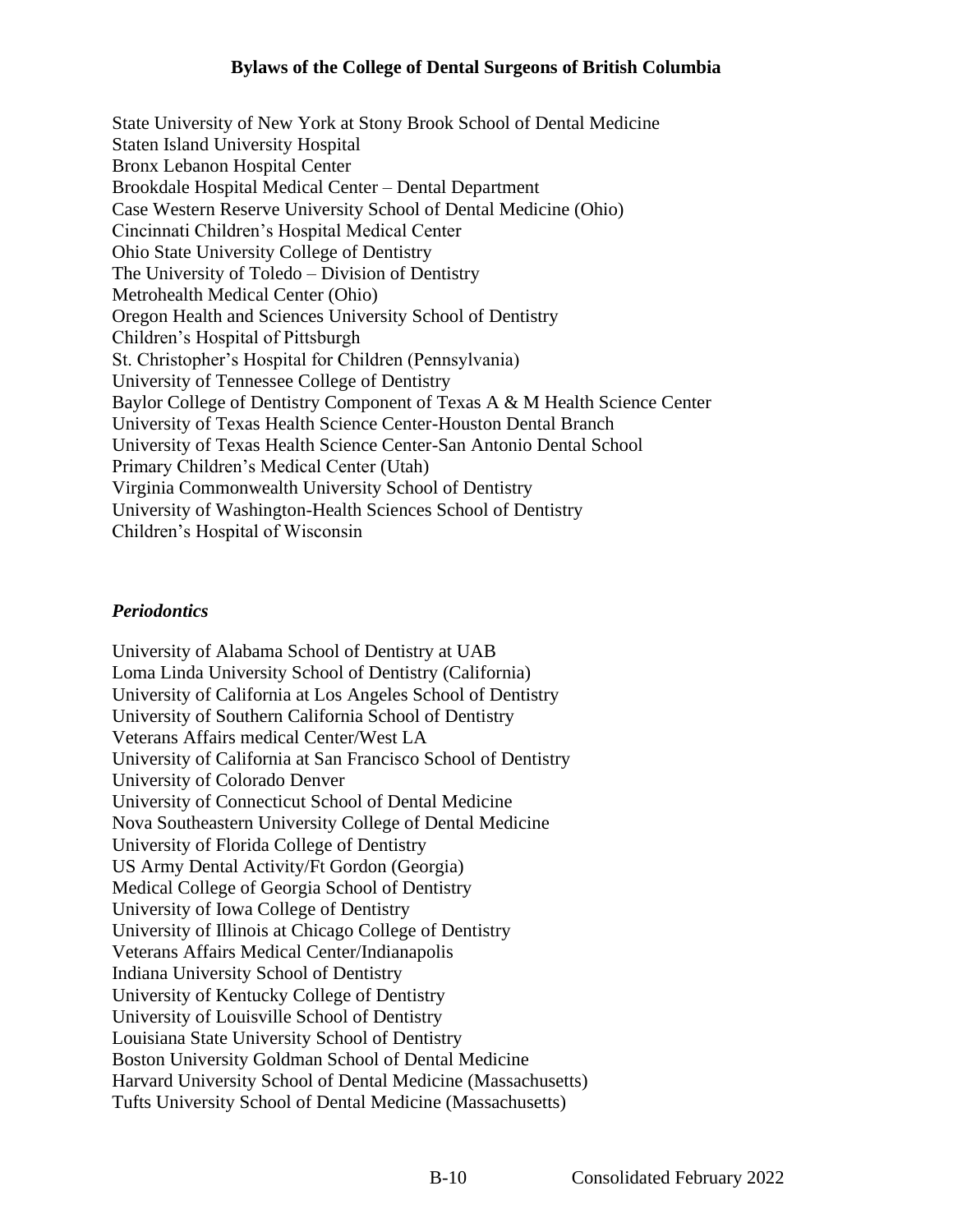State University of New York at Stony Brook School of Dental Medicine
Staten Island University Hospital
Bronx Lebanon Hospital Center
Brookdale Hospital Medical Center – Dental Department
Case Western Reserve University School of Dental Medicine (Ohio)
Cincinnati Children's Hospital Medical Center
Ohio State University College of Dentistry
The University of Toledo – Division of Dentistry
Metrohealth Medical Center (Ohio)
Oregon Health and Sciences University School of Dentistry
Children's Hospital of Pittsburgh
St. Christopher's Hospital for Children (Pennsylvania)
University of Tennessee College of Dentistry
Baylor College of Dentistry Component of Texas A & M Health Science Center
University of Texas Health Science Center-Houston Dental Branch
University of Texas Health Science Center-San Antonio Dental School
Primary Children's Medical Center (Utah)
Virginia Commonwealth University School of Dentistry
University of Washington-Health Sciences School of Dentistry
Children's Hospital of Wisconsin

***Periodontics***

University of Alabama School of Dentistry at UAB
Loma Linda University School of Dentistry (California)
University of California at Los Angeles School of Dentistry
University of Southern California School of Dentistry
Veterans Affairs medical Center/West LA
University of California at San Francisco School of Dentistry
University of Colorado Denver
University of Connecticut School of Dental Medicine
Nova Southeastern University College of Dental Medicine
University of Florida College of Dentistry
US Army Dental Activity/Ft Gordon (Georgia)
Medical College of Georgia School of Dentistry
University of Iowa College of Dentistry
University of Illinois at Chicago College of Dentistry
Veterans Affairs Medical Center/Indianapolis
Indiana University School of Dentistry
University of Kentucky College of Dentistry
University of Louisville School of Dentistry
Louisiana State University School of Dentistry
Boston University Goldman School of Dental Medicine
Harvard University School of Dental Medicine (Massachusetts)
Tufts University School of Dental Medicine (Massachusetts)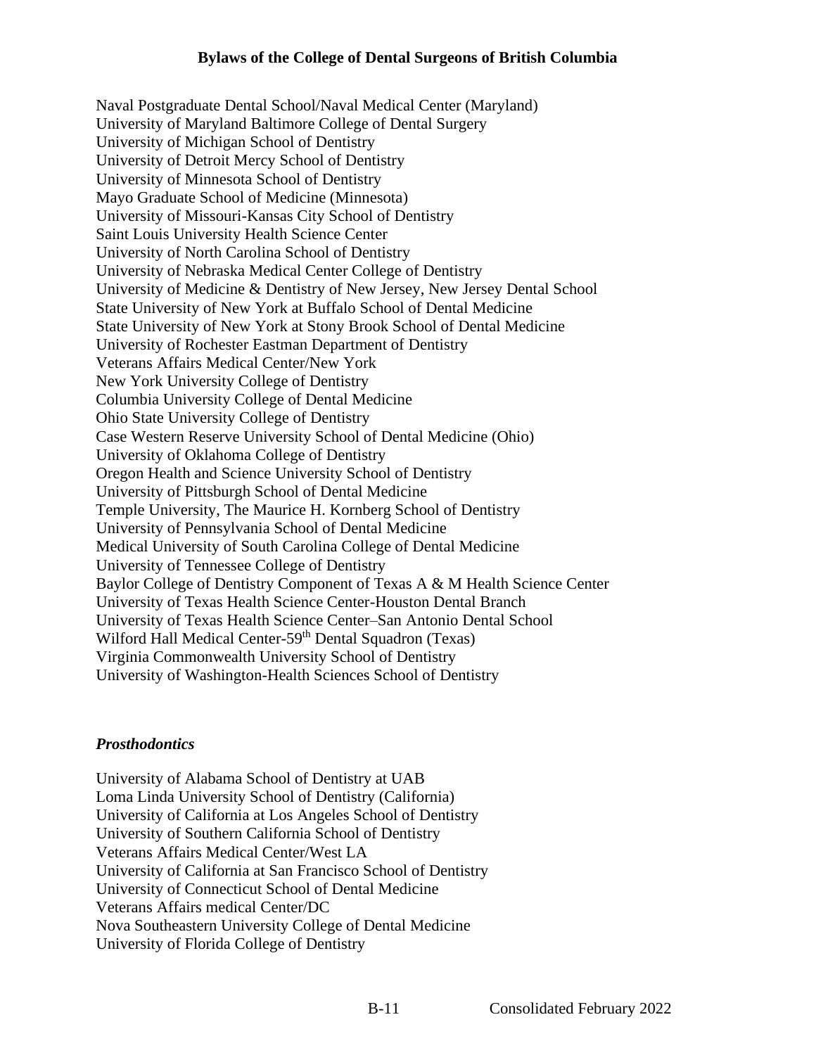Naval Postgraduate Dental School/Naval Medical Center (Maryland)
University of Maryland Baltimore College of Dental Surgery
University of Michigan School of Dentistry
University of Detroit Mercy School of Dentistry
University of Minnesota School of Dentistry
Mayo Graduate School of Medicine (Minnesota)
University of Missouri-Kansas City School of Dentistry
Saint Louis University Health Science Center
University of North Carolina School of Dentistry
University of Nebraska Medical Center College of Dentistry
University of Medicine & Dentistry of New Jersey, New Jersey Dental School
State University of New York at Buffalo School of Dental Medicine
State University of New York at Stony Brook School of Dental Medicine
University of Rochester Eastman Department of Dentistry
Veterans Affairs Medical Center/New York
New York University College of Dentistry
Columbia University College of Dental Medicine
Ohio State University College of Dentistry
Case Western Reserve University School of Dental Medicine (Ohio)
University of Oklahoma College of Dentistry
Oregon Health and Science University School of Dentistry
University of Pittsburgh School of Dental Medicine
Temple University, The Maurice H. Kornberg School of Dentistry
University of Pennsylvania School of Dental Medicine
Medical University of South Carolina College of Dental Medicine
University of Tennessee College of Dentistry
Baylor College of Dentistry Component of Texas A & M Health Science Center
University of Texas Health Science Center-Houston Dental Branch
University of Texas Health Science Center–San Antonio Dental School
Wilford Hall Medical Center-59th Dental Squadron (Texas)
Virginia Commonwealth University School of Dentistry
University of Washington-Health Sciences School of Dentistry

***Prosthodontics***

University of Alabama School of Dentistry at UAB
Loma Linda University School of Dentistry (California)
University of California at Los Angeles School of Dentistry
University of Southern California School of Dentistry
Veterans Affairs Medical Center/West LA
University of California at San Francisco School of Dentistry
University of Connecticut School of Dental Medicine
Veterans Affairs medical Center/DC
Nova Southeastern University College of Dental Medicine
University of Florida College of Dentistry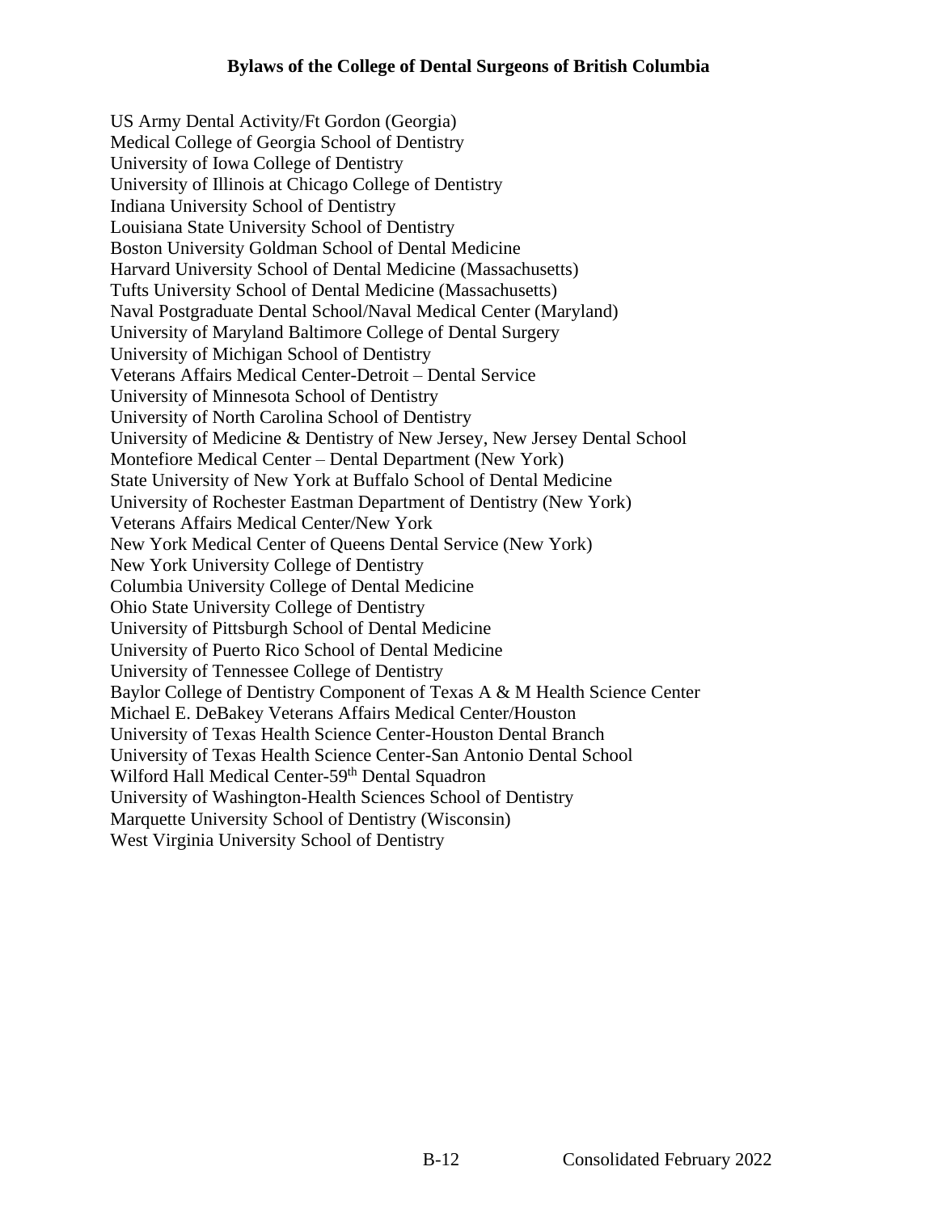US Army Dental Activity/Ft Gordon (Georgia)
Medical College of Georgia School of Dentistry
University of Iowa College of Dentistry
University of Illinois at Chicago College of Dentistry
Indiana University School of Dentistry
Louisiana State University School of Dentistry
Boston University Goldman School of Dental Medicine
Harvard University School of Dental Medicine (Massachusetts)
Tufts University School of Dental Medicine (Massachusetts)
Naval Postgraduate Dental School/Naval Medical Center (Maryland)
University of Maryland Baltimore College of Dental Surgery
University of Michigan School of Dentistry
Veterans Affairs Medical Center-Detroit – Dental Service
University of Minnesota School of Dentistry
University of North Carolina School of Dentistry
University of Medicine & Dentistry of New Jersey, New Jersey Dental School
Montefiore Medical Center – Dental Department (New York)
State University of New York at Buffalo School of Dental Medicine
University of Rochester Eastman Department of Dentistry (New York)
Veterans Affairs Medical Center/New York
New York Medical Center of Queens Dental Service (New York)
New York University College of Dentistry
Columbia University College of Dental Medicine
Ohio State University College of Dentistry
University of Pittsburgh School of Dental Medicine
University of Puerto Rico School of Dental Medicine
University of Tennessee College of Dentistry
Baylor College of Dentistry Component of Texas A & M Health Science Center
Michael E. DeBakey Veterans Affairs Medical Center/Houston
University of Texas Health Science Center-Houston Dental Branch
University of Texas Health Science Center-San Antonio Dental School
Wilford Hall Medical Center-59th Dental Squadron
University of Washington-Health Sciences School of Dentistry
Marquette University School of Dentistry (Wisconsin)
West Virginia University School of Dentistry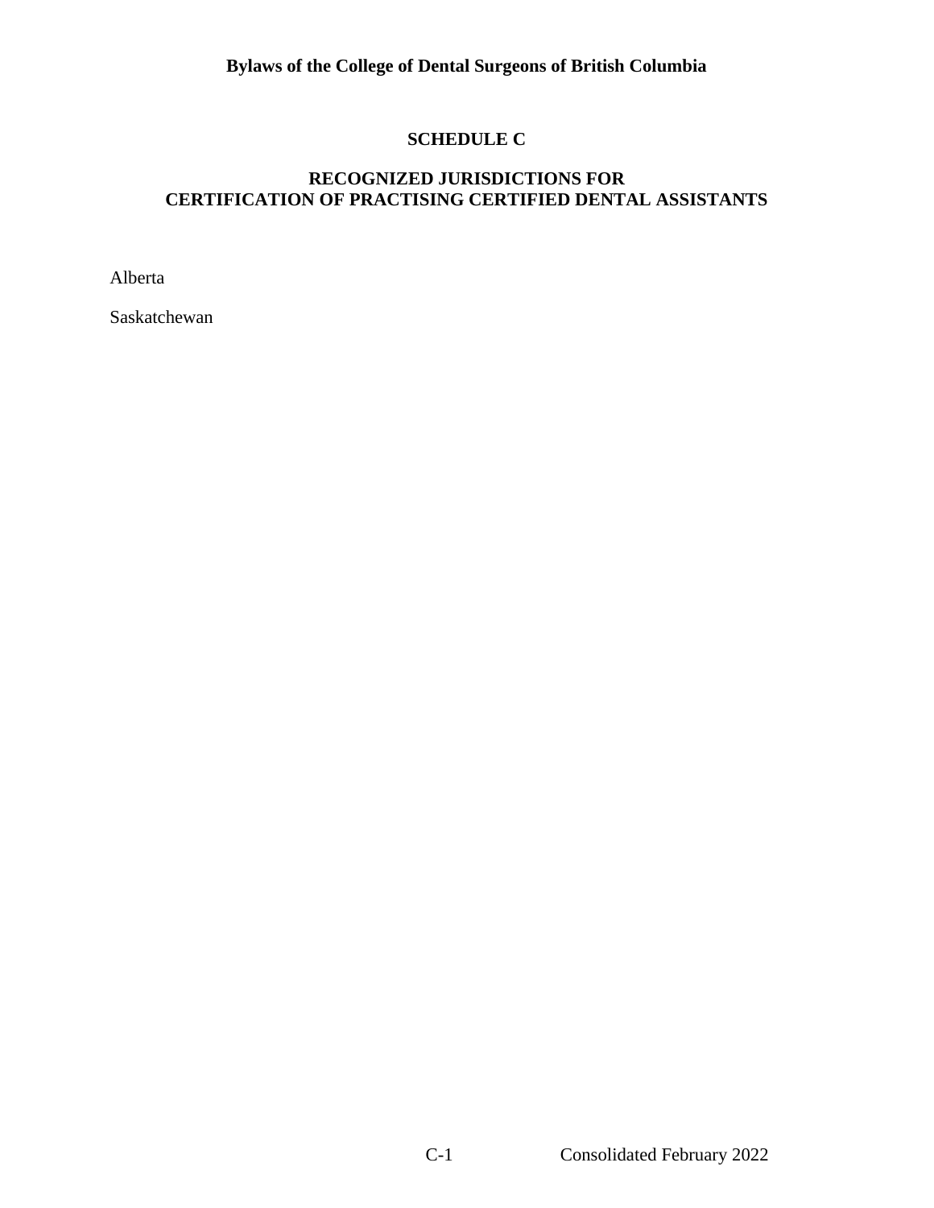## SCHEDULE C

## RECOGNIZED JURISDICTIONS FOR CERTIFICATION OF PRACTISING CERTIFIED DENTAL ASSISTANTS

Alberta

Saskatchewan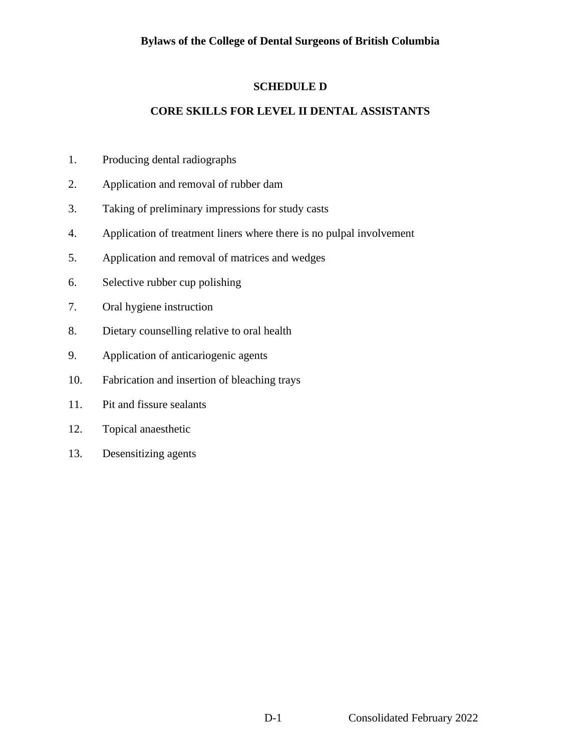# SCHEDULE D

## CORE SKILLS FOR LEVEL II DENTAL ASSISTANTS

1. Producing dental radiographs
2. Application and removal of rubber dam
3. Taking of preliminary impressions for study casts
4. Application of treatment liners where there is no pulpal involvement
5. Application and removal of matrices and wedges
6. Selective rubber cup polishing
7. Oral hygiene instruction
8. Dietary counselling relative to oral health
9. Application of anticariogenic agents
10. Fabrication and insertion of bleaching trays
11. Pit and fissure sealants
12. Topical anaesthetic
13. Desensitizing agents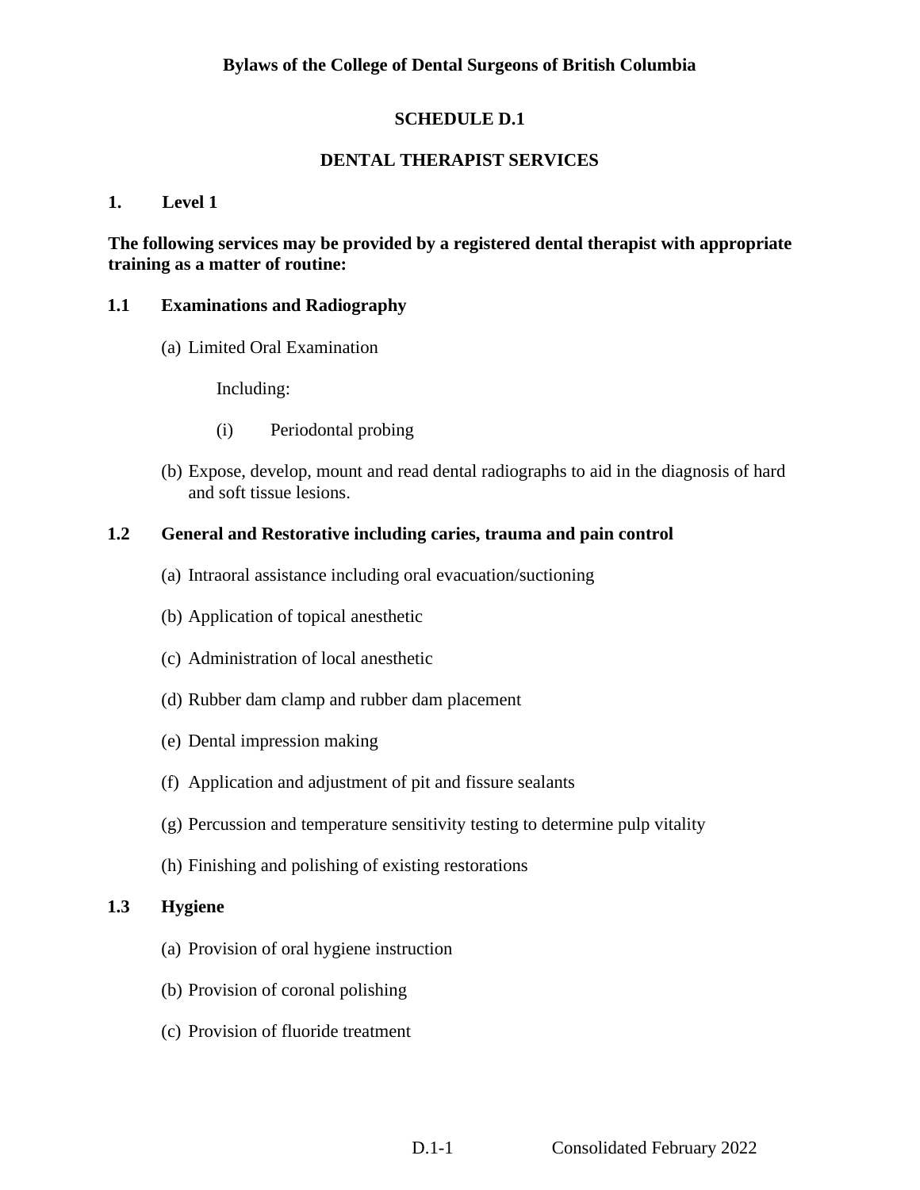**Bylaws of the College of Dental Surgeons of British Columbia**

# SCHEDULE D.1

# DENTAL THERAPIST SERVICES

## 1. Level 1

**The following services may be provided by a registered dental therapist with appropriate training as a matter of routine:**

### 1.1 Examinations and Radiography

(a) Limited Oral Examination

Including:

(i) Periodontal probing

(b) Expose, develop, mount and read dental radiographs to aid in the diagnosis of hard and soft tissue lesions.

### 1.2 General and Restorative including caries, trauma and pain control

(a) Intraoral assistance including oral evacuation/suctioning

(b) Application of topical anesthetic

(c) Administration of local anesthetic

(d) Rubber dam clamp and rubber dam placement

(e) Dental impression making

(f) Application and adjustment of pit and fissure sealants

(g) Percussion and temperature sensitivity testing to determine pulp vitality

(h) Finishing and polishing of existing restorations

### 1.3 Hygiene

(a) Provision of oral hygiene instruction

(b) Provision of coronal polishing

(c) Provision of fluoride treatment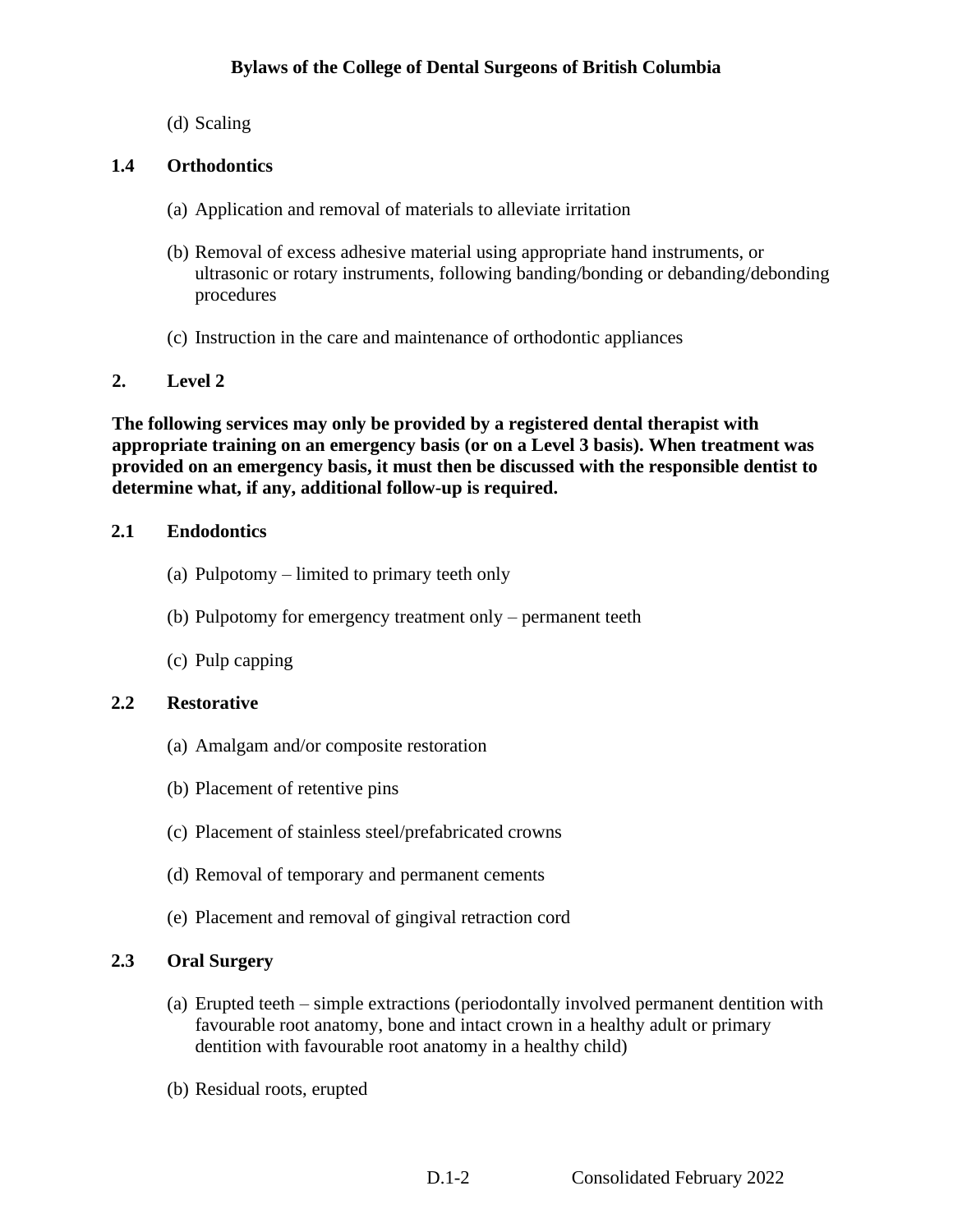(d) Scaling

### 1.4 Orthodontics

(a) Application and removal of materials to alleviate irritation

(b) Removal of excess adhesive material using appropriate hand instruments, or ultrasonic or rotary instruments, following banding/bonding or debanding/debonding procedures

(c) Instruction in the care and maintenance of orthodontic appliances

## 2. Level 2

**The following services may only be provided by a registered dental therapist with appropriate training on an emergency basis (or on a Level 3 basis). When treatment was provided on an emergency basis, it must then be discussed with the responsible dentist to determine what, if any, additional follow-up is required.**

### 2.1 Endodontics

(a) Pulpotomy – limited to primary teeth only

(b) Pulpotomy for emergency treatment only – permanent teeth

(c) Pulp capping

### 2.2 Restorative

(a) Amalgam and/or composite restoration

(b) Placement of retentive pins

(c) Placement of stainless steel/prefabricated crowns

(d) Removal of temporary and permanent cements

(e) Placement and removal of gingival retraction cord

### 2.3 Oral Surgery

(a) Erupted teeth – simple extractions (periodontally involved permanent dentition with favourable root anatomy, bone and intact crown in a healthy adult or primary dentition with favourable root anatomy in a healthy child)

(b) Residual roots, erupted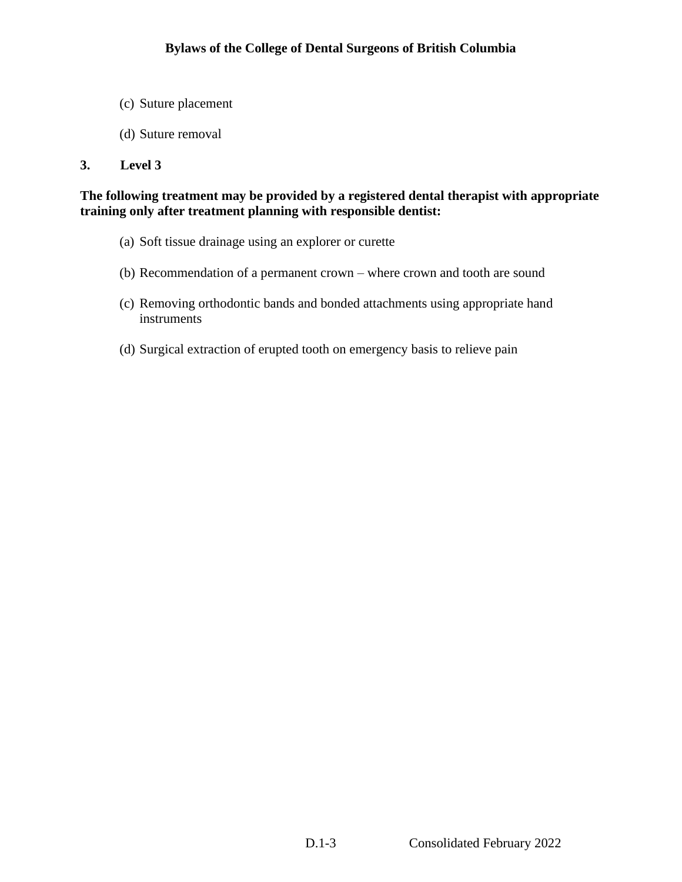(c) Suture placement

(d) Suture removal

**3. Level 3**

**The following treatment may be provided by a registered dental therapist with appropriate training only after treatment planning with responsible dentist:**

(a) Soft tissue drainage using an explorer or curette

(b) Recommendation of a permanent crown – where crown and tooth are sound

(c) Removing orthodontic bands and bonded attachments using appropriate hand instruments

(d) Surgical extraction of erupted tooth on emergency basis to relieve pain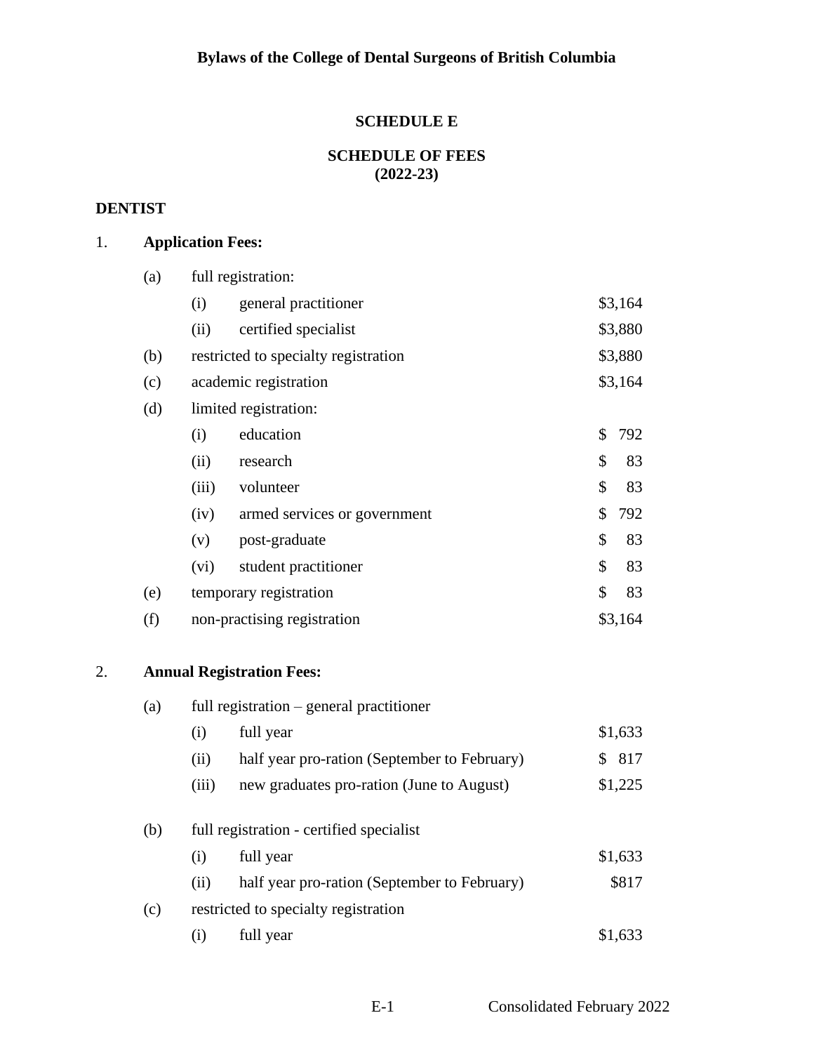## SCHEDULE E

## SCHEDULE OF FEES
## (2022-23)

### DENTIST

1. **Application Fees:**

| | | | |
|---|---|---|---|
| (a) | full registration: | | |
| | (i) | general practitioner | $3,164 |
| | (ii) | certified specialist | $3,880 |
| (b) | restricted to specialty registration | | $3,880 |
| (c) | academic registration | | $3,164 |
| (d) | limited registration: | | |
| | (i) | education | $ 792 |
| | (ii) | research | $ 83 |
| | (iii) | volunteer | $ 83 |
| | (iv) | armed services or government | $ 792 |
| | (v) | post-graduate | $ 83 |
| | (vi) | student practitioner | $ 83 |
| (e) | temporary registration | | $ 83 |
| (f) | non-practising registration | | $3,164 |

2. **Annual Registration Fees:**

| | | | |
|---|---|---|---|
| (a) | full registration – general practitioner | | |
| | (i) | full year | $1,633 |
| | (ii) | half year pro-ration (September to February) | $ 817 |
| | (iii) | new graduates pro-ration (June to August) | $1,225 |
| (b) | full registration - certified specialist | | |
| | (i) | full year | $1,633 |
| | (ii) | half year pro-ration (September to February) | $817 |
| (c) | restricted to specialty registration | | |
| | (i) | full year | $1,633 |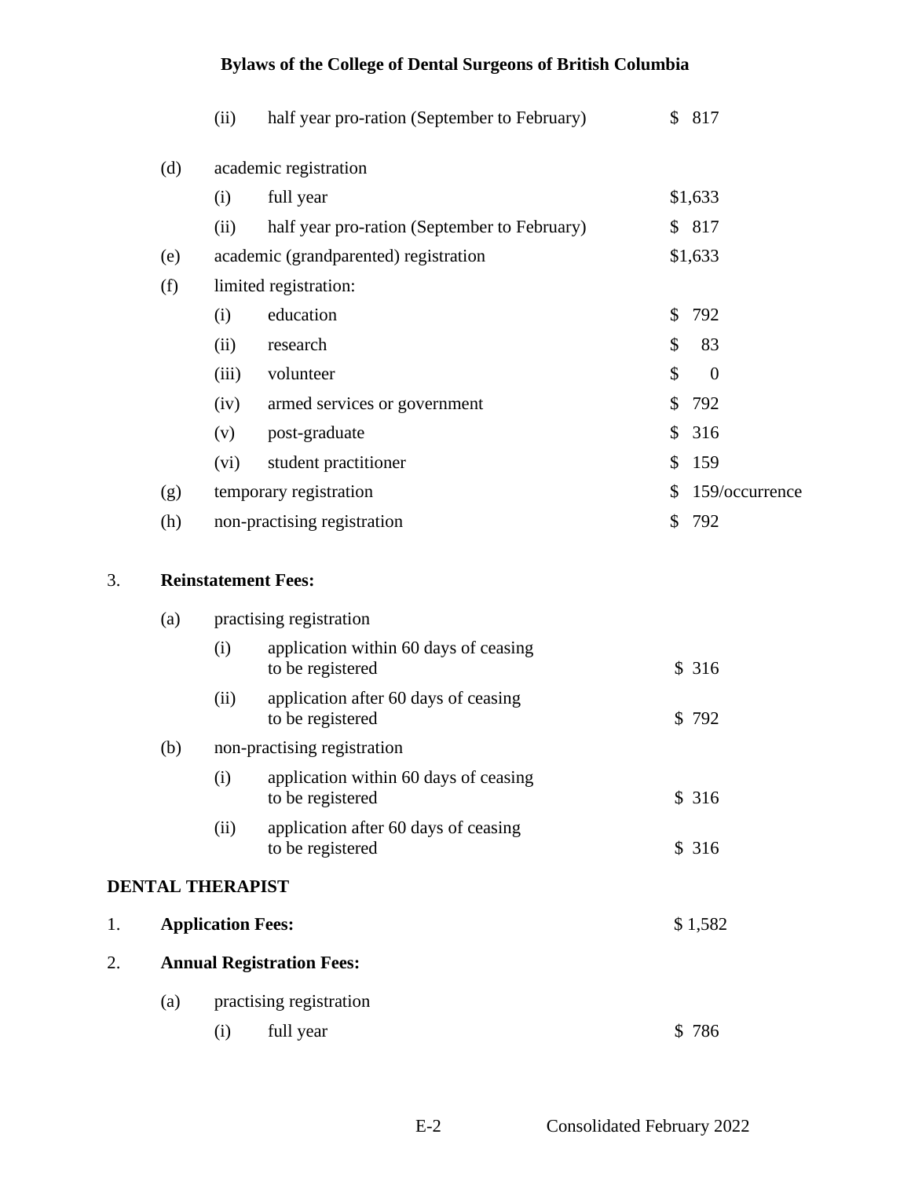(ii) half year pro-ration (September to February) $ 817

(d) academic registration

(i) full year $1,633

(ii) half year pro-ration (September to February) $ 817

(e) academic (grandparented) registration $1,633

(f) limited registration:

(i) education $ 792

(ii) research $ 83

(iii) volunteer $ 0

(iv) armed services or government $ 792

(v) post-graduate $ 316

(vi) student practitioner $ 159

(g) temporary registration $ 159/occurrence

(h) non-practising registration $ 792

3. **Reinstatement Fees:**

(a) practising registration

(i) application within 60 days of ceasing to be registered $ 316

(ii) application after 60 days of ceasing to be registered $ 792

(b) non-practising registration

(i) application within 60 days of ceasing to be registered $ 316

(ii) application after 60 days of ceasing to be registered $ 316

**DENTAL THERAPIST**

1. **Application Fees:** $ 1,582

2. **Annual Registration Fees:**

(a) practising registration

(i) full year $ 786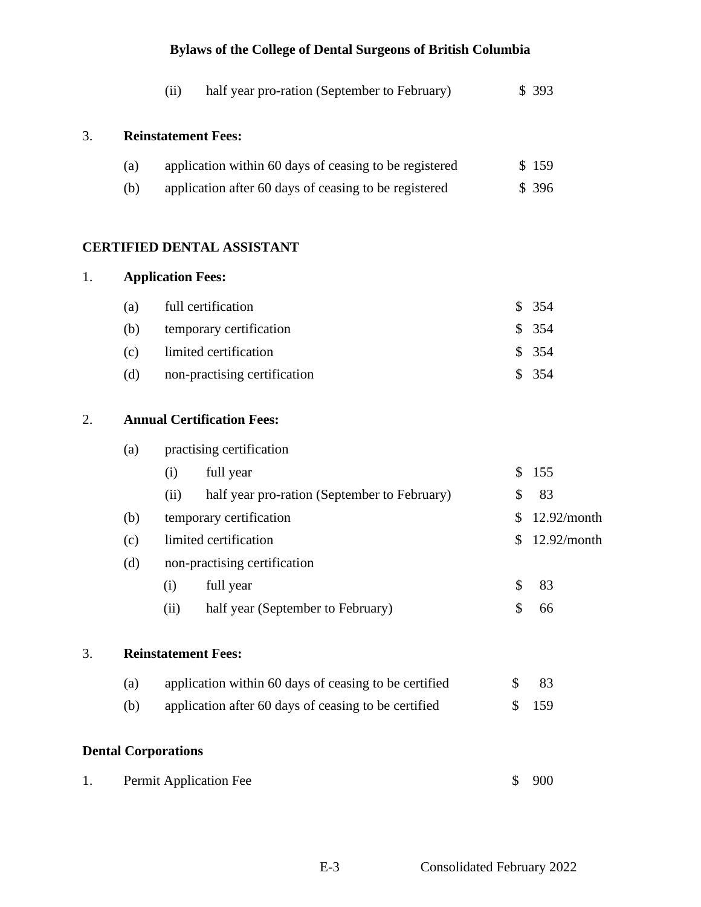(ii) half year pro-ration (September to February) $ 393

3. **Reinstatement Fees:**

(a) application within 60 days of ceasing to be registered $ 159

(b) application after 60 days of ceasing to be registered $ 396

**CERTIFIED DENTAL ASSISTANT**

1. **Application Fees:**

(a) full certification $ 354

(b) temporary certification $ 354

(c) limited certification $ 354

(d) non-practising certification $ 354

2. **Annual Certification Fees:**

(a) practising certification

(i) full year $ 155

(ii) half year pro-ration (September to February) $ 83

(b) temporary certification $ 12.92/month

(c) limited certification $ 12.92/month

(d) non-practising certification

(i) full year $ 83

(ii) half year (September to February) $ 66

3. **Reinstatement Fees:**

(a) application within 60 days of ceasing to be certified $ 83

(b) application after 60 days of ceasing to be certified $ 159

**Dental Corporations**

1. Permit Application Fee $ 900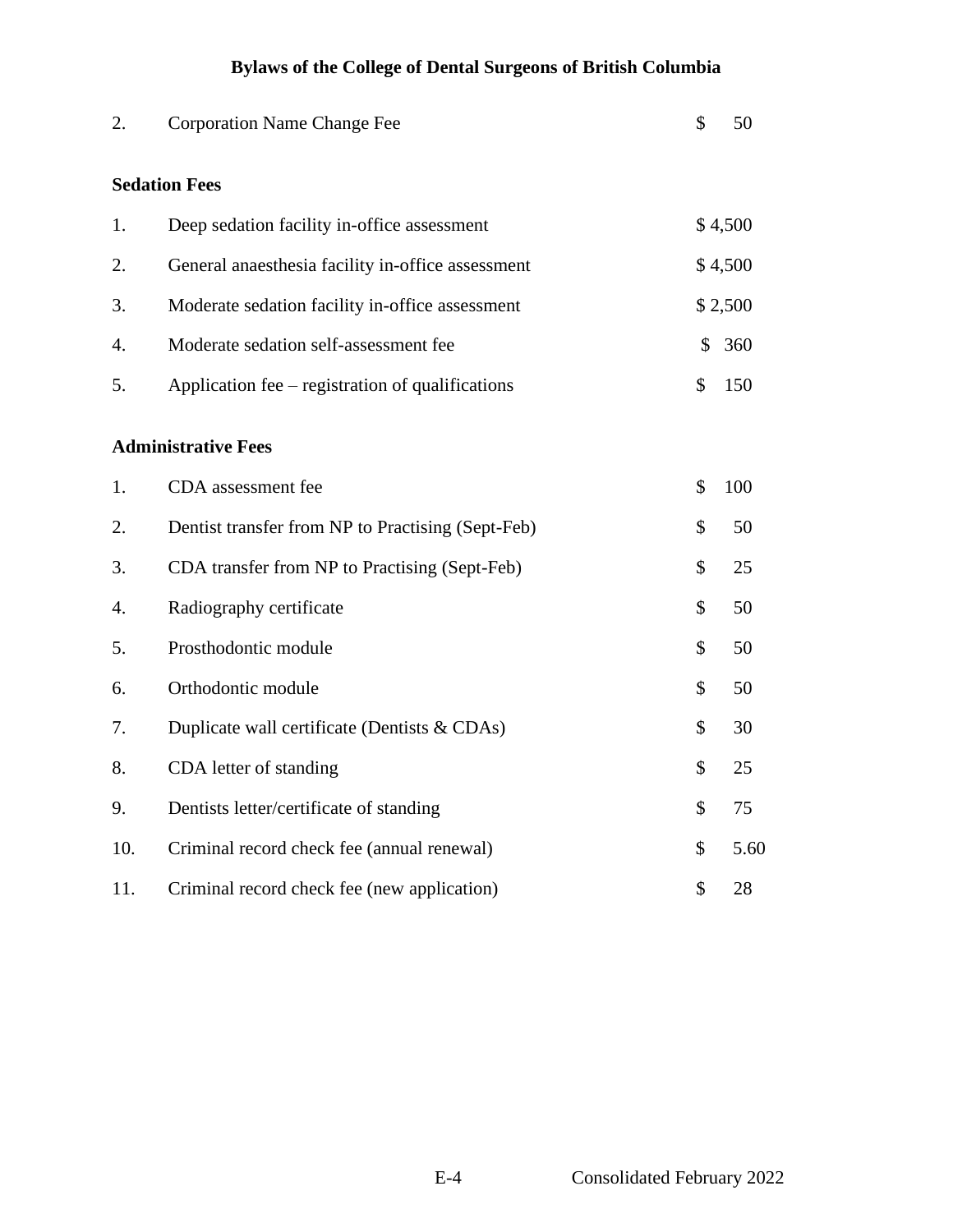| | | |
|---|---|---|
| 2. | Corporation Name Change Fee | $ 50 |

**Sedation Fees**

| | | |
|---|---|---|
| 1. | Deep sedation facility in-office assessment | $ 4,500 |
| 2. | General anaesthesia facility in-office assessment | $ 4,500 |
| 3. | Moderate sedation facility in-office assessment | $ 2,500 |
| 4. | Moderate sedation self-assessment fee | $ 360 |
| 5. | Application fee – registration of qualifications | $ 150 |

**Administrative Fees**

| | | |
|---|---|---|
| 1. | CDA assessment fee | $ 100 |
| 2. | Dentist transfer from NP to Practising (Sept-Feb) | $ 50 |
| 3. | CDA transfer from NP to Practising (Sept-Feb) | $ 25 |
| 4. | Radiography certificate | $ 50 |
| 5. | Prosthodontic module | $ 50 |
| 6. | Orthodontic module | $ 50 |
| 7. | Duplicate wall certificate (Dentists & CDAs) | $ 30 |
| 8. | CDA letter of standing | $ 25 |
| 9. | Dentists letter/certificate of standing | $ 75 |
| 10. | Criminal record check fee (annual renewal) | $ 5.60 |
| 11. | Criminal record check fee (new application) | $ 28 |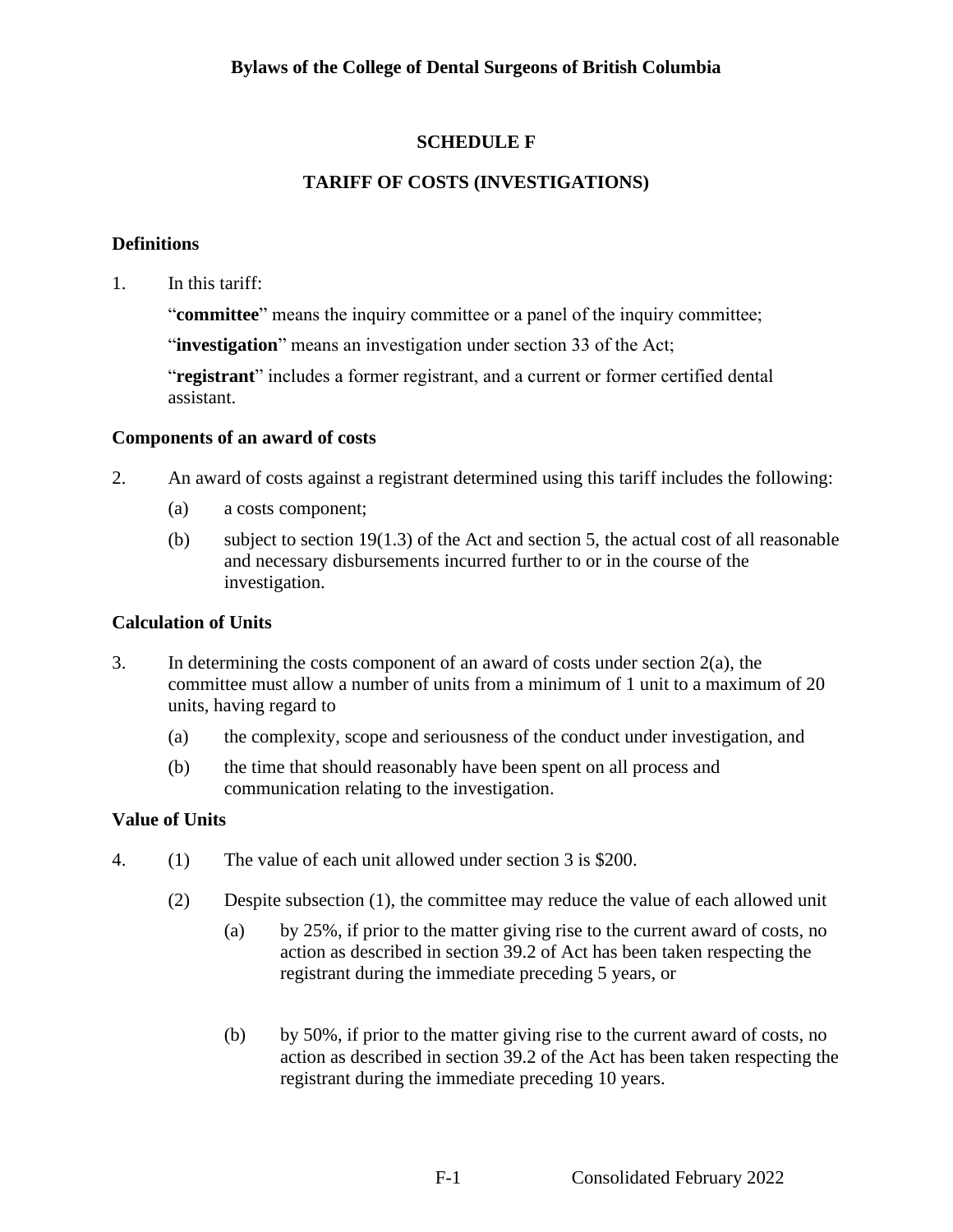## SCHEDULE F

## TARIFF OF COSTS (INVESTIGATIONS)

### Definitions

1. In this tariff:

   "**committee**" means the inquiry committee or a panel of the inquiry committee;

   "**investigation**" means an investigation under section 33 of the Act;

   "**registrant**" includes a former registrant, and a current or former certified dental assistant.

### Components of an award of costs

2. An award of costs against a registrant determined using this tariff includes the following:

   (a) a costs component;

   (b) subject to section 19(1.3) of the Act and section 5, the actual cost of all reasonable and necessary disbursements incurred further to or in the course of the investigation.

### Calculation of Units

3. In determining the costs component of an award of costs under section 2(a), the committee must allow a number of units from a minimum of 1 unit to a maximum of 20 units, having regard to

   (a) the complexity, scope and seriousness of the conduct under investigation, and

   (b) the time that should reasonably have been spent on all process and communication relating to the investigation.

### Value of Units

4. (1) The value of each unit allowed under section 3 is $200.

   (2) Despite subsection (1), the committee may reduce the value of each allowed unit

   (a) by 25%, if prior to the matter giving rise to the current award of costs, no action as described in section 39.2 of Act has been taken respecting the registrant during the immediate preceding 5 years, or

   (b) by 50%, if prior to the matter giving rise to the current award of costs, no action as described in section 39.2 of the Act has been taken respecting the registrant during the immediate preceding 10 years.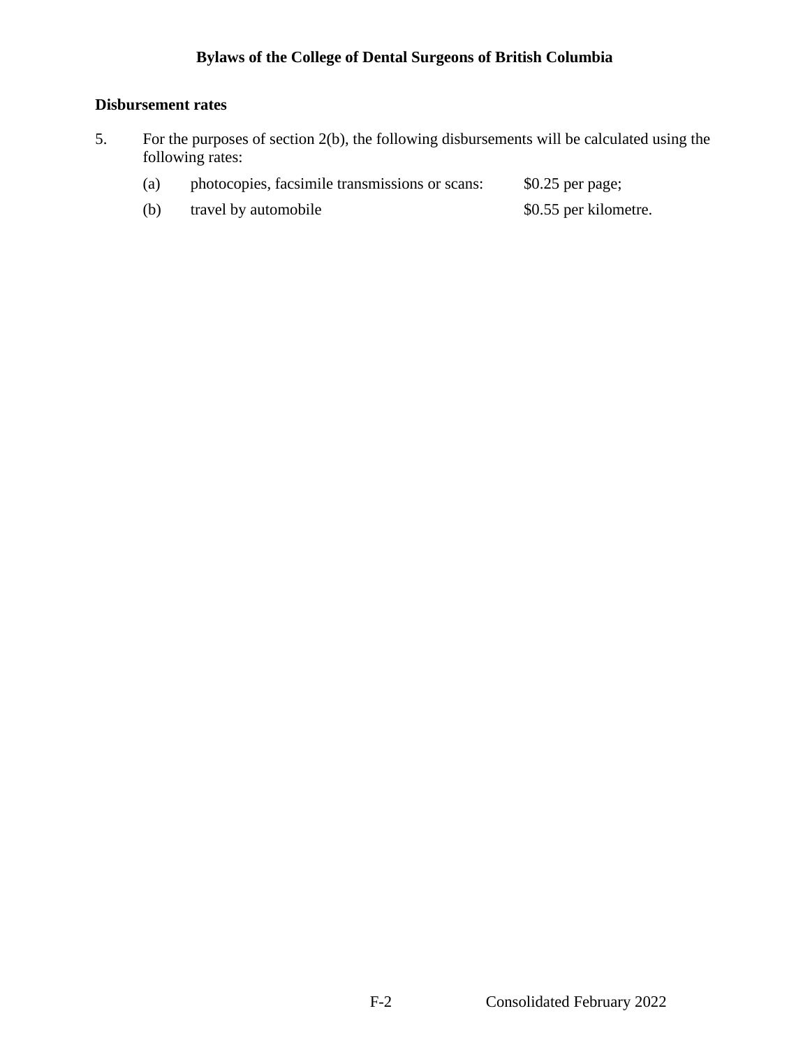**Disbursement rates**

5. For the purposes of section 2(b), the following disbursements will be calculated using the following rates:

   (a) photocopies, facsimile transmissions or scans: $0.25 per page;

   (b) travel by automobile $0.55 per kilometre.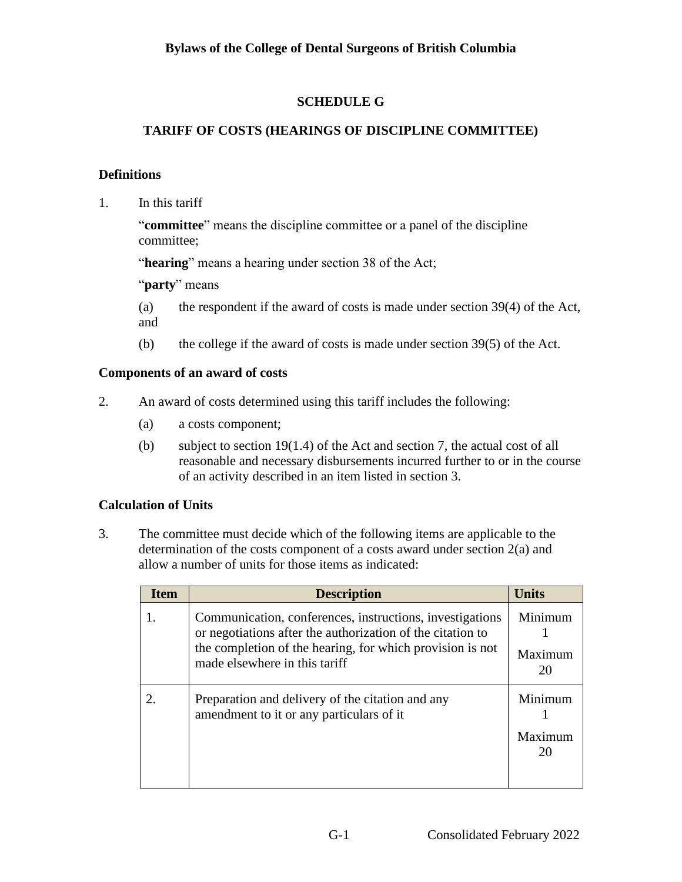## SCHEDULE G

## TARIFF OF COSTS (HEARINGS OF DISCIPLINE COMMITTEE)

### Definitions

1. In this tariff

   "**committee**" means the discipline committee or a panel of the discipline committee;

   "**hearing**" means a hearing under section 38 of the Act;

   "**party**" means

   (a) the respondent if the award of costs is made under section 39(4) of the Act, and

   (b) the college if the award of costs is made under section 39(5) of the Act.

### Components of an award of costs

2. An award of costs determined using this tariff includes the following:

   (a) a costs component;

   (b) subject to section 19(1.4) of the Act and section 7, the actual cost of all reasonable and necessary disbursements incurred further to or in the course of an activity described in an item listed in section 3.

### Calculation of Units

3. The committee must decide which of the following items are applicable to the determination of the costs component of a costs award under section 2(a) and allow a number of units for those items as indicated:

| Item | Description | Units |
|---|---|---|
| 1. | Communication, conferences, instructions, investigations or negotiations after the authorization of the citation to the completion of the hearing, for which provision is not made elsewhere in this tariff | Minimum 1<br>Maximum 20 |
| 2. | Preparation and delivery of the citation and any amendment to it or any particulars of it | Minimum 1<br>Maximum 20 |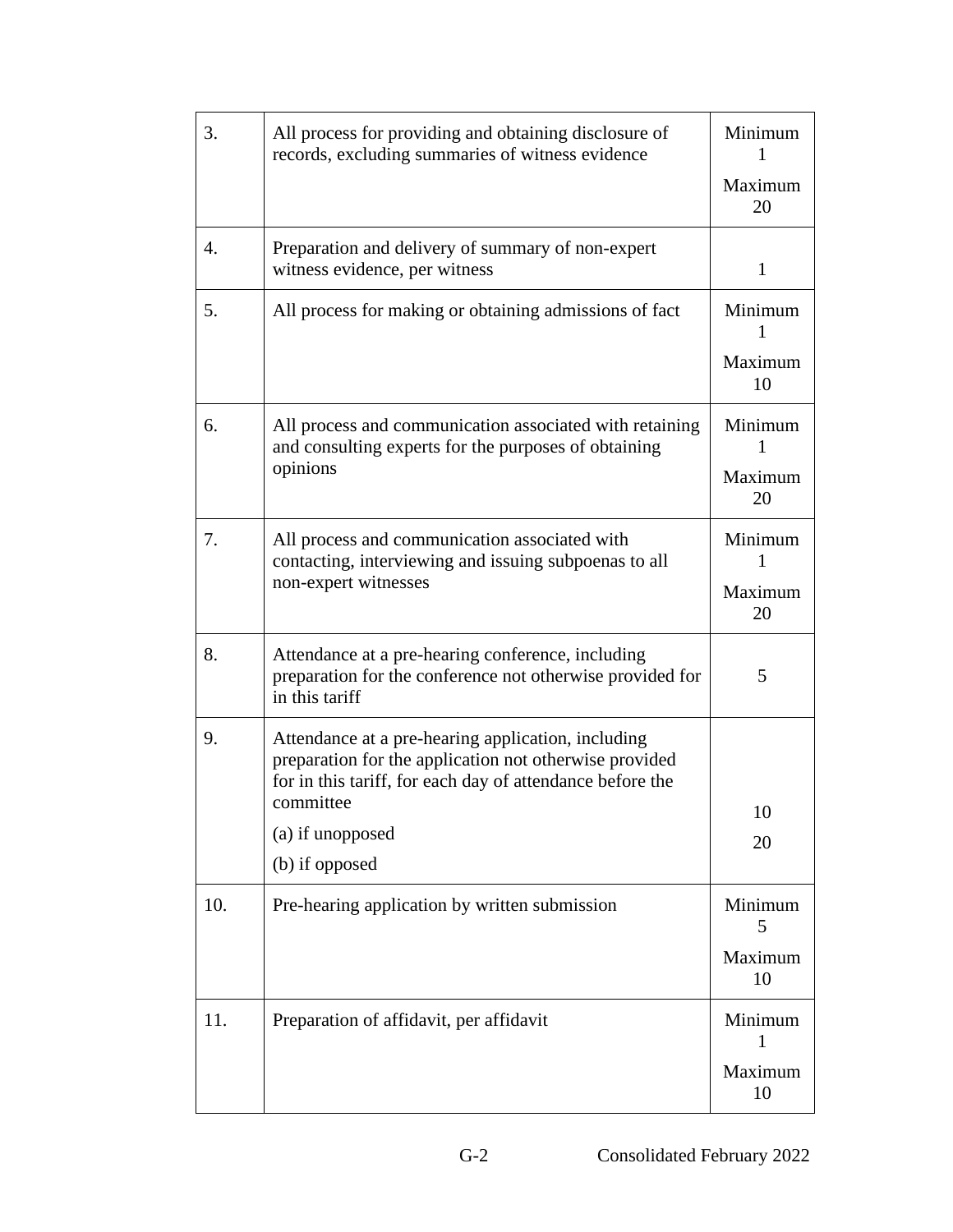| | | |
|---|---|---|
| 3. | All process for providing and obtaining disclosure of records, excluding summaries of witness evidence | Minimum 1<br>Maximum 20 |
| 4. | Preparation and delivery of summary of non-expert witness evidence, per witness | 1 |
| 5. | All process for making or obtaining admissions of fact | Minimum 1<br>Maximum 10 |
| 6. | All process and communication associated with retaining and consulting experts for the purposes of obtaining opinions | Minimum 1<br>Maximum 20 |
| 7. | All process and communication associated with contacting, interviewing and issuing subpoenas to all non-expert witnesses | Minimum 1<br>Maximum 20 |
| 8. | Attendance at a pre-hearing conference, including preparation for the conference not otherwise provided for in this tariff | 5 |
| 9. | Attendance at a pre-hearing application, including preparation for the application not otherwise provided for in this tariff, for each day of attendance before the committee<br>(a) if unopposed<br>(b) if opposed | <br><br>10<br>20 |
| 10. | Pre-hearing application by written submission | Minimum 5<br>Maximum 10 |
| 11. | Preparation of affidavit, per affidavit | Minimum 1<br>Maximum 10 |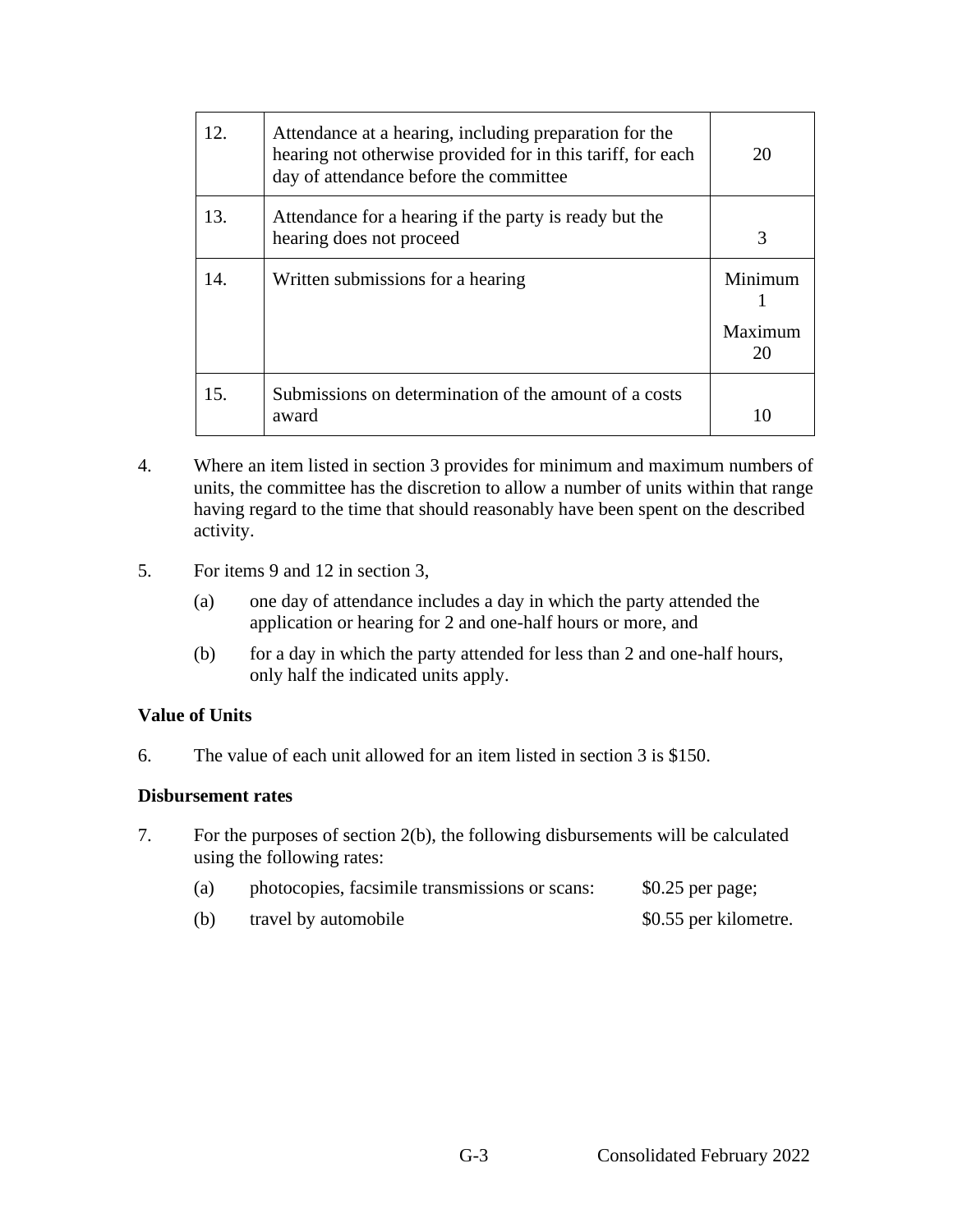| | | |
|---|---|---|
| 12. | Attendance at a hearing, including preparation for the hearing not otherwise provided for in this tariff, for each day of attendance before the committee | 20 |
| 13. | Attendance for a hearing if the party is ready but the hearing does not proceed | 3 |
| 14. | Written submissions for a hearing | Minimum 1<br>Maximum 20 |
| 15. | Submissions on determination of the amount of a costs award | 10 |

4. Where an item listed in section 3 provides for minimum and maximum numbers of units, the committee has the discretion to allow a number of units within that range having regard to the time that should reasonably have been spent on the described activity.

5. For items 9 and 12 in section 3,

   (a) one day of attendance includes a day in which the party attended the application or hearing for 2 and one-half hours or more, and

   (b) for a day in which the party attended for less than 2 and one-half hours, only half the indicated units apply.

**Value of Units**

6. The value of each unit allowed for an item listed in section 3 is $150.

**Disbursement rates**

7. For the purposes of section 2(b), the following disbursements will be calculated using the following rates:

   (a) photocopies, facsimile transmissions or scans: $0.25 per page;

   (b) travel by automobile $0.55 per kilometre.